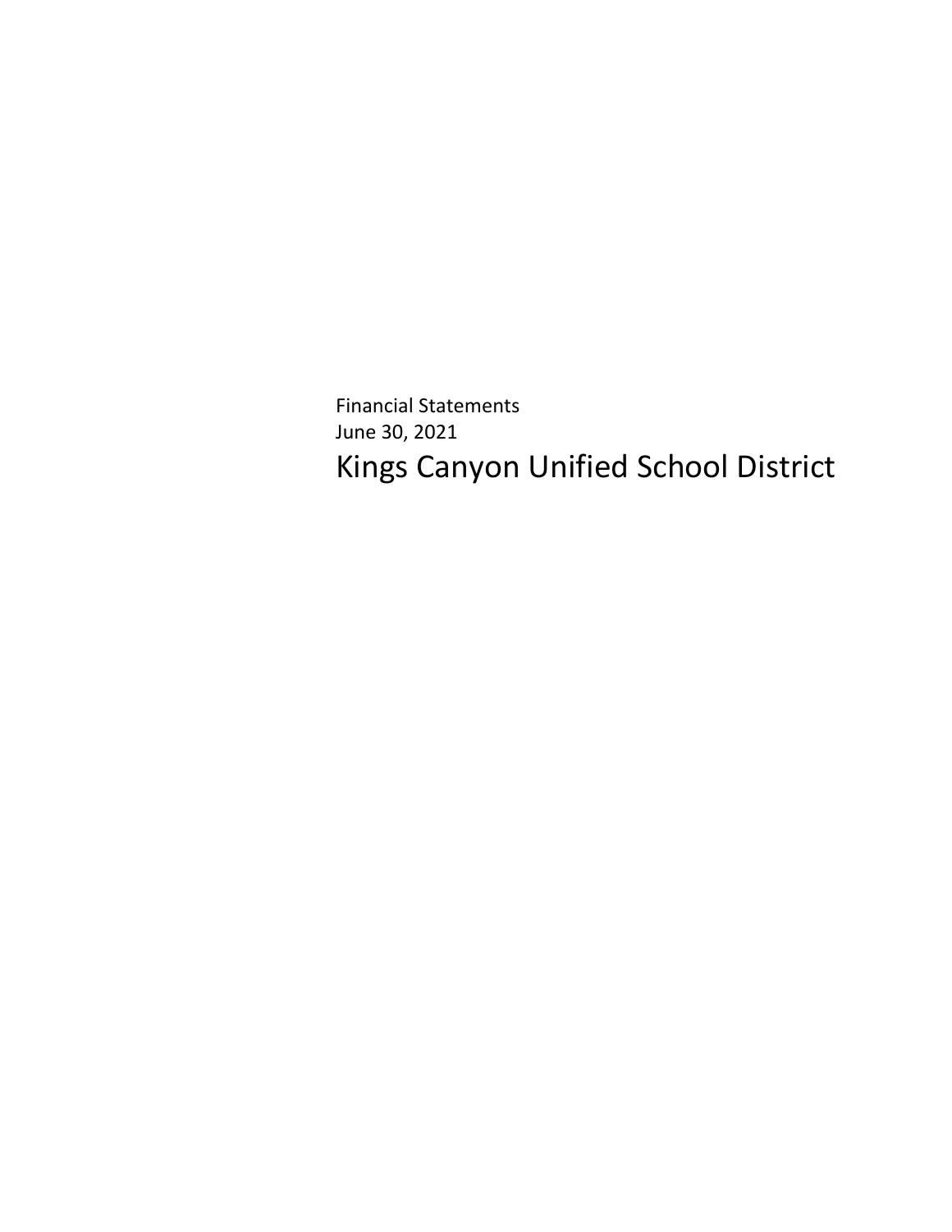Financial Statements

June 30, 2021

# Kings Canyon Unified School District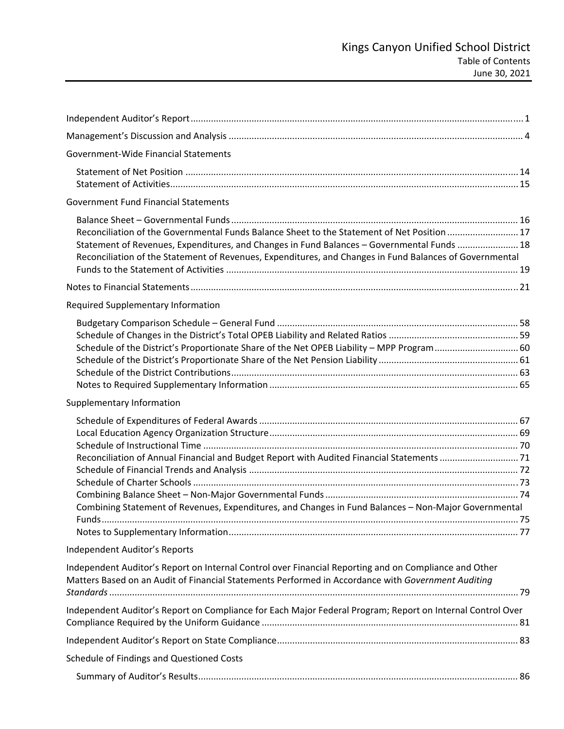# Kings Canyon Unified School District

## Table of Contents

## June 30, 2021

Independent Auditor's Report ........ 1

Management's Discussion and Analysis ........ 4

Government-Wide Financial Statements

- Statement of Net Position ........ 14
- Statement of Activities ........ 15

Government Fund Financial Statements

- Balance Sheet – Governmental Funds ........ 16
- Reconciliation of the Governmental Funds Balance Sheet to the Statement of Net Position ........ 17
- Statement of Revenues, Expenditures, and Changes in Fund Balances – Governmental Funds ........ 18
- Reconciliation of the Statement of Revenues, Expenditures, and Changes in Fund Balances of Governmental Funds to the Statement of Activities ........ 19

Notes to Financial Statements ........ 21

Required Supplementary Information

- Budgetary Comparison Schedule – General Fund ........ 58
- Schedule of Changes in the District's Total OPEB Liability and Related Ratios ........ 59
- Schedule of the District's Proportionate Share of the Net OPEB Liability – MPP Program ........ 60
- Schedule of the District's Proportionate Share of the Net Pension Liability ........ 61
- Schedule of the District Contributions ........ 63
- Notes to Required Supplementary Information ........ 65

Supplementary Information

- Schedule of Expenditures of Federal Awards ........ 67
- Local Education Agency Organization Structure ........ 69
- Schedule of Instructional Time ........ 70
- Reconciliation of Annual Financial and Budget Report with Audited Financial Statements ........ 71
- Schedule of Financial Trends and Analysis ........ 72
- Schedule of Charter Schools ........ 73
- Combining Balance Sheet – Non-Major Governmental Funds ........ 74
- Combining Statement of Revenues, Expenditures, and Changes in Fund Balances – Non-Major Governmental Funds ........ 75
- Notes to Supplementary Information ........ 77

Independent Auditor's Reports

Independent Auditor's Report on Internal Control over Financial Reporting and on Compliance and Other Matters Based on an Audit of Financial Statements Performed in Accordance with *Government Auditing Standards* ........ 79

Independent Auditor's Report on Compliance for Each Major Federal Program; Report on Internal Control Over Compliance Required by the Uniform Guidance ........ 81

Independent Auditor's Report on State Compliance ........ 83

Schedule of Findings and Questioned Costs

- Summary of Auditor's Results ........ 86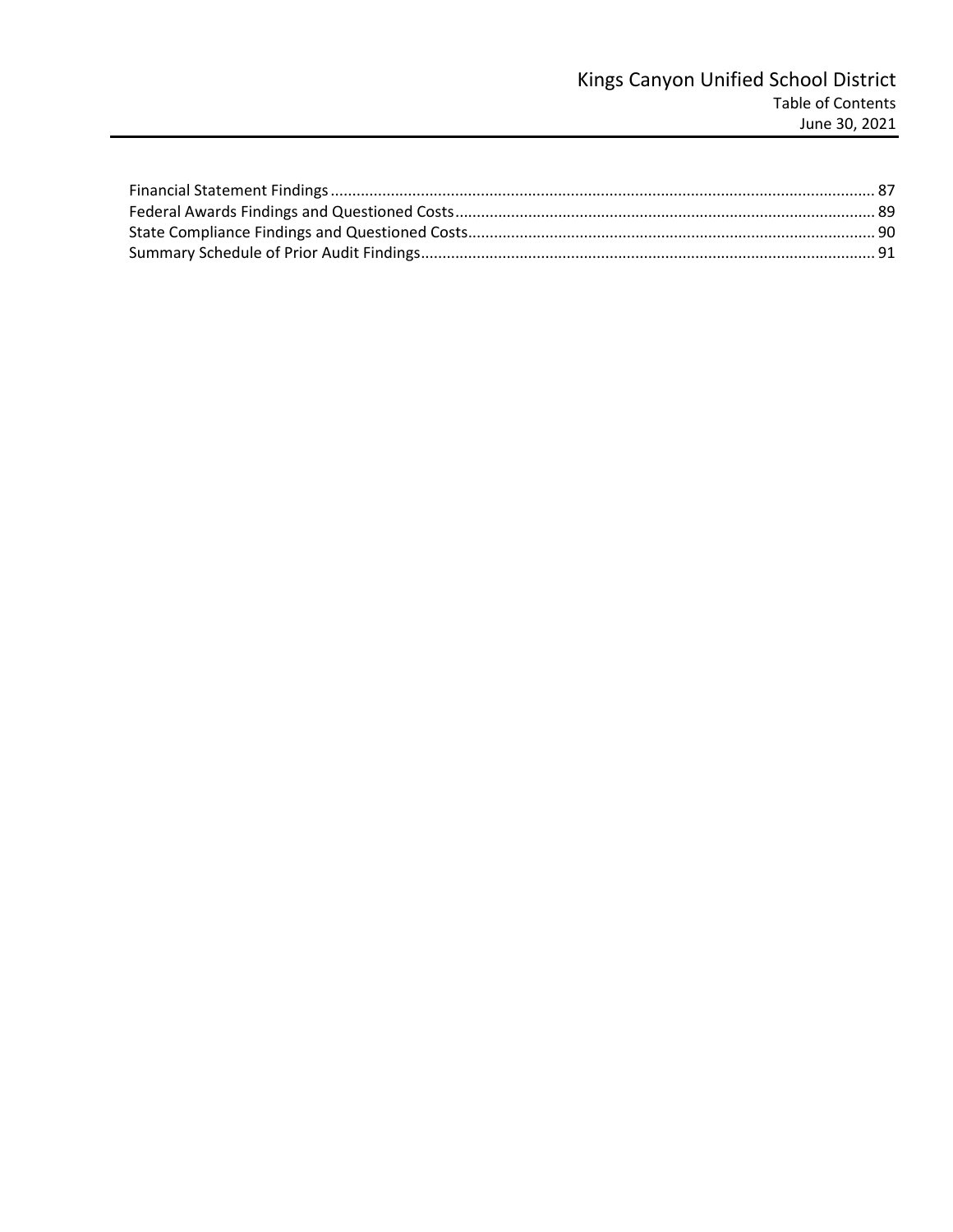Financial Statement Findings ........................................................................................................................... 87
Federal Awards Findings and Questioned Costs .............................................................................................. 89
State Compliance Findings and Questioned Costs ........................................................................................... 90
Summary Schedule of Prior Audit Findings ...................................................................................................... 91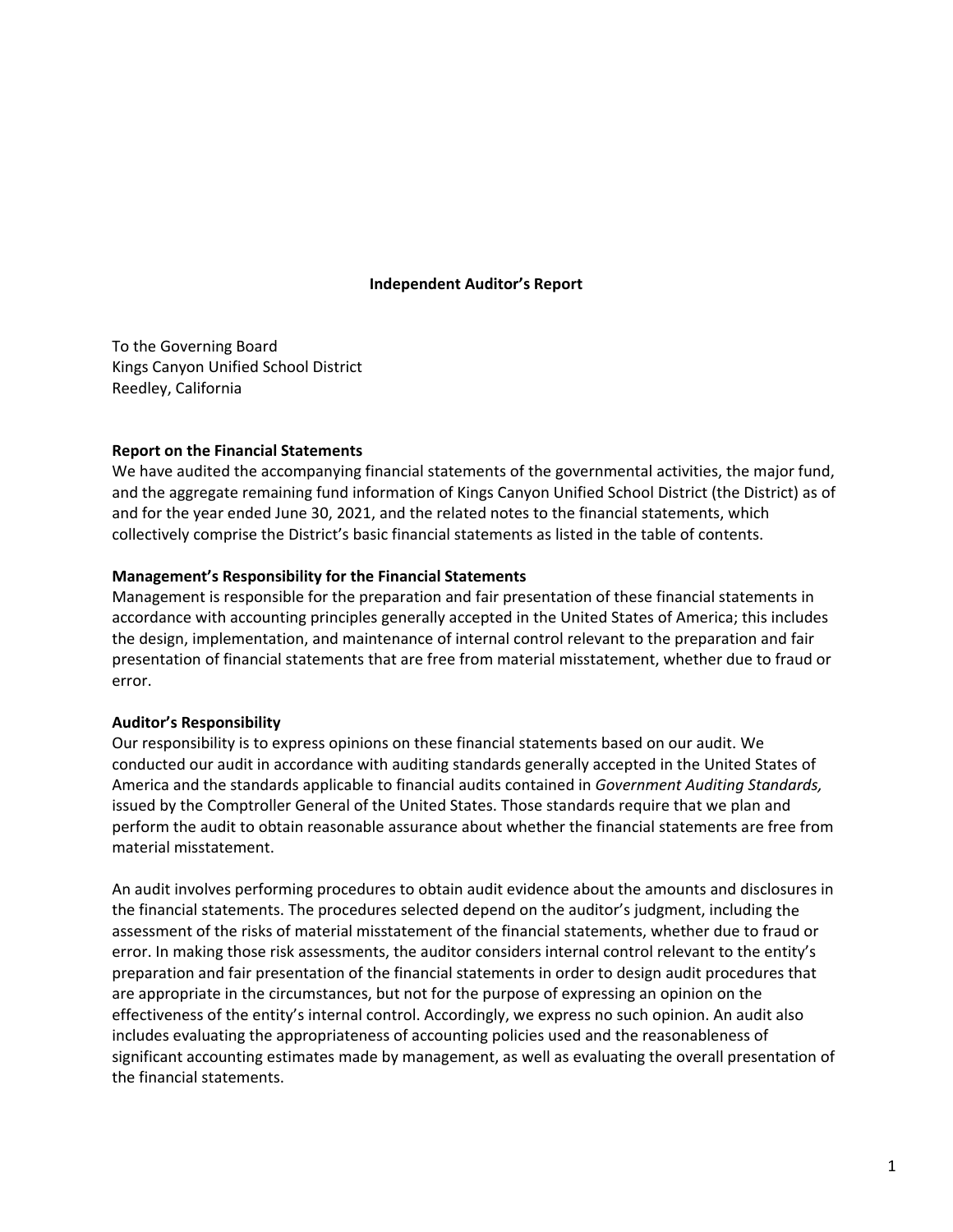## Independent Auditor's Report

To the Governing Board
Kings Canyon Unified School District
Reedley, California

**Report on the Financial Statements**

We have audited the accompanying financial statements of the governmental activities, the major fund, and the aggregate remaining fund information of Kings Canyon Unified School District (the District) as of and for the year ended June 30, 2021, and the related notes to the financial statements, which collectively comprise the District's basic financial statements as listed in the table of contents.

**Management's Responsibility for the Financial Statements**

Management is responsible for the preparation and fair presentation of these financial statements in accordance with accounting principles generally accepted in the United States of America; this includes the design, implementation, and maintenance of internal control relevant to the preparation and fair presentation of financial statements that are free from material misstatement, whether due to fraud or error.

**Auditor's Responsibility**

Our responsibility is to express opinions on these financial statements based on our audit. We conducted our audit in accordance with auditing standards generally accepted in the United States of America and the standards applicable to financial audits contained in *Government Auditing Standards,* issued by the Comptroller General of the United States. Those standards require that we plan and perform the audit to obtain reasonable assurance about whether the financial statements are free from material misstatement.

An audit involves performing procedures to obtain audit evidence about the amounts and disclosures in the financial statements. The procedures selected depend on the auditor's judgment, including the assessment of the risks of material misstatement of the financial statements, whether due to fraud or error. In making those risk assessments, the auditor considers internal control relevant to the entity's preparation and fair presentation of the financial statements in order to design audit procedures that are appropriate in the circumstances, but not for the purpose of expressing an opinion on the effectiveness of the entity's internal control. Accordingly, we express no such opinion. An audit also includes evaluating the appropriateness of accounting policies used and the reasonableness of significant accounting estimates made by management, as well as evaluating the overall presentation of the financial statements.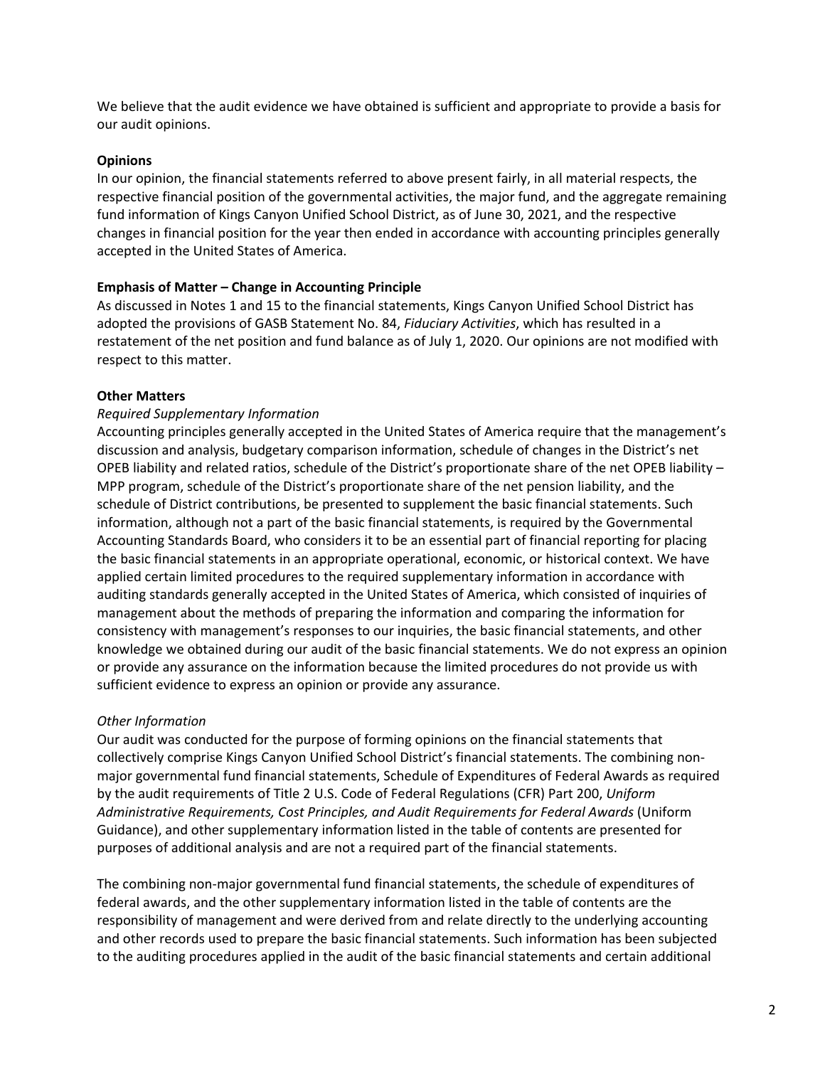We believe that the audit evidence we have obtained is sufficient and appropriate to provide a basis for our audit opinions.

**Opinions**

In our opinion, the financial statements referred to above present fairly, in all material respects, the respective financial position of the governmental activities, the major fund, and the aggregate remaining fund information of Kings Canyon Unified School District, as of June 30, 2021, and the respective changes in financial position for the year then ended in accordance with accounting principles generally accepted in the United States of America.

**Emphasis of Matter – Change in Accounting Principle**

As discussed in Notes 1 and 15 to the financial statements, Kings Canyon Unified School District has adopted the provisions of GASB Statement No. 84, *Fiduciary Activities*, which has resulted in a restatement of the net position and fund balance as of July 1, 2020. Our opinions are not modified with respect to this matter.

**Other Matters**

*Required Supplementary Information*

Accounting principles generally accepted in the United States of America require that the management's discussion and analysis, budgetary comparison information, schedule of changes in the District's net OPEB liability and related ratios, schedule of the District's proportionate share of the net OPEB liability – MPP program, schedule of the District's proportionate share of the net pension liability, and the schedule of District contributions, be presented to supplement the basic financial statements. Such information, although not a part of the basic financial statements, is required by the Governmental Accounting Standards Board, who considers it to be an essential part of financial reporting for placing the basic financial statements in an appropriate operational, economic, or historical context. We have applied certain limited procedures to the required supplementary information in accordance with auditing standards generally accepted in the United States of America, which consisted of inquiries of management about the methods of preparing the information and comparing the information for consistency with management's responses to our inquiries, the basic financial statements, and other knowledge we obtained during our audit of the basic financial statements. We do not express an opinion or provide any assurance on the information because the limited procedures do not provide us with sufficient evidence to express an opinion or provide any assurance.

*Other Information*

Our audit was conducted for the purpose of forming opinions on the financial statements that collectively comprise Kings Canyon Unified School District's financial statements. The combining non-major governmental fund financial statements, Schedule of Expenditures of Federal Awards as required by the audit requirements of Title 2 U.S. Code of Federal Regulations (CFR) Part 200, *Uniform Administrative Requirements, Cost Principles, and Audit Requirements for Federal Awards* (Uniform Guidance), and other supplementary information listed in the table of contents are presented for purposes of additional analysis and are not a required part of the financial statements.

The combining non-major governmental fund financial statements, the schedule of expenditures of federal awards, and the other supplementary information listed in the table of contents are the responsibility of management and were derived from and relate directly to the underlying accounting and other records used to prepare the basic financial statements. Such information has been subjected to the auditing procedures applied in the audit of the basic financial statements and certain additional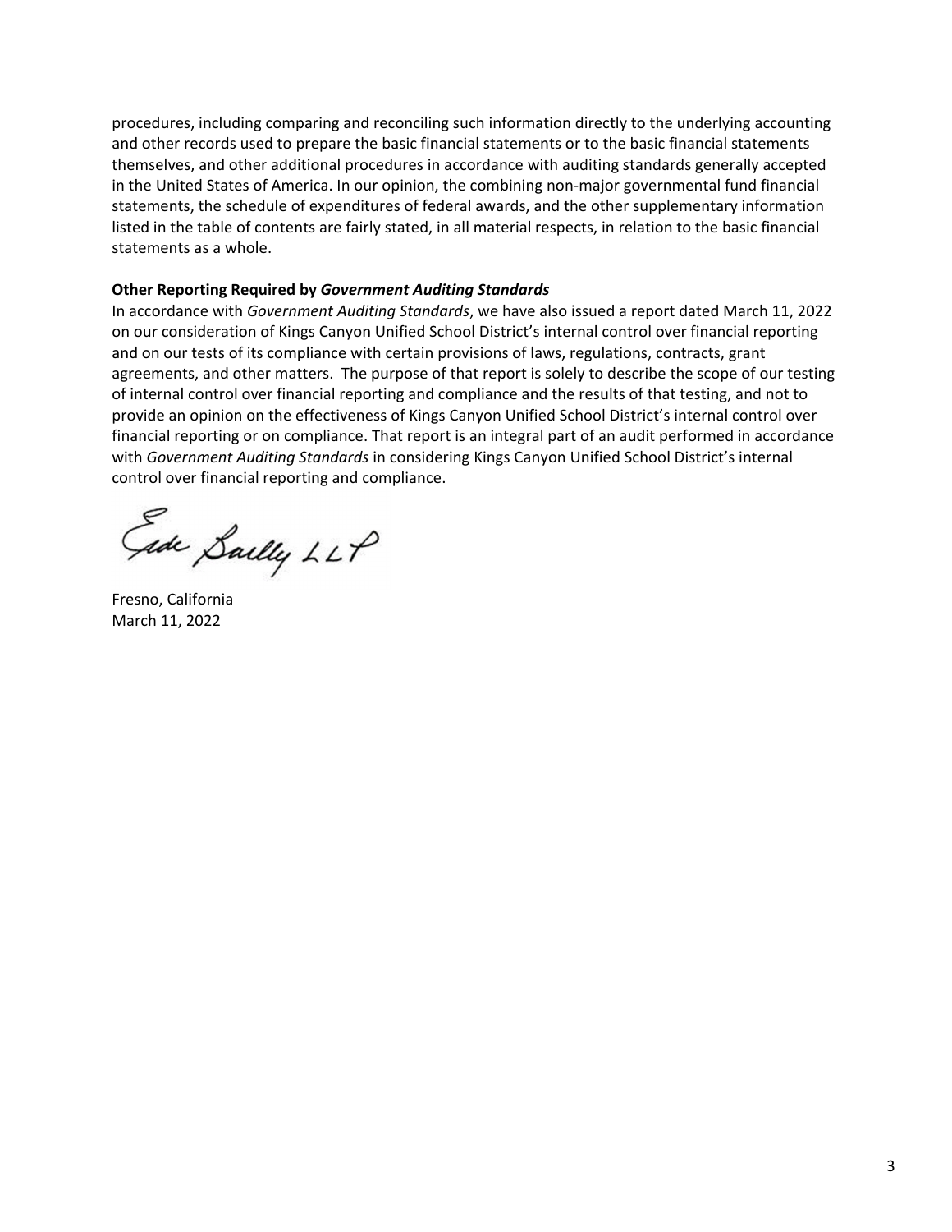procedures, including comparing and reconciling such information directly to the underlying accounting and other records used to prepare the basic financial statements or to the basic financial statements themselves, and other additional procedures in accordance with auditing standards generally accepted in the United States of America. In our opinion, the combining non-major governmental fund financial statements, the schedule of expenditures of federal awards, and the other supplementary information listed in the table of contents are fairly stated, in all material respects, in relation to the basic financial statements as a whole.

**Other Reporting Required by *Government Auditing Standards***

In accordance with *Government Auditing Standards*, we have also issued a report dated March 11, 2022 on our consideration of Kings Canyon Unified School District's internal control over financial reporting and on our tests of its compliance with certain provisions of laws, regulations, contracts, grant agreements, and other matters. The purpose of that report is solely to describe the scope of our testing of internal control over financial reporting and compliance and the results of that testing, and not to provide an opinion on the effectiveness of Kings Canyon Unified School District's internal control over financial reporting or on compliance. That report is an integral part of an audit performed in accordance with *Government Auditing Standards* in considering Kings Canyon Unified School District's internal control over financial reporting and compliance.

Eide Bailly LLP

Fresno, California
March 11, 2022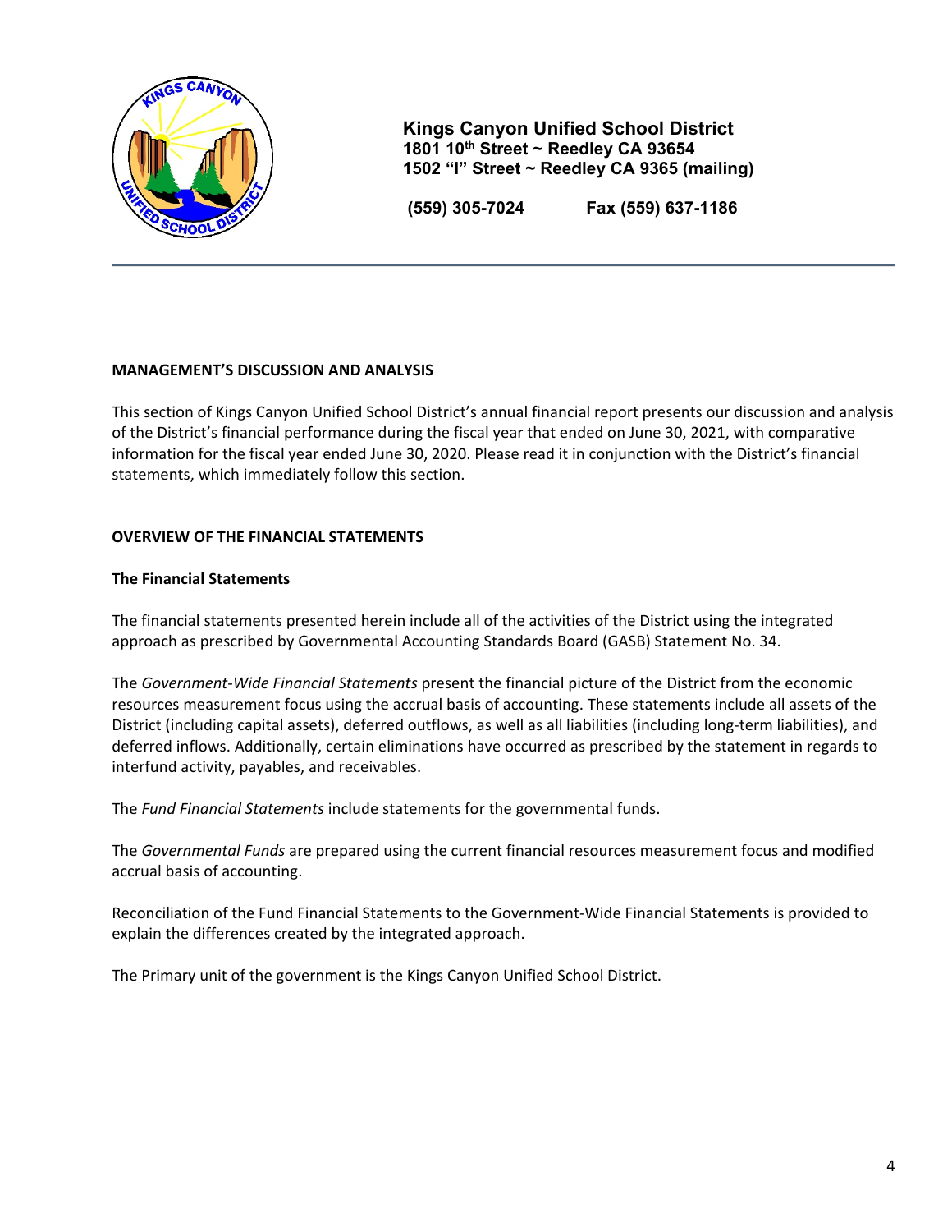**Kings Canyon Unified School District**
**1801 10th Street ~ Reedley CA 93654**
**1502 "I" Street ~ Reedley CA 9365 (mailing)**

**(559) 305-7024 Fax (559) 637-1186**

## MANAGEMENT'S DISCUSSION AND ANALYSIS

This section of Kings Canyon Unified School District's annual financial report presents our discussion and analysis of the District's financial performance during the fiscal year that ended on June 30, 2021, with comparative information for the fiscal year ended June 30, 2020. Please read it in conjunction with the District's financial statements, which immediately follow this section.

## OVERVIEW OF THE FINANCIAL STATEMENTS

### The Financial Statements

The financial statements presented herein include all of the activities of the District using the integrated approach as prescribed by Governmental Accounting Standards Board (GASB) Statement No. 34.

The *Government-Wide Financial Statements* present the financial picture of the District from the economic resources measurement focus using the accrual basis of accounting. These statements include all assets of the District (including capital assets), deferred outflows, as well as all liabilities (including long-term liabilities), and deferred inflows. Additionally, certain eliminations have occurred as prescribed by the statement in regards to interfund activity, payables, and receivables.

The *Fund Financial Statements* include statements for the governmental funds.

The *Governmental Funds* are prepared using the current financial resources measurement focus and modified accrual basis of accounting.

Reconciliation of the Fund Financial Statements to the Government-Wide Financial Statements is provided to explain the differences created by the integrated approach.

The Primary unit of the government is the Kings Canyon Unified School District.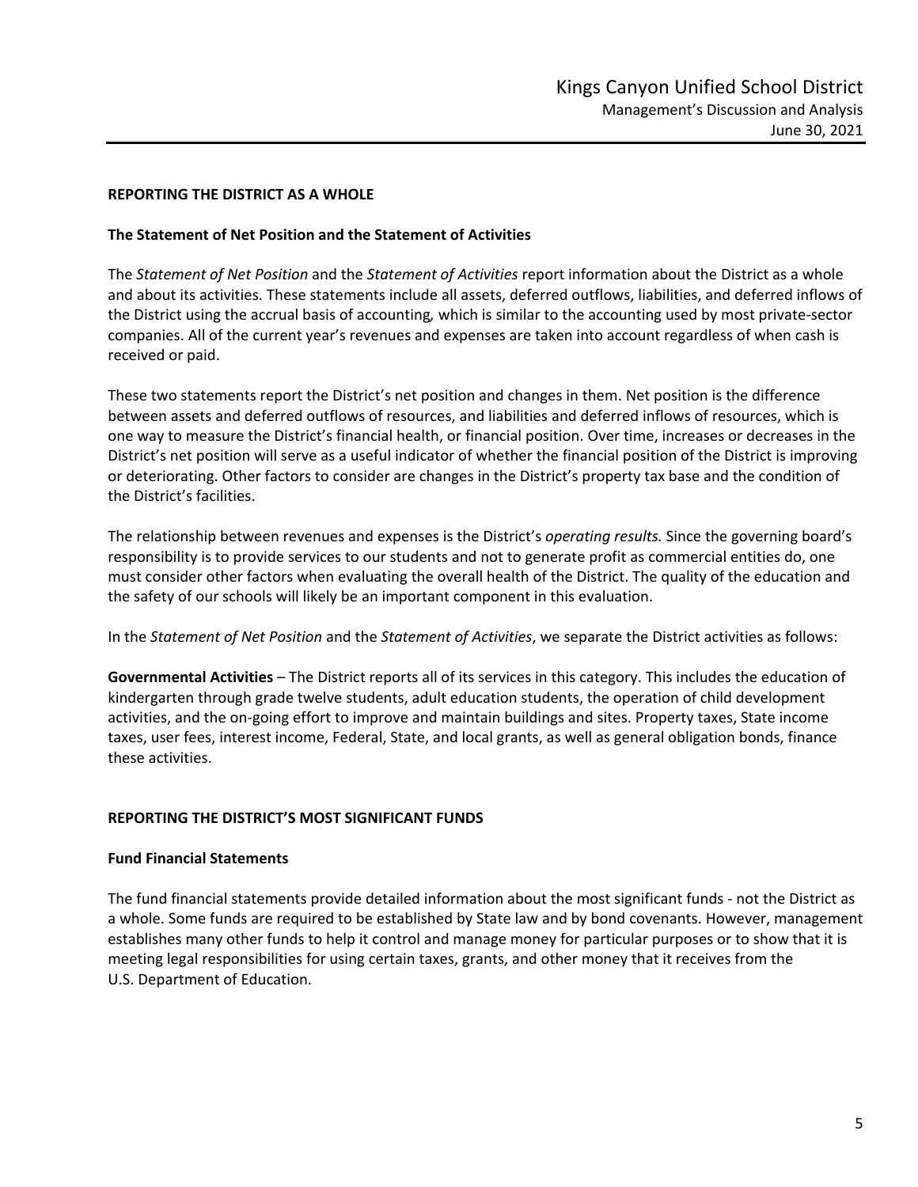## REPORTING THE DISTRICT AS A WHOLE

### The Statement of Net Position and the Statement of Activities

The *Statement of Net Position* and the *Statement of Activities* report information about the District as a whole and about its activities. These statements include all assets, deferred outflows, liabilities, and deferred inflows of the District using the accrual basis of accounting, which is similar to the accounting used by most private-sector companies. All of the current year's revenues and expenses are taken into account regardless of when cash is received or paid.

These two statements report the District's net position and changes in them. Net position is the difference between assets and deferred outflows of resources, and liabilities and deferred inflows of resources, which is one way to measure the District's financial health, or financial position. Over time, increases or decreases in the District's net position will serve as a useful indicator of whether the financial position of the District is improving or deteriorating. Other factors to consider are changes in the District's property tax base and the condition of the District's facilities.

The relationship between revenues and expenses is the District's *operating results.* Since the governing board's responsibility is to provide services to our students and not to generate profit as commercial entities do, one must consider other factors when evaluating the overall health of the District. The quality of the education and the safety of our schools will likely be an important component in this evaluation.

In the *Statement of Net Position* and the *Statement of Activities*, we separate the District activities as follows:

**Governmental Activities** – The District reports all of its services in this category. This includes the education of kindergarten through grade twelve students, adult education students, the operation of child development activities, and the on-going effort to improve and maintain buildings and sites. Property taxes, State income taxes, user fees, interest income, Federal, State, and local grants, as well as general obligation bonds, finance these activities.

## REPORTING THE DISTRICT'S MOST SIGNIFICANT FUNDS

### Fund Financial Statements

The fund financial statements provide detailed information about the most significant funds - not the District as a whole. Some funds are required to be established by State law and by bond covenants. However, management establishes many other funds to help it control and manage money for particular purposes or to show that it is meeting legal responsibilities for using certain taxes, grants, and other money that it receives from the U.S. Department of Education.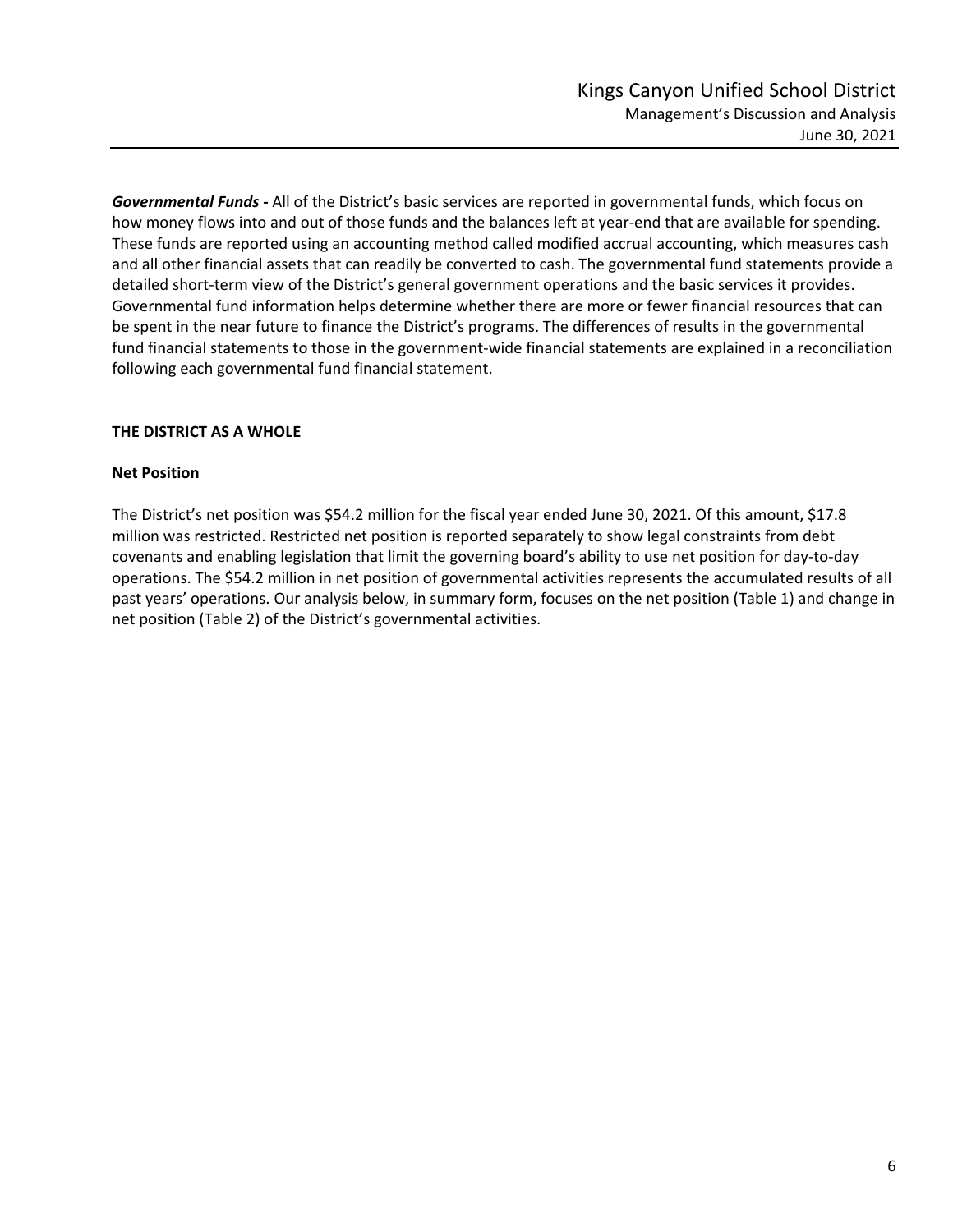***Governmental Funds -*** All of the District's basic services are reported in governmental funds, which focus on how money flows into and out of those funds and the balances left at year-end that are available for spending. These funds are reported using an accounting method called modified accrual accounting, which measures cash and all other financial assets that can readily be converted to cash. The governmental fund statements provide a detailed short-term view of the District's general government operations and the basic services it provides. Governmental fund information helps determine whether there are more or fewer financial resources that can be spent in the near future to finance the District's programs. The differences of results in the governmental fund financial statements to those in the government-wide financial statements are explained in a reconciliation following each governmental fund financial statement.

## THE DISTRICT AS A WHOLE

### Net Position

The District's net position was $54.2 million for the fiscal year ended June 30, 2021. Of this amount, $17.8 million was restricted. Restricted net position is reported separately to show legal constraints from debt covenants and enabling legislation that limit the governing board's ability to use net position for day-to-day operations. The $54.2 million in net position of governmental activities represents the accumulated results of all past years' operations. Our analysis below, in summary form, focuses on the net position (Table 1) and change in net position (Table 2) of the District's governmental activities.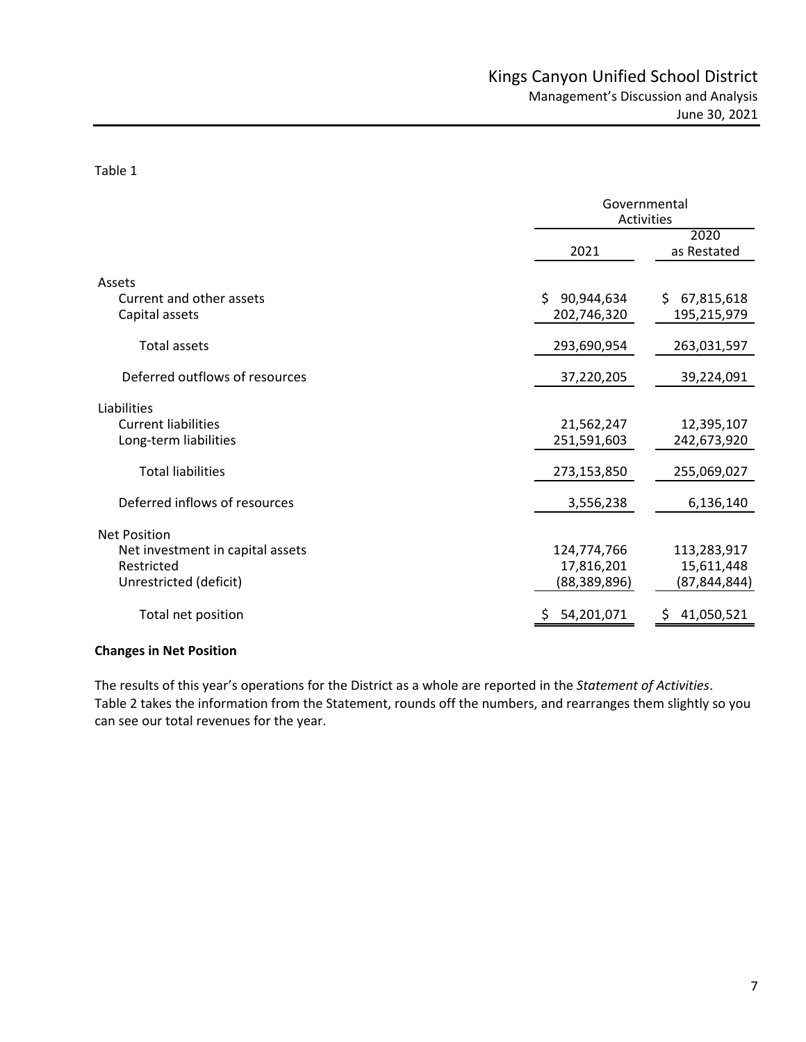Table 1

| | Governmental Activities | |
|---|---|---|
| | 2021 | 2020 as Restated |
| **Assets** | | |
| Current and other assets | $ 90,944,634 | $ 67,815,618 |
| Capital assets | 202,746,320 | 195,215,979 |
| Total assets | 293,690,954 | 263,031,597 |
| Deferred outflows of resources | 37,220,205 | 39,224,091 |
| **Liabilities** | | |
| Current liabilities | 21,562,247 | 12,395,107 |
| Long-term liabilities | 251,591,603 | 242,673,920 |
| Total liabilities | 273,153,850 | 255,069,027 |
| Deferred inflows of resources | 3,556,238 | 6,136,140 |
| **Net Position** | | |
| Net investment in capital assets | 124,774,766 | 113,283,917 |
| Restricted | 17,816,201 | 15,611,448 |
| Unrestricted (deficit) | (88,389,896) | (87,844,844) |
| Total net position | $ 54,201,071 | $ 41,050,521 |

**Changes in Net Position**

The results of this year's operations for the District as a whole are reported in the *Statement of Activities*. Table 2 takes the information from the Statement, rounds off the numbers, and rearranges them slightly so you can see our total revenues for the year.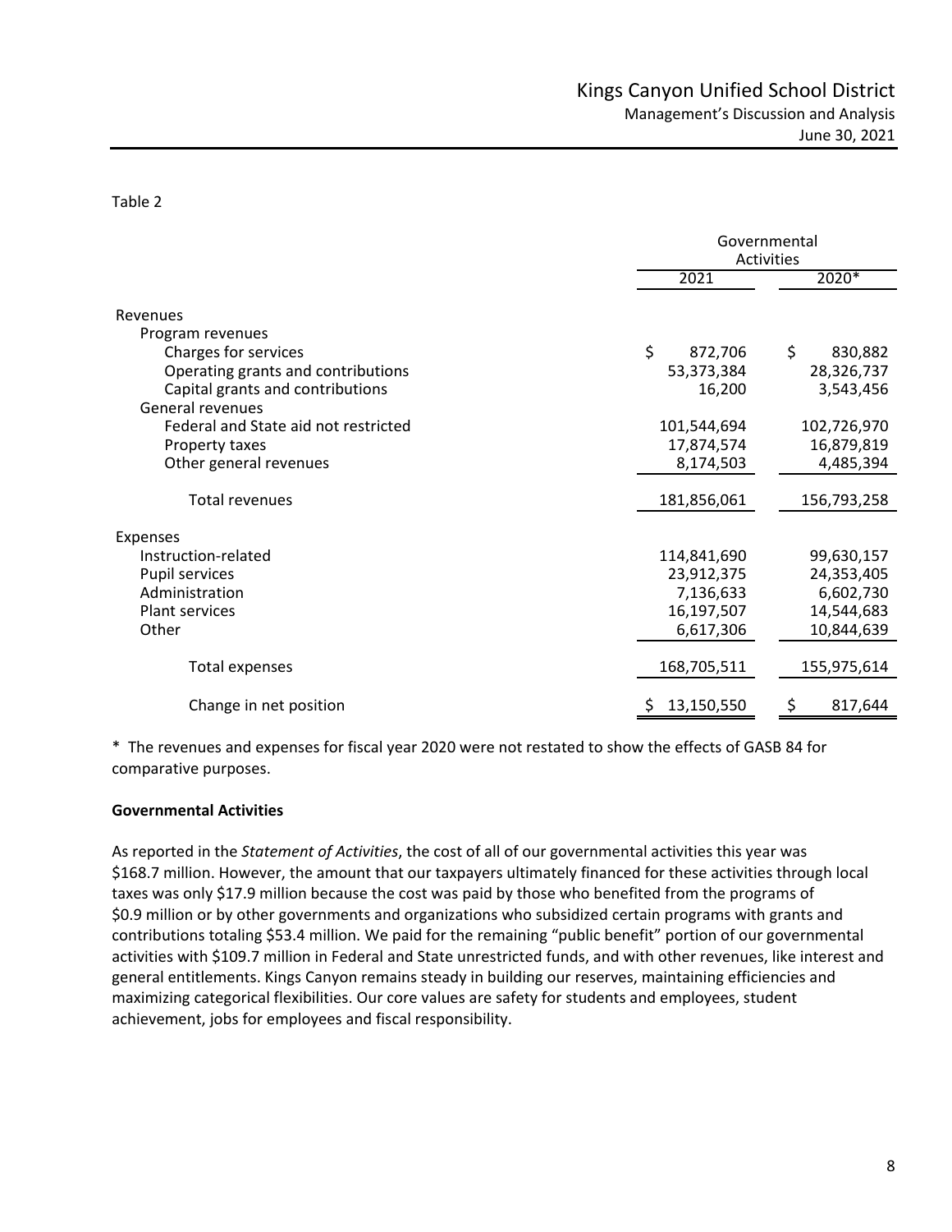Table 2

| | Governmental Activities | |
|---|---|---|
| | 2021 | 2020* |
| **Revenues** | | |
| Program revenues | | |
| Charges for services | $ 872,706 | $ 830,882 |
| Operating grants and contributions | 53,373,384 | 28,326,737 |
| Capital grants and contributions | 16,200 | 3,543,456 |
| General revenues | | |
| Federal and State aid not restricted | 101,544,694 | 102,726,970 |
| Property taxes | 17,874,574 | 16,879,819 |
| Other general revenues | 8,174,503 | 4,485,394 |
| Total revenues | 181,856,061 | 156,793,258 |
| **Expenses** | | |
| Instruction-related | 114,841,690 | 99,630,157 |
| Pupil services | 23,912,375 | 24,353,405 |
| Administration | 7,136,633 | 6,602,730 |
| Plant services | 16,197,507 | 14,544,683 |
| Other | 6,617,306 | 10,844,639 |
| Total expenses | 168,705,511 | 155,975,614 |
| Change in net position | $ 13,150,550 | $ 817,644 |

\* The revenues and expenses for fiscal year 2020 were not restated to show the effects of GASB 84 for comparative purposes.

**Governmental Activities**

As reported in the *Statement of Activities*, the cost of all of our governmental activities this year was $168.7 million. However, the amount that our taxpayers ultimately financed for these activities through local taxes was only $17.9 million because the cost was paid by those who benefited from the programs of $0.9 million or by other governments and organizations who subsidized certain programs with grants and contributions totaling $53.4 million. We paid for the remaining "public benefit" portion of our governmental activities with $109.7 million in Federal and State unrestricted funds, and with other revenues, like interest and general entitlements. Kings Canyon remains steady in building our reserves, maintaining efficiencies and maximizing categorical flexibilities. Our core values are safety for students and employees, student achievement, jobs for employees and fiscal responsibility.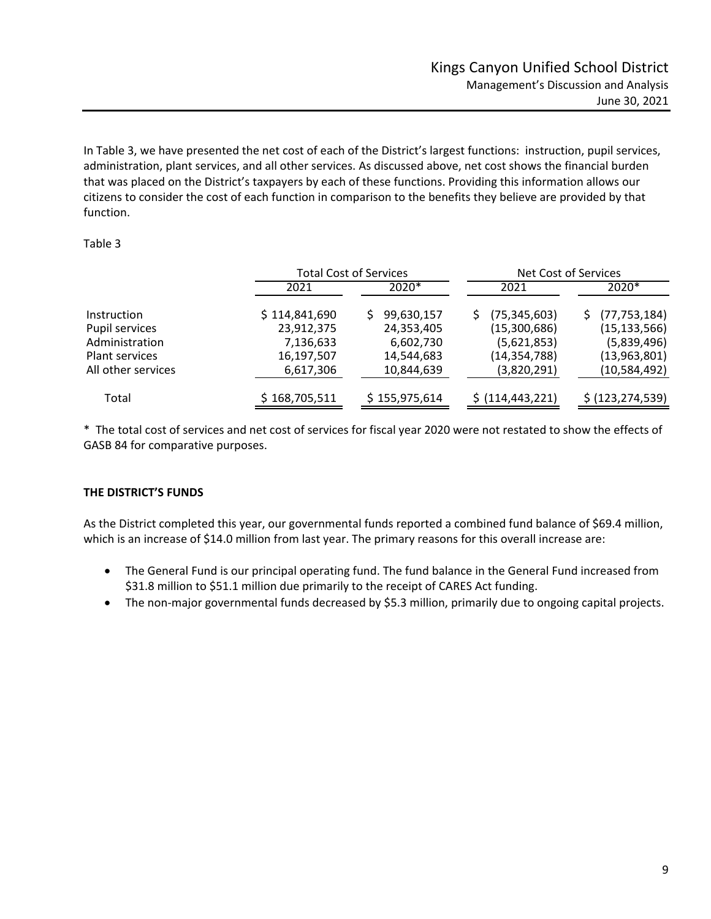In Table 3, we have presented the net cost of each of the District's largest functions: instruction, pupil services, administration, plant services, and all other services. As discussed above, net cost shows the financial burden that was placed on the District's taxpayers by each of these functions. Providing this information allows our citizens to consider the cost of each function in comparison to the benefits they believe are provided by that function.

Table 3

| | Total Cost of Services | | Net Cost of Services | |
|---|---|---|---|---|
| | 2021 | 2020* | 2021 | 2020* |
| Instruction | $ 114,841,690 | $ 99,630,157 | $ (75,345,603) | $ (77,753,184) |
| Pupil services | 23,912,375 | 24,353,405 | (15,300,686) | (15,133,566) |
| Administration | 7,136,633 | 6,602,730 | (5,621,853) | (5,839,496) |
| Plant services | 16,197,507 | 14,544,683 | (14,354,788) | (13,963,801) |
| All other services | 6,617,306 | 10,844,639 | (3,820,291) | (10,584,492) |
| Total | $ 168,705,511 | $ 155,975,614 | $ (114,443,221) | $ (123,274,539) |

* The total cost of services and net cost of services for fiscal year 2020 were not restated to show the effects of GASB 84 for comparative purposes.

**THE DISTRICT'S FUNDS**

As the District completed this year, our governmental funds reported a combined fund balance of $69.4 million, which is an increase of $14.0 million from last year. The primary reasons for this overall increase are:

- The General Fund is our principal operating fund. The fund balance in the General Fund increased from $31.8 million to $51.1 million due primarily to the receipt of CARES Act funding.
- The non-major governmental funds decreased by $5.3 million, primarily due to ongoing capital projects.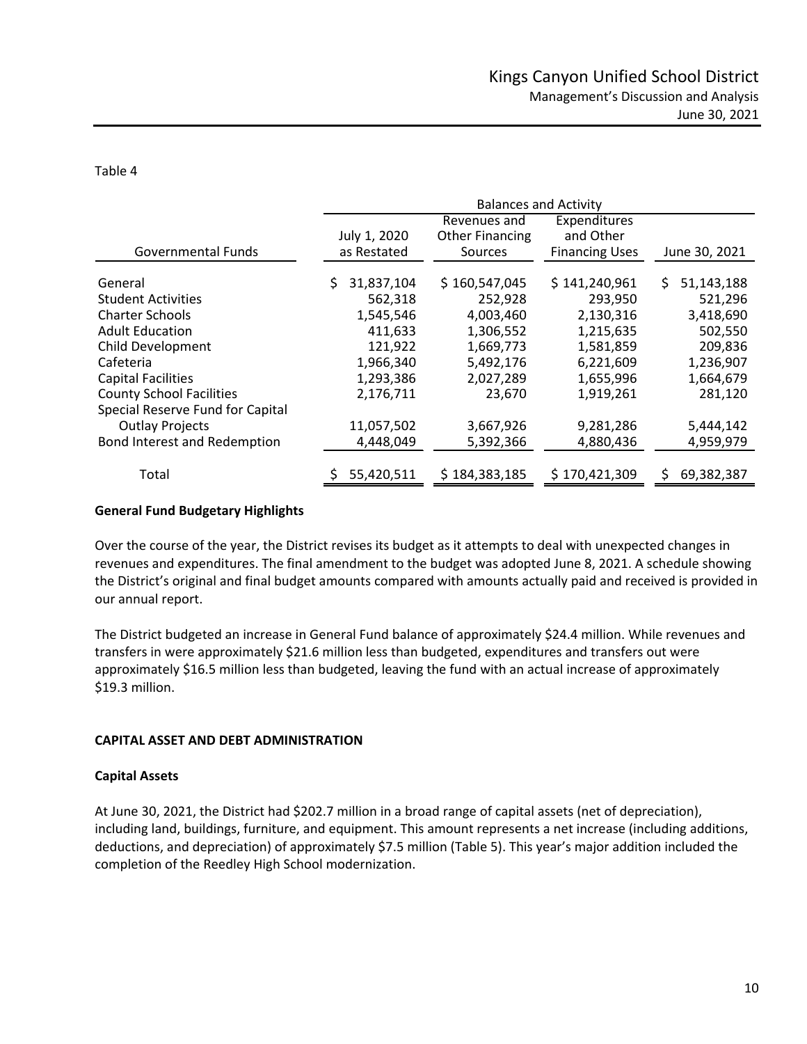Table 4

| Governmental Funds | Balances and Activity | | | |
|---|---|---|---|---|
| | July 1, 2020 as Restated | Revenues and Other Financing Sources | Expenditures and Other Financing Uses | June 30, 2021 |
| General | $ 31,837,104 | $ 160,547,045 | $ 141,240,961 | $ 51,143,188 |
| Student Activities | 562,318 | 252,928 | 293,950 | 521,296 |
| Charter Schools | 1,545,546 | 4,003,460 | 2,130,316 | 3,418,690 |
| Adult Education | 411,633 | 1,306,552 | 1,215,635 | 502,550 |
| Child Development | 121,922 | 1,669,773 | 1,581,859 | 209,836 |
| Cafeteria | 1,966,340 | 5,492,176 | 6,221,609 | 1,236,907 |
| Capital Facilities | 1,293,386 | 2,027,289 | 1,655,996 | 1,664,679 |
| County School Facilities | 2,176,711 | 23,670 | 1,919,261 | 281,120 |
| Special Reserve Fund for Capital Outlay Projects | 11,057,502 | 3,667,926 | 9,281,286 | 5,444,142 |
| Bond Interest and Redemption | 4,448,049 | 5,392,366 | 4,880,436 | 4,959,979 |
| Total | $ 55,420,511 | $ 184,383,185 | $ 170,421,309 | $ 69,382,387 |

**General Fund Budgetary Highlights**

Over the course of the year, the District revises its budget as it attempts to deal with unexpected changes in revenues and expenditures. The final amendment to the budget was adopted June 8, 2021. A schedule showing the District's original and final budget amounts compared with amounts actually paid and received is provided in our annual report.

The District budgeted an increase in General Fund balance of approximately $24.4 million. While revenues and transfers in were approximately $21.6 million less than budgeted, expenditures and transfers out were approximately $16.5 million less than budgeted, leaving the fund with an actual increase of approximately $19.3 million.

## CAPITAL ASSET AND DEBT ADMINISTRATION

**Capital Assets**

At June 30, 2021, the District had $202.7 million in a broad range of capital assets (net of depreciation), including land, buildings, furniture, and equipment. This amount represents a net increase (including additions, deductions, and depreciation) of approximately $7.5 million (Table 5). This year's major addition included the completion of the Reedley High School modernization.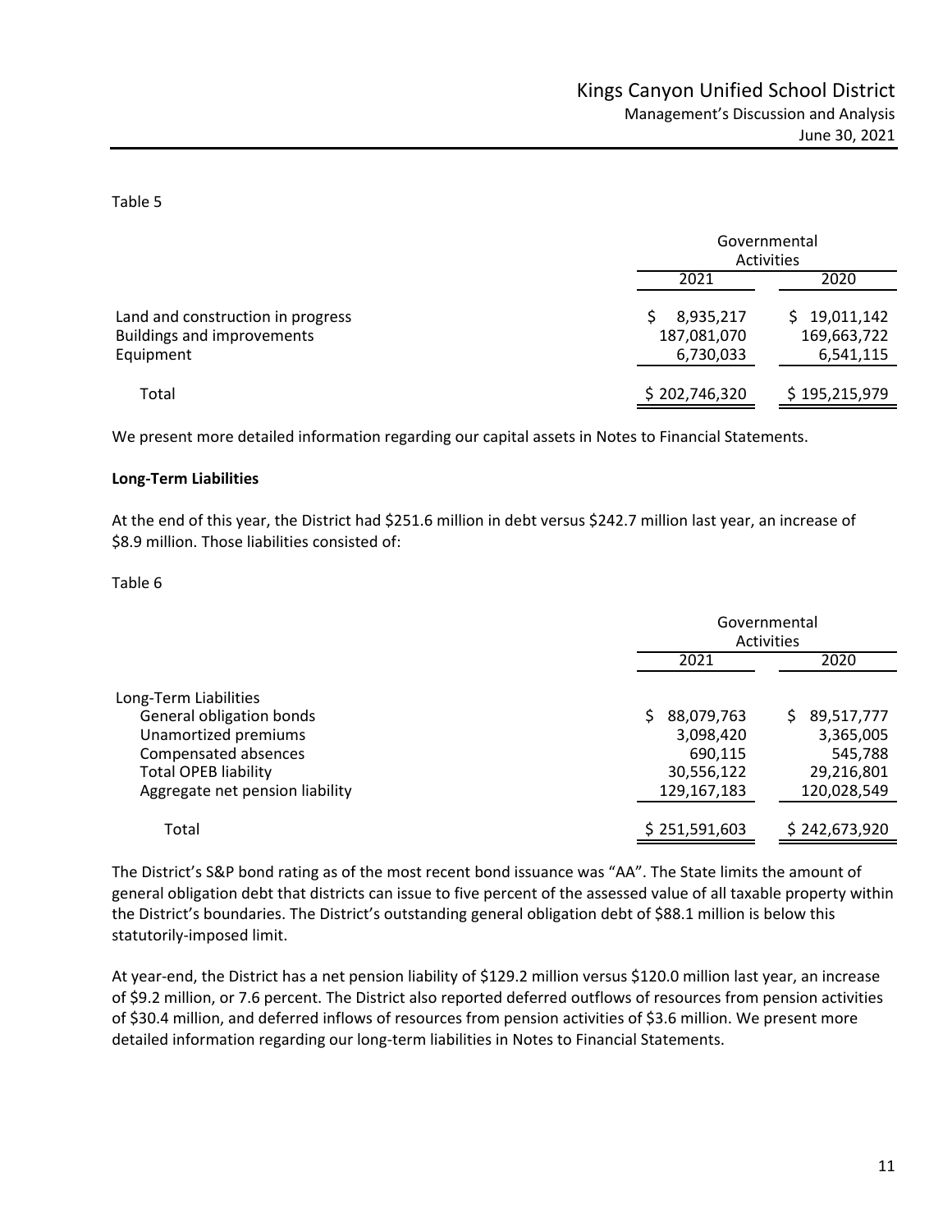Table 5

| | Governmental Activities | |
|---|---|---|
| | 2021 | 2020 |
| Land and construction in progress | $ 8,935,217 | $ 19,011,142 |
| Buildings and improvements | 187,081,070 | 169,663,722 |
| Equipment | 6,730,033 | 6,541,115 |
| Total | $ 202,746,320 | $ 195,215,979 |

We present more detailed information regarding our capital assets in Notes to Financial Statements.

**Long-Term Liabilities**

At the end of this year, the District had $251.6 million in debt versus $242.7 million last year, an increase of $8.9 million. Those liabilities consisted of:

Table 6

| | Governmental Activities | |
|---|---|---|
| | 2021 | 2020 |
| Long-Term Liabilities | | |
| General obligation bonds | $ 88,079,763 | $ 89,517,777 |
| Unamortized premiums | 3,098,420 | 3,365,005 |
| Compensated absences | 690,115 | 545,788 |
| Total OPEB liability | 30,556,122 | 29,216,801 |
| Aggregate net pension liability | 129,167,183 | 120,028,549 |
| Total | $ 251,591,603 | $ 242,673,920 |

The District's S&P bond rating as of the most recent bond issuance was "AA". The State limits the amount of general obligation debt that districts can issue to five percent of the assessed value of all taxable property within the District's boundaries. The District's outstanding general obligation debt of $88.1 million is below this statutorily-imposed limit.

At year-end, the District has a net pension liability of $129.2 million versus $120.0 million last year, an increase of $9.2 million, or 7.6 percent. The District also reported deferred outflows of resources from pension activities of $30.4 million, and deferred inflows of resources from pension activities of $3.6 million. We present more detailed information regarding our long-term liabilities in Notes to Financial Statements.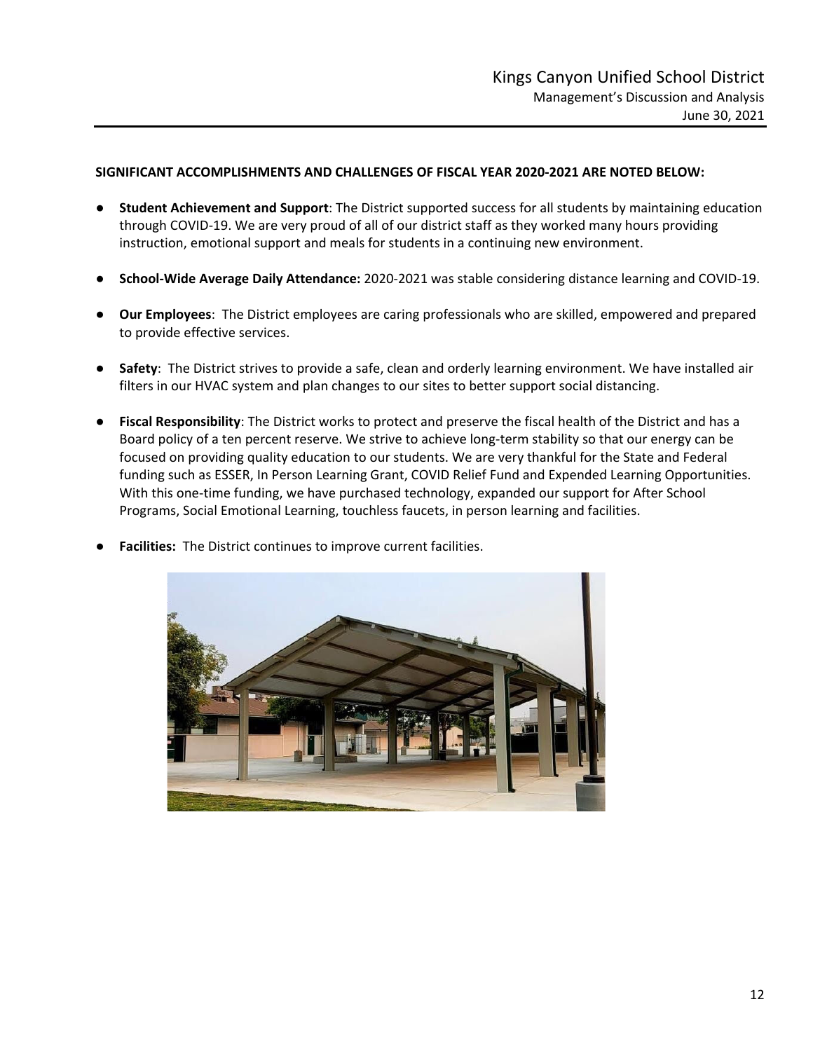**SIGNIFICANT ACCOMPLISHMENTS AND CHALLENGES OF FISCAL YEAR 2020-2021 ARE NOTED BELOW:**

- **Student Achievement and Support**: The District supported success for all students by maintaining education through COVID-19. We are very proud of all of our district staff as they worked many hours providing instruction, emotional support and meals for students in a continuing new environment.

- **School-Wide Average Daily Attendance:** 2020-2021 was stable considering distance learning and COVID-19.

- **Our Employees**: The District employees are caring professionals who are skilled, empowered and prepared to provide effective services.

- **Safety**: The District strives to provide a safe, clean and orderly learning environment. We have installed air filters in our HVAC system and plan changes to our sites to better support social distancing.

- **Fiscal Responsibility**: The District works to protect and preserve the fiscal health of the District and has a Board policy of a ten percent reserve. We strive to achieve long-term stability so that our energy can be focused on providing quality education to our students. We are very thankful for the State and Federal funding such as ESSER, In Person Learning Grant, COVID Relief Fund and Expended Learning Opportunities. With this one-time funding, we have purchased technology, expanded our support for After School Programs, Social Emotional Learning, touchless faucets, in person learning and facilities.

- **Facilities:** The District continues to improve current facilities.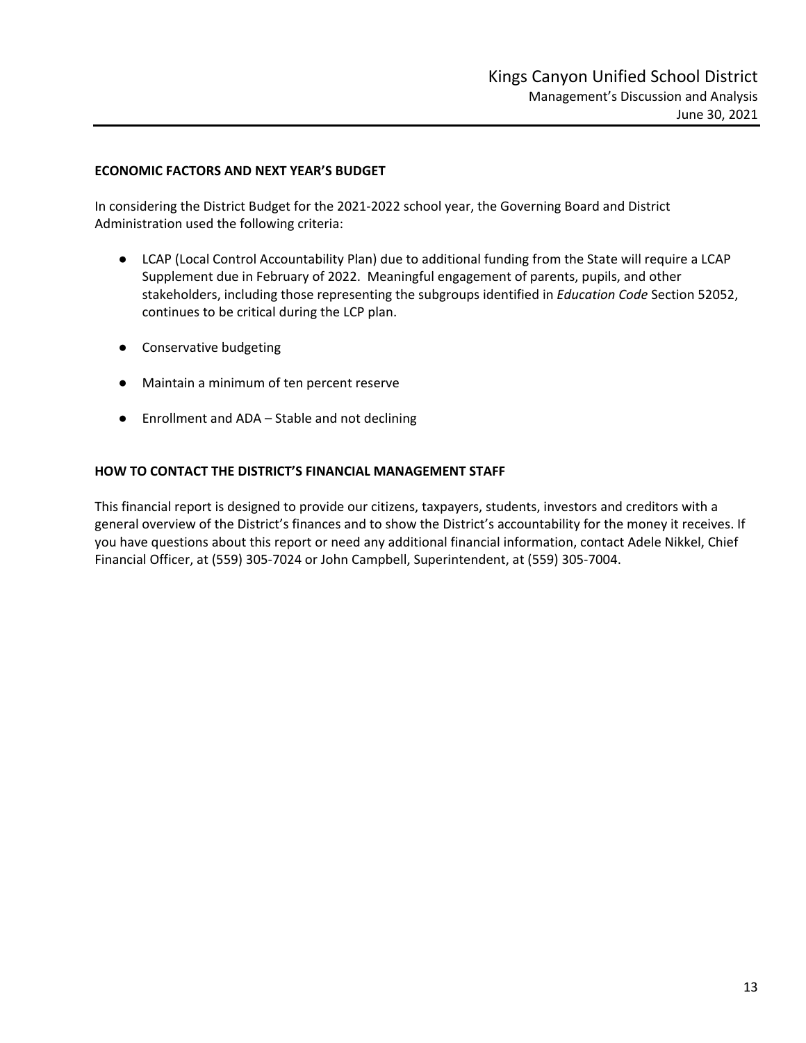## ECONOMIC FACTORS AND NEXT YEAR'S BUDGET

In considering the District Budget for the 2021-2022 school year, the Governing Board and District Administration used the following criteria:

- LCAP (Local Control Accountability Plan) due to additional funding from the State will require a LCAP Supplement due in February of 2022. Meaningful engagement of parents, pupils, and other stakeholders, including those representing the subgroups identified in *Education Code* Section 52052, continues to be critical during the LCP plan.
- Conservative budgeting
- Maintain a minimum of ten percent reserve
- Enrollment and ADA – Stable and not declining

## HOW TO CONTACT THE DISTRICT'S FINANCIAL MANAGEMENT STAFF

This financial report is designed to provide our citizens, taxpayers, students, investors and creditors with a general overview of the District's finances and to show the District's accountability for the money it receives. If you have questions about this report or need any additional financial information, contact Adele Nikkel, Chief Financial Officer, at (559) 305-7024 or John Campbell, Superintendent, at (559) 305-7004.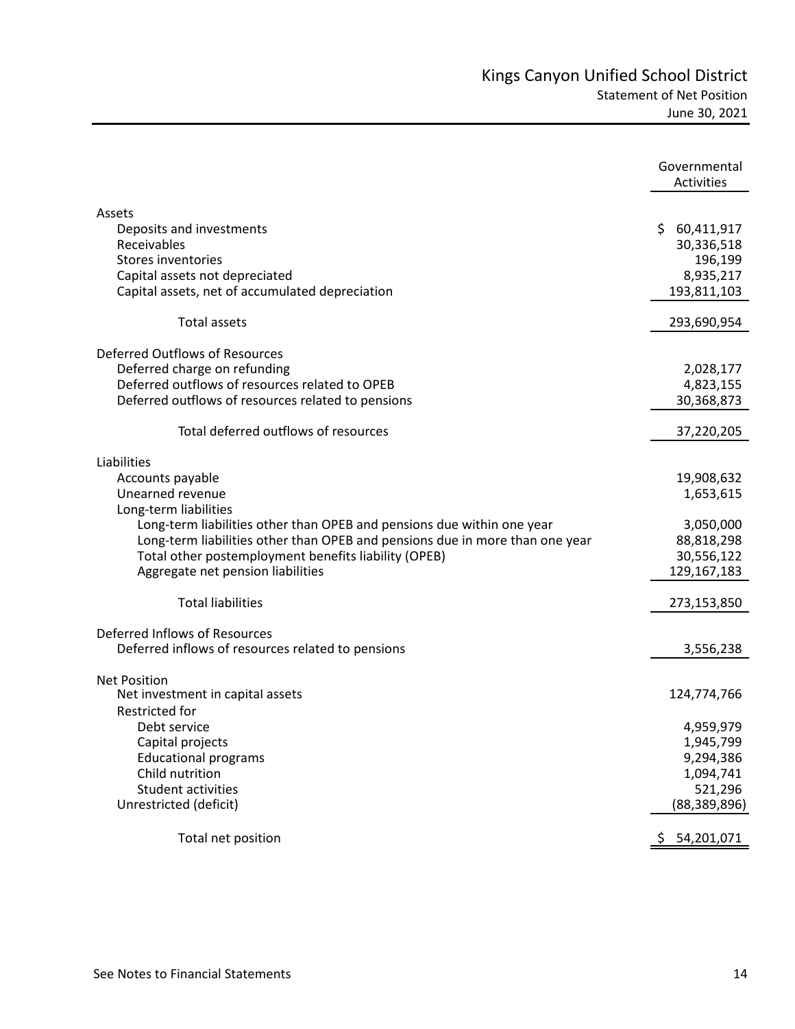# Kings Canyon Unified School District

## Statement of Net Position

June 30, 2021

| | Governmental Activities |
|---|---|
| **Assets** | |
| Deposits and investments | $ 60,411,917 |
| Receivables | 30,336,518 |
| Stores inventories | 196,199 |
| Capital assets not depreciated | 8,935,217 |
| Capital assets, net of accumulated depreciation | 193,811,103 |
| Total assets | 293,690,954 |
| **Deferred Outflows of Resources** | |
| Deferred charge on refunding | 2,028,177 |
| Deferred outflows of resources related to OPEB | 4,823,155 |
| Deferred outflows of resources related to pensions | 30,368,873 |
| Total deferred outflows of resources | 37,220,205 |
| **Liabilities** | |
| Accounts payable | 19,908,632 |
| Unearned revenue | 1,653,615 |
| Long-term liabilities | |
| Long-term liabilities other than OPEB and pensions due within one year | 3,050,000 |
| Long-term liabilities other than OPEB and pensions due in more than one year | 88,818,298 |
| Total other postemployment benefits liability (OPEB) | 30,556,122 |
| Aggregate net pension liabilities | 129,167,183 |
| Total liabilities | 273,153,850 |
| **Deferred Inflows of Resources** | |
| Deferred inflows of resources related to pensions | 3,556,238 |
| **Net Position** | |
| Net investment in capital assets | 124,774,766 |
| Restricted for | |
| Debt service | 4,959,979 |
| Capital projects | 1,945,799 |
| Educational programs | 9,294,386 |
| Child nutrition | 1,094,741 |
| Student activities | 521,296 |
| Unrestricted (deficit) | (88,389,896) |
| Total net position | $ 54,201,071 |

See Notes to Financial Statements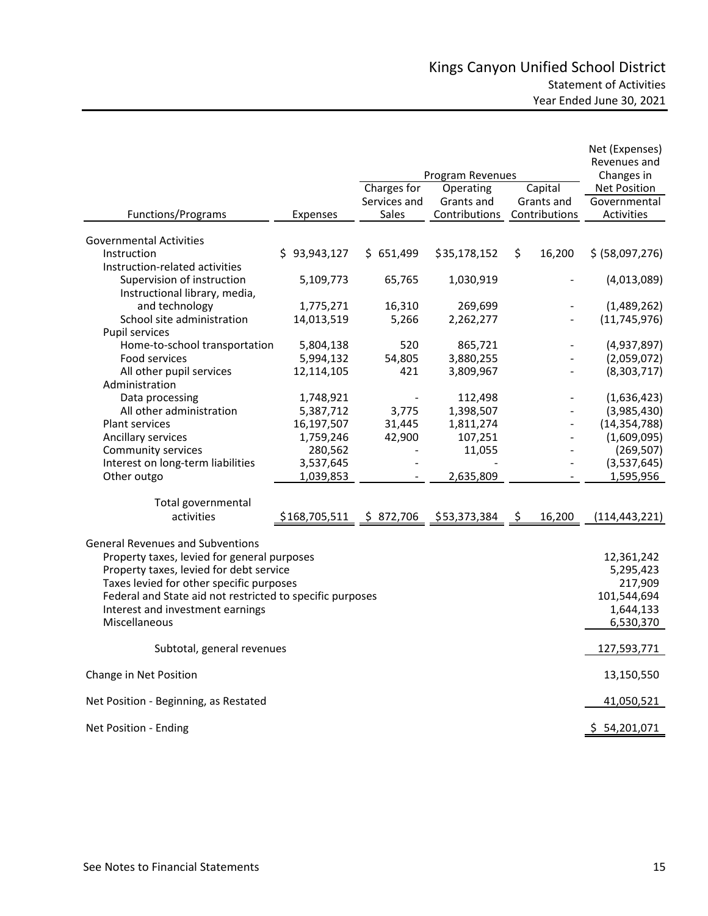# Kings Canyon Unified School District

## Statement of Activities

### Year Ended June 30, 2021

| Functions/Programs | Expenses | Program Revenues | | | Net (Expenses) Revenues and Changes in Net Position |
|---|---|---|---|---|---|
| | | Charges for Services and Sales | Operating Grants and Contributions | Capital Grants and Contributions | Governmental Activities |
| **Governmental Activities** | | | | | |
| Instruction | $ 93,943,127 | $ 651,499 | $35,178,152 | $ 16,200 | $ (58,097,276) |
| Instruction-related activities | | | | | |
| Supervision of instruction | 5,109,773 | 65,765 | 1,030,919 | - | (4,013,089) |
| Instructional library, media, and technology | 1,775,271 | 16,310 | 269,699 | - | (1,489,262) |
| School site administration | 14,013,519 | 5,266 | 2,262,277 | - | (11,745,976) |
| Pupil services | | | | | |
| Home-to-school transportation | 5,804,138 | 520 | 865,721 | - | (4,937,897) |
| Food services | 5,994,132 | 54,805 | 3,880,255 | - | (2,059,072) |
| All other pupil services | 12,114,105 | 421 | 3,809,967 | - | (8,303,717) |
| Administration | | | | | |
| Data processing | 1,748,921 | - | 112,498 | - | (1,636,423) |
| All other administration | 5,387,712 | 3,775 | 1,398,507 | - | (3,985,430) |
| Plant services | 16,197,507 | 31,445 | 1,811,274 | - | (14,354,788) |
| Ancillary services | 1,759,246 | 42,900 | 107,251 | - | (1,609,095) |
| Community services | 280,562 | - | 11,055 | - | (269,507) |
| Interest on long-term liabilities | 3,537,645 | - | - | - | (3,537,645) |
| Other outgo | 1,039,853 | - | 2,635,809 | - | 1,595,956 |
| Total governmental activities | $168,705,511 | $ 872,706 | $53,373,384 | $ 16,200 | (114,443,221) |
| **General Revenues and Subventions** | | | | | |
| Property taxes, levied for general purposes | | | | | 12,361,242 |
| Property taxes, levied for debt service | | | | | 5,295,423 |
| Taxes levied for other specific purposes | | | | | 217,909 |
| Federal and State aid not restricted to specific purposes | | | | | 101,544,694 |
| Interest and investment earnings | | | | | 1,644,133 |
| Miscellaneous | | | | | 6,530,370 |
| Subtotal, general revenues | | | | | 127,593,771 |
| Change in Net Position | | | | | 13,150,550 |
| Net Position - Beginning, as Restated | | | | | 41,050,521 |
| Net Position - Ending | | | | | $ 54,201,071 |

See Notes to Financial Statements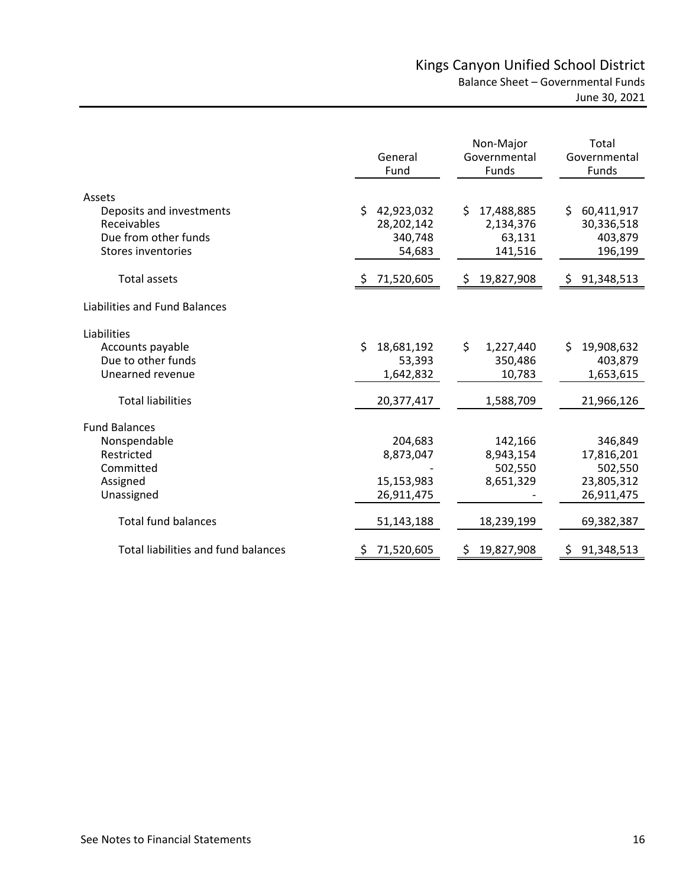# Kings Canyon Unified School District

## Balance Sheet – Governmental Funds

June 30, 2021

| | General Fund | Non-Major Governmental Funds | Total Governmental Funds |
|---|---|---|---|
| **Assets** | | | |
| Deposits and investments | $ 42,923,032 | $ 17,488,885 | $ 60,411,917 |
| Receivables | 28,202,142 | 2,134,376 | 30,336,518 |
| Due from other funds | 340,748 | 63,131 | 403,879 |
| Stores inventories | 54,683 | 141,516 | 196,199 |
| Total assets | $ 71,520,605 | $ 19,827,908 | $ 91,348,513 |
| **Liabilities and Fund Balances** | | | |
| **Liabilities** | | | |
| Accounts payable | $ 18,681,192 | $ 1,227,440 | $ 19,908,632 |
| Due to other funds | 53,393 | 350,486 | 403,879 |
| Unearned revenue | 1,642,832 | 10,783 | 1,653,615 |
| Total liabilities | 20,377,417 | 1,588,709 | 21,966,126 |
| **Fund Balances** | | | |
| Nonspendable | 204,683 | 142,166 | 346,849 |
| Restricted | 8,873,047 | 8,943,154 | 17,816,201 |
| Committed | - | 502,550 | 502,550 |
| Assigned | 15,153,983 | 8,651,329 | 23,805,312 |
| Unassigned | 26,911,475 | - | 26,911,475 |
| Total fund balances | 51,143,188 | 18,239,199 | 69,382,387 |
| Total liabilities and fund balances | $ 71,520,605 | $ 19,827,908 | $ 91,348,513 |

See Notes to Financial Statements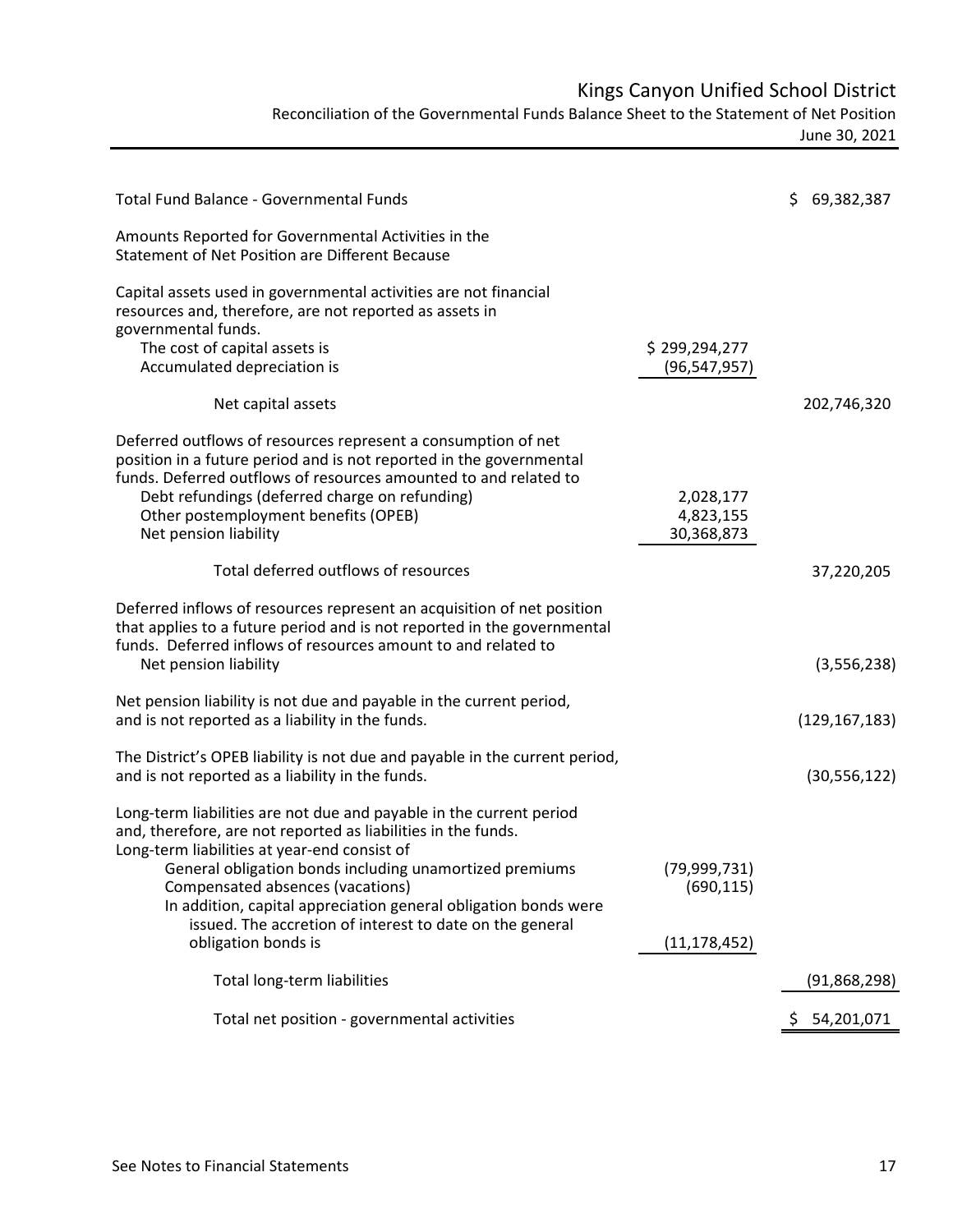# Kings Canyon Unified School District

## Reconciliation of the Governmental Funds Balance Sheet to the Statement of Net Position

June 30, 2021

| | | |
|---|---|---|
| Total Fund Balance - Governmental Funds | | $ 69,382,387 |
| **Amounts Reported for Governmental Activities in the Statement of Net Position are Different Because** | | |
| Capital assets used in governmental activities are not financial resources and, therefore, are not reported as assets in governmental funds. | | |
| The cost of capital assets is | $ 299,294,277 | |
| Accumulated depreciation is | (96,547,957) | |
| Net capital assets | | 202,746,320 |
| Deferred outflows of resources represent a consumption of net position in a future period and is not reported in the governmental funds. Deferred outflows of resources amounted to and related to | | |
| Debt refundings (deferred charge on refunding) | 2,028,177 | |
| Other postemployment benefits (OPEB) | 4,823,155 | |
| Net pension liability | 30,368,873 | |
| Total deferred outflows of resources | | 37,220,205 |
| Deferred inflows of resources represent an acquisition of net position that applies to a future period and is not reported in the governmental funds. Deferred inflows of resources amount to and related to | | |
| Net pension liability | | (3,556,238) |
| Net pension liability is not due and payable in the current period, and is not reported as a liability in the funds. | | (129,167,183) |
| The District's OPEB liability is not due and payable in the current period, and is not reported as a liability in the funds. | | (30,556,122) |
| Long-term liabilities are not due and payable in the current period and, therefore, are not reported as liabilities in the funds. Long-term liabilities at year-end consist of | | |
| General obligation bonds including unamortized premiums | (79,999,731) | |
| Compensated absences (vacations) | (690,115) | |
| In addition, capital appreciation general obligation bonds were issued. The accretion of interest to date on the general obligation bonds is | (11,178,452) | |
| Total long-term liabilities | | (91,868,298) |
| Total net position - governmental activities | | $ 54,201,071 |

See Notes to Financial Statements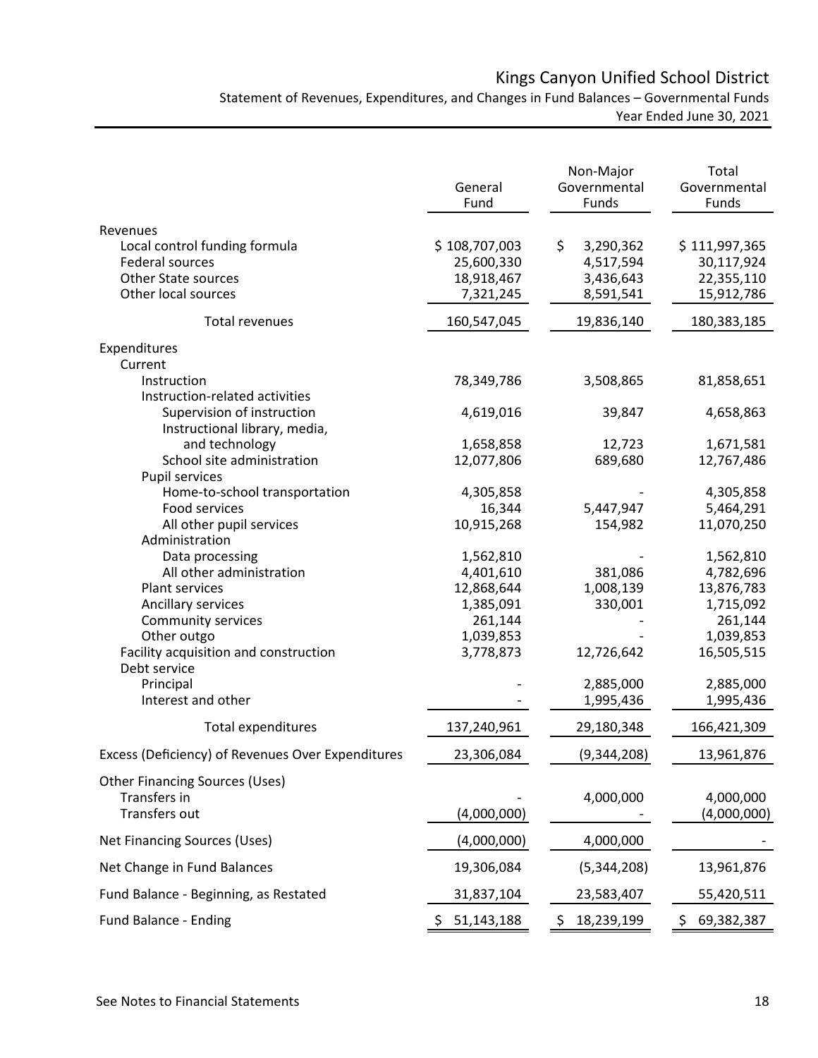# Kings Canyon Unified School District

Statement of Revenues, Expenditures, and Changes in Fund Balances – Governmental Funds

Year Ended June 30, 2021

| | General Fund | Non-Major Governmental Funds | Total Governmental Funds |
|---|---|---|---|
| **Revenues** | | | |
| Local control funding formula | $ 108,707,003 | $ 3,290,362 | $ 111,997,365 |
| Federal sources | 25,600,330 | 4,517,594 | 30,117,924 |
| Other State sources | 18,918,467 | 3,436,643 | 22,355,110 |
| Other local sources | 7,321,245 | 8,591,541 | 15,912,786 |
| Total revenues | 160,547,045 | 19,836,140 | 180,383,185 |
| **Expenditures** | | | |
| Current | | | |
| Instruction | 78,349,786 | 3,508,865 | 81,858,651 |
| Instruction-related activities | | | |
| Supervision of instruction | 4,619,016 | 39,847 | 4,658,863 |
| Instructional library, media, and technology | 1,658,858 | 12,723 | 1,671,581 |
| School site administration | 12,077,806 | 689,680 | 12,767,486 |
| Pupil services | | | |
| Home-to-school transportation | 4,305,858 | - | 4,305,858 |
| Food services | 16,344 | 5,447,947 | 5,464,291 |
| All other pupil services | 10,915,268 | 154,982 | 11,070,250 |
| Administration | | | |
| Data processing | 1,562,810 | - | 1,562,810 |
| All other administration | 4,401,610 | 381,086 | 4,782,696 |
| Plant services | 12,868,644 | 1,008,139 | 13,876,783 |
| Ancillary services | 1,385,091 | 330,001 | 1,715,092 |
| Community services | 261,144 | - | 261,144 |
| Other outgo | 1,039,853 | - | 1,039,853 |
| Facility acquisition and construction | 3,778,873 | 12,726,642 | 16,505,515 |
| Debt service | | | |
| Principal | - | 2,885,000 | 2,885,000 |
| Interest and other | - | 1,995,436 | 1,995,436 |
| Total expenditures | 137,240,961 | 29,180,348 | 166,421,309 |
| Excess (Deficiency) of Revenues Over Expenditures | 23,306,084 | (9,344,208) | 13,961,876 |
| **Other Financing Sources (Uses)** | | | |
| Transfers in | - | 4,000,000 | 4,000,000 |
| Transfers out | (4,000,000) | - | (4,000,000) |
| Net Financing Sources (Uses) | (4,000,000) | 4,000,000 | - |
| Net Change in Fund Balances | 19,306,084 | (5,344,208) | 13,961,876 |
| Fund Balance - Beginning, as Restated | 31,837,104 | 23,583,407 | 55,420,511 |
| Fund Balance - Ending | $ 51,143,188 | $ 18,239,199 | $ 69,382,387 |

See Notes to Financial Statements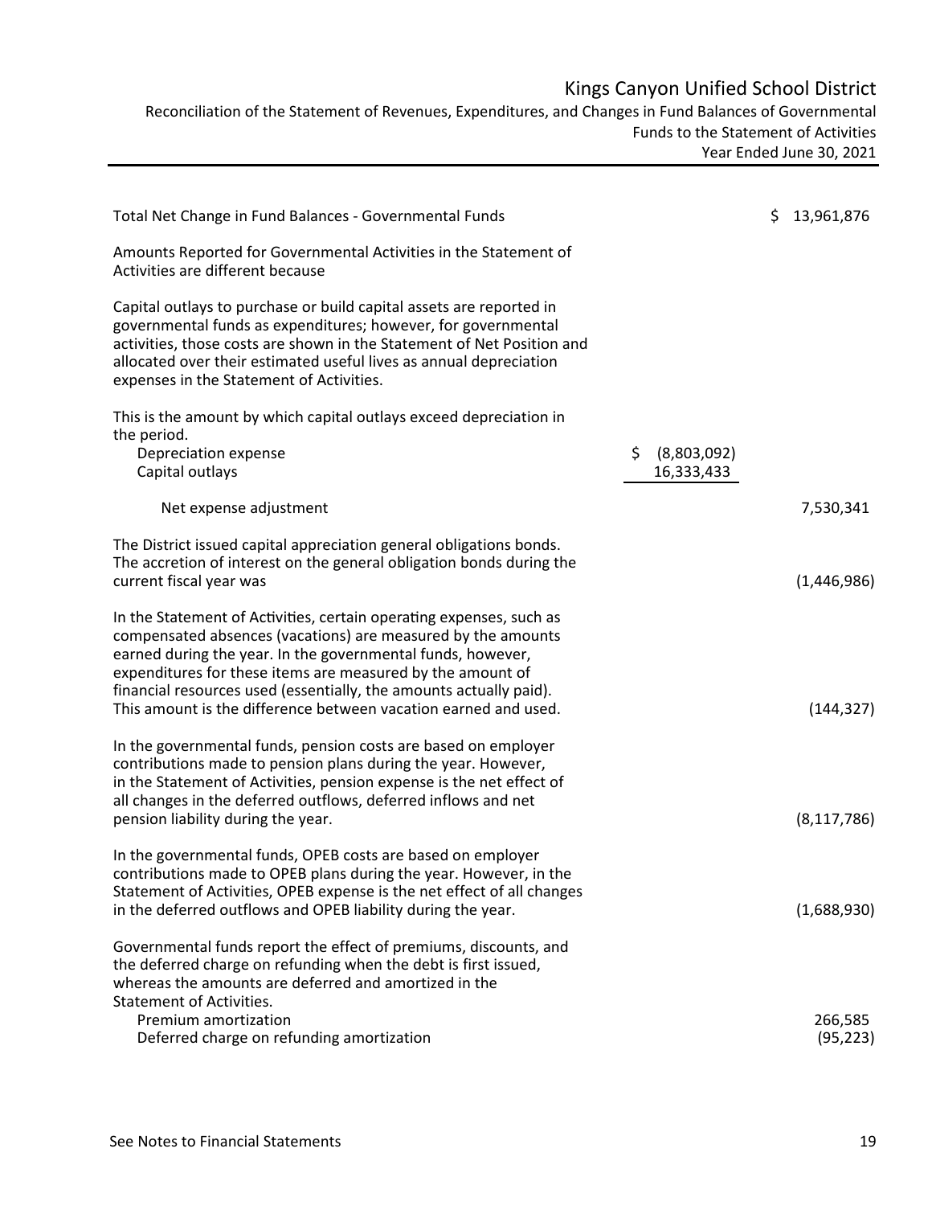# Kings Canyon Unified School District

Reconciliation of the Statement of Revenues, Expenditures, and Changes in Fund Balances of Governmental Funds to the Statement of Activities

Year Ended June 30, 2021

| | | |
|---|---|---|
| Total Net Change in Fund Balances - Governmental Funds | | $ 13,961,876 |
| Amounts Reported for Governmental Activities in the Statement of Activities are different because | | |
| Capital outlays to purchase or build capital assets are reported in governmental funds as expenditures; however, for governmental activities, those costs are shown in the Statement of Net Position and allocated over their estimated useful lives as annual depreciation expenses in the Statement of Activities. | | |
| This is the amount by which capital outlays exceed depreciation in the period. | | |
| Depreciation expense | $ (8,803,092) | |
| Capital outlays | 16,333,433 | |
| Net expense adjustment | | 7,530,341 |
| The District issued capital appreciation general obligations bonds. The accretion of interest on the general obligation bonds during the current fiscal year was | | (1,446,986) |
| In the Statement of Activities, certain operating expenses, such as compensated absences (vacations) are measured by the amounts earned during the year. In the governmental funds, however, expenditures for these items are measured by the amount of financial resources used (essentially, the amounts actually paid). This amount is the difference between vacation earned and used. | | (144,327) |
| In the governmental funds, pension costs are based on employer contributions made to pension plans during the year. However, in the Statement of Activities, pension expense is the net effect of all changes in the deferred outflows, deferred inflows and net pension liability during the year. | | (8,117,786) |
| In the governmental funds, OPEB costs are based on employer contributions made to OPEB plans during the year. However, in the Statement of Activities, OPEB expense is the net effect of all changes in the deferred outflows and OPEB liability during the year. | | (1,688,930) |
| Governmental funds report the effect of premiums, discounts, and the deferred charge on refunding when the debt is first issued, whereas the amounts are deferred and amortized in the Statement of Activities. | | |
| Premium amortization | | 266,585 |
| Deferred charge on refunding amortization | | (95,223) |

See Notes to Financial Statements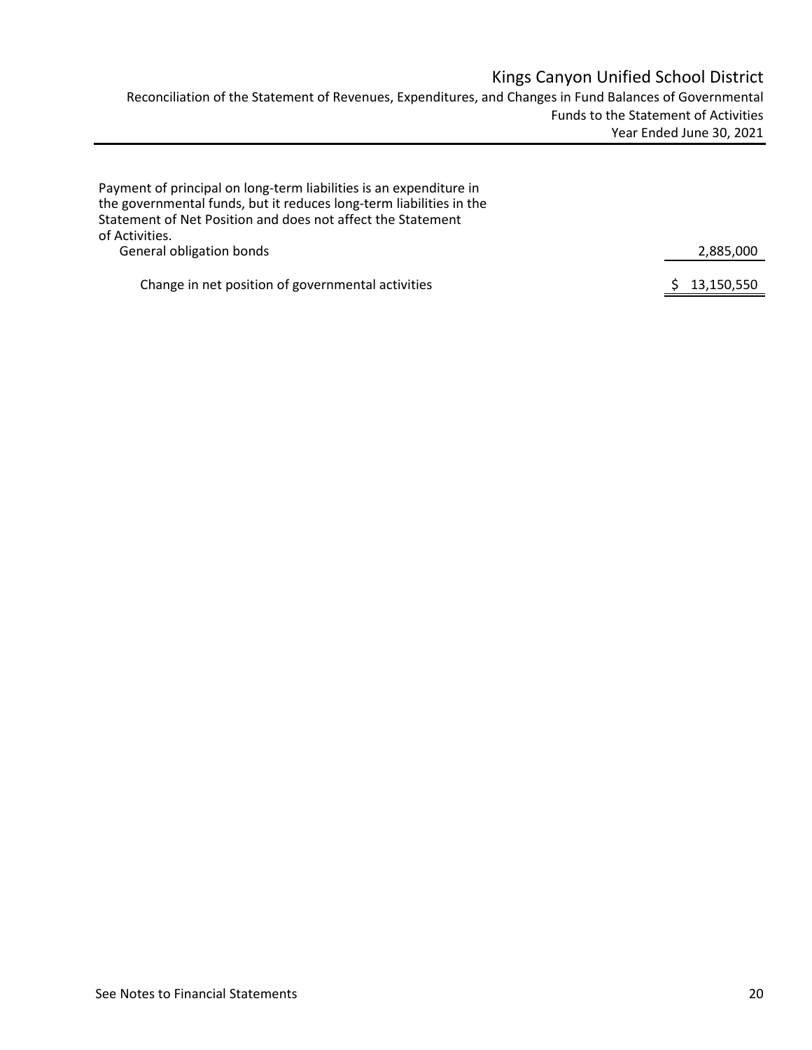# Kings Canyon Unified School District

Reconciliation of the Statement of Revenues, Expenditures, and Changes in Fund Balances of Governmental Funds to the Statement of Activities

Year Ended June 30, 2021

| | |
|---|---|
| Payment of principal on long-term liabilities is an expenditure in the governmental funds, but it reduces long-term liabilities in the Statement of Net Position and does not affect the Statement of Activities. | |
| General obligation bonds | 2,885,000 |
| Change in net position of governmental activities | $ 13,150,550 |

See Notes to Financial Statements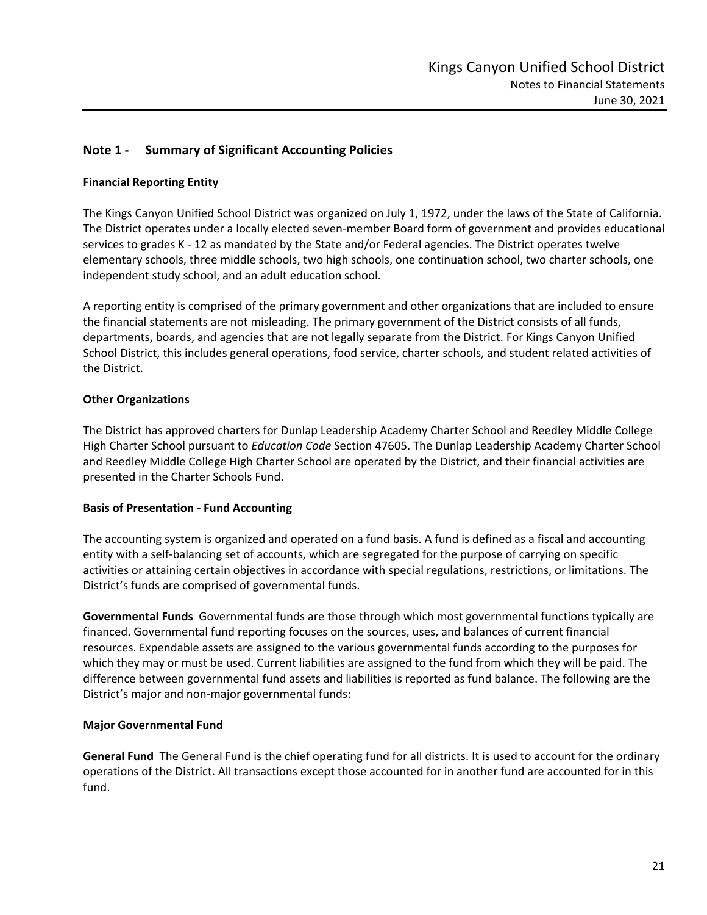## Note 1 - Summary of Significant Accounting Policies

### Financial Reporting Entity

The Kings Canyon Unified School District was organized on July 1, 1972, under the laws of the State of California. The District operates under a locally elected seven-member Board form of government and provides educational services to grades K - 12 as mandated by the State and/or Federal agencies. The District operates twelve elementary schools, three middle schools, two high schools, one continuation school, two charter schools, one independent study school, and an adult education school.

A reporting entity is comprised of the primary government and other organizations that are included to ensure the financial statements are not misleading. The primary government of the District consists of all funds, departments, boards, and agencies that are not legally separate from the District. For Kings Canyon Unified School District, this includes general operations, food service, charter schools, and student related activities of the District.

### Other Organizations

The District has approved charters for Dunlap Leadership Academy Charter School and Reedley Middle College High Charter School pursuant to *Education Code* Section 47605. The Dunlap Leadership Academy Charter School and Reedley Middle College High Charter School are operated by the District, and their financial activities are presented in the Charter Schools Fund.

### Basis of Presentation - Fund Accounting

The accounting system is organized and operated on a fund basis. A fund is defined as a fiscal and accounting entity with a self-balancing set of accounts, which are segregated for the purpose of carrying on specific activities or attaining certain objectives in accordance with special regulations, restrictions, or limitations. The District's funds are comprised of governmental funds.

**Governmental Funds** Governmental funds are those through which most governmental functions typically are financed. Governmental fund reporting focuses on the sources, uses, and balances of current financial resources. Expendable assets are assigned to the various governmental funds according to the purposes for which they may or must be used. Current liabilities are assigned to the fund from which they will be paid. The difference between governmental fund assets and liabilities is reported as fund balance. The following are the District's major and non-major governmental funds:

### Major Governmental Fund

**General Fund** The General Fund is the chief operating fund for all districts. It is used to account for the ordinary operations of the District. All transactions except those accounted for in another fund are accounted for in this fund.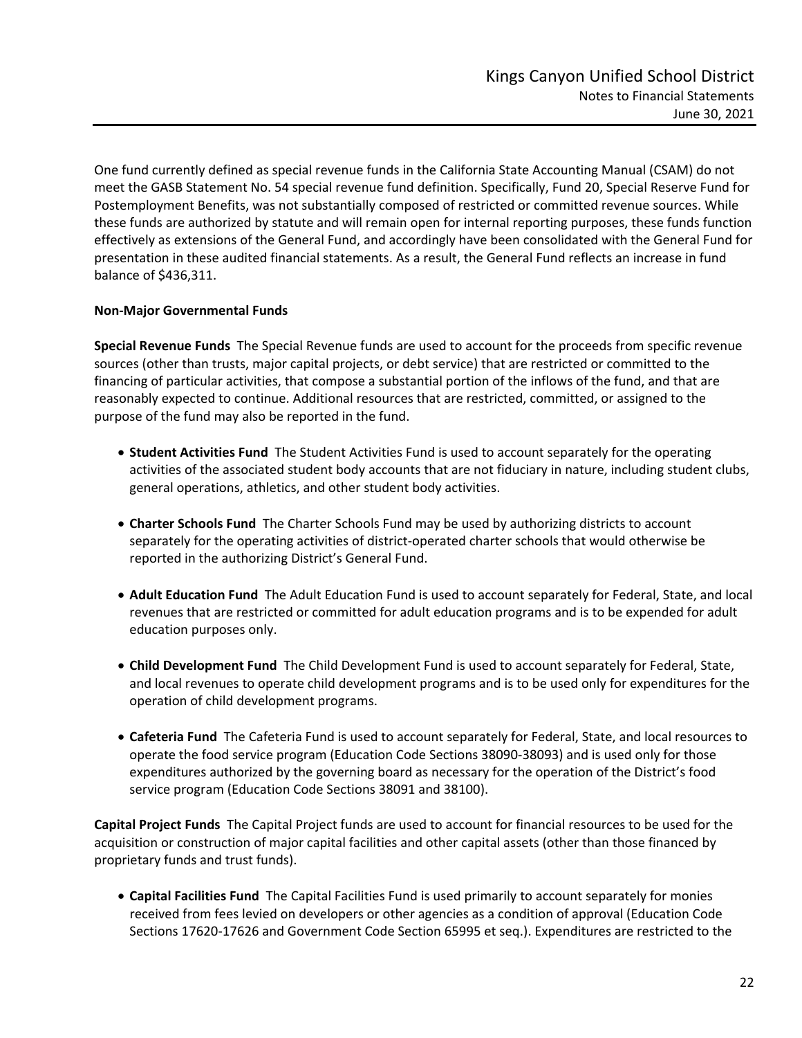One fund currently defined as special revenue funds in the California State Accounting Manual (CSAM) do not meet the GASB Statement No. 54 special revenue fund definition. Specifically, Fund 20, Special Reserve Fund for Postemployment Benefits, was not substantially composed of restricted or committed revenue sources. While these funds are authorized by statute and will remain open for internal reporting purposes, these funds function effectively as extensions of the General Fund, and accordingly have been consolidated with the General Fund for presentation in these audited financial statements. As a result, the General Fund reflects an increase in fund balance of $436,311.

**Non-Major Governmental Funds**

**Special Revenue Funds** The Special Revenue funds are used to account for the proceeds from specific revenue sources (other than trusts, major capital projects, or debt service) that are restricted or committed to the financing of particular activities, that compose a substantial portion of the inflows of the fund, and that are reasonably expected to continue. Additional resources that are restricted, committed, or assigned to the purpose of the fund may also be reported in the fund.

- **Student Activities Fund** The Student Activities Fund is used to account separately for the operating activities of the associated student body accounts that are not fiduciary in nature, including student clubs, general operations, athletics, and other student body activities.

- **Charter Schools Fund** The Charter Schools Fund may be used by authorizing districts to account separately for the operating activities of district-operated charter schools that would otherwise be reported in the authorizing District's General Fund.

- **Adult Education Fund** The Adult Education Fund is used to account separately for Federal, State, and local revenues that are restricted or committed for adult education programs and is to be expended for adult education purposes only.

- **Child Development Fund** The Child Development Fund is used to account separately for Federal, State, and local revenues to operate child development programs and is to be used only for expenditures for the operation of child development programs.

- **Cafeteria Fund** The Cafeteria Fund is used to account separately for Federal, State, and local resources to operate the food service program (Education Code Sections 38090-38093) and is used only for those expenditures authorized by the governing board as necessary for the operation of the District's food service program (Education Code Sections 38091 and 38100).

**Capital Project Funds** The Capital Project funds are used to account for financial resources to be used for the acquisition or construction of major capital facilities and other capital assets (other than those financed by proprietary funds and trust funds).

- **Capital Facilities Fund** The Capital Facilities Fund is used primarily to account separately for monies received from fees levied on developers or other agencies as a condition of approval (Education Code Sections 17620-17626 and Government Code Section 65995 et seq.). Expenditures are restricted to the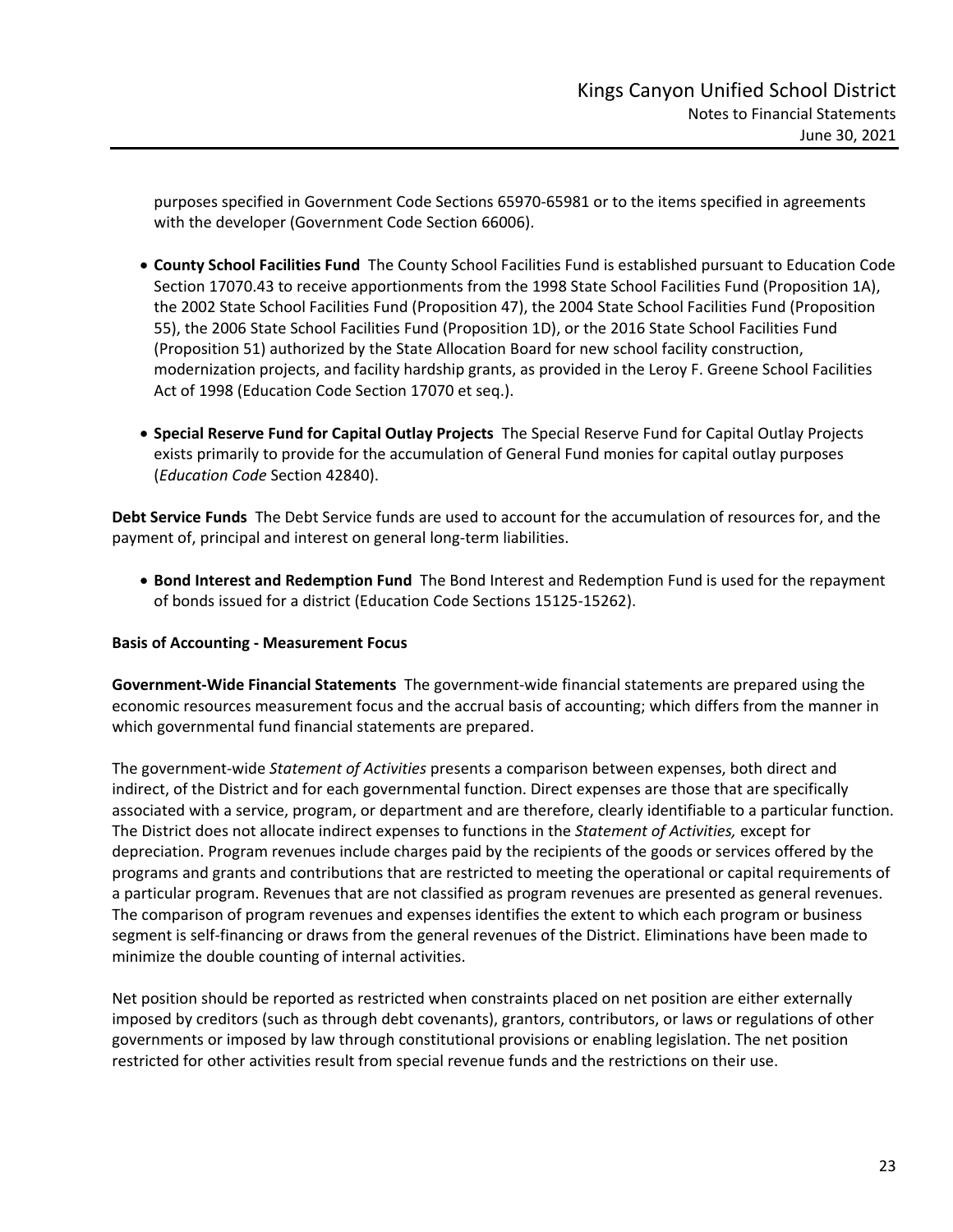purposes specified in Government Code Sections 65970-65981 or to the items specified in agreements with the developer (Government Code Section 66006).

- **County School Facilities Fund** The County School Facilities Fund is established pursuant to Education Code Section 17070.43 to receive apportionments from the 1998 State School Facilities Fund (Proposition 1A), the 2002 State School Facilities Fund (Proposition 47), the 2004 State School Facilities Fund (Proposition 55), the 2006 State School Facilities Fund (Proposition 1D), or the 2016 State School Facilities Fund (Proposition 51) authorized by the State Allocation Board for new school facility construction, modernization projects, and facility hardship grants, as provided in the Leroy F. Greene School Facilities Act of 1998 (Education Code Section 17070 et seq.).

- **Special Reserve Fund for Capital Outlay Projects** The Special Reserve Fund for Capital Outlay Projects exists primarily to provide for the accumulation of General Fund monies for capital outlay purposes (*Education Code* Section 42840).

**Debt Service Funds** The Debt Service funds are used to account for the accumulation of resources for, and the payment of, principal and interest on general long-term liabilities.

- **Bond Interest and Redemption Fund** The Bond Interest and Redemption Fund is used for the repayment of bonds issued for a district (Education Code Sections 15125-15262).

**Basis of Accounting - Measurement Focus**

**Government-Wide Financial Statements** The government-wide financial statements are prepared using the economic resources measurement focus and the accrual basis of accounting; which differs from the manner in which governmental fund financial statements are prepared.

The government-wide *Statement of Activities* presents a comparison between expenses, both direct and indirect, of the District and for each governmental function. Direct expenses are those that are specifically associated with a service, program, or department and are therefore, clearly identifiable to a particular function. The District does not allocate indirect expenses to functions in the *Statement of Activities,* except for depreciation. Program revenues include charges paid by the recipients of the goods or services offered by the programs and grants and contributions that are restricted to meeting the operational or capital requirements of a particular program. Revenues that are not classified as program revenues are presented as general revenues. The comparison of program revenues and expenses identifies the extent to which each program or business segment is self-financing or draws from the general revenues of the District. Eliminations have been made to minimize the double counting of internal activities.

Net position should be reported as restricted when constraints placed on net position are either externally imposed by creditors (such as through debt covenants), grantors, contributors, or laws or regulations of other governments or imposed by law through constitutional provisions or enabling legislation. The net position restricted for other activities result from special revenue funds and the restrictions on their use.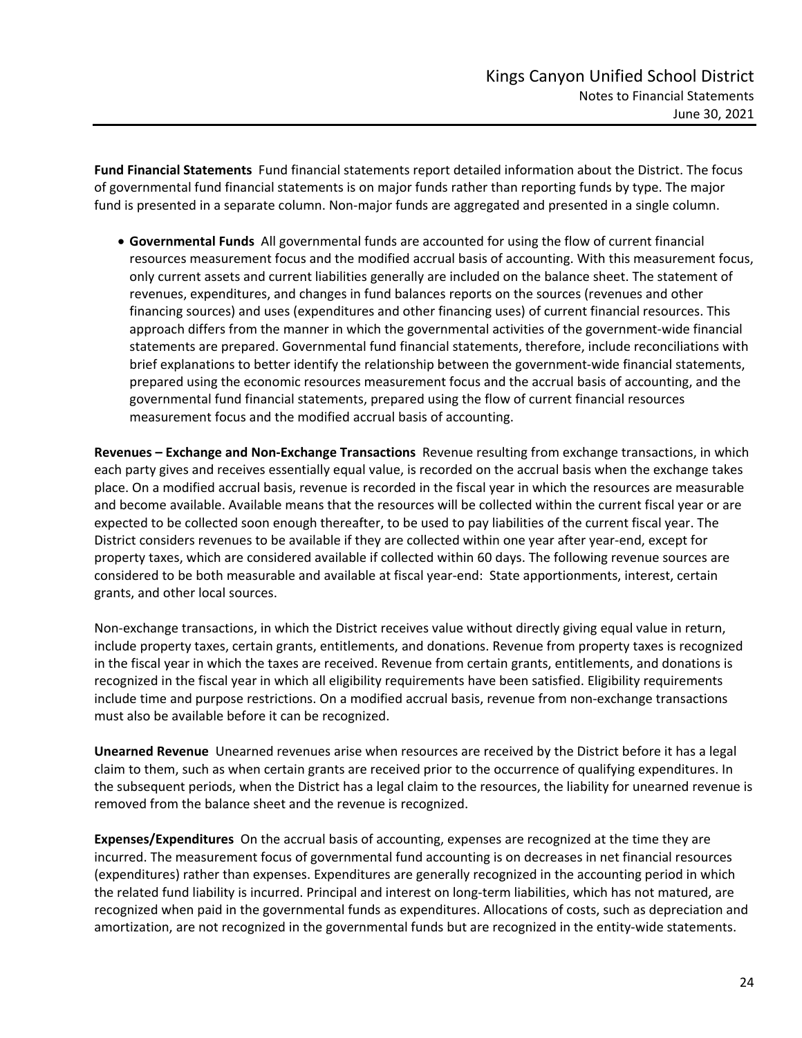**Fund Financial Statements** Fund financial statements report detailed information about the District. The focus of governmental fund financial statements is on major funds rather than reporting funds by type. The major fund is presented in a separate column. Non-major funds are aggregated and presented in a single column.

- **Governmental Funds** All governmental funds are accounted for using the flow of current financial resources measurement focus and the modified accrual basis of accounting. With this measurement focus, only current assets and current liabilities generally are included on the balance sheet. The statement of revenues, expenditures, and changes in fund balances reports on the sources (revenues and other financing sources) and uses (expenditures and other financing uses) of current financial resources. This approach differs from the manner in which the governmental activities of the government-wide financial statements are prepared. Governmental fund financial statements, therefore, include reconciliations with brief explanations to better identify the relationship between the government-wide financial statements, prepared using the economic resources measurement focus and the accrual basis of accounting, and the governmental fund financial statements, prepared using the flow of current financial resources measurement focus and the modified accrual basis of accounting.

**Revenues – Exchange and Non-Exchange Transactions** Revenue resulting from exchange transactions, in which each party gives and receives essentially equal value, is recorded on the accrual basis when the exchange takes place. On a modified accrual basis, revenue is recorded in the fiscal year in which the resources are measurable and become available. Available means that the resources will be collected within the current fiscal year or are expected to be collected soon enough thereafter, to be used to pay liabilities of the current fiscal year. The District considers revenues to be available if they are collected within one year after year-end, except for property taxes, which are considered available if collected within 60 days. The following revenue sources are considered to be both measurable and available at fiscal year-end: State apportionments, interest, certain grants, and other local sources.

Non-exchange transactions, in which the District receives value without directly giving equal value in return, include property taxes, certain grants, entitlements, and donations. Revenue from property taxes is recognized in the fiscal year in which the taxes are received. Revenue from certain grants, entitlements, and donations is recognized in the fiscal year in which all eligibility requirements have been satisfied. Eligibility requirements include time and purpose restrictions. On a modified accrual basis, revenue from non-exchange transactions must also be available before it can be recognized.

**Unearned Revenue** Unearned revenues arise when resources are received by the District before it has a legal claim to them, such as when certain grants are received prior to the occurrence of qualifying expenditures. In the subsequent periods, when the District has a legal claim to the resources, the liability for unearned revenue is removed from the balance sheet and the revenue is recognized.

**Expenses/Expenditures** On the accrual basis of accounting, expenses are recognized at the time they are incurred. The measurement focus of governmental fund accounting is on decreases in net financial resources (expenditures) rather than expenses. Expenditures are generally recognized in the accounting period in which the related fund liability is incurred. Principal and interest on long-term liabilities, which has not matured, are recognized when paid in the governmental funds as expenditures. Allocations of costs, such as depreciation and amortization, are not recognized in the governmental funds but are recognized in the entity-wide statements.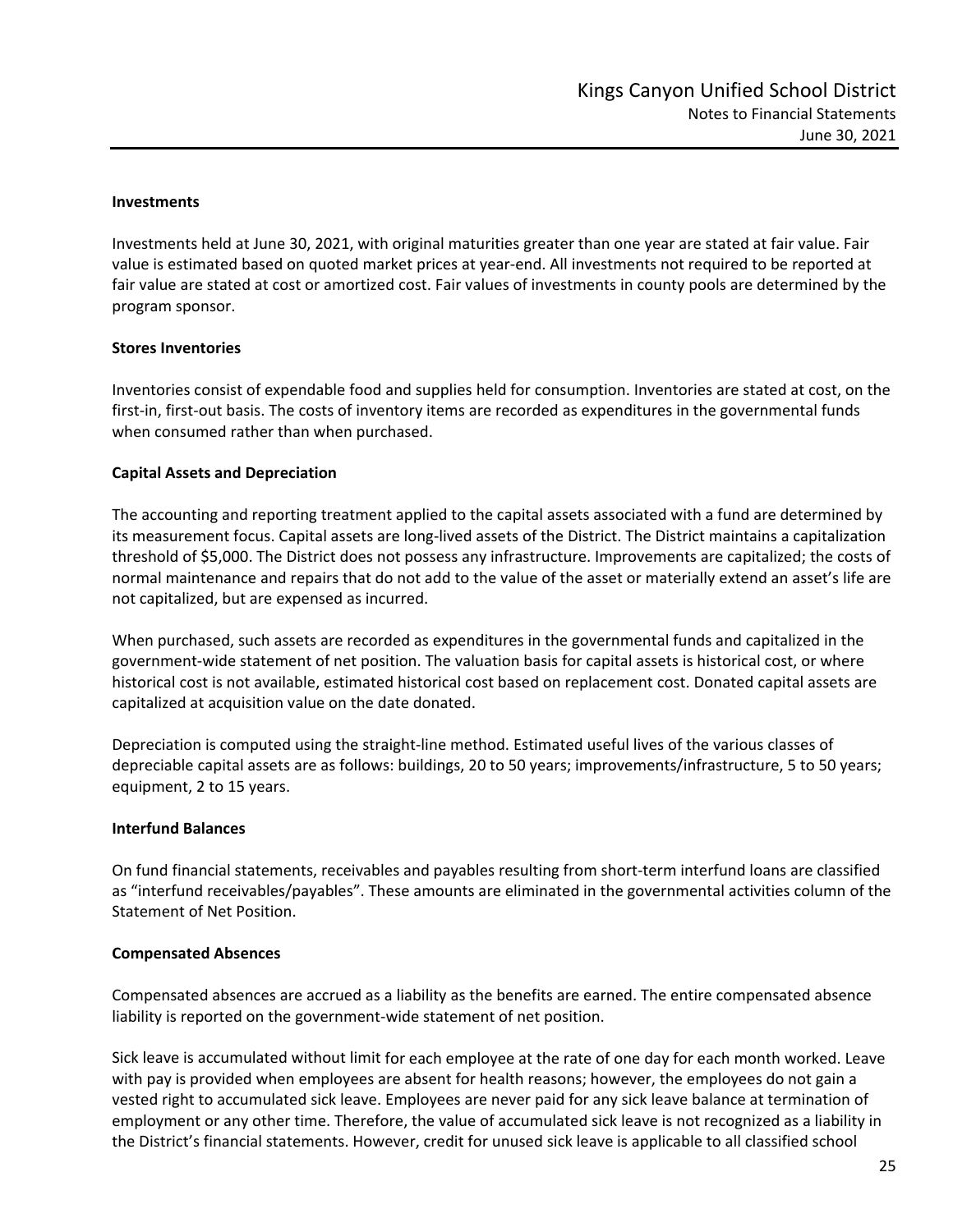**Investments**

Investments held at June 30, 2021, with original maturities greater than one year are stated at fair value. Fair value is estimated based on quoted market prices at year-end. All investments not required to be reported at fair value are stated at cost or amortized cost. Fair values of investments in county pools are determined by the program sponsor.

**Stores Inventories**

Inventories consist of expendable food and supplies held for consumption. Inventories are stated at cost, on the first-in, first-out basis. The costs of inventory items are recorded as expenditures in the governmental funds when consumed rather than when purchased.

**Capital Assets and Depreciation**

The accounting and reporting treatment applied to the capital assets associated with a fund are determined by its measurement focus. Capital assets are long-lived assets of the District. The District maintains a capitalization threshold of $5,000. The District does not possess any infrastructure. Improvements are capitalized; the costs of normal maintenance and repairs that do not add to the value of the asset or materially extend an asset's life are not capitalized, but are expensed as incurred.

When purchased, such assets are recorded as expenditures in the governmental funds and capitalized in the government-wide statement of net position. The valuation basis for capital assets is historical cost, or where historical cost is not available, estimated historical cost based on replacement cost. Donated capital assets are capitalized at acquisition value on the date donated.

Depreciation is computed using the straight-line method. Estimated useful lives of the various classes of depreciable capital assets are as follows: buildings, 20 to 50 years; improvements/infrastructure, 5 to 50 years; equipment, 2 to 15 years.

**Interfund Balances**

On fund financial statements, receivables and payables resulting from short-term interfund loans are classified as "interfund receivables/payables". These amounts are eliminated in the governmental activities column of the Statement of Net Position.

**Compensated Absences**

Compensated absences are accrued as a liability as the benefits are earned. The entire compensated absence liability is reported on the government-wide statement of net position.

Sick leave is accumulated without limit for each employee at the rate of one day for each month worked. Leave with pay is provided when employees are absent for health reasons; however, the employees do not gain a vested right to accumulated sick leave. Employees are never paid for any sick leave balance at termination of employment or any other time. Therefore, the value of accumulated sick leave is not recognized as a liability in the District's financial statements. However, credit for unused sick leave is applicable to all classified school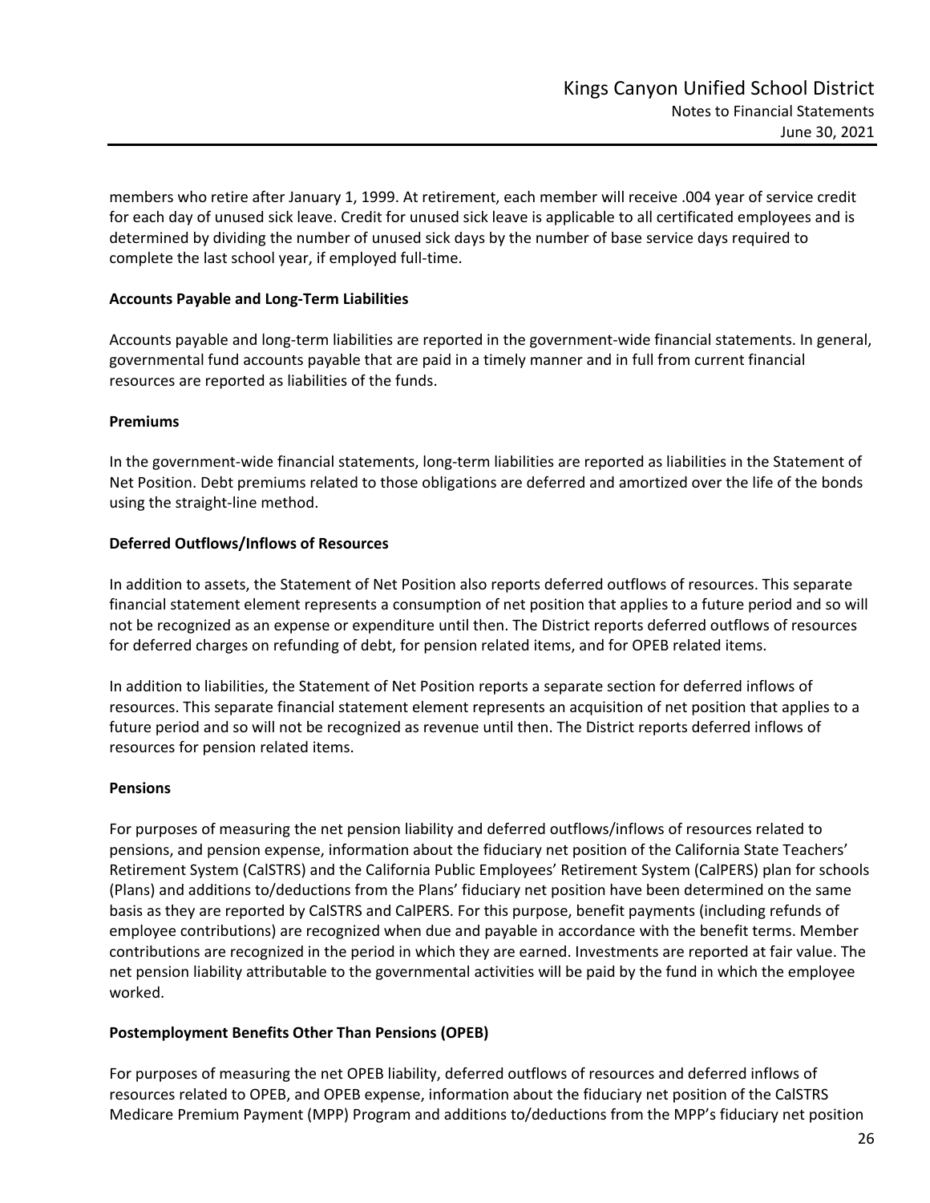members who retire after January 1, 1999. At retirement, each member will receive .004 year of service credit for each day of unused sick leave. Credit for unused sick leave is applicable to all certificated employees and is determined by dividing the number of unused sick days by the number of base service days required to complete the last school year, if employed full-time.

**Accounts Payable and Long-Term Liabilities**

Accounts payable and long-term liabilities are reported in the government-wide financial statements. In general, governmental fund accounts payable that are paid in a timely manner and in full from current financial resources are reported as liabilities of the funds.

**Premiums**

In the government-wide financial statements, long-term liabilities are reported as liabilities in the Statement of Net Position. Debt premiums related to those obligations are deferred and amortized over the life of the bonds using the straight-line method.

**Deferred Outflows/Inflows of Resources**

In addition to assets, the Statement of Net Position also reports deferred outflows of resources. This separate financial statement element represents a consumption of net position that applies to a future period and so will not be recognized as an expense or expenditure until then. The District reports deferred outflows of resources for deferred charges on refunding of debt, for pension related items, and for OPEB related items.

In addition to liabilities, the Statement of Net Position reports a separate section for deferred inflows of resources. This separate financial statement element represents an acquisition of net position that applies to a future period and so will not be recognized as revenue until then. The District reports deferred inflows of resources for pension related items.

**Pensions**

For purposes of measuring the net pension liability and deferred outflows/inflows of resources related to pensions, and pension expense, information about the fiduciary net position of the California State Teachers' Retirement System (CalSTRS) and the California Public Employees' Retirement System (CalPERS) plan for schools (Plans) and additions to/deductions from the Plans' fiduciary net position have been determined on the same basis as they are reported by CalSTRS and CalPERS. For this purpose, benefit payments (including refunds of employee contributions) are recognized when due and payable in accordance with the benefit terms. Member contributions are recognized in the period in which they are earned. Investments are reported at fair value. The net pension liability attributable to the governmental activities will be paid by the fund in which the employee worked.

**Postemployment Benefits Other Than Pensions (OPEB)**

For purposes of measuring the net OPEB liability, deferred outflows of resources and deferred inflows of resources related to OPEB, and OPEB expense, information about the fiduciary net position of the CalSTRS Medicare Premium Payment (MPP) Program and additions to/deductions from the MPP's fiduciary net position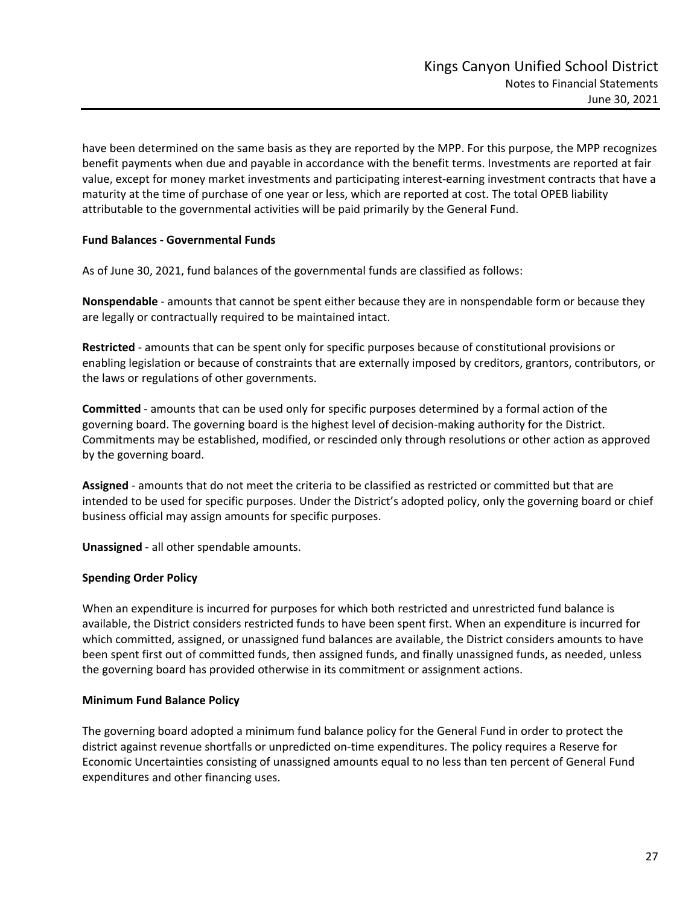have been determined on the same basis as they are reported by the MPP. For this purpose, the MPP recognizes benefit payments when due and payable in accordance with the benefit terms. Investments are reported at fair value, except for money market investments and participating interest-earning investment contracts that have a maturity at the time of purchase of one year or less, which are reported at cost. The total OPEB liability attributable to the governmental activities will be paid primarily by the General Fund.

**Fund Balances - Governmental Funds**

As of June 30, 2021, fund balances of the governmental funds are classified as follows:

**Nonspendable** - amounts that cannot be spent either because they are in nonspendable form or because they are legally or contractually required to be maintained intact.

**Restricted** - amounts that can be spent only for specific purposes because of constitutional provisions or enabling legislation or because of constraints that are externally imposed by creditors, grantors, contributors, or the laws or regulations of other governments.

**Committed** - amounts that can be used only for specific purposes determined by a formal action of the governing board. The governing board is the highest level of decision-making authority for the District. Commitments may be established, modified, or rescinded only through resolutions or other action as approved by the governing board.

**Assigned** - amounts that do not meet the criteria to be classified as restricted or committed but that are intended to be used for specific purposes. Under the District's adopted policy, only the governing board or chief business official may assign amounts for specific purposes.

**Unassigned** - all other spendable amounts.

**Spending Order Policy**

When an expenditure is incurred for purposes for which both restricted and unrestricted fund balance is available, the District considers restricted funds to have been spent first. When an expenditure is incurred for which committed, assigned, or unassigned fund balances are available, the District considers amounts to have been spent first out of committed funds, then assigned funds, and finally unassigned funds, as needed, unless the governing board has provided otherwise in its commitment or assignment actions.

**Minimum Fund Balance Policy**

The governing board adopted a minimum fund balance policy for the General Fund in order to protect the district against revenue shortfalls or unpredicted on-time expenditures. The policy requires a Reserve for Economic Uncertainties consisting of unassigned amounts equal to no less than ten percent of General Fund expenditures and other financing uses.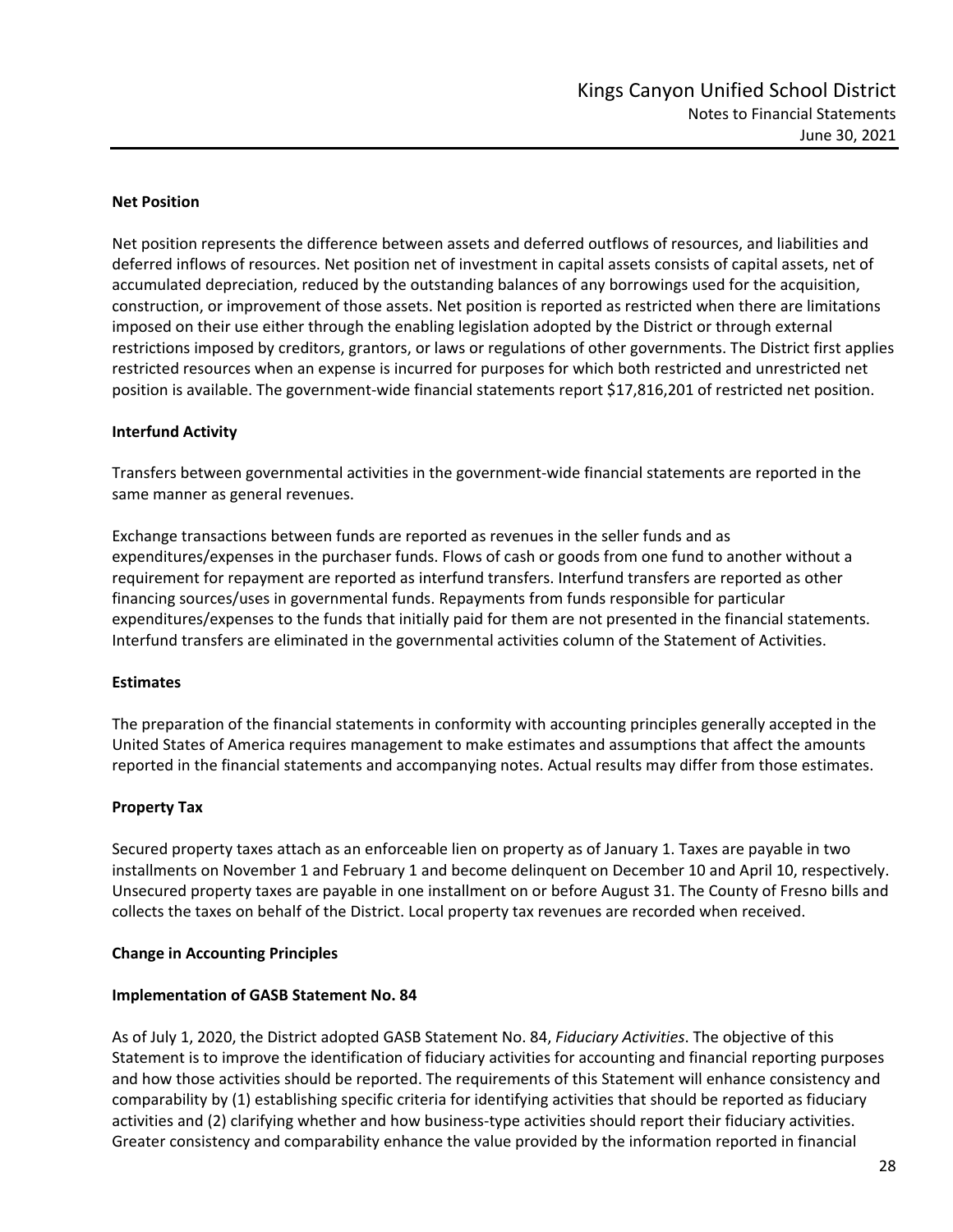**Net Position**

Net position represents the difference between assets and deferred outflows of resources, and liabilities and deferred inflows of resources. Net position net of investment in capital assets consists of capital assets, net of accumulated depreciation, reduced by the outstanding balances of any borrowings used for the acquisition, construction, or improvement of those assets. Net position is reported as restricted when there are limitations imposed on their use either through the enabling legislation adopted by the District or through external restrictions imposed by creditors, grantors, or laws or regulations of other governments. The District first applies restricted resources when an expense is incurred for purposes for which both restricted and unrestricted net position is available. The government-wide financial statements report $17,816,201 of restricted net position.

**Interfund Activity**

Transfers between governmental activities in the government-wide financial statements are reported in the same manner as general revenues.

Exchange transactions between funds are reported as revenues in the seller funds and as expenditures/expenses in the purchaser funds. Flows of cash or goods from one fund to another without a requirement for repayment are reported as interfund transfers. Interfund transfers are reported as other financing sources/uses in governmental funds. Repayments from funds responsible for particular expenditures/expenses to the funds that initially paid for them are not presented in the financial statements. Interfund transfers are eliminated in the governmental activities column of the Statement of Activities.

**Estimates**

The preparation of the financial statements in conformity with accounting principles generally accepted in the United States of America requires management to make estimates and assumptions that affect the amounts reported in the financial statements and accompanying notes. Actual results may differ from those estimates.

**Property Tax**

Secured property taxes attach as an enforceable lien on property as of January 1. Taxes are payable in two installments on November 1 and February 1 and become delinquent on December 10 and April 10, respectively. Unsecured property taxes are payable in one installment on or before August 31. The County of Fresno bills and collects the taxes on behalf of the District. Local property tax revenues are recorded when received.

**Change in Accounting Principles**

**Implementation of GASB Statement No. 84**

As of July 1, 2020, the District adopted GASB Statement No. 84, *Fiduciary Activities*. The objective of this Statement is to improve the identification of fiduciary activities for accounting and financial reporting purposes and how those activities should be reported. The requirements of this Statement will enhance consistency and comparability by (1) establishing specific criteria for identifying activities that should be reported as fiduciary activities and (2) clarifying whether and how business-type activities should report their fiduciary activities. Greater consistency and comparability enhance the value provided by the information reported in financial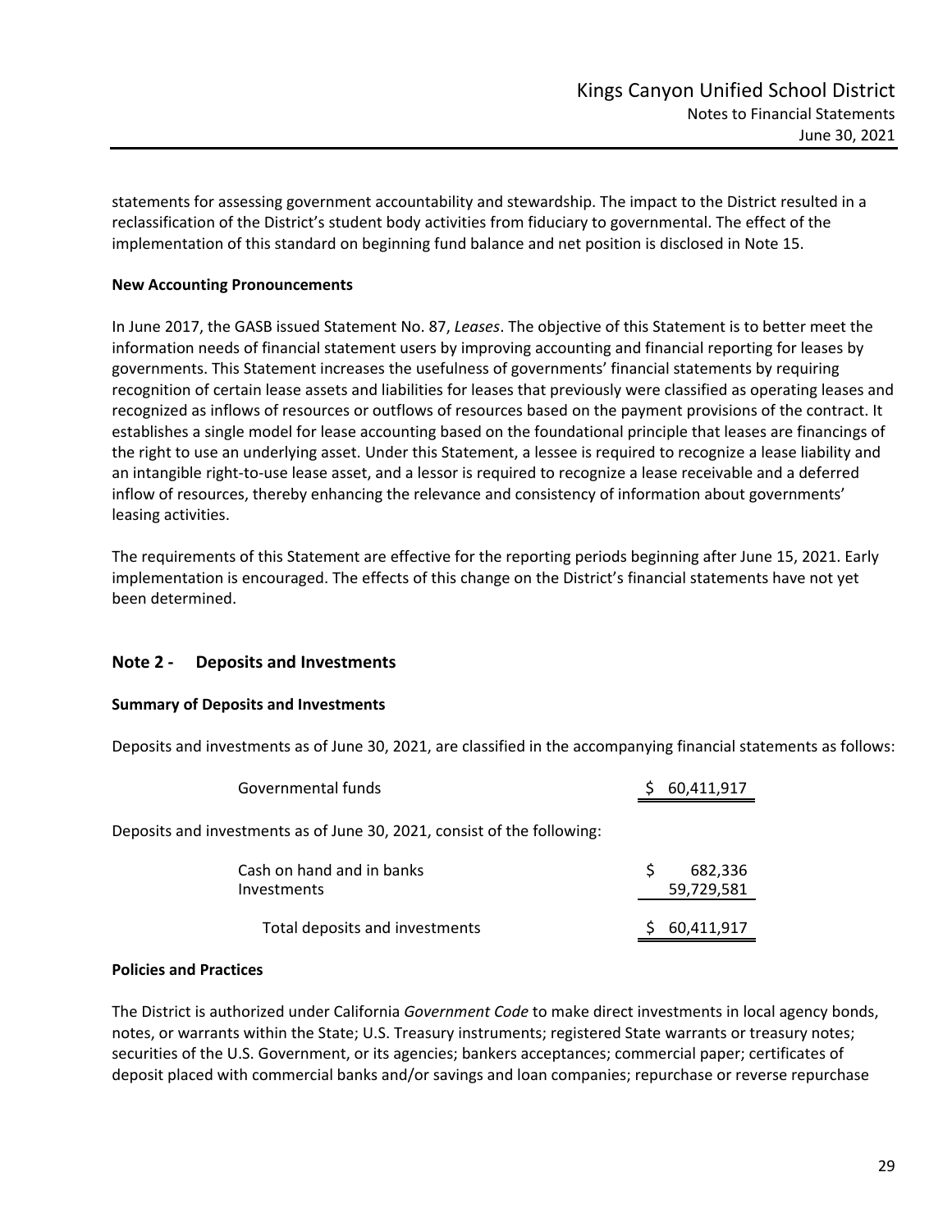statements for assessing government accountability and stewardship. The impact to the District resulted in a reclassification of the District's student body activities from fiduciary to governmental. The effect of the implementation of this standard on beginning fund balance and net position is disclosed in Note 15.

**New Accounting Pronouncements**

In June 2017, the GASB issued Statement No. 87, *Leases*. The objective of this Statement is to better meet the information needs of financial statement users by improving accounting and financial reporting for leases by governments. This Statement increases the usefulness of governments' financial statements by requiring recognition of certain lease assets and liabilities for leases that previously were classified as operating leases and recognized as inflows of resources or outflows of resources based on the payment provisions of the contract. It establishes a single model for lease accounting based on the foundational principle that leases are financings of the right to use an underlying asset. Under this Statement, a lessee is required to recognize a lease liability and an intangible right-to-use lease asset, and a lessor is required to recognize a lease receivable and a deferred inflow of resources, thereby enhancing the relevance and consistency of information about governments' leasing activities.

The requirements of this Statement are effective for the reporting periods beginning after June 15, 2021. Early implementation is encouraged. The effects of this change on the District's financial statements have not yet been determined.

## Note 2 - Deposits and Investments

**Summary of Deposits and Investments**

Deposits and investments as of June 30, 2021, are classified in the accompanying financial statements as follows:

| | |
|---|---|
| Governmental funds | $ 60,411,917 |

Deposits and investments as of June 30, 2021, consist of the following:

| | |
|---|---|
| Cash on hand and in banks | $ 682,336 |
| Investments | 59,729,581 |
| Total deposits and investments | $ 60,411,917 |

**Policies and Practices**

The District is authorized under California *Government Code* to make direct investments in local agency bonds, notes, or warrants within the State; U.S. Treasury instruments; registered State warrants or treasury notes; securities of the U.S. Government, or its agencies; bankers acceptances; commercial paper; certificates of deposit placed with commercial banks and/or savings and loan companies; repurchase or reverse repurchase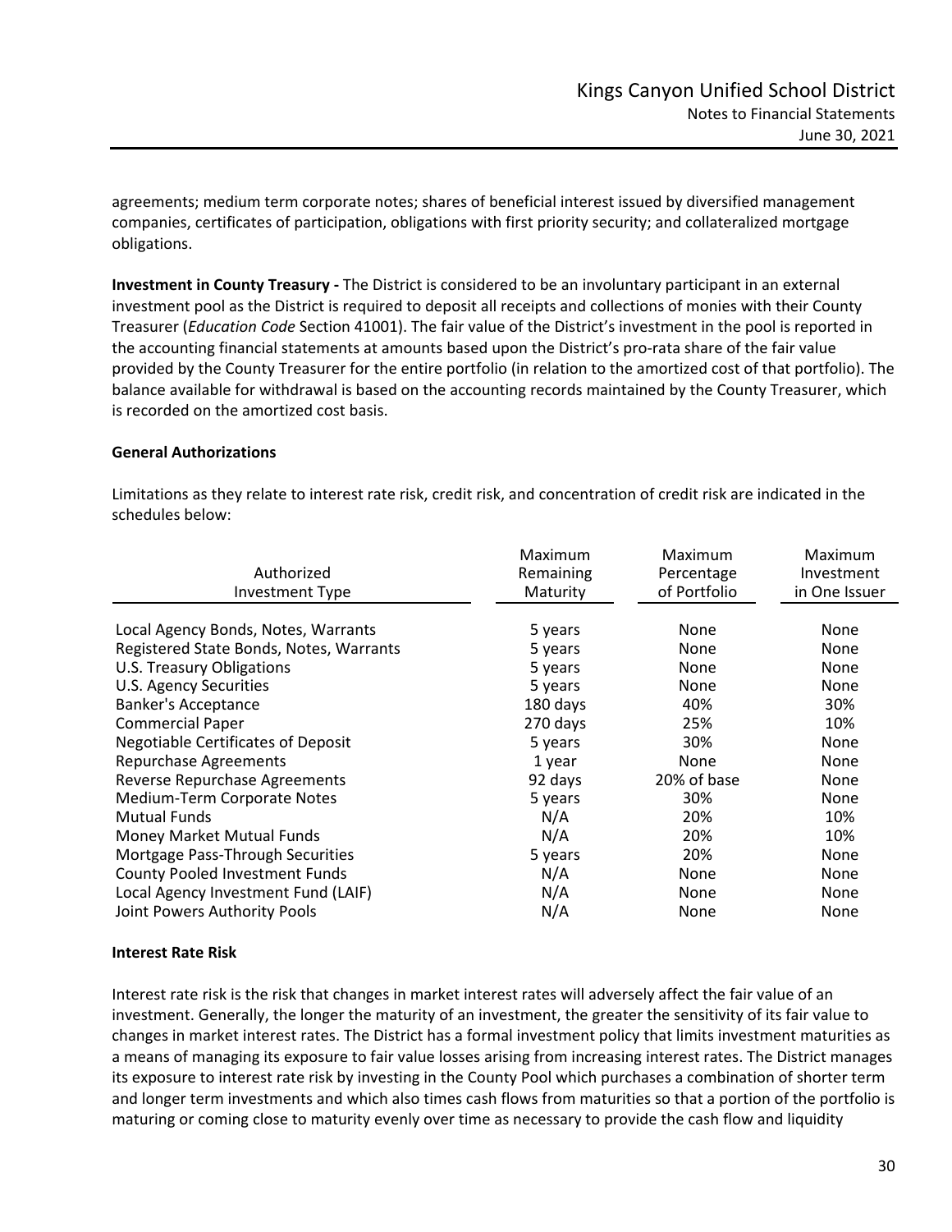agreements; medium term corporate notes; shares of beneficial interest issued by diversified management companies, certificates of participation, obligations with first priority security; and collateralized mortgage obligations.

**Investment in County Treasury -** The District is considered to be an involuntary participant in an external investment pool as the District is required to deposit all receipts and collections of monies with their County Treasurer (*Education Code* Section 41001). The fair value of the District's investment in the pool is reported in the accounting financial statements at amounts based upon the District's pro-rata share of the fair value provided by the County Treasurer for the entire portfolio (in relation to the amortized cost of that portfolio). The balance available for withdrawal is based on the accounting records maintained by the County Treasurer, which is recorded on the amortized cost basis.

### General Authorizations

Limitations as they relate to interest rate risk, credit risk, and concentration of credit risk are indicated in the schedules below:

| Authorized Investment Type | Maximum Remaining Maturity | Maximum Percentage of Portfolio | Maximum Investment in One Issuer |
|---|---|---|---|
| Local Agency Bonds, Notes, Warrants | 5 years | None | None |
| Registered State Bonds, Notes, Warrants | 5 years | None | None |
| U.S. Treasury Obligations | 5 years | None | None |
| U.S. Agency Securities | 5 years | None | None |
| Banker's Acceptance | 180 days | 40% | 30% |
| Commercial Paper | 270 days | 25% | 10% |
| Negotiable Certificates of Deposit | 5 years | 30% | None |
| Repurchase Agreements | 1 year | None | None |
| Reverse Repurchase Agreements | 92 days | 20% of base | None |
| Medium-Term Corporate Notes | 5 years | 30% | None |
| Mutual Funds | N/A | 20% | 10% |
| Money Market Mutual Funds | N/A | 20% | 10% |
| Mortgage Pass-Through Securities | 5 years | 20% | None |
| County Pooled Investment Funds | N/A | None | None |
| Local Agency Investment Fund (LAIF) | N/A | None | None |
| Joint Powers Authority Pools | N/A | None | None |

### Interest Rate Risk

Interest rate risk is the risk that changes in market interest rates will adversely affect the fair value of an investment. Generally, the longer the maturity of an investment, the greater the sensitivity of its fair value to changes in market interest rates. The District has a formal investment policy that limits investment maturities as a means of managing its exposure to fair value losses arising from increasing interest rates. The District manages its exposure to interest rate risk by investing in the County Pool which purchases a combination of shorter term and longer term investments and which also times cash flows from maturities so that a portion of the portfolio is maturing or coming close to maturity evenly over time as necessary to provide the cash flow and liquidity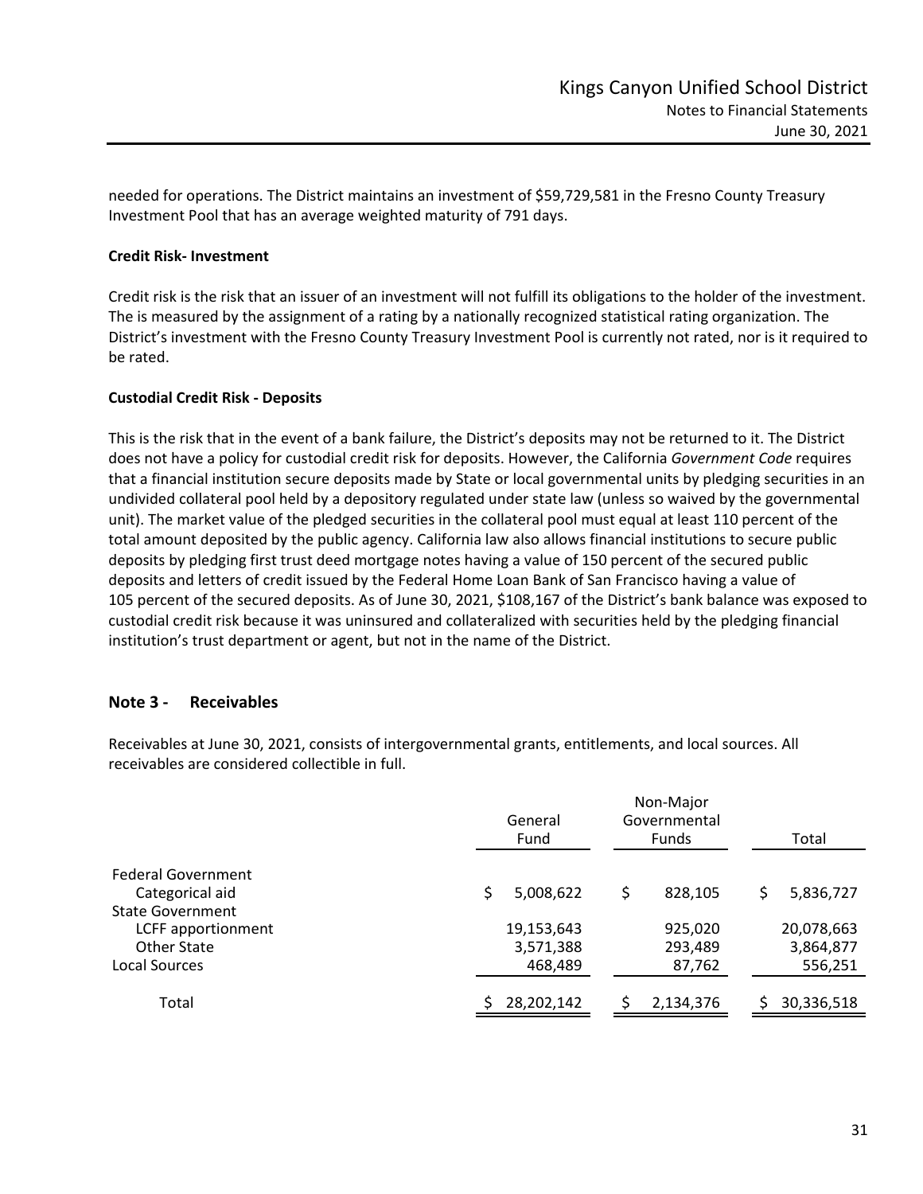needed for operations. The District maintains an investment of $59,729,581 in the Fresno County Treasury Investment Pool that has an average weighted maturity of 791 days.

**Credit Risk- Investment**

Credit risk is the risk that an issuer of an investment will not fulfill its obligations to the holder of the investment. The is measured by the assignment of a rating by a nationally recognized statistical rating organization. The District's investment with the Fresno County Treasury Investment Pool is currently not rated, nor is it required to be rated.

**Custodial Credit Risk - Deposits**

This is the risk that in the event of a bank failure, the District's deposits may not be returned to it. The District does not have a policy for custodial credit risk for deposits. However, the California *Government Code* requires that a financial institution secure deposits made by State or local governmental units by pledging securities in an undivided collateral pool held by a depository regulated under state law (unless so waived by the governmental unit). The market value of the pledged securities in the collateral pool must equal at least 110 percent of the total amount deposited by the public agency. California law also allows financial institutions to secure public deposits by pledging first trust deed mortgage notes having a value of 150 percent of the secured public deposits and letters of credit issued by the Federal Home Loan Bank of San Francisco having a value of 105 percent of the secured deposits. As of June 30, 2021, $108,167 of the District's bank balance was exposed to custodial credit risk because it was uninsured and collateralized with securities held by the pledging financial institution's trust department or agent, but not in the name of the District.

## Note 3 - Receivables

Receivables at June 30, 2021, consists of intergovernmental grants, entitlements, and local sources. All receivables are considered collectible in full.

| | General Fund | Non-Major Governmental Funds | Total |
|---|---|---|---|
| Federal Government | | | |
| Categorical aid | $ 5,008,622 | $ 828,105 | $ 5,836,727 |
| State Government | | | |
| LCFF apportionment | 19,153,643 | 925,020 | 20,078,663 |
| Other State | 3,571,388 | 293,489 | 3,864,877 |
| Local Sources | 468,489 | 87,762 | 556,251 |
| Total | $ 28,202,142 | $ 2,134,376 | $ 30,336,518 |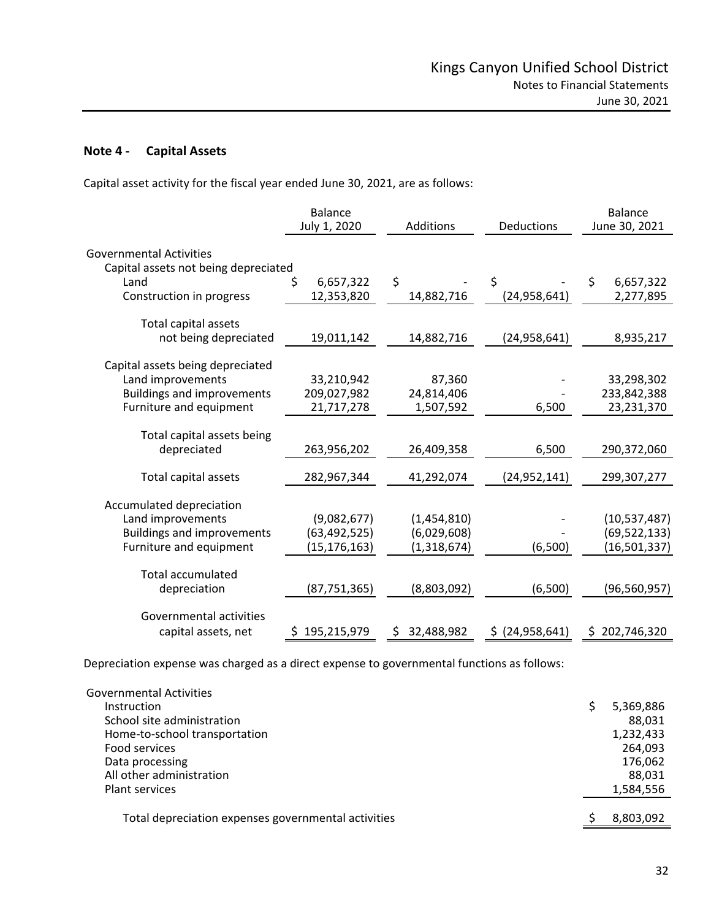## Note 4 - Capital Assets

Capital asset activity for the fiscal year ended June 30, 2021, are as follows:

| | Balance July 1, 2020 | Additions | Deductions | Balance June 30, 2021 |
|---|---|---|---|---|
| Governmental Activities | | | | |
| Capital assets not being depreciated | | | | |
| Land | $ 6,657,322 | $ - | $ - | $ 6,657,322 |
| Construction in progress | 12,353,820 | 14,882,716 | (24,958,641) | 2,277,895 |
| Total capital assets not being depreciated | 19,011,142 | 14,882,716 | (24,958,641) | 8,935,217 |
| Capital assets being depreciated | | | | |
| Land improvements | 33,210,942 | 87,360 | - | 33,298,302 |
| Buildings and improvements | 209,027,982 | 24,814,406 | - | 233,842,388 |
| Furniture and equipment | 21,717,278 | 1,507,592 | 6,500 | 23,231,370 |
| Total capital assets being depreciated | 263,956,202 | 26,409,358 | 6,500 | 290,372,060 |
| Total capital assets | 282,967,344 | 41,292,074 | (24,952,141) | 299,307,277 |
| Accumulated depreciation | | | | |
| Land improvements | (9,082,677) | (1,454,810) | - | (10,537,487) |
| Buildings and improvements | (63,492,525) | (6,029,608) | - | (69,522,133) |
| Furniture and equipment | (15,176,163) | (1,318,674) | (6,500) | (16,501,337) |
| Total accumulated depreciation | (87,751,365) | (8,803,092) | (6,500) | (96,560,957) |
| Governmental activities capital assets, net | $ 195,215,979 | $ 32,488,982 | $ (24,958,641) | $ 202,746,320 |

Depreciation expense was charged as a direct expense to governmental functions as follows:

| | |
|---|---|
| Governmental Activities | |
| Instruction | $ 5,369,886 |
| School site administration | 88,031 |
| Home-to-school transportation | 1,232,433 |
| Food services | 264,093 |
| Data processing | 176,062 |
| All other administration | 88,031 |
| Plant services | 1,584,556 |
| Total depreciation expenses governmental activities | $ 8,803,092 |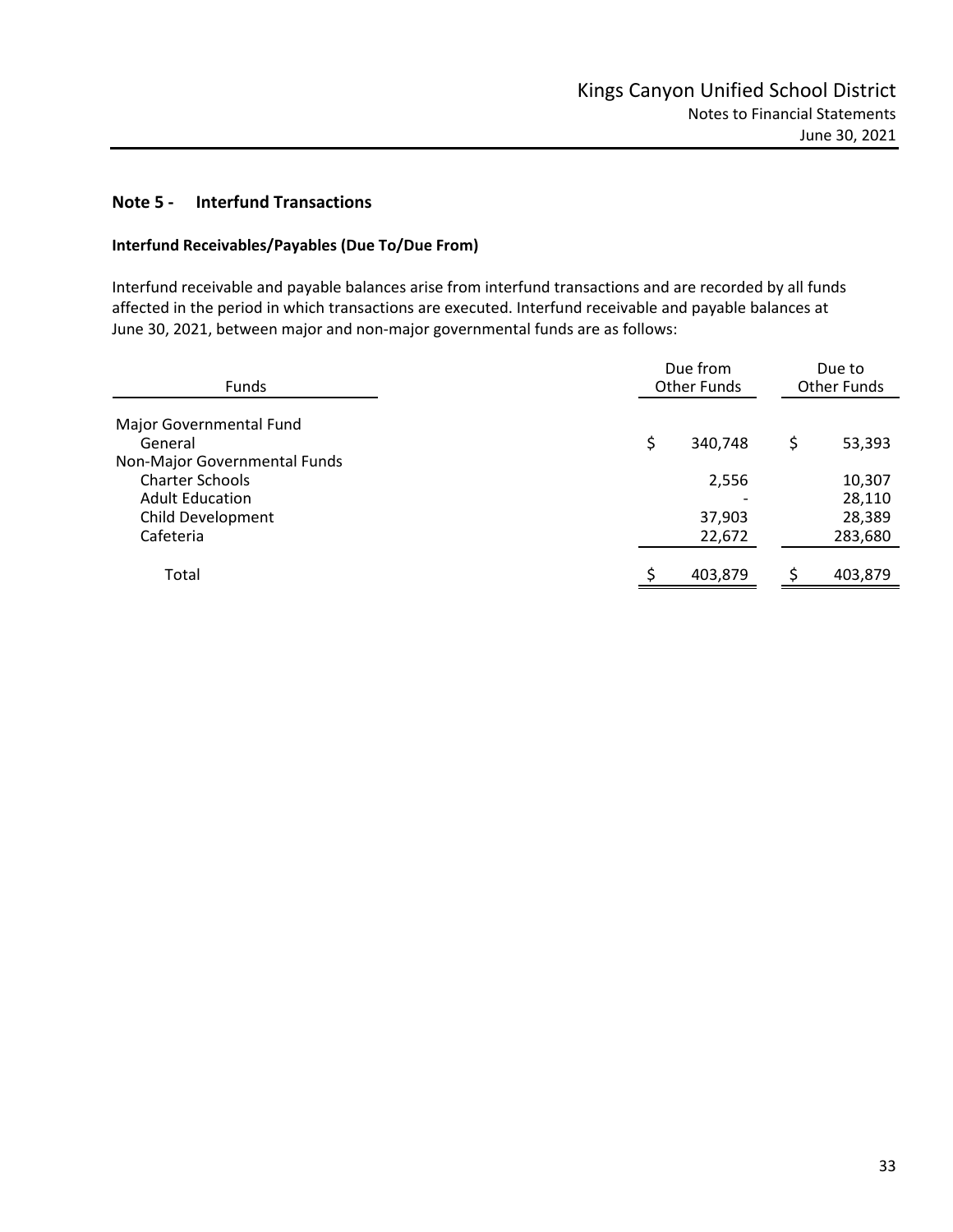## Note 5 - Interfund Transactions

### Interfund Receivables/Payables (Due To/Due From)

Interfund receivable and payable balances arise from interfund transactions and are recorded by all funds affected in the period in which transactions are executed. Interfund receivable and payable balances at June 30, 2021, between major and non-major governmental funds are as follows:

| Funds | Due from Other Funds | Due to Other Funds |
|---|---|---|
| Major Governmental Fund | | |
| General | $ 340,748 | $ 53,393 |
| Non-Major Governmental Funds | | |
| Charter Schools | 2,556 | 10,307 |
| Adult Education | - | 28,110 |
| Child Development | 37,903 | 28,389 |
| Cafeteria | 22,672 | 283,680 |
| Total | $ 403,879 | $ 403,879 |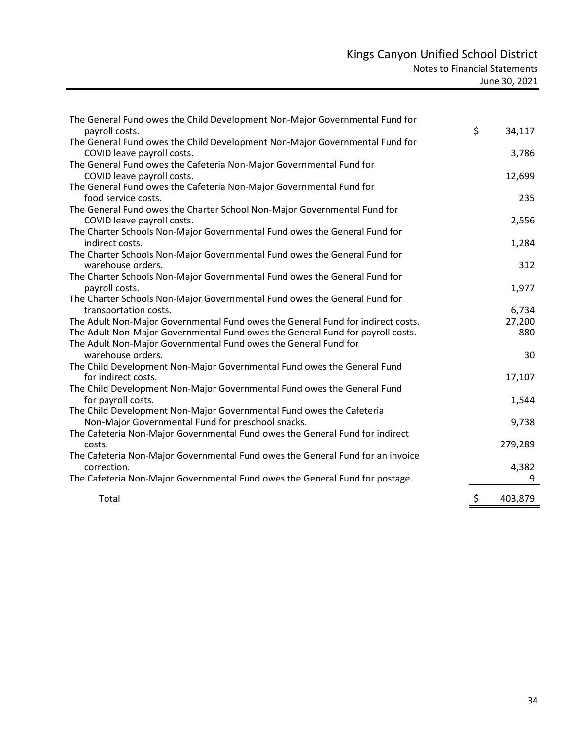| Description | Amount |
|---|---|
| The General Fund owes the Child Development Non-Major Governmental Fund for payroll costs. | $ 34,117 |
| The General Fund owes the Child Development Non-Major Governmental Fund for COVID leave payroll costs. | 3,786 |
| The General Fund owes the Cafeteria Non-Major Governmental Fund for COVID leave payroll costs. | 12,699 |
| The General Fund owes the Cafeteria Non-Major Governmental Fund for food service costs. | 235 |
| The General Fund owes the Charter School Non-Major Governmental Fund for COVID leave payroll costs. | 2,556 |
| The Charter Schools Non-Major Governmental Fund owes the General Fund for indirect costs. | 1,284 |
| The Charter Schools Non-Major Governmental Fund owes the General Fund for warehouse orders. | 312 |
| The Charter Schools Non-Major Governmental Fund owes the General Fund for payroll costs. | 1,977 |
| The Charter Schools Non-Major Governmental Fund owes the General Fund for transportation costs. | 6,734 |
| The Adult Non-Major Governmental Fund owes the General Fund for indirect costs. | 27,200 |
| The Adult Non-Major Governmental Fund owes the General Fund for payroll costs. | 880 |
| The Adult Non-Major Governmental Fund owes the General Fund for warehouse orders. | 30 |
| The Child Development Non-Major Governmental Fund owes the General Fund for indirect costs. | 17,107 |
| The Child Development Non-Major Governmental Fund owes the General Fund for payroll costs. | 1,544 |
| The Child Development Non-Major Governmental Fund owes the Cafeteria Non-Major Governmental Fund for preschool snacks. | 9,738 |
| The Cafeteria Non-Major Governmental Fund owes the General Fund for indirect costs. | 279,289 |
| The Cafeteria Non-Major Governmental Fund owes the General Fund for an invoice correction. | 4,382 |
| The Cafeteria Non-Major Governmental Fund owes the General Fund for postage. | 9 |
| Total | $ 403,879 |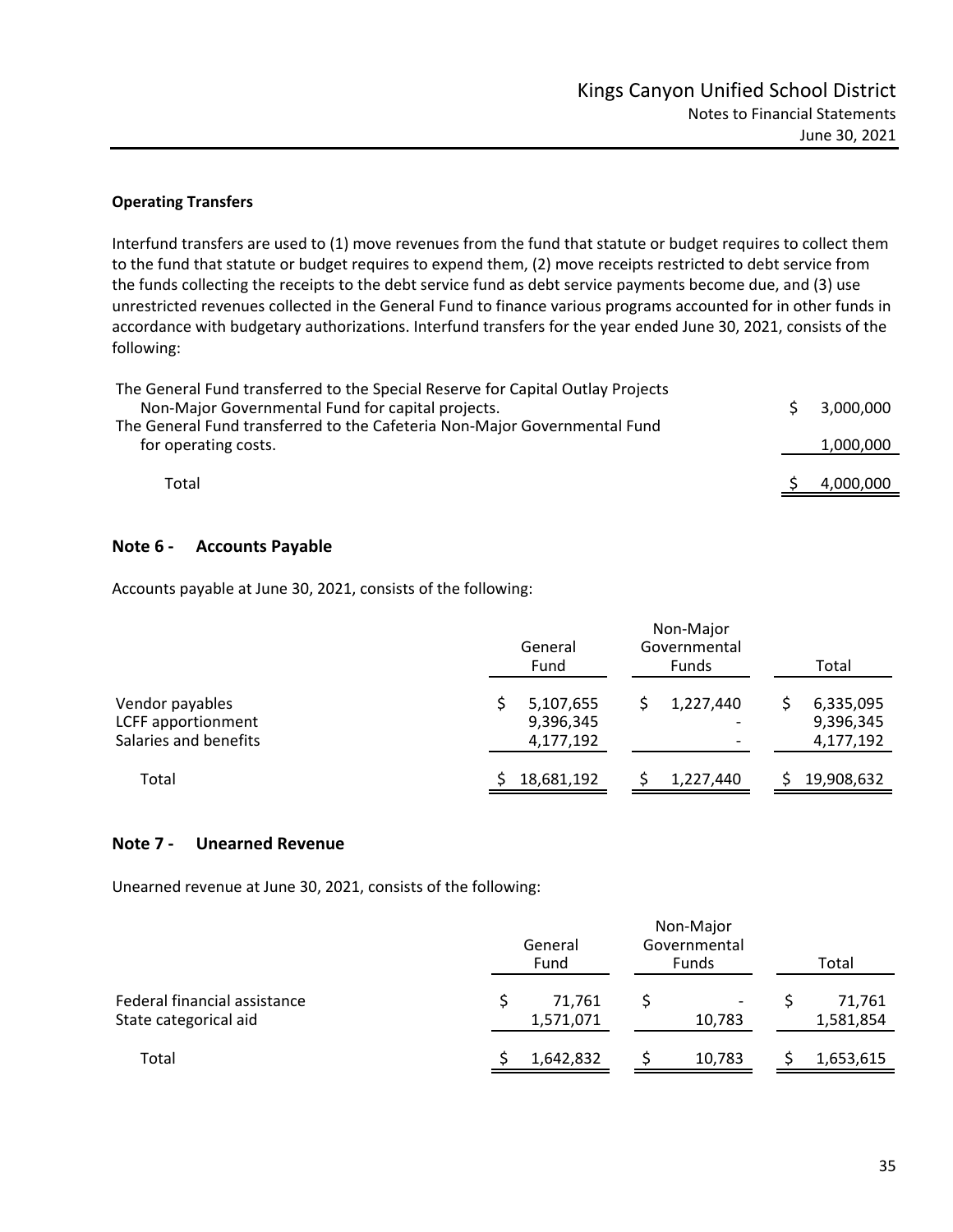**Operating Transfers**

Interfund transfers are used to (1) move revenues from the fund that statute or budget requires to collect them to the fund that statute or budget requires to expend them, (2) move receipts restricted to debt service from the funds collecting the receipts to the debt service fund as debt service payments become due, and (3) use unrestricted revenues collected in the General Fund to finance various programs accounted for in other funds in accordance with budgetary authorizations. Interfund transfers for the year ended June 30, 2021, consists of the following:

| | |
|---|---|
| The General Fund transferred to the Special Reserve for Capital Outlay Projects Non-Major Governmental Fund for capital projects. | $ 3,000,000 |
| The General Fund transferred to the Cafeteria Non-Major Governmental Fund for operating costs. | 1,000,000 |
| Total | $ 4,000,000 |

## Note 6 - Accounts Payable

Accounts payable at June 30, 2021, consists of the following:

| | General Fund | Non-Major Governmental Funds | Total |
|---|---|---|---|
| Vendor payables | $ 5,107,655 | $ 1,227,440 | $ 6,335,095 |
| LCFF apportionment | 9,396,345 | - | 9,396,345 |
| Salaries and benefits | 4,177,192 | - | 4,177,192 |
| Total | $ 18,681,192 | $ 1,227,440 | $ 19,908,632 |

## Note 7 - Unearned Revenue

Unearned revenue at June 30, 2021, consists of the following:

| | General Fund | Non-Major Governmental Funds | Total |
|---|---|---|---|
| Federal financial assistance | $ 71,761 | $ - | $ 71,761 |
| State categorical aid | 1,571,071 | 10,783 | 1,581,854 |
| Total | $ 1,642,832 | $ 10,783 | $ 1,653,615 |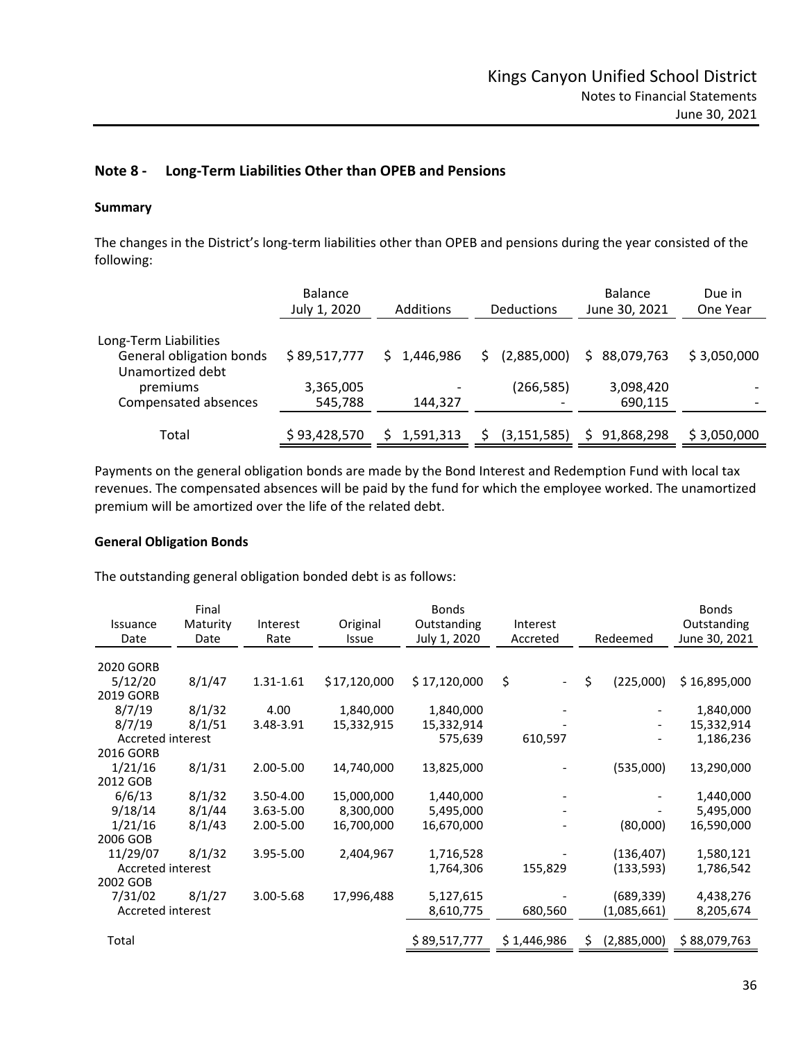## Note 8 - Long-Term Liabilities Other than OPEB and Pensions

### Summary

The changes in the District's long-term liabilities other than OPEB and pensions during the year consisted of the following:

| | Balance July 1, 2020 | Additions | Deductions | Balance June 30, 2021 | Due in One Year |
|---|---|---|---|---|---|
| Long-Term Liabilities | | | | | |
| General obligation bonds | $ 89,517,777 | $ 1,446,986 | $ (2,885,000) | $ 88,079,763 | $ 3,050,000 |
| Unamortized debt premiums | 3,365,005 | - | (266,585) | 3,098,420 | - |
| Compensated absences | 545,788 | 144,327 | - | 690,115 | - |
| Total | $ 93,428,570 | $ 1,591,313 | $ (3,151,585) | $ 91,868,298 | $ 3,050,000 |

Payments on the general obligation bonds are made by the Bond Interest and Redemption Fund with local tax revenues. The compensated absences will be paid by the fund for which the employee worked. The unamortized premium will be amortized over the life of the related debt.

### General Obligation Bonds

The outstanding general obligation bonded debt is as follows:

| Issuance Date | Final Maturity Date | Interest Rate | Original Issue | Bonds Outstanding July 1, 2020 | Interest Accreted | Redeemed | Bonds Outstanding June 30, 2021 |
|---|---|---|---|---|---|---|---|
| 2020 GORB | | | | | | | |
| 5/12/20 | 8/1/47 | 1.31-1.61 | $17,120,000 | $ 17,120,000 | $ - | $ (225,000) | $ 16,895,000 |
| 2019 GORB | | | | | | | |
| 8/7/19 | 8/1/32 | 4.00 | 1,840,000 | 1,840,000 | - | - | 1,840,000 |
| 8/7/19 | 8/1/51 | 3.48-3.91 | 15,332,915 | 15,332,914 | - | - | 15,332,914 |
| Accreted interest | | | | 575,639 | 610,597 | - | 1,186,236 |
| 2016 GORB | | | | | | | |
| 1/21/16 | 8/1/31 | 2.00-5.00 | 14,740,000 | 13,825,000 | - | (535,000) | 13,290,000 |
| 2012 GOB | | | | | | | |
| 6/6/13 | 8/1/32 | 3.50-4.00 | 15,000,000 | 1,440,000 | - | - | 1,440,000 |
| 9/18/14 | 8/1/44 | 3.63-5.00 | 8,300,000 | 5,495,000 | - | - | 5,495,000 |
| 1/21/16 | 8/1/43 | 2.00-5.00 | 16,700,000 | 16,670,000 | - | (80,000) | 16,590,000 |
| 2006 GOB | | | | | | | |
| 11/29/07 | 8/1/32 | 3.95-5.00 | 2,404,967 | 1,716,528 | - | (136,407) | 1,580,121 |
| Accreted interest | | | | 1,764,306 | 155,829 | (133,593) | 1,786,542 |
| 2002 GOB | | | | | | | |
| 7/31/02 | 8/1/27 | 3.00-5.68 | 17,996,488 | 5,127,615 | - | (689,339) | 4,438,276 |
| Accreted interest | | | | 8,610,775 | 680,560 | (1,085,661) | 8,205,674 |
| Total | | | | $ 89,517,777 | $ 1,446,986 | $ (2,885,000) | $ 88,079,763 |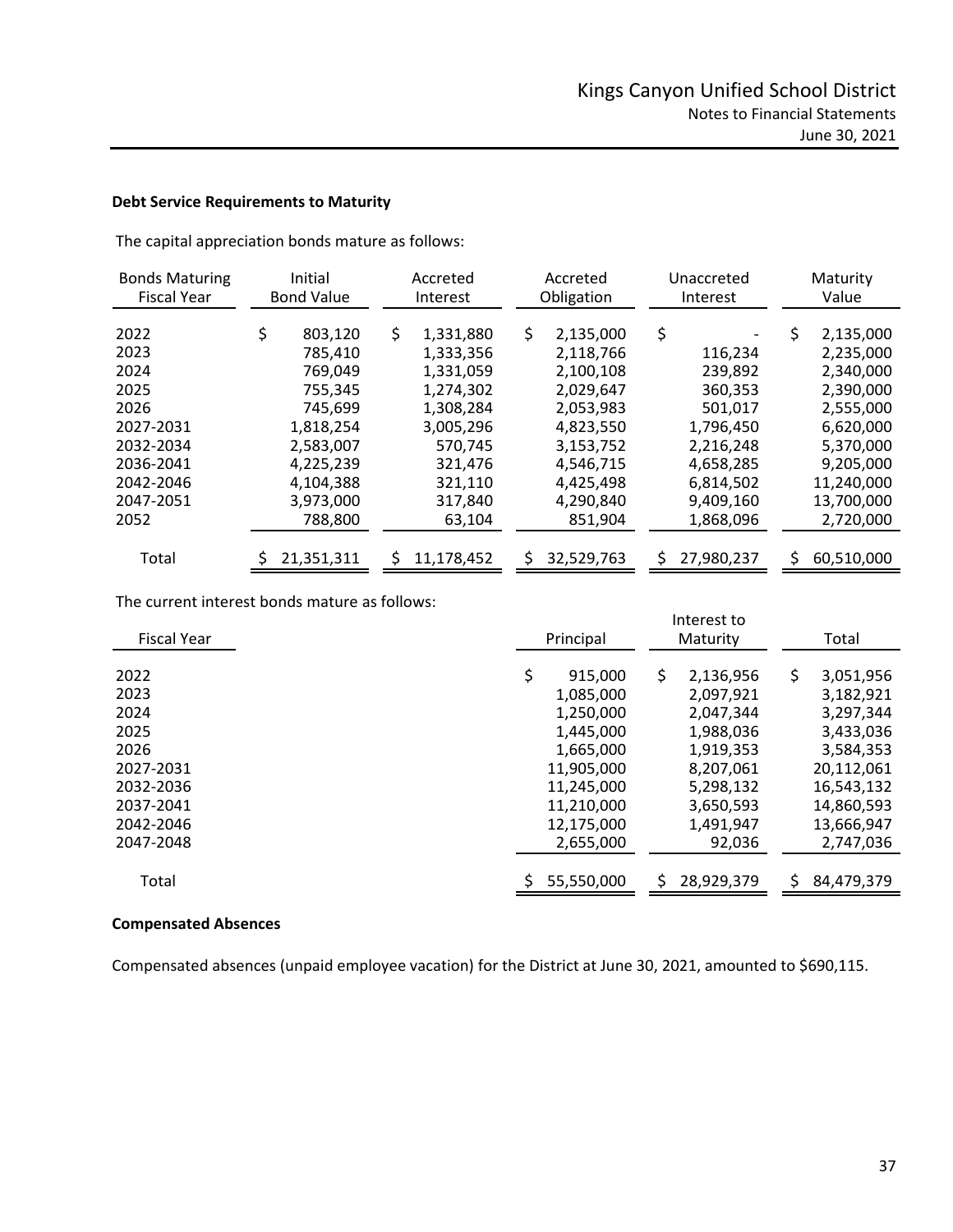### Debt Service Requirements to Maturity

The capital appreciation bonds mature as follows:

| Bonds Maturing Fiscal Year | Initial Bond Value | Accreted Interest | Accreted Obligation | Unaccreted Interest | Maturity Value |
|---|---|---|---|---|---|
| 2022 | $ 803,120 | $ 1,331,880 | $ 2,135,000 | $ - | $ 2,135,000 |
| 2023 | 785,410 | 1,333,356 | 2,118,766 | 116,234 | 2,235,000 |
| 2024 | 769,049 | 1,331,059 | 2,100,108 | 239,892 | 2,340,000 |
| 2025 | 755,345 | 1,274,302 | 2,029,647 | 360,353 | 2,390,000 |
| 2026 | 745,699 | 1,308,284 | 2,053,983 | 501,017 | 2,555,000 |
| 2027-2031 | 1,818,254 | 3,005,296 | 4,823,550 | 1,796,450 | 6,620,000 |
| 2032-2034 | 2,583,007 | 570,745 | 3,153,752 | 2,216,248 | 5,370,000 |
| 2036-2041 | 4,225,239 | 321,476 | 4,546,715 | 4,658,285 | 9,205,000 |
| 2042-2046 | 4,104,388 | 321,110 | 4,425,498 | 6,814,502 | 11,240,000 |
| 2047-2051 | 3,973,000 | 317,840 | 4,290,840 | 9,409,160 | 13,700,000 |
| 2052 | 788,800 | 63,104 | 851,904 | 1,868,096 | 2,720,000 |
| Total | $ 21,351,311 | $ 11,178,452 | $ 32,529,763 | $ 27,980,237 | $ 60,510,000 |

The current interest bonds mature as follows:

| Fiscal Year | Principal | Interest to Maturity | Total |
|---|---|---|---|
| 2022 | $ 915,000 | $ 2,136,956 | $ 3,051,956 |
| 2023 | 1,085,000 | 2,097,921 | 3,182,921 |
| 2024 | 1,250,000 | 2,047,344 | 3,297,344 |
| 2025 | 1,445,000 | 1,988,036 | 3,433,036 |
| 2026 | 1,665,000 | 1,919,353 | 3,584,353 |
| 2027-2031 | 11,905,000 | 8,207,061 | 20,112,061 |
| 2032-2036 | 11,245,000 | 5,298,132 | 16,543,132 |
| 2037-2041 | 11,210,000 | 3,650,593 | 14,860,593 |
| 2042-2046 | 12,175,000 | 1,491,947 | 13,666,947 |
| 2047-2048 | 2,655,000 | 92,036 | 2,747,036 |
| Total | $ 55,550,000 | $ 28,929,379 | $ 84,479,379 |

### Compensated Absences

Compensated absences (unpaid employee vacation) for the District at June 30, 2021, amounted to $690,115.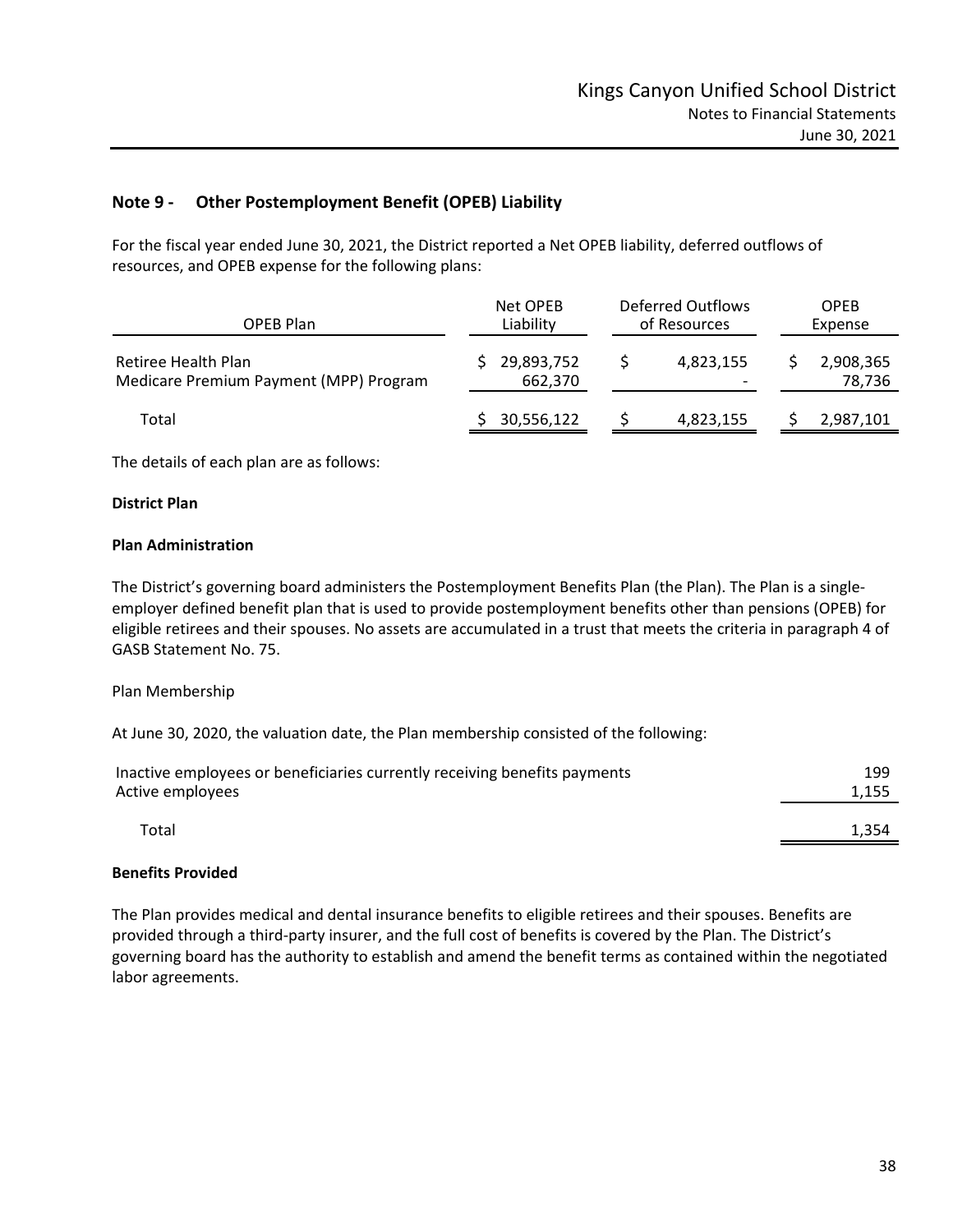## Note 9 - Other Postemployment Benefit (OPEB) Liability

For the fiscal year ended June 30, 2021, the District reported a Net OPEB liability, deferred outflows of resources, and OPEB expense for the following plans:

| OPEB Plan | Net OPEB Liability | Deferred Outflows of Resources | OPEB Expense |
|---|---|---|---|
| Retiree Health Plan | $ 29,893,752 | $ 4,823,155 | $ 2,908,365 |
| Medicare Premium Payment (MPP) Program | 662,370 | - | 78,736 |
| Total | $ 30,556,122 | $ 4,823,155 | $ 2,987,101 |

The details of each plan are as follows:

**District Plan**

**Plan Administration**

The District's governing board administers the Postemployment Benefits Plan (the Plan). The Plan is a single-employer defined benefit plan that is used to provide postemployment benefits other than pensions (OPEB) for eligible retirees and their spouses. No assets are accumulated in a trust that meets the criteria in paragraph 4 of GASB Statement No. 75.

Plan Membership

At June 30, 2020, the valuation date, the Plan membership consisted of the following:

| | |
|---|---|
| Inactive employees or beneficiaries currently receiving benefits payments | 199 |
| Active employees | 1,155 |
| Total | 1,354 |

**Benefits Provided**

The Plan provides medical and dental insurance benefits to eligible retirees and their spouses. Benefits are provided through a third-party insurer, and the full cost of benefits is covered by the Plan. The District's governing board has the authority to establish and amend the benefit terms as contained within the negotiated labor agreements.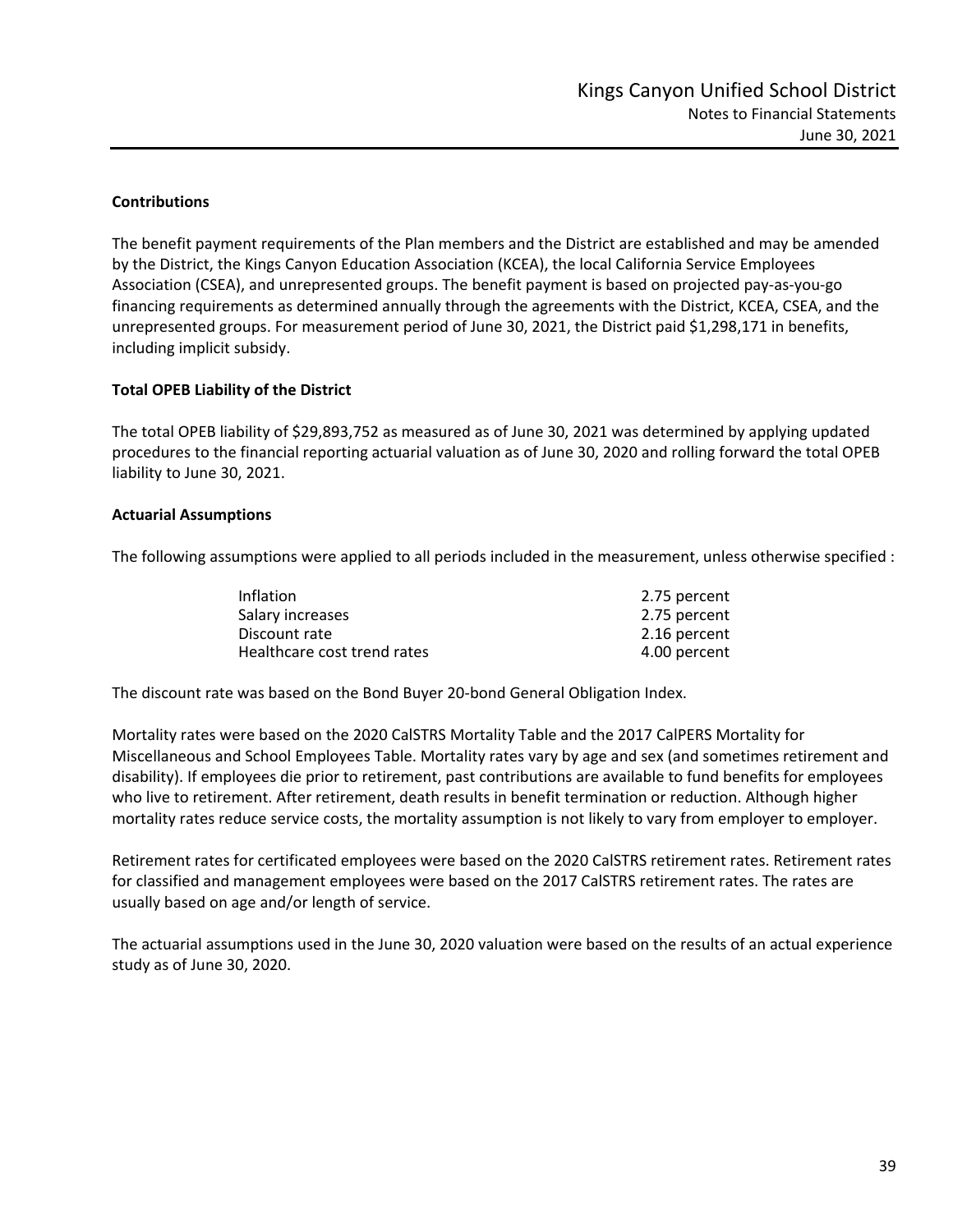**Contributions**

The benefit payment requirements of the Plan members and the District are established and may be amended by the District, the Kings Canyon Education Association (KCEA), the local California Service Employees Association (CSEA), and unrepresented groups. The benefit payment is based on projected pay-as-you-go financing requirements as determined annually through the agreements with the District, KCEA, CSEA, and the unrepresented groups. For measurement period of June 30, 2021, the District paid $1,298,171 in benefits, including implicit subsidy.

**Total OPEB Liability of the District**

The total OPEB liability of $29,893,752 as measured as of June 30, 2021 was determined by applying updated procedures to the financial reporting actuarial valuation as of June 30, 2020 and rolling forward the total OPEB liability to June 30, 2021.

**Actuarial Assumptions**

The following assumptions were applied to all periods included in the measurement, unless otherwise specified :

| | |
|---|---|
| Inflation | 2.75 percent |
| Salary increases | 2.75 percent |
| Discount rate | 2.16 percent |
| Healthcare cost trend rates | 4.00 percent |

The discount rate was based on the Bond Buyer 20-bond General Obligation Index.

Mortality rates were based on the 2020 CalSTRS Mortality Table and the 2017 CalPERS Mortality for Miscellaneous and School Employees Table. Mortality rates vary by age and sex (and sometimes retirement and disability). If employees die prior to retirement, past contributions are available to fund benefits for employees who live to retirement. After retirement, death results in benefit termination or reduction. Although higher mortality rates reduce service costs, the mortality assumption is not likely to vary from employer to employer.

Retirement rates for certificated employees were based on the 2020 CalSTRS retirement rates. Retirement rates for classified and management employees were based on the 2017 CalSTRS retirement rates. The rates are usually based on age and/or length of service.

The actuarial assumptions used in the June 30, 2020 valuation were based on the results of an actual experience study as of June 30, 2020.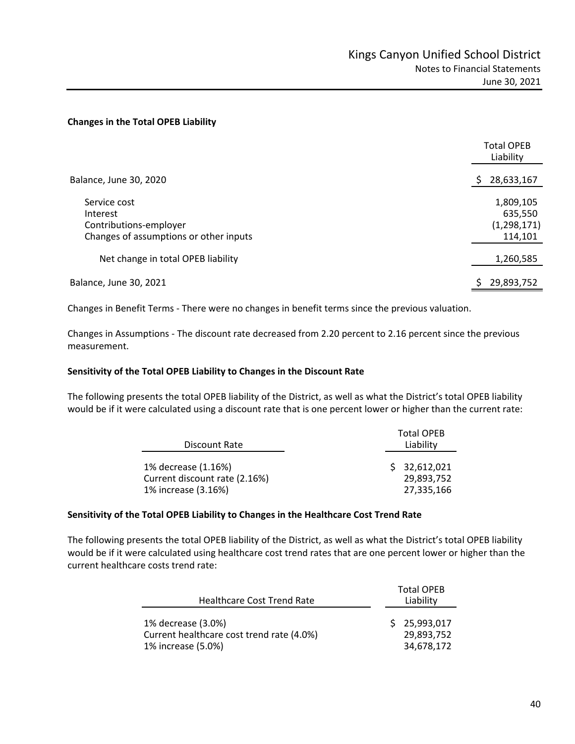**Changes in the Total OPEB Liability**

| | Total OPEB Liability |
|---|---|
| Balance, June 30, 2020 | $ 28,633,167 |
| Service cost | 1,809,105 |
| Interest | 635,550 |
| Contributions-employer | (1,298,171) |
| Changes of assumptions or other inputs | 114,101 |
| Net change in total OPEB liability | 1,260,585 |
| Balance, June 30, 2021 | $ 29,893,752 |

Changes in Benefit Terms - There were no changes in benefit terms since the previous valuation.

Changes in Assumptions - The discount rate decreased from 2.20 percent to 2.16 percent since the previous measurement.

**Sensitivity of the Total OPEB Liability to Changes in the Discount Rate**

The following presents the total OPEB liability of the District, as well as what the District's total OPEB liability would be if it were calculated using a discount rate that is one percent lower or higher than the current rate:

| Discount Rate | Total OPEB Liability |
|---|---|
| 1% decrease (1.16%) | $ 32,612,021 |
| Current discount rate (2.16%) | 29,893,752 |
| 1% increase (3.16%) | 27,335,166 |

**Sensitivity of the Total OPEB Liability to Changes in the Healthcare Cost Trend Rate**

The following presents the total OPEB liability of the District, as well as what the District's total OPEB liability would be if it were calculated using healthcare cost trend rates that are one percent lower or higher than the current healthcare costs trend rate:

| Healthcare Cost Trend Rate | Total OPEB Liability |
|---|---|
| 1% decrease (3.0%) | $ 25,993,017 |
| Current healthcare cost trend rate (4.0%) | 29,893,752 |
| 1% increase (5.0%) | 34,678,172 |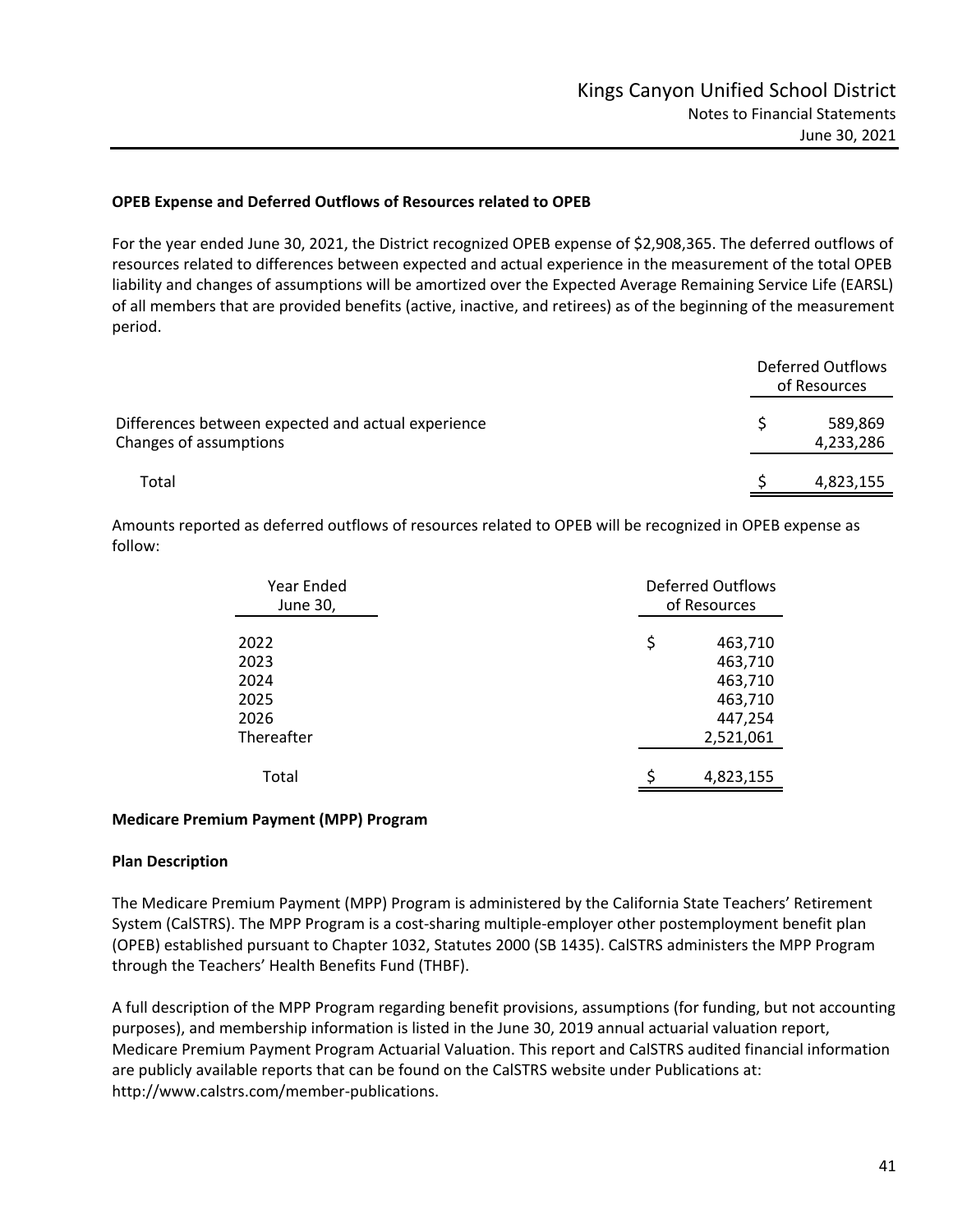**OPEB Expense and Deferred Outflows of Resources related to OPEB**

For the year ended June 30, 2021, the District recognized OPEB expense of $2,908,365. The deferred outflows of resources related to differences between expected and actual experience in the measurement of the total OPEB liability and changes of assumptions will be amortized over the Expected Average Remaining Service Life (EARSL) of all members that are provided benefits (active, inactive, and retirees) as of the beginning of the measurement period.

| | Deferred Outflows of Resources |
|---|---|
| Differences between expected and actual experience | $ 589,869 |
| Changes of assumptions | 4,233,286 |
| Total | $ 4,823,155 |

Amounts reported as deferred outflows of resources related to OPEB will be recognized in OPEB expense as follow:

| Year Ended June 30, | Deferred Outflows of Resources |
|---|---|
| 2022 | $ 463,710 |
| 2023 | 463,710 |
| 2024 | 463,710 |
| 2025 | 463,710 |
| 2026 | 447,254 |
| Thereafter | 2,521,061 |
| Total | $ 4,823,155 |

**Medicare Premium Payment (MPP) Program**

**Plan Description**

The Medicare Premium Payment (MPP) Program is administered by the California State Teachers' Retirement System (CalSTRS). The MPP Program is a cost-sharing multiple-employer other postemployment benefit plan (OPEB) established pursuant to Chapter 1032, Statutes 2000 (SB 1435). CalSTRS administers the MPP Program through the Teachers' Health Benefits Fund (THBF).

A full description of the MPP Program regarding benefit provisions, assumptions (for funding, but not accounting purposes), and membership information is listed in the June 30, 2019 annual actuarial valuation report, Medicare Premium Payment Program Actuarial Valuation. This report and CalSTRS audited financial information are publicly available reports that can be found on the CalSTRS website under Publications at: http://www.calstrs.com/member-publications.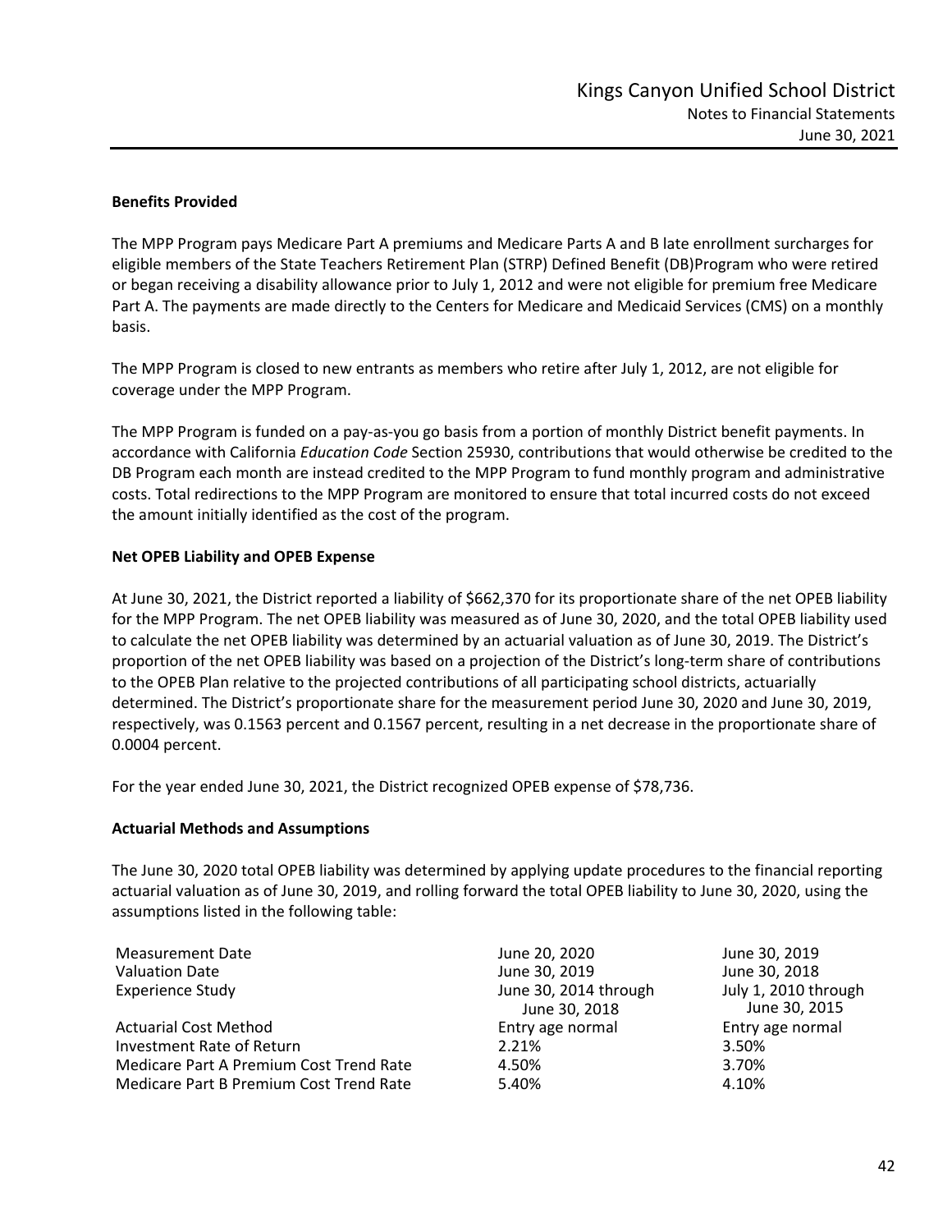**Benefits Provided**

The MPP Program pays Medicare Part A premiums and Medicare Parts A and B late enrollment surcharges for eligible members of the State Teachers Retirement Plan (STRP) Defined Benefit (DB)Program who were retired or began receiving a disability allowance prior to July 1, 2012 and were not eligible for premium free Medicare Part A. The payments are made directly to the Centers for Medicare and Medicaid Services (CMS) on a monthly basis.

The MPP Program is closed to new entrants as members who retire after July 1, 2012, are not eligible for coverage under the MPP Program.

The MPP Program is funded on a pay-as-you go basis from a portion of monthly District benefit payments. In accordance with California *Education Code* Section 25930, contributions that would otherwise be credited to the DB Program each month are instead credited to the MPP Program to fund monthly program and administrative costs. Total redirections to the MPP Program are monitored to ensure that total incurred costs do not exceed the amount initially identified as the cost of the program.

**Net OPEB Liability and OPEB Expense**

At June 30, 2021, the District reported a liability of $662,370 for its proportionate share of the net OPEB liability for the MPP Program. The net OPEB liability was measured as of June 30, 2020, and the total OPEB liability used to calculate the net OPEB liability was determined by an actuarial valuation as of June 30, 2019. The District's proportion of the net OPEB liability was based on a projection of the District's long-term share of contributions to the OPEB Plan relative to the projected contributions of all participating school districts, actuarially determined. The District's proportionate share for the measurement period June 30, 2020 and June 30, 2019, respectively, was 0.1563 percent and 0.1567 percent, resulting in a net decrease in the proportionate share of 0.0004 percent.

For the year ended June 30, 2021, the District recognized OPEB expense of $78,736.

**Actuarial Methods and Assumptions**

The June 30, 2020 total OPEB liability was determined by applying update procedures to the financial reporting actuarial valuation as of June 30, 2019, and rolling forward the total OPEB liability to June 30, 2020, using the assumptions listed in the following table:

| | | |
|---|---|---|
| Measurement Date | June 20, 2020 | June 30, 2019 |
| Valuation Date | June 30, 2019 | June 30, 2018 |
| Experience Study | June 30, 2014 through June 30, 2018 | July 1, 2010 through June 30, 2015 |
| Actuarial Cost Method | Entry age normal | Entry age normal |
| Investment Rate of Return | 2.21% | 3.50% |
| Medicare Part A Premium Cost Trend Rate | 4.50% | 3.70% |
| Medicare Part B Premium Cost Trend Rate | 5.40% | 4.10% |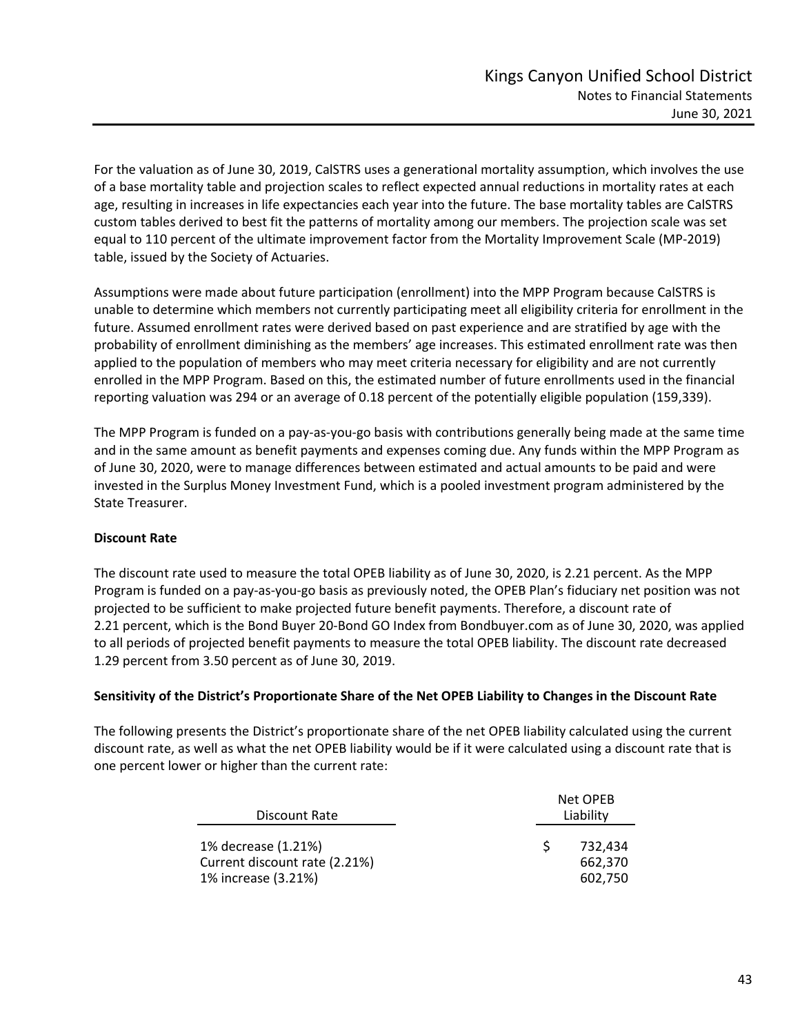For the valuation as of June 30, 2019, CalSTRS uses a generational mortality assumption, which involves the use of a base mortality table and projection scales to reflect expected annual reductions in mortality rates at each age, resulting in increases in life expectancies each year into the future. The base mortality tables are CalSTRS custom tables derived to best fit the patterns of mortality among our members. The projection scale was set equal to 110 percent of the ultimate improvement factor from the Mortality Improvement Scale (MP-2019) table, issued by the Society of Actuaries.

Assumptions were made about future participation (enrollment) into the MPP Program because CalSTRS is unable to determine which members not currently participating meet all eligibility criteria for enrollment in the future. Assumed enrollment rates were derived based on past experience and are stratified by age with the probability of enrollment diminishing as the members' age increases. This estimated enrollment rate was then applied to the population of members who may meet criteria necessary for eligibility and are not currently enrolled in the MPP Program. Based on this, the estimated number of future enrollments used in the financial reporting valuation was 294 or an average of 0.18 percent of the potentially eligible population (159,339).

The MPP Program is funded on a pay-as-you-go basis with contributions generally being made at the same time and in the same amount as benefit payments and expenses coming due. Any funds within the MPP Program as of June 30, 2020, were to manage differences between estimated and actual amounts to be paid and were invested in the Surplus Money Investment Fund, which is a pooled investment program administered by the State Treasurer.

**Discount Rate**

The discount rate used to measure the total OPEB liability as of June 30, 2020, is 2.21 percent. As the MPP Program is funded on a pay-as-you-go basis as previously noted, the OPEB Plan's fiduciary net position was not projected to be sufficient to make projected future benefit payments. Therefore, a discount rate of 2.21 percent, which is the Bond Buyer 20-Bond GO Index from Bondbuyer.com as of June 30, 2020, was applied to all periods of projected benefit payments to measure the total OPEB liability. The discount rate decreased 1.29 percent from 3.50 percent as of June 30, 2019.

**Sensitivity of the District's Proportionate Share of the Net OPEB Liability to Changes in the Discount Rate**

The following presents the District's proportionate share of the net OPEB liability calculated using the current discount rate, as well as what the net OPEB liability would be if it were calculated using a discount rate that is one percent lower or higher than the current rate:

| Discount Rate | Net OPEB Liability |
|---|---|
| 1% decrease (1.21%) | $ 732,434 |
| Current discount rate (2.21%) | 662,370 |
| 1% increase (3.21%) | 602,750 |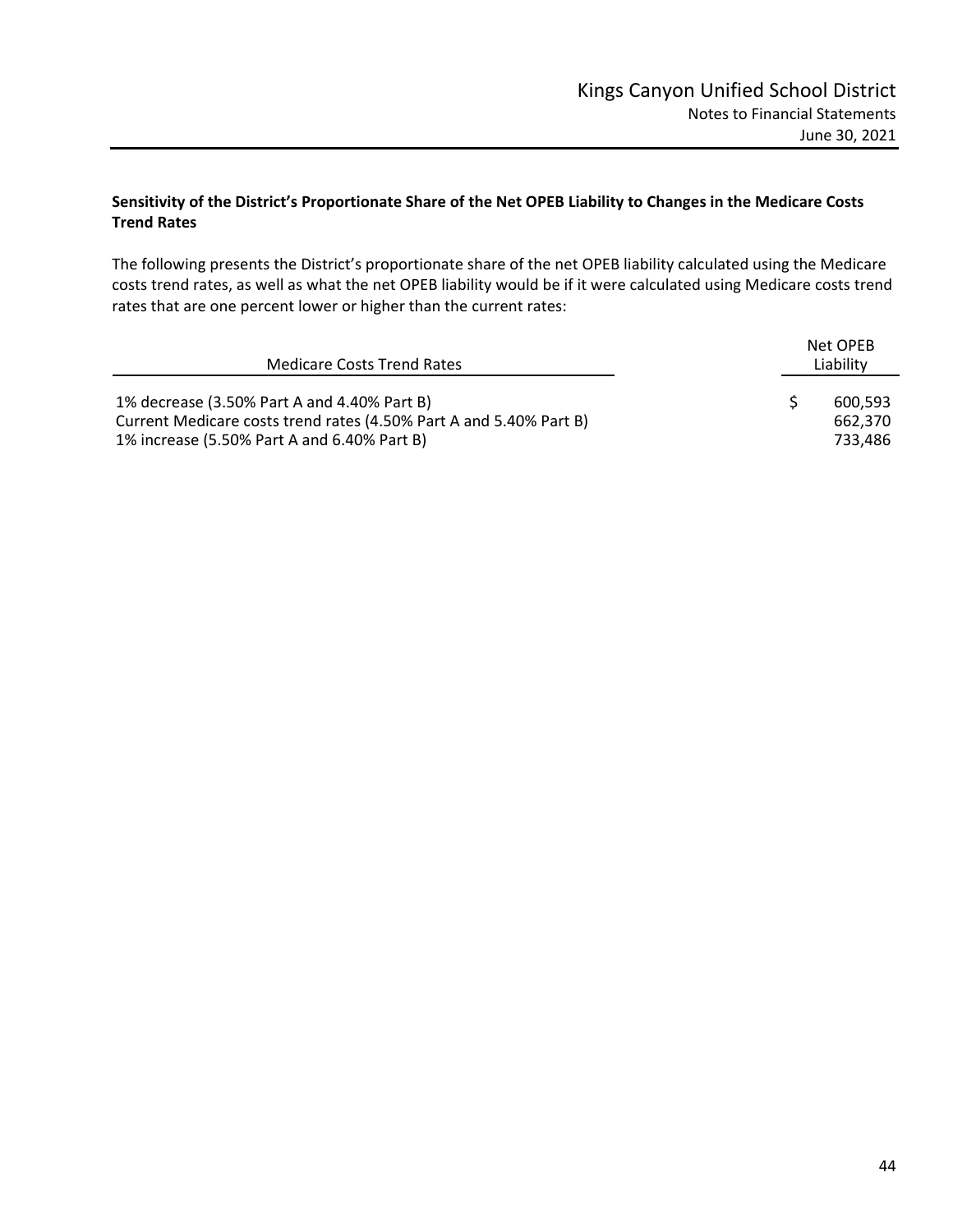### Sensitivity of the District's Proportionate Share of the Net OPEB Liability to Changes in the Medicare Costs Trend Rates

The following presents the District's proportionate share of the net OPEB liability calculated using the Medicare costs trend rates, as well as what the net OPEB liability would be if it were calculated using Medicare costs trend rates that are one percent lower or higher than the current rates:

| Medicare Costs Trend Rates | Net OPEB Liability |
|---|---|
| 1% decrease (3.50% Part A and 4.40% Part B) | $ 600,593 |
| Current Medicare costs trend rates (4.50% Part A and 5.40% Part B) | 662,370 |
| 1% increase (5.50% Part A and 6.40% Part B) | 733,486 |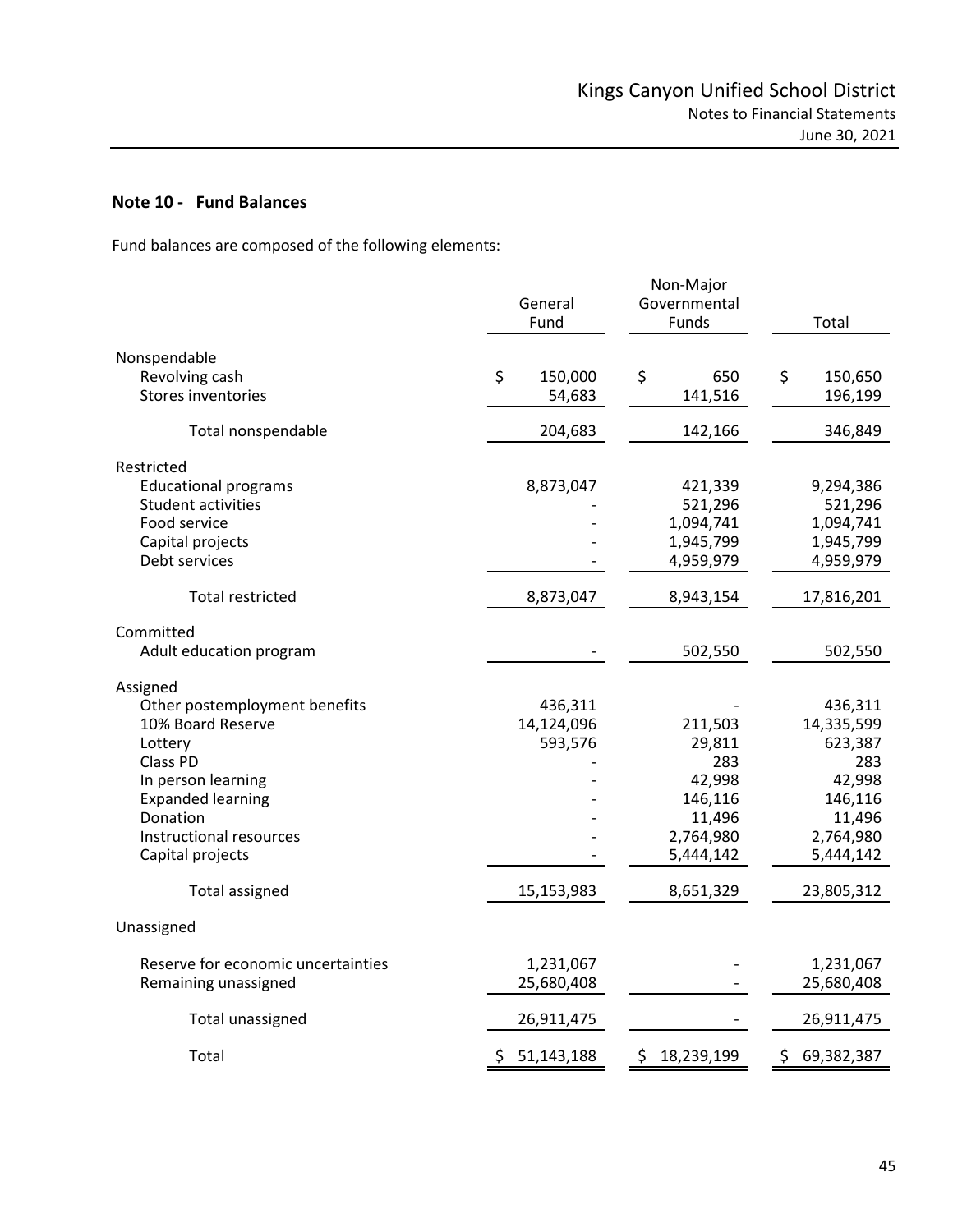## Note 10 - Fund Balances

Fund balances are composed of the following elements:

| | General Fund | Non-Major Governmental Funds | Total |
|---|---|---|---|
| Nonspendable | | | |
| Revolving cash | $ 150,000 | $ 650 | $ 150,650 |
| Stores inventories | 54,683 | 141,516 | 196,199 |
| Total nonspendable | 204,683 | 142,166 | 346,849 |
| Restricted | | | |
| Educational programs | 8,873,047 | 421,339 | 9,294,386 |
| Student activities | - | 521,296 | 521,296 |
| Food service | - | 1,094,741 | 1,094,741 |
| Capital projects | - | 1,945,799 | 1,945,799 |
| Debt services | - | 4,959,979 | 4,959,979 |
| Total restricted | 8,873,047 | 8,943,154 | 17,816,201 |
| Committed | | | |
| Adult education program | - | 502,550 | 502,550 |
| Assigned | | | |
| Other postemployment benefits | 436,311 | - | 436,311 |
| 10% Board Reserve | 14,124,096 | 211,503 | 14,335,599 |
| Lottery | 593,576 | 29,811 | 623,387 |
| Class PD | - | 283 | 283 |
| In person learning | - | 42,998 | 42,998 |
| Expanded learning | - | 146,116 | 146,116 |
| Donation | - | 11,496 | 11,496 |
| Instructional resources | - | 2,764,980 | 2,764,980 |
| Capital projects | - | 5,444,142 | 5,444,142 |
| Total assigned | 15,153,983 | 8,651,329 | 23,805,312 |
| Unassigned | | | |
| Reserve for economic uncertainties | 1,231,067 | - | 1,231,067 |
| Remaining unassigned | 25,680,408 | - | 25,680,408 |
| Total unassigned | 26,911,475 | - | 26,911,475 |
| Total | $ 51,143,188 | $ 18,239,199 | $ 69,382,387 |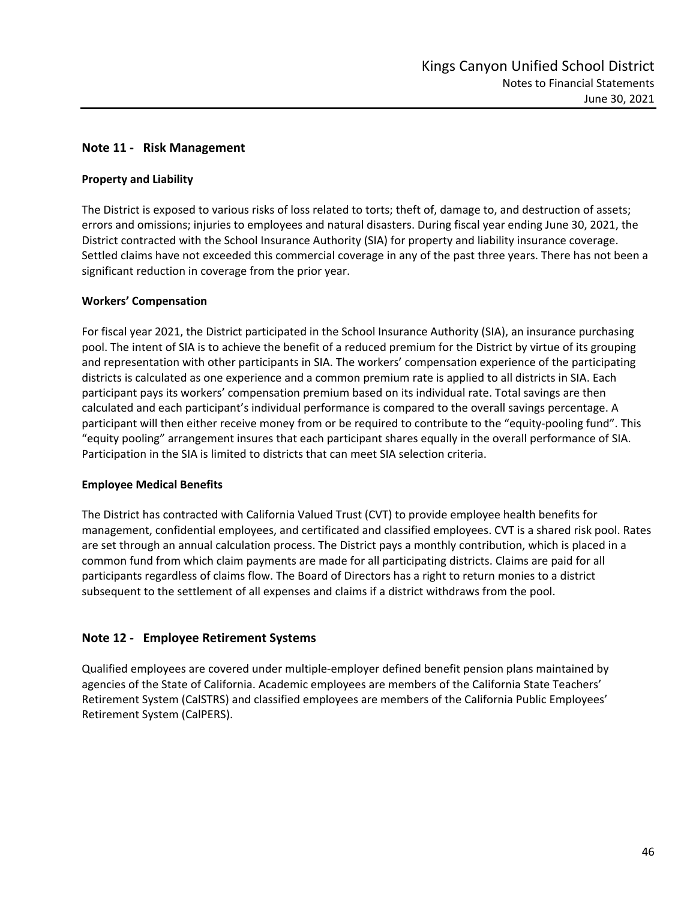## Note 11 - Risk Management

### Property and Liability

The District is exposed to various risks of loss related to torts; theft of, damage to, and destruction of assets; errors and omissions; injuries to employees and natural disasters. During fiscal year ending June 30, 2021, the District contracted with the School Insurance Authority (SIA) for property and liability insurance coverage. Settled claims have not exceeded this commercial coverage in any of the past three years. There has not been a significant reduction in coverage from the prior year.

### Workers' Compensation

For fiscal year 2021, the District participated in the School Insurance Authority (SIA), an insurance purchasing pool. The intent of SIA is to achieve the benefit of a reduced premium for the District by virtue of its grouping and representation with other participants in SIA. The workers' compensation experience of the participating districts is calculated as one experience and a common premium rate is applied to all districts in SIA. Each participant pays its workers' compensation premium based on its individual rate. Total savings are then calculated and each participant's individual performance is compared to the overall savings percentage. A participant will then either receive money from or be required to contribute to the "equity-pooling fund". This "equity pooling" arrangement insures that each participant shares equally in the overall performance of SIA. Participation in the SIA is limited to districts that can meet SIA selection criteria.

### Employee Medical Benefits

The District has contracted with California Valued Trust (CVT) to provide employee health benefits for management, confidential employees, and certificated and classified employees. CVT is a shared risk pool. Rates are set through an annual calculation process. The District pays a monthly contribution, which is placed in a common fund from which claim payments are made for all participating districts. Claims are paid for all participants regardless of claims flow. The Board of Directors has a right to return monies to a district subsequent to the settlement of all expenses and claims if a district withdraws from the pool.

## Note 12 - Employee Retirement Systems

Qualified employees are covered under multiple-employer defined benefit pension plans maintained by agencies of the State of California. Academic employees are members of the California State Teachers' Retirement System (CalSTRS) and classified employees are members of the California Public Employees' Retirement System (CalPERS).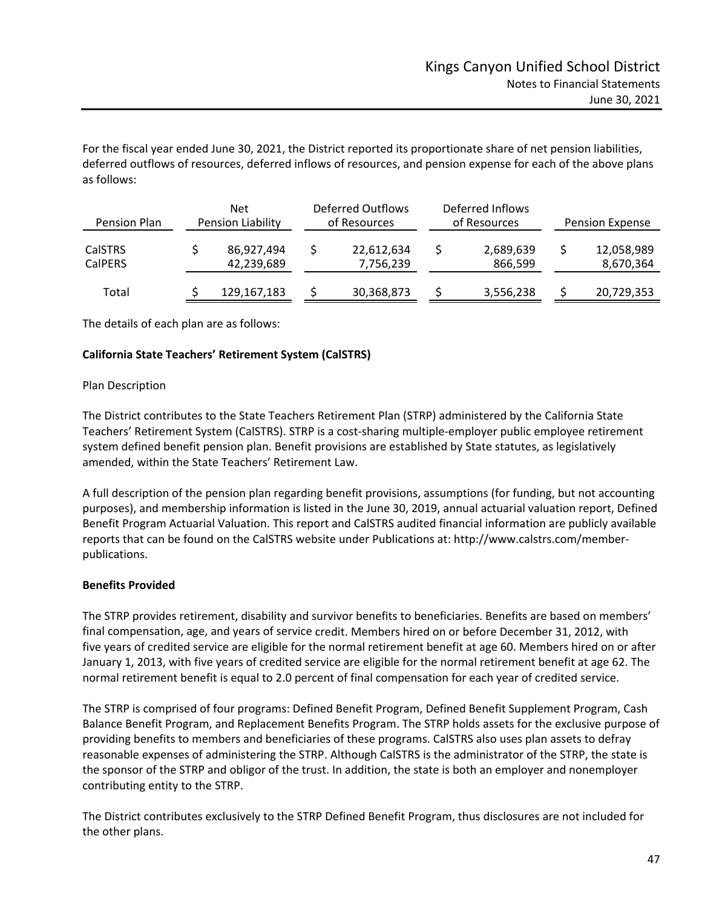For the fiscal year ended June 30, 2021, the District reported its proportionate share of net pension liabilities, deferred outflows of resources, deferred inflows of resources, and pension expense for each of the above plans as follows:

| Pension Plan | Net Pension Liability | Deferred Outflows of Resources | Deferred Inflows of Resources | Pension Expense |
|---|---|---|---|---|
| CalSTRS | $ 86,927,494 | $ 22,612,634 | $ 2,689,639 | $ 12,058,989 |
| CalPERS | 42,239,689 | 7,756,239 | 866,599 | 8,670,364 |
| Total | $ 129,167,183 | $ 30,368,873 | $ 3,556,238 | $ 20,729,353 |

The details of each plan are as follows:

**California State Teachers' Retirement System (CalSTRS)**

Plan Description

The District contributes to the State Teachers Retirement Plan (STRP) administered by the California State Teachers' Retirement System (CalSTRS). STRP is a cost-sharing multiple-employer public employee retirement system defined benefit pension plan. Benefit provisions are established by State statutes, as legislatively amended, within the State Teachers' Retirement Law.

A full description of the pension plan regarding benefit provisions, assumptions (for funding, but not accounting purposes), and membership information is listed in the June 30, 2019, annual actuarial valuation report, Defined Benefit Program Actuarial Valuation. This report and CalSTRS audited financial information are publicly available reports that can be found on the CalSTRS website under Publications at: http://www.calstrs.com/member-publications.

**Benefits Provided**

The STRP provides retirement, disability and survivor benefits to beneficiaries. Benefits are based on members' final compensation, age, and years of service credit. Members hired on or before December 31, 2012, with five years of credited service are eligible for the normal retirement benefit at age 60. Members hired on or after January 1, 2013, with five years of credited service are eligible for the normal retirement benefit at age 62. The normal retirement benefit is equal to 2.0 percent of final compensation for each year of credited service.

The STRP is comprised of four programs: Defined Benefit Program, Defined Benefit Supplement Program, Cash Balance Benefit Program, and Replacement Benefits Program. The STRP holds assets for the exclusive purpose of providing benefits to members and beneficiaries of these programs. CalSTRS also uses plan assets to defray reasonable expenses of administering the STRP. Although CalSTRS is the administrator of the STRP, the state is the sponsor of the STRP and obligor of the trust. In addition, the state is both an employer and nonemployer contributing entity to the STRP.

The District contributes exclusively to the STRP Defined Benefit Program, thus disclosures are not included for the other plans.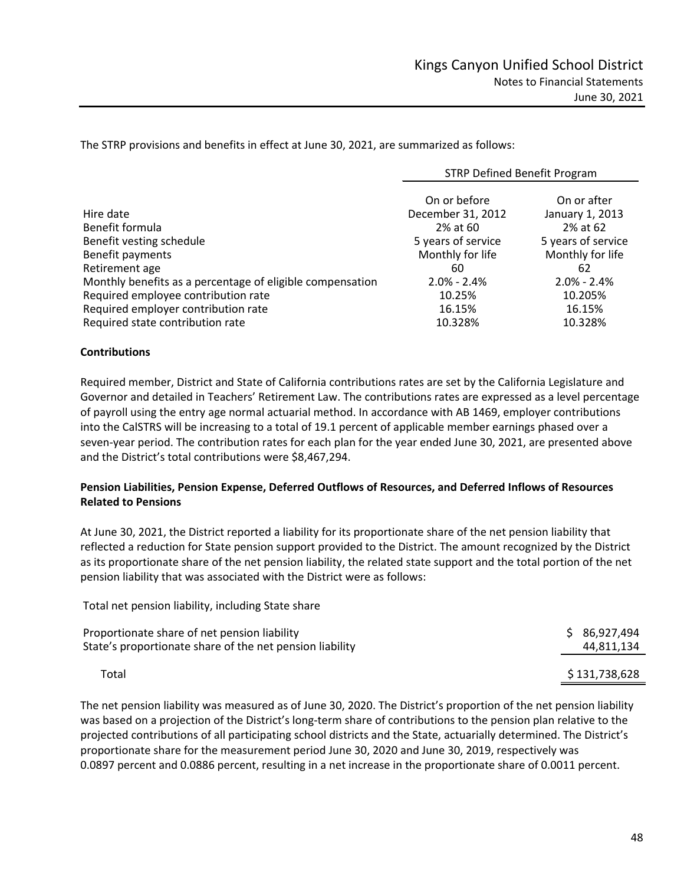The STRP provisions and benefits in effect at June 30, 2021, are summarized as follows:

| | STRP Defined Benefit Program | |
|---|---|---|
| Hire date | On or before December 31, 2012 | On or after January 1, 2013 |
| Benefit formula | 2% at 60 | 2% at 62 |
| Benefit vesting schedule | 5 years of service | 5 years of service |
| Benefit payments | Monthly for life | Monthly for life |
| Retirement age | 60 | 62 |
| Monthly benefits as a percentage of eligible compensation | 2.0% - 2.4% | 2.0% - 2.4% |
| Required employee contribution rate | 10.25% | 10.205% |
| Required employer contribution rate | 16.15% | 16.15% |
| Required state contribution rate | 10.328% | 10.328% |

**Contributions**

Required member, District and State of California contributions rates are set by the California Legislature and Governor and detailed in Teachers' Retirement Law. The contributions rates are expressed as a level percentage of payroll using the entry age normal actuarial method. In accordance with AB 1469, employer contributions into the CalSTRS will be increasing to a total of 19.1 percent of applicable member earnings phased over a seven-year period. The contribution rates for each plan for the year ended June 30, 2021, are presented above and the District's total contributions were $8,467,294.

**Pension Liabilities, Pension Expense, Deferred Outflows of Resources, and Deferred Inflows of Resources Related to Pensions**

At June 30, 2021, the District reported a liability for its proportionate share of the net pension liability that reflected a reduction for State pension support provided to the District. The amount recognized by the District as its proportionate share of the net pension liability, the related state support and the total portion of the net pension liability that was associated with the District were as follows:

| Total net pension liability, including State share | |
|---|---|
| Proportionate share of net pension liability | $ 86,927,494 |
| State's proportionate share of the net pension liability | 44,811,134 |
| Total | $ 131,738,628 |

The net pension liability was measured as of June 30, 2020. The District's proportion of the net pension liability was based on a projection of the District's long-term share of contributions to the pension plan relative to the projected contributions of all participating school districts and the State, actuarially determined. The District's proportionate share for the measurement period June 30, 2020 and June 30, 2019, respectively was 0.0897 percent and 0.0886 percent, resulting in a net increase in the proportionate share of 0.0011 percent.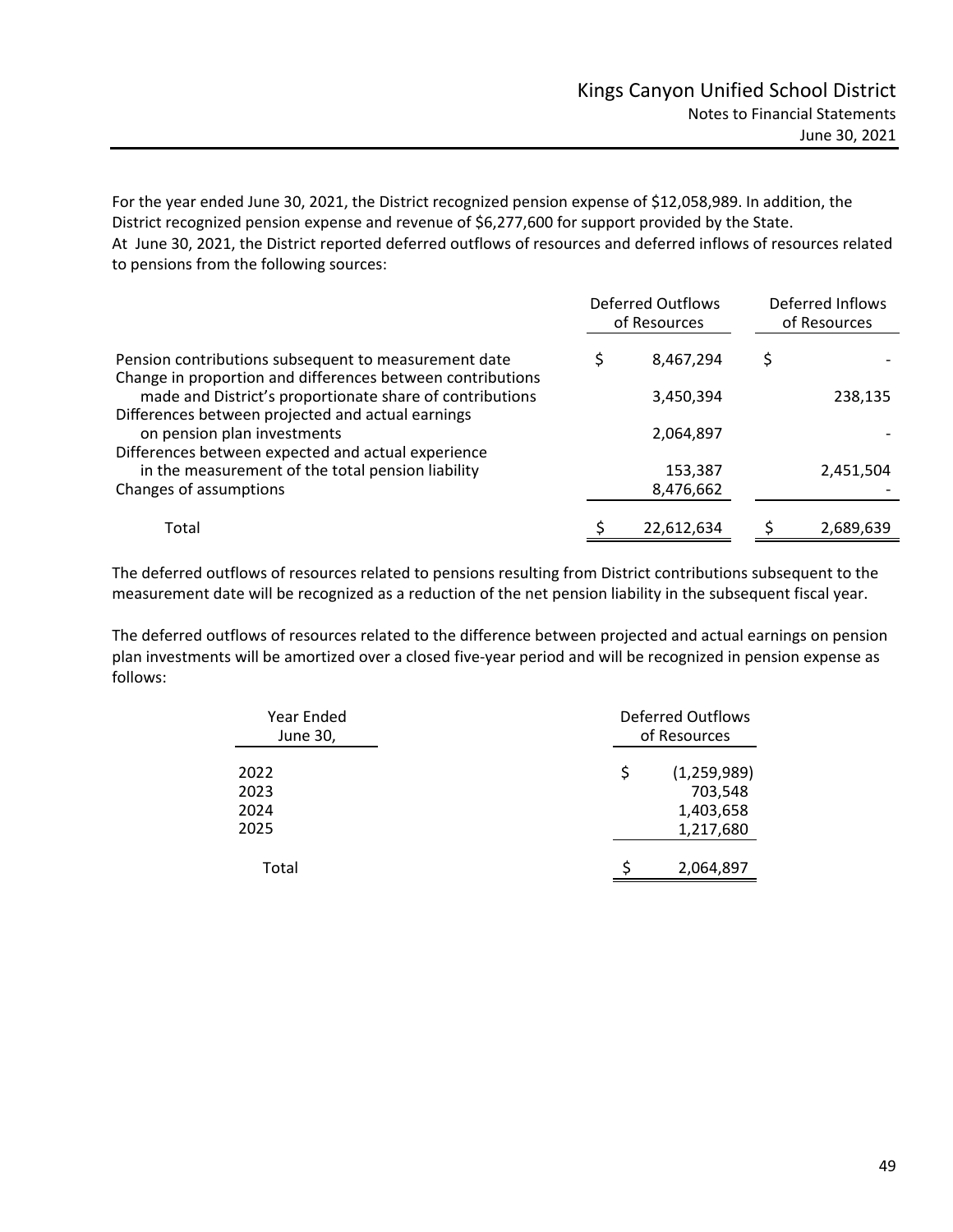For the year ended June 30, 2021, the District recognized pension expense of $12,058,989. In addition, the District recognized pension expense and revenue of $6,277,600 for support provided by the State. At June 30, 2021, the District reported deferred outflows of resources and deferred inflows of resources related to pensions from the following sources:

| | Deferred Outflows of Resources | Deferred Inflows of Resources |
|---|---|---|
| Pension contributions subsequent to measurement date | $ 8,467,294 | $ - |
| Change in proportion and differences between contributions made and District's proportionate share of contributions | 3,450,394 | 238,135 |
| Differences between projected and actual earnings on pension plan investments | 2,064,897 | - |
| Differences between expected and actual experience in the measurement of the total pension liability | 153,387 | 2,451,504 |
| Changes of assumptions | 8,476,662 | - |
| Total | $ 22,612,634 | $ 2,689,639 |

The deferred outflows of resources related to pensions resulting from District contributions subsequent to the measurement date will be recognized as a reduction of the net pension liability in the subsequent fiscal year.

The deferred outflows of resources related to the difference between projected and actual earnings on pension plan investments will be amortized over a closed five-year period and will be recognized in pension expense as follows:

| Year Ended June 30, | Deferred Outflows of Resources |
|---|---|
| 2022 | $ (1,259,989) |
| 2023 | 703,548 |
| 2024 | 1,403,658 |
| 2025 | 1,217,680 |
| Total | $ 2,064,897 |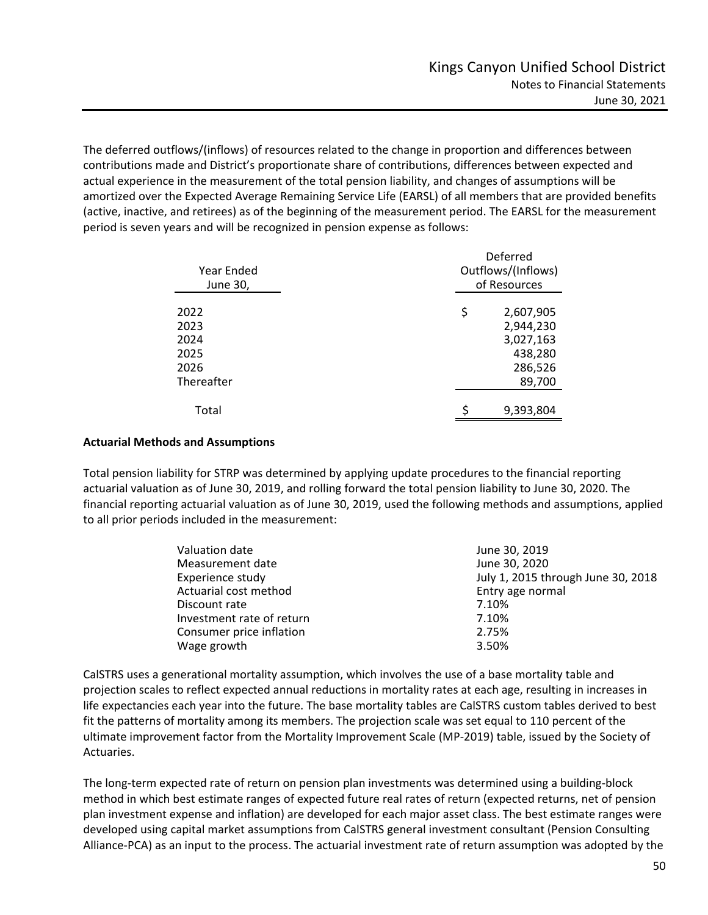The deferred outflows/(inflows) of resources related to the change in proportion and differences between contributions made and District's proportionate share of contributions, differences between expected and actual experience in the measurement of the total pension liability, and changes of assumptions will be amortized over the Expected Average Remaining Service Life (EARSL) of all members that are provided benefits (active, inactive, and retirees) as of the beginning of the measurement period. The EARSL for the measurement period is seven years and will be recognized in pension expense as follows:

| Year Ended June 30, | Deferred Outflows/(Inflows) of Resources |
|---|---|
| 2022 | $ 2,607,905 |
| 2023 | 2,944,230 |
| 2024 | 3,027,163 |
| 2025 | 438,280 |
| 2026 | 286,526 |
| Thereafter | 89,700 |
| Total | $ 9,393,804 |

**Actuarial Methods and Assumptions**

Total pension liability for STRP was determined by applying update procedures to the financial reporting actuarial valuation as of June 30, 2019, and rolling forward the total pension liability to June 30, 2020. The financial reporting actuarial valuation as of June 30, 2019, used the following methods and assumptions, applied to all prior periods included in the measurement:

| | |
|---|---|
| Valuation date | June 30, 2019 |
| Measurement date | June 30, 2020 |
| Experience study | July 1, 2015 through June 30, 2018 |
| Actuarial cost method | Entry age normal |
| Discount rate | 7.10% |
| Investment rate of return | 7.10% |
| Consumer price inflation | 2.75% |
| Wage growth | 3.50% |

CalSTRS uses a generational mortality assumption, which involves the use of a base mortality table and projection scales to reflect expected annual reductions in mortality rates at each age, resulting in increases in life expectancies each year into the future. The base mortality tables are CalSTRS custom tables derived to best fit the patterns of mortality among its members. The projection scale was set equal to 110 percent of the ultimate improvement factor from the Mortality Improvement Scale (MP-2019) table, issued by the Society of Actuaries.

The long-term expected rate of return on pension plan investments was determined using a building-block method in which best estimate ranges of expected future real rates of return (expected returns, net of pension plan investment expense and inflation) are developed for each major asset class. The best estimate ranges were developed using capital market assumptions from CalSTRS general investment consultant (Pension Consulting Alliance-PCA) as an input to the process. The actuarial investment rate of return assumption was adopted by the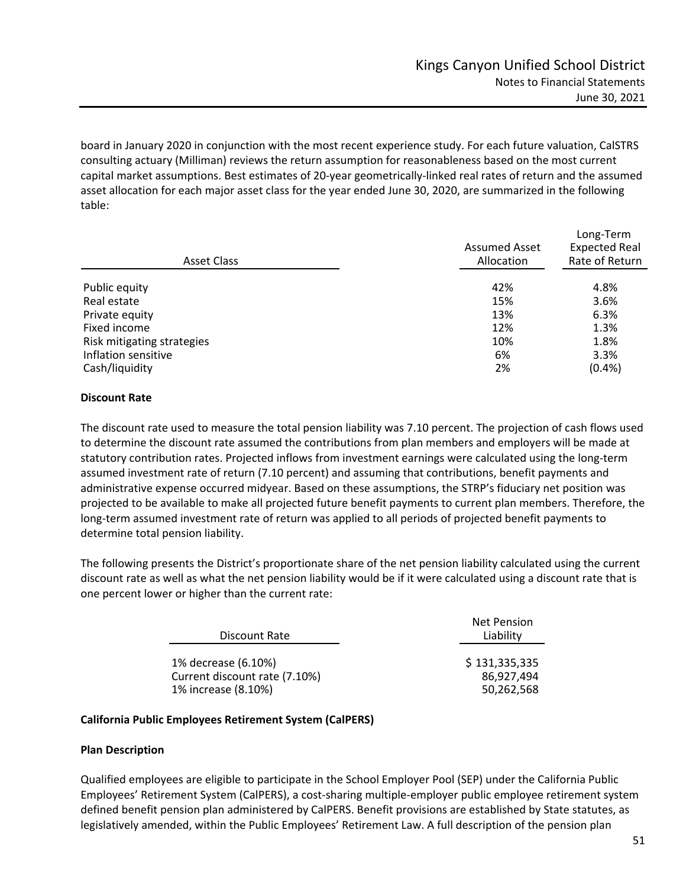board in January 2020 in conjunction with the most recent experience study. For each future valuation, CalSTRS consulting actuary (Milliman) reviews the return assumption for reasonableness based on the most current capital market assumptions. Best estimates of 20-year geometrically-linked real rates of return and the assumed asset allocation for each major asset class for the year ended June 30, 2020, are summarized in the following table:

| Asset Class | Assumed Asset Allocation | Long-Term Expected Real Rate of Return |
|---|---|---|
| Public equity | 42% | 4.8% |
| Real estate | 15% | 3.6% |
| Private equity | 13% | 6.3% |
| Fixed income | 12% | 1.3% |
| Risk mitigating strategies | 10% | 1.8% |
| Inflation sensitive | 6% | 3.3% |
| Cash/liquidity | 2% | (0.4%) |

**Discount Rate**

The discount rate used to measure the total pension liability was 7.10 percent. The projection of cash flows used to determine the discount rate assumed the contributions from plan members and employers will be made at statutory contribution rates. Projected inflows from investment earnings were calculated using the long-term assumed investment rate of return (7.10 percent) and assuming that contributions, benefit payments and administrative expense occurred midyear. Based on these assumptions, the STRP's fiduciary net position was projected to be available to make all projected future benefit payments to current plan members. Therefore, the long-term assumed investment rate of return was applied to all periods of projected benefit payments to determine total pension liability.

The following presents the District's proportionate share of the net pension liability calculated using the current discount rate as well as what the net pension liability would be if it were calculated using a discount rate that is one percent lower or higher than the current rate:

| Discount Rate | Net Pension Liability |
|---|---|
| 1% decrease (6.10%) | $ 131,335,335 |
| Current discount rate (7.10%) | 86,927,494 |
| 1% increase (8.10%) | 50,262,568 |

**California Public Employees Retirement System (CalPERS)**

**Plan Description**

Qualified employees are eligible to participate in the School Employer Pool (SEP) under the California Public Employees' Retirement System (CalPERS), a cost-sharing multiple-employer public employee retirement system defined benefit pension plan administered by CalPERS. Benefit provisions are established by State statutes, as legislatively amended, within the Public Employees' Retirement Law. A full description of the pension plan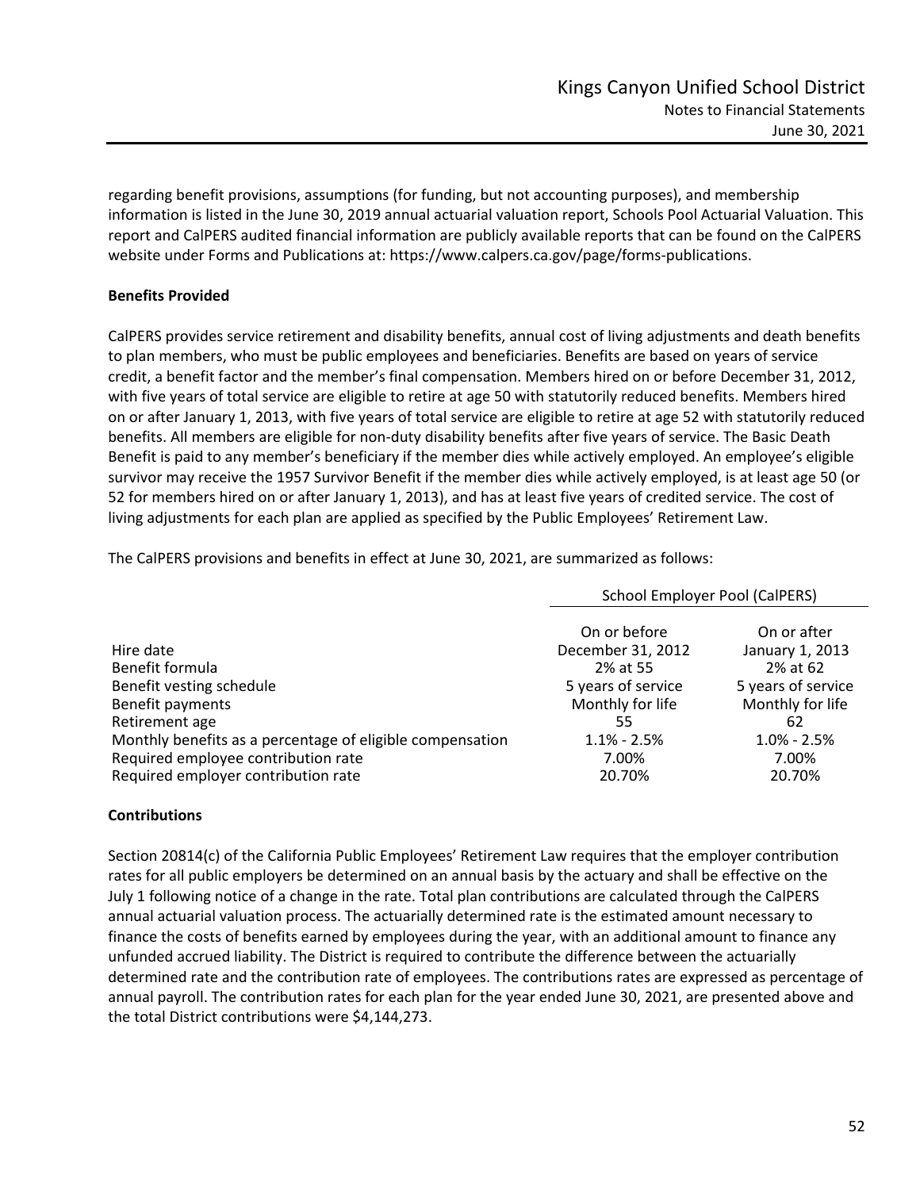regarding benefit provisions, assumptions (for funding, but not accounting purposes), and membership information is listed in the June 30, 2019 annual actuarial valuation report, Schools Pool Actuarial Valuation. This report and CalPERS audited financial information are publicly available reports that can be found on the CalPERS website under Forms and Publications at: https://www.calpers.ca.gov/page/forms-publications.

**Benefits Provided**

CalPERS provides service retirement and disability benefits, annual cost of living adjustments and death benefits to plan members, who must be public employees and beneficiaries. Benefits are based on years of service credit, a benefit factor and the member's final compensation. Members hired on or before December 31, 2012, with five years of total service are eligible to retire at age 50 with statutorily reduced benefits. Members hired on or after January 1, 2013, with five years of total service are eligible to retire at age 52 with statutorily reduced benefits. All members are eligible for non-duty disability benefits after five years of service. The Basic Death Benefit is paid to any member's beneficiary if the member dies while actively employed. An employee's eligible survivor may receive the 1957 Survivor Benefit if the member dies while actively employed, is at least age 50 (or 52 for members hired on or after January 1, 2013), and has at least five years of credited service. The cost of living adjustments for each plan are applied as specified by the Public Employees' Retirement Law.

The CalPERS provisions and benefits in effect at June 30, 2021, are summarized as follows:

| | School Employer Pool (CalPERS) | |
|---|---|---|
| | On or before | On or after |
| Hire date | December 31, 2012 | January 1, 2013 |
| Benefit formula | 2% at 55 | 2% at 62 |
| Benefit vesting schedule | 5 years of service | 5 years of service |
| Benefit payments | Monthly for life | Monthly for life |
| Retirement age | 55 | 62 |
| Monthly benefits as a percentage of eligible compensation | 1.1% - 2.5% | 1.0% - 2.5% |
| Required employee contribution rate | 7.00% | 7.00% |
| Required employer contribution rate | 20.70% | 20.70% |

**Contributions**

Section 20814(c) of the California Public Employees' Retirement Law requires that the employer contribution rates for all public employers be determined on an annual basis by the actuary and shall be effective on the July 1 following notice of a change in the rate. Total plan contributions are calculated through the CalPERS annual actuarial valuation process. The actuarially determined rate is the estimated amount necessary to finance the costs of benefits earned by employees during the year, with an additional amount to finance any unfunded accrued liability. The District is required to contribute the difference between the actuarially determined rate and the contribution rate of employees. The contributions rates are expressed as percentage of annual payroll. The contribution rates for each plan for the year ended June 30, 2021, are presented above and the total District contributions were $4,144,273.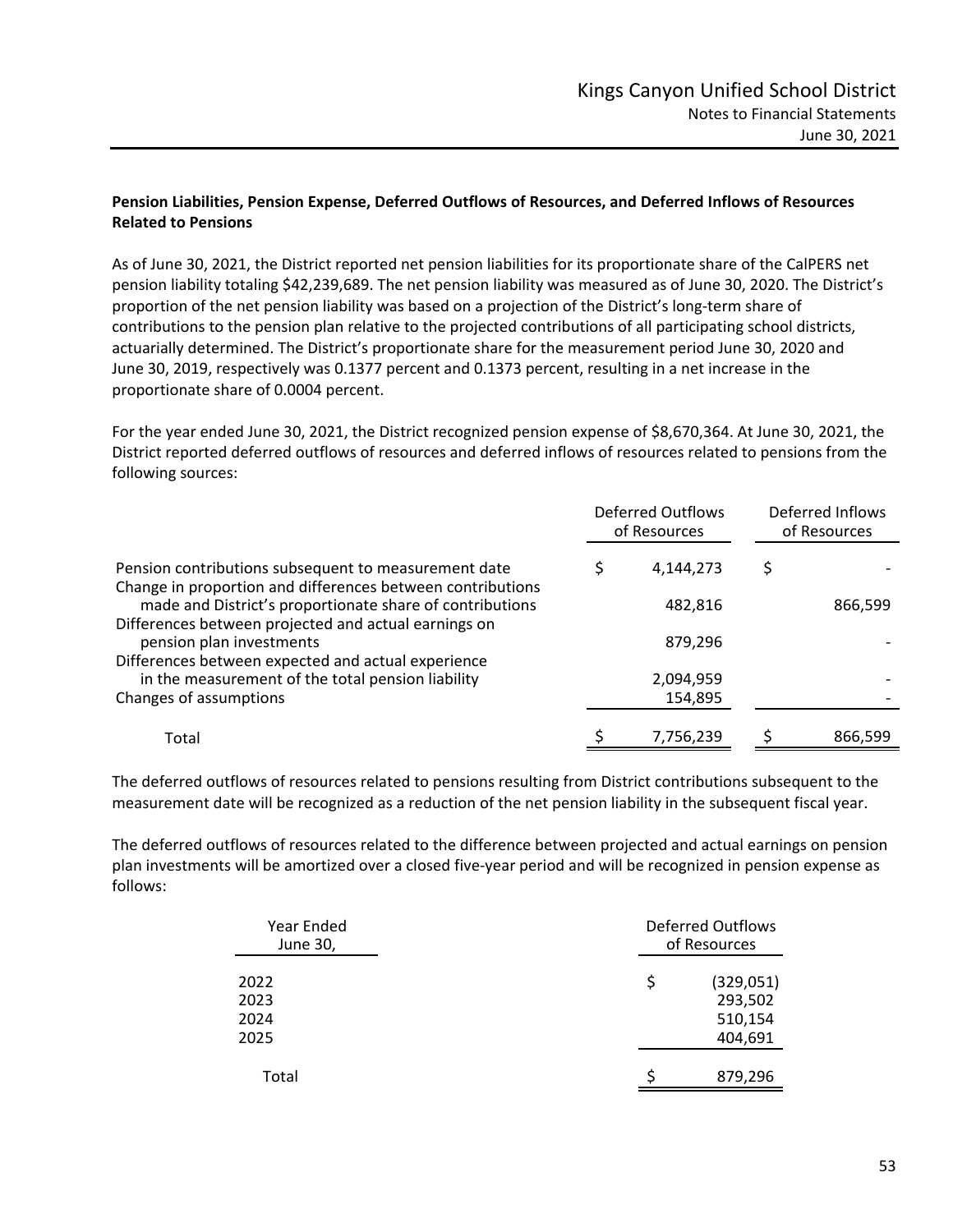**Pension Liabilities, Pension Expense, Deferred Outflows of Resources, and Deferred Inflows of Resources Related to Pensions**

As of June 30, 2021, the District reported net pension liabilities for its proportionate share of the CalPERS net pension liability totaling $42,239,689. The net pension liability was measured as of June 30, 2020. The District's proportion of the net pension liability was based on a projection of the District's long-term share of contributions to the pension plan relative to the projected contributions of all participating school districts, actuarially determined. The District's proportionate share for the measurement period June 30, 2020 and June 30, 2019, respectively was 0.1377 percent and 0.1373 percent, resulting in a net increase in the proportionate share of 0.0004 percent.

For the year ended June 30, 2021, the District recognized pension expense of $8,670,364. At June 30, 2021, the District reported deferred outflows of resources and deferred inflows of resources related to pensions from the following sources:

| | Deferred Outflows of Resources | Deferred Inflows of Resources |
|---|---|---|
| Pension contributions subsequent to measurement date | $ 4,144,273 | $ - |
| Change in proportion and differences between contributions made and District's proportionate share of contributions | 482,816 | 866,599 |
| Differences between projected and actual earnings on pension plan investments | 879,296 | - |
| Differences between expected and actual experience in the measurement of the total pension liability | 2,094,959 | - |
| Changes of assumptions | 154,895 | - |
| Total | $ 7,756,239 | $ 866,599 |

The deferred outflows of resources related to pensions resulting from District contributions subsequent to the measurement date will be recognized as a reduction of the net pension liability in the subsequent fiscal year.

The deferred outflows of resources related to the difference between projected and actual earnings on pension plan investments will be amortized over a closed five-year period and will be recognized in pension expense as follows:

| Year Ended June 30, | Deferred Outflows of Resources |
|---|---|
| 2022 | $ (329,051) |
| 2023 | 293,502 |
| 2024 | 510,154 |
| 2025 | 404,691 |
| Total | $ 879,296 |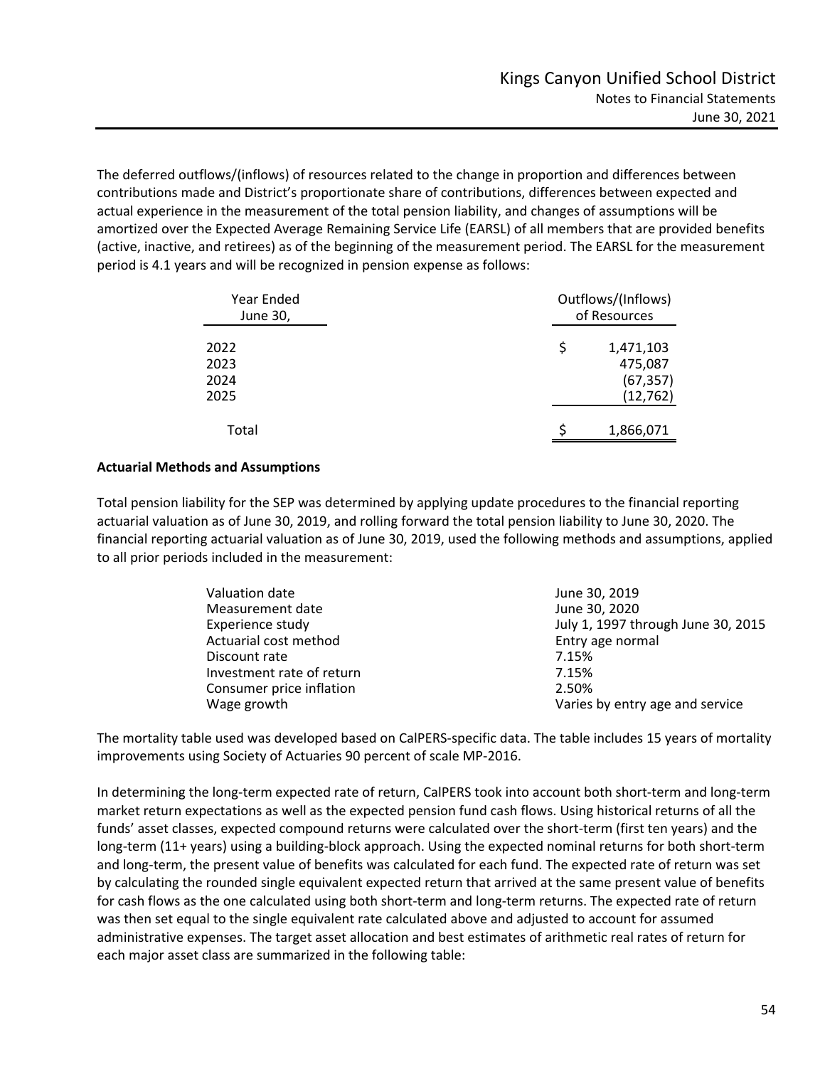The deferred outflows/(inflows) of resources related to the change in proportion and differences between contributions made and District's proportionate share of contributions, differences between expected and actual experience in the measurement of the total pension liability, and changes of assumptions will be amortized over the Expected Average Remaining Service Life (EARSL) of all members that are provided benefits (active, inactive, and retirees) as of the beginning of the measurement period. The EARSL for the measurement period is 4.1 years and will be recognized in pension expense as follows:

| Year Ended June 30, | Outflows/(Inflows) of Resources |
|---|---|
| 2022 | $ 1,471,103 |
| 2023 | 475,087 |
| 2024 | (67,357) |
| 2025 | (12,762) |
| Total | $ 1,866,071 |

**Actuarial Methods and Assumptions**

Total pension liability for the SEP was determined by applying update procedures to the financial reporting actuarial valuation as of June 30, 2019, and rolling forward the total pension liability to June 30, 2020. The financial reporting actuarial valuation as of June 30, 2019, used the following methods and assumptions, applied to all prior periods included in the measurement:

| | |
|---|---|
| Valuation date | June 30, 2019 |
| Measurement date | June 30, 2020 |
| Experience study | July 1, 1997 through June 30, 2015 |
| Actuarial cost method | Entry age normal |
| Discount rate | 7.15% |
| Investment rate of return | 7.15% |
| Consumer price inflation | 2.50% |
| Wage growth | Varies by entry age and service |

The mortality table used was developed based on CalPERS-specific data. The table includes 15 years of mortality improvements using Society of Actuaries 90 percent of scale MP-2016.

In determining the long-term expected rate of return, CalPERS took into account both short-term and long-term market return expectations as well as the expected pension fund cash flows. Using historical returns of all the funds' asset classes, expected compound returns were calculated over the short-term (first ten years) and the long-term (11+ years) using a building-block approach. Using the expected nominal returns for both short-term and long-term, the present value of benefits was calculated for each fund. The expected rate of return was set by calculating the rounded single equivalent expected return that arrived at the same present value of benefits for cash flows as the one calculated using both short-term and long-term returns. The expected rate of return was then set equal to the single equivalent rate calculated above and adjusted to account for assumed administrative expenses. The target asset allocation and best estimates of arithmetic real rates of return for each major asset class are summarized in the following table: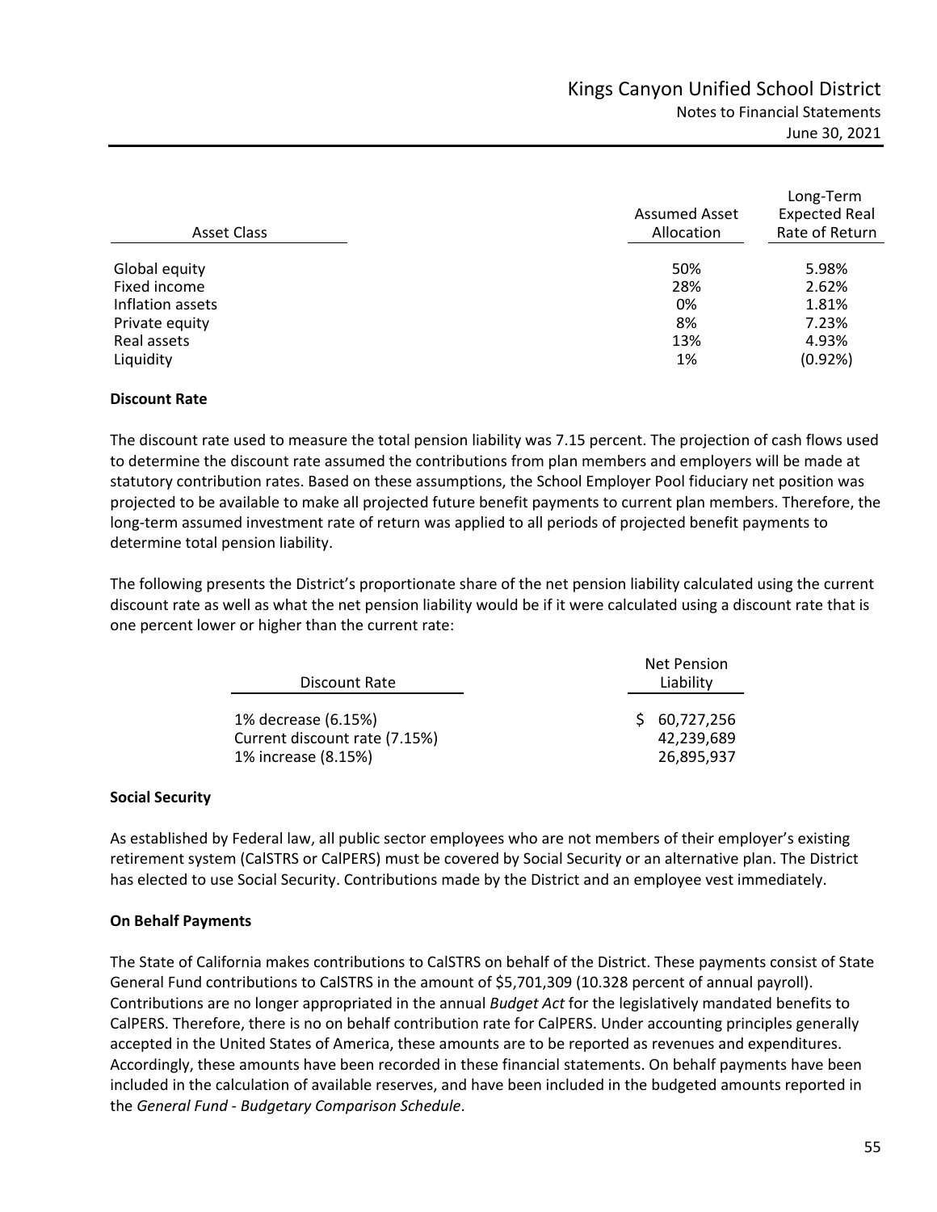| Asset Class | Assumed Asset Allocation | Long-Term Expected Real Rate of Return |
|---|---|---|
| Global equity | 50% | 5.98% |
| Fixed income | 28% | 2.62% |
| Inflation assets | 0% | 1.81% |
| Private equity | 8% | 7.23% |
| Real assets | 13% | 4.93% |
| Liquidity | 1% | (0.92%) |

**Discount Rate**

The discount rate used to measure the total pension liability was 7.15 percent. The projection of cash flows used to determine the discount rate assumed the contributions from plan members and employers will be made at statutory contribution rates. Based on these assumptions, the School Employer Pool fiduciary net position was projected to be available to make all projected future benefit payments to current plan members. Therefore, the long-term assumed investment rate of return was applied to all periods of projected benefit payments to determine total pension liability.

The following presents the District's proportionate share of the net pension liability calculated using the current discount rate as well as what the net pension liability would be if it were calculated using a discount rate that is one percent lower or higher than the current rate:

| Discount Rate | Net Pension Liability |
|---|---|
| 1% decrease (6.15%) | $ 60,727,256 |
| Current discount rate (7.15%) | 42,239,689 |
| 1% increase (8.15%) | 26,895,937 |

**Social Security**

As established by Federal law, all public sector employees who are not members of their employer's existing retirement system (CalSTRS or CalPERS) must be covered by Social Security or an alternative plan. The District has elected to use Social Security. Contributions made by the District and an employee vest immediately.

**On Behalf Payments**

The State of California makes contributions to CalSTRS on behalf of the District. These payments consist of State General Fund contributions to CalSTRS in the amount of $5,701,309 (10.328 percent of annual payroll). Contributions are no longer appropriated in the annual *Budget Act* for the legislatively mandated benefits to CalPERS. Therefore, there is no on behalf contribution rate for CalPERS. Under accounting principles generally accepted in the United States of America, these amounts are to be reported as revenues and expenditures. Accordingly, these amounts have been recorded in these financial statements. On behalf payments have been included in the calculation of available reserves, and have been included in the budgeted amounts reported in the *General Fund - Budgetary Comparison Schedule*.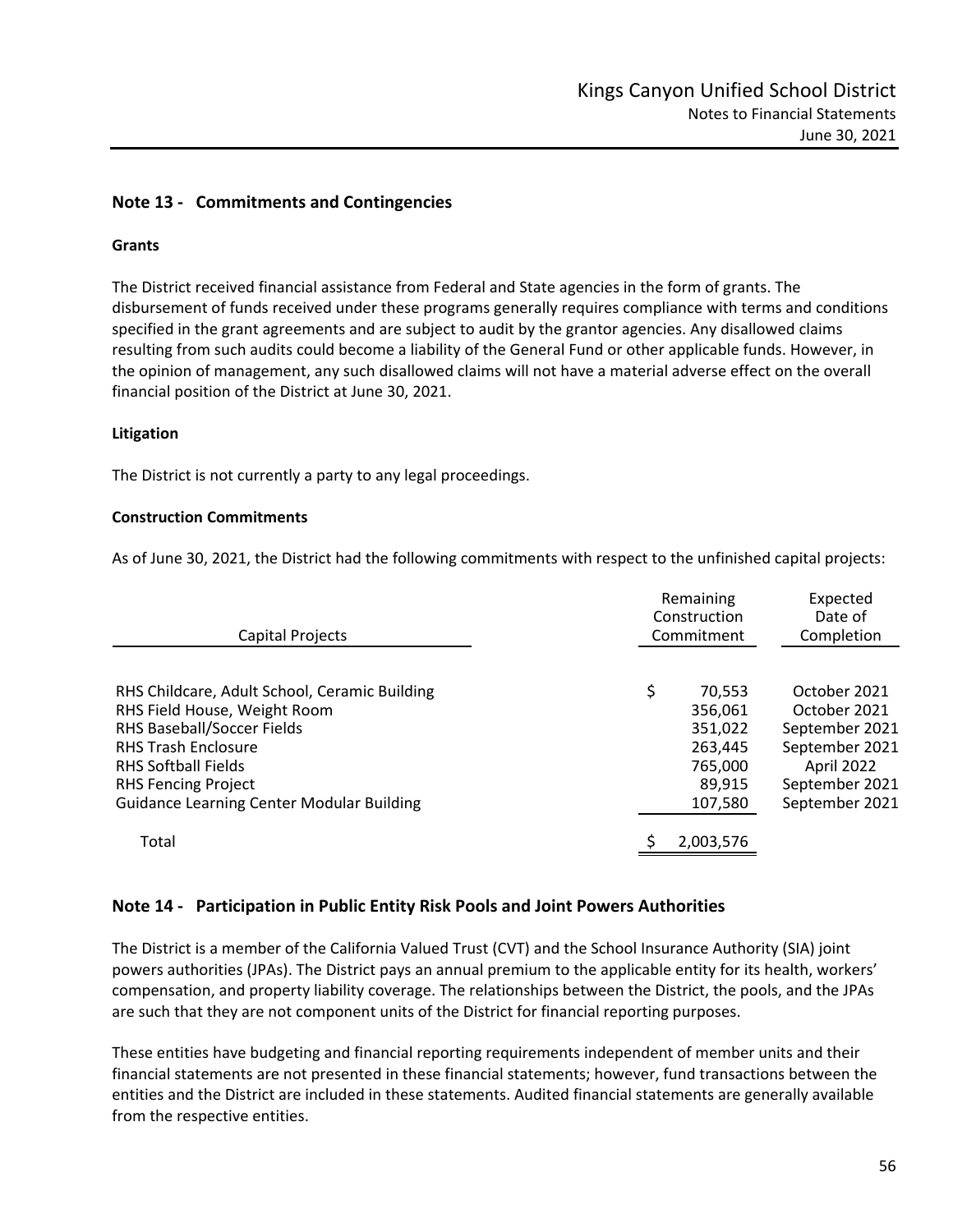## Note 13 - Commitments and Contingencies

### Grants

The District received financial assistance from Federal and State agencies in the form of grants. The disbursement of funds received under these programs generally requires compliance with terms and conditions specified in the grant agreements and are subject to audit by the grantor agencies. Any disallowed claims resulting from such audits could become a liability of the General Fund or other applicable funds. However, in the opinion of management, any such disallowed claims will not have a material adverse effect on the overall financial position of the District at June 30, 2021.

### Litigation

The District is not currently a party to any legal proceedings.

### Construction Commitments

As of June 30, 2021, the District had the following commitments with respect to the unfinished capital projects:

| Capital Projects | Remaining Construction Commitment | Expected Date of Completion |
|---|---|---|
| RHS Childcare, Adult School, Ceramic Building | $ 70,553 | October 2021 |
| RHS Field House, Weight Room | 356,061 | October 2021 |
| RHS Baseball/Soccer Fields | 351,022 | September 2021 |
| RHS Trash Enclosure | 263,445 | September 2021 |
| RHS Softball Fields | 765,000 | April 2022 |
| RHS Fencing Project | 89,915 | September 2021 |
| Guidance Learning Center Modular Building | 107,580 | September 2021 |
| Total | $ 2,003,576 | |

## Note 14 - Participation in Public Entity Risk Pools and Joint Powers Authorities

The District is a member of the California Valued Trust (CVT) and the School Insurance Authority (SIA) joint powers authorities (JPAs). The District pays an annual premium to the applicable entity for its health, workers' compensation, and property liability coverage. The relationships between the District, the pools, and the JPAs are such that they are not component units of the District for financial reporting purposes.

These entities have budgeting and financial reporting requirements independent of member units and their financial statements are not presented in these financial statements; however, fund transactions between the entities and the District are included in these statements. Audited financial statements are generally available from the respective entities.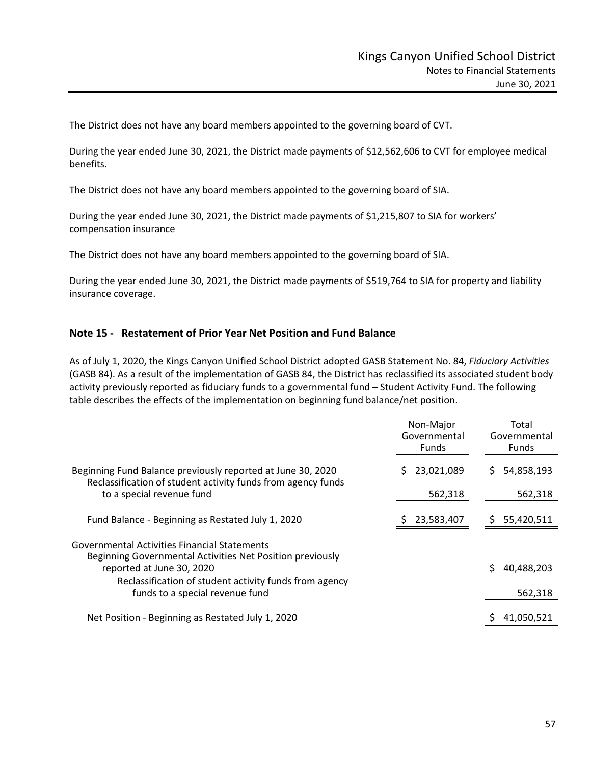The District does not have any board members appointed to the governing board of CVT.

During the year ended June 30, 2021, the District made payments of $12,562,606 to CVT for employee medical benefits.

The District does not have any board members appointed to the governing board of SIA.

During the year ended June 30, 2021, the District made payments of $1,215,807 to SIA for workers' compensation insurance

The District does not have any board members appointed to the governing board of SIA.

During the year ended June 30, 2021, the District made payments of $519,764 to SIA for property and liability insurance coverage.

## Note 15 - Restatement of Prior Year Net Position and Fund Balance

As of July 1, 2020, the Kings Canyon Unified School District adopted GASB Statement No. 84, *Fiduciary Activities* (GASB 84). As a result of the implementation of GASB 84, the District has reclassified its associated student body activity previously reported as fiduciary funds to a governmental fund – Student Activity Fund. The following table describes the effects of the implementation on beginning fund balance/net position.

| | Non-Major Governmental Funds | Total Governmental Funds |
|---|---|---|
| Beginning Fund Balance previously reported at June 30, 2020 | $ 23,021,089 | $ 54,858,193 |
| Reclassification of student activity funds from agency funds to a special revenue fund | 562,318 | 562,318 |
| Fund Balance - Beginning as Restated July 1, 2020 | $ 23,583,407 | $ 55,420,511 |
| Governmental Activities Financial Statements | | |
| Beginning Governmental Activities Net Position previously reported at June 30, 2020 | | $ 40,488,203 |
| Reclassification of student activity funds from agency funds to a special revenue fund | | 562,318 |
| Net Position - Beginning as Restated July 1, 2020 | | $ 41,050,521 |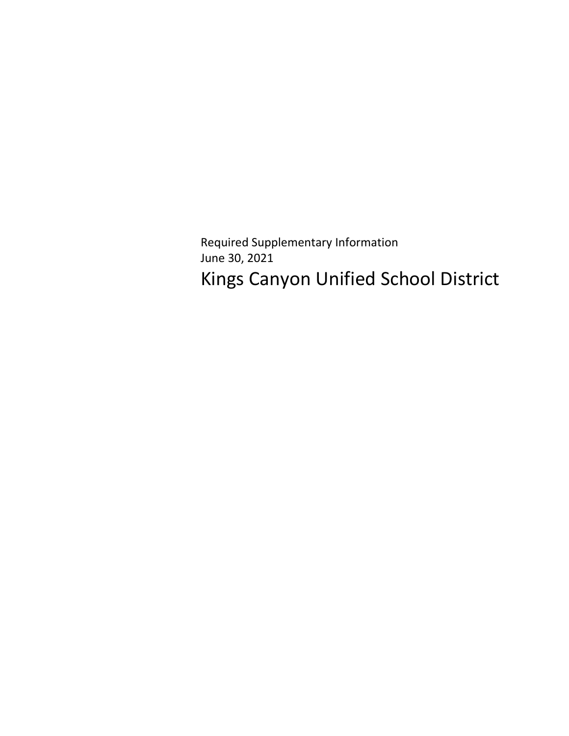Required Supplementary Information
June 30, 2021

# Kings Canyon Unified School District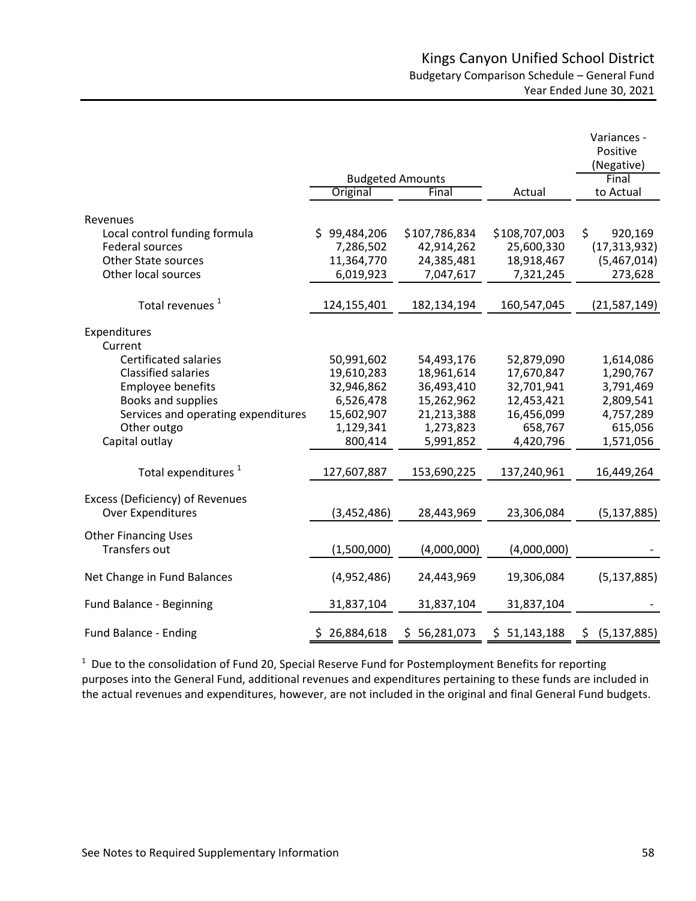# Kings Canyon Unified School District

## Budgetary Comparison Schedule – General Fund

### Year Ended June 30, 2021

| | Budgeted Amounts | | | Variances - Positive (Negative) |
|---|---|---|---|---|
| | Original | Final | Actual | Final to Actual |
| **Revenues** | | | | |
| Local control funding formula | $ 99,484,206 | $107,786,834 | $108,707,003 | $ 920,169 |
| Federal sources | 7,286,502 | 42,914,262 | 25,600,330 | (17,313,932) |
| Other State sources | 11,364,770 | 24,385,481 | 18,918,467 | (5,467,014) |
| Other local sources | 6,019,923 | 7,047,617 | 7,321,245 | 273,628 |
| Total revenues [1] | 124,155,401 | 182,134,194 | 160,547,045 | (21,587,149) |
| **Expenditures** | | | | |
| Current | | | | |
| Certificated salaries | 50,991,602 | 54,493,176 | 52,879,090 | 1,614,086 |
| Classified salaries | 19,610,283 | 18,961,614 | 17,670,847 | 1,290,767 |
| Employee benefits | 32,946,862 | 36,493,410 | 32,701,941 | 3,791,469 |
| Books and supplies | 6,526,478 | 15,262,962 | 12,453,421 | 2,809,541 |
| Services and operating expenditures | 15,602,907 | 21,213,388 | 16,456,099 | 4,757,289 |
| Other outgo | 1,129,341 | 1,273,823 | 658,767 | 615,056 |
| Capital outlay | 800,414 | 5,991,852 | 4,420,796 | 1,571,056 |
| Total expenditures [1] | 127,607,887 | 153,690,225 | 137,240,961 | 16,449,264 |
| Excess (Deficiency) of Revenues Over Expenditures | (3,452,486) | 28,443,969 | 23,306,084 | (5,137,885) |
| **Other Financing Uses** | | | | |
| Transfers out | (1,500,000) | (4,000,000) | (4,000,000) | - |
| Net Change in Fund Balances | (4,952,486) | 24,443,969 | 19,306,084 | (5,137,885) |
| Fund Balance - Beginning | 31,837,104 | 31,837,104 | 31,837,104 | - |
| Fund Balance - Ending | $ 26,884,618 | $ 56,281,073 | $ 51,143,188 | $ (5,137,885) |

[1] Due to the consolidation of Fund 20, Special Reserve Fund for Postemployment Benefits for reporting purposes into the General Fund, additional revenues and expenditures pertaining to these funds are included in the actual revenues and expenditures, however, are not included in the original and final General Fund budgets.

See Notes to Required Supplementary Information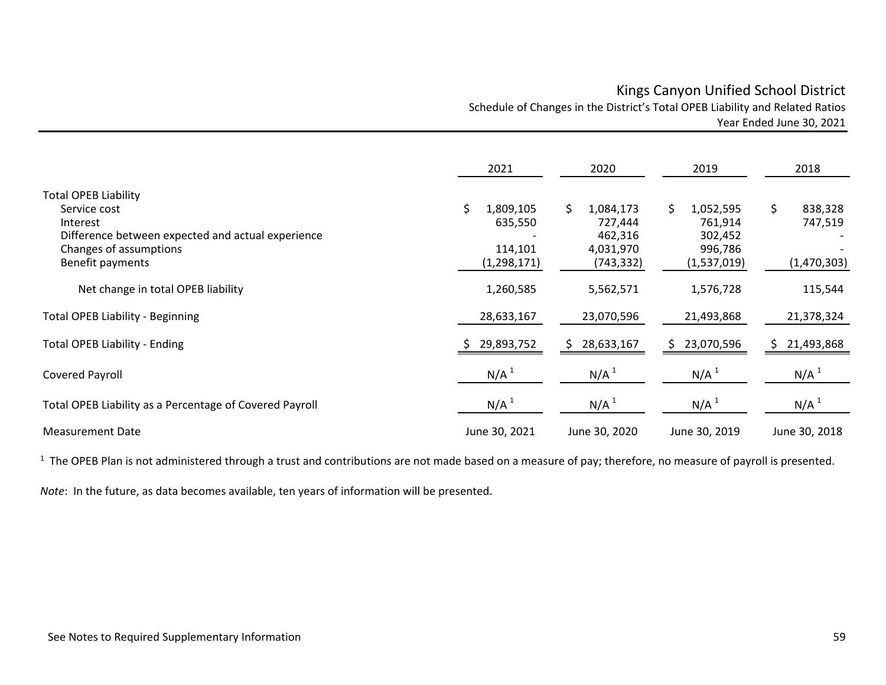# Kings Canyon Unified School District

## Schedule of Changes in the District's Total OPEB Liability and Related Ratios

### Year Ended June 30, 2021

| | 2021 | 2020 | 2019 | 2018 |
|---|---|---|---|---|
| **Total OPEB Liability** | | | | |
| Service cost | $ 1,809,105 | $ 1,084,173 | $ 1,052,595 | $ 838,328 |
| Interest | 635,550 | 727,444 | 761,914 | 747,519 |
| Difference between expected and actual experience | - | 462,316 | 302,452 | - |
| Changes of assumptions | 114,101 | 4,031,970 | 996,786 | - |
| Benefit payments | (1,298,171) | (743,332) | (1,537,019) | (1,470,303) |
| Net change in total OPEB liability | 1,260,585 | 5,562,571 | 1,576,728 | 115,544 |
| Total OPEB Liability - Beginning | 28,633,167 | 23,070,596 | 21,493,868 | 21,378,324 |
| Total OPEB Liability - Ending | $ 29,893,752 | $ 28,633,167 | $ 23,070,596 | $ 21,493,868 |
| Covered Payroll | N/A [1] | N/A [1] | N/A [1] | N/A [1] |
| Total OPEB Liability as a Percentage of Covered Payroll | N/A [1] | N/A [1] | N/A [1] | N/A [1] |
| Measurement Date | June 30, 2021 | June 30, 2020 | June 30, 2019 | June 30, 2018 |

[1] The OPEB Plan is not administered through a trust and contributions are not made based on a measure of pay; therefore, no measure of payroll is presented.

*Note*: In the future, as data becomes available, ten years of information will be presented.

See Notes to Required Supplementary Information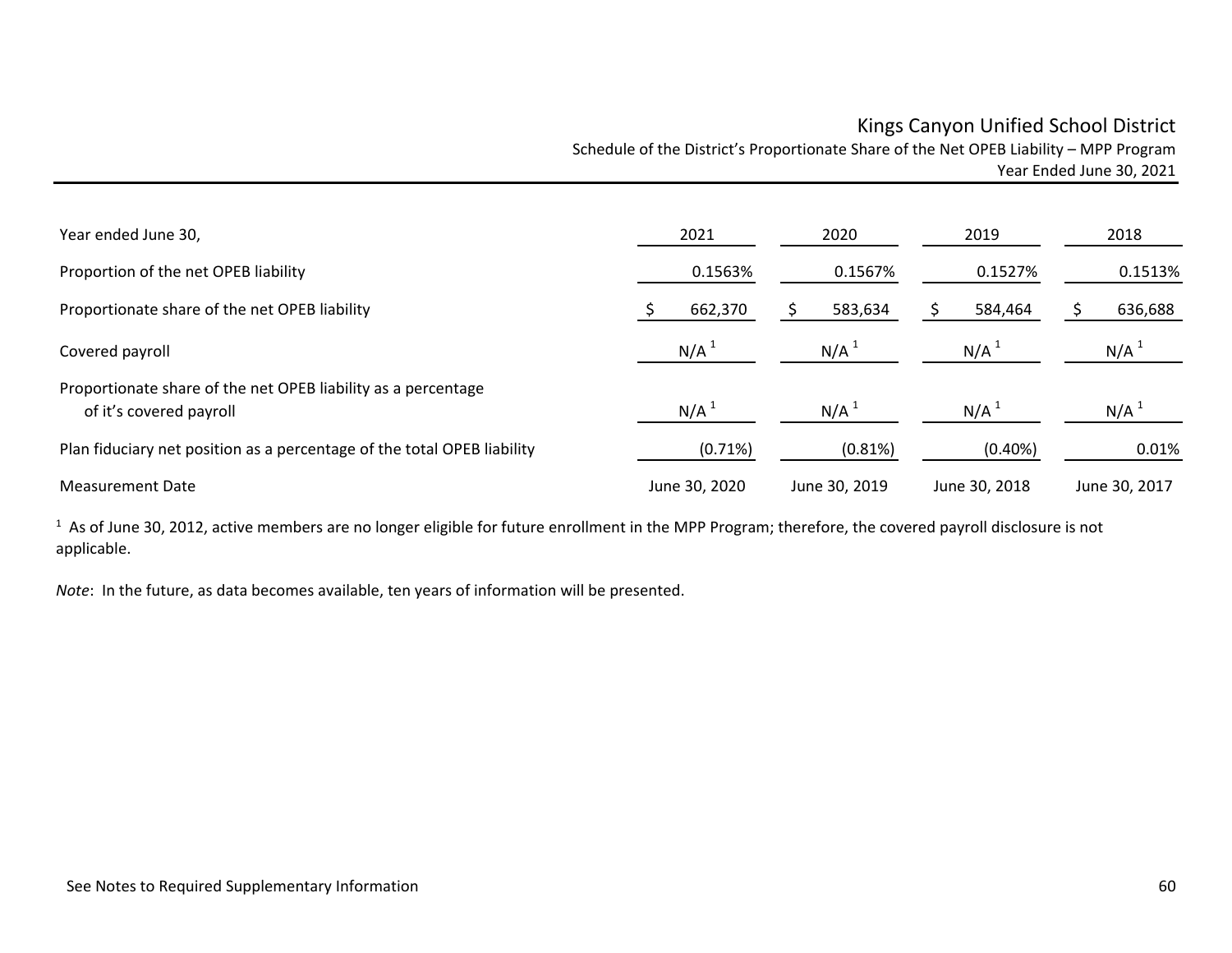# Kings Canyon Unified School District

## Schedule of the District's Proportionate Share of the Net OPEB Liability – MPP Program

### Year Ended June 30, 2021

| Year ended June 30, | 2021 | 2020 | 2019 | 2018 |
|---|---|---|---|---|
| Proportion of the net OPEB liability | 0.1563% | 0.1567% | 0.1527% | 0.1513% |
| Proportionate share of the net OPEB liability | $ 662,370 | $ 583,634 | $ 584,464 | $ 636,688 |
| Covered payroll | N/A [1] | N/A [1] | N/A [1] | N/A [1] |
| Proportionate share of the net OPEB liability as a percentage of it's covered payroll | N/A [1] | N/A [1] | N/A [1] | N/A [1] |
| Plan fiduciary net position as a percentage of the total OPEB liability | (0.71%) | (0.81%) | (0.40%) | 0.01% |
| Measurement Date | June 30, 2020 | June 30, 2019 | June 30, 2018 | June 30, 2017 |

[1] As of June 30, 2012, active members are no longer eligible for future enrollment in the MPP Program; therefore, the covered payroll disclosure is not applicable.

*Note*: In the future, as data becomes available, ten years of information will be presented.

See Notes to Required Supplementary Information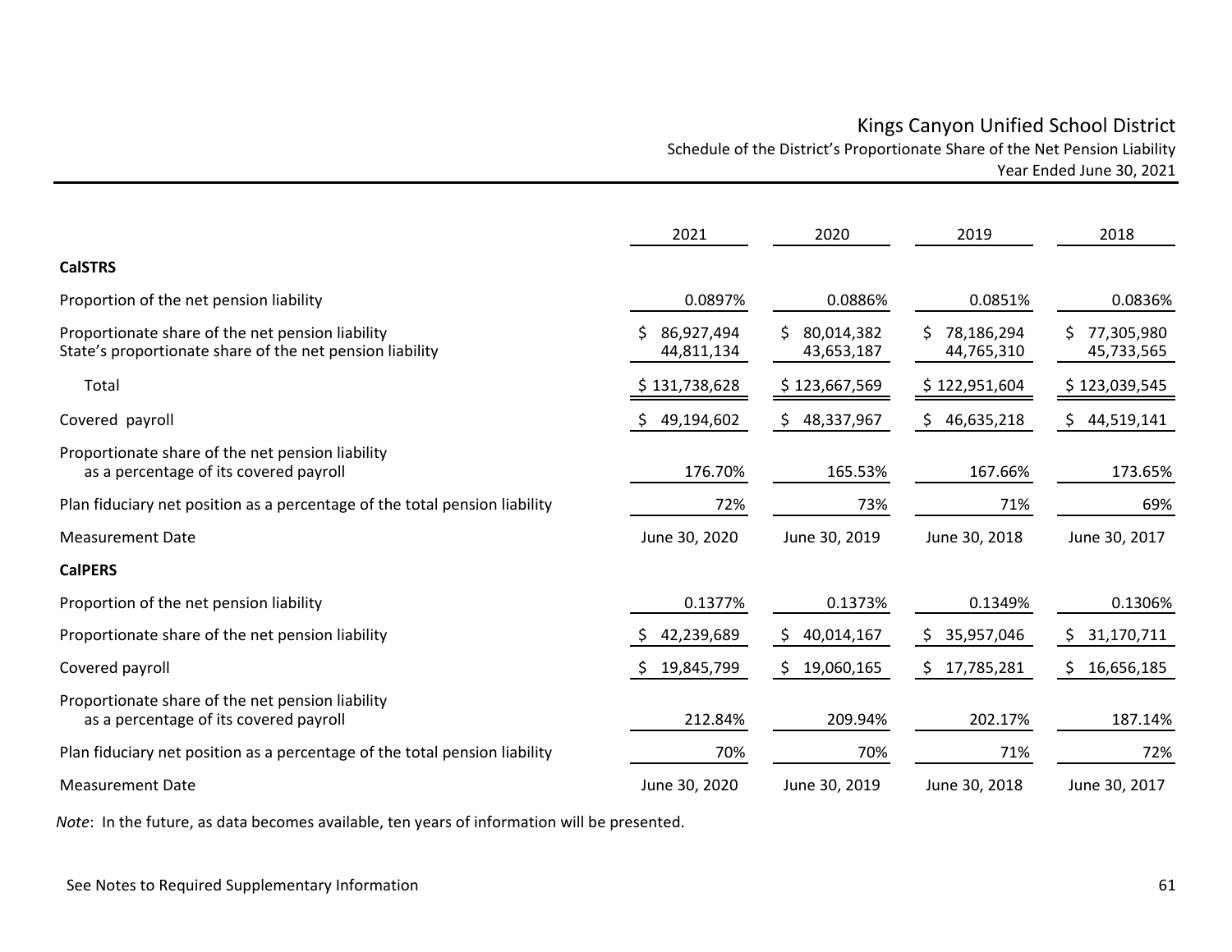# Kings Canyon Unified School District

## Schedule of the District's Proportionate Share of the Net Pension Liability

### Year Ended June 30, 2021

| | 2021 | 2020 | 2019 | 2018 |
|---|---|---|---|---|
| **CalSTRS** | | | | |
| Proportion of the net pension liability | 0.0897% | 0.0886% | 0.0851% | 0.0836% |
| Proportionate share of the net pension liability | $ 86,927,494 | $ 80,014,382 | $ 78,186,294 | $ 77,305,980 |
| State's proportionate share of the net pension liability | 44,811,134 | 43,653,187 | 44,765,310 | 45,733,565 |
| Total | $ 131,738,628 | $ 123,667,569 | $ 122,951,604 | $ 123,039,545 |
| Covered payroll | $ 49,194,602 | $ 48,337,967 | $ 46,635,218 | $ 44,519,141 |
| Proportionate share of the net pension liability as a percentage of its covered payroll | 176.70% | 165.53% | 167.66% | 173.65% |
| Plan fiduciary net position as a percentage of the total pension liability | 72% | 73% | 71% | 69% |
| Measurement Date | June 30, 2020 | June 30, 2019 | June 30, 2018 | June 30, 2017 |
| **CalPERS** | | | | |
| Proportion of the net pension liability | 0.1377% | 0.1373% | 0.1349% | 0.1306% |
| Proportionate share of the net pension liability | $ 42,239,689 | $ 40,014,167 | $ 35,957,046 | $ 31,170,711 |
| Covered payroll | $ 19,845,799 | $ 19,060,165 | $ 17,785,281 | $ 16,656,185 |
| Proportionate share of the net pension liability as a percentage of its covered payroll | 212.84% | 209.94% | 202.17% | 187.14% |
| Plan fiduciary net position as a percentage of the total pension liability | 70% | 70% | 71% | 72% |
| Measurement Date | June 30, 2020 | June 30, 2019 | June 30, 2018 | June 30, 2017 |

*Note*: In the future, as data becomes available, ten years of information will be presented.

See Notes to Required Supplementary Information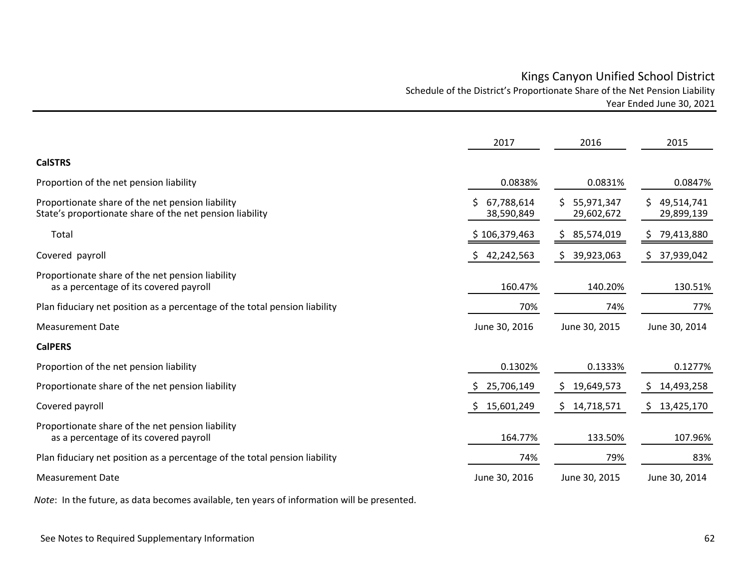# Kings Canyon Unified School District

## Schedule of the District's Proportionate Share of the Net Pension Liability

### Year Ended June 30, 2021

| | 2017 | 2016 | 2015 |
|---|---|---|---|
| **CalSTRS** | | | |
| Proportion of the net pension liability | 0.0838% | 0.0831% | 0.0847% |
| Proportionate share of the net pension liability | $ 67,788,614 | $ 55,971,347 | $ 49,514,741 |
| State's proportionate share of the net pension liability | 38,590,849 | 29,602,672 | 29,899,139 |
| Total | $ 106,379,463 | $ 85,574,019 | $ 79,413,880 |
| Covered payroll | $ 42,242,563 | $ 39,923,063 | $ 37,939,042 |
| Proportionate share of the net pension liability as a percentage of its covered payroll | 160.47% | 140.20% | 130.51% |
| Plan fiduciary net position as a percentage of the total pension liability | 70% | 74% | 77% |
| Measurement Date | June 30, 2016 | June 30, 2015 | June 30, 2014 |
| **CalPERS** | | | |
| Proportion of the net pension liability | 0.1302% | 0.1333% | 0.1277% |
| Proportionate share of the net pension liability | $ 25,706,149 | $ 19,649,573 | $ 14,493,258 |
| Covered payroll | $ 15,601,249 | $ 14,718,571 | $ 13,425,170 |
| Proportionate share of the net pension liability as a percentage of its covered payroll | 164.77% | 133.50% | 107.96% |
| Plan fiduciary net position as a percentage of the total pension liability | 74% | 79% | 83% |
| Measurement Date | June 30, 2016 | June 30, 2015 | June 30, 2014 |

*Note*: In the future, as data becomes available, ten years of information will be presented.

See Notes to Required Supplementary Information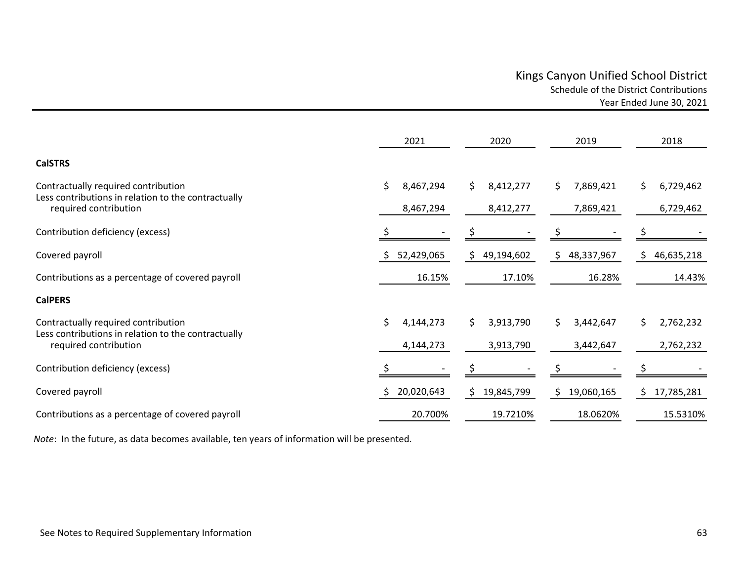# Kings Canyon Unified School District

## Schedule of the District Contributions

### Year Ended June 30, 2021

| | 2021 | 2020 | 2019 | 2018 |
|---|---|---|---|---|
| **CalSTRS** | | | | |
| Contractually required contribution | $ 8,467,294 | $ 8,412,277 | $ 7,869,421 | $ 6,729,462 |
| Less contributions in relation to the contractually required contribution | 8,467,294 | 8,412,277 | 7,869,421 | 6,729,462 |
| Contribution deficiency (excess) | $ - | $ - | $ - | $ - |
| Covered payroll | $ 52,429,065 | $ 49,194,602 | $ 48,337,967 | $ 46,635,218 |
| Contributions as a percentage of covered payroll | 16.15% | 17.10% | 16.28% | 14.43% |
| **CalPERS** | | | | |
| Contractually required contribution | $ 4,144,273 | $ 3,913,790 | $ 3,442,647 | $ 2,762,232 |
| Less contributions in relation to the contractually required contribution | 4,144,273 | 3,913,790 | 3,442,647 | 2,762,232 |
| Contribution deficiency (excess) | $ - | $ - | $ - | $ - |
| Covered payroll | $ 20,020,643 | $ 19,845,799 | $ 19,060,165 | $ 17,785,281 |
| Contributions as a percentage of covered payroll | 20.700% | 19.7210% | 18.0620% | 15.5310% |

*Note*: In the future, as data becomes available, ten years of information will be presented.

See Notes to Required Supplementary Information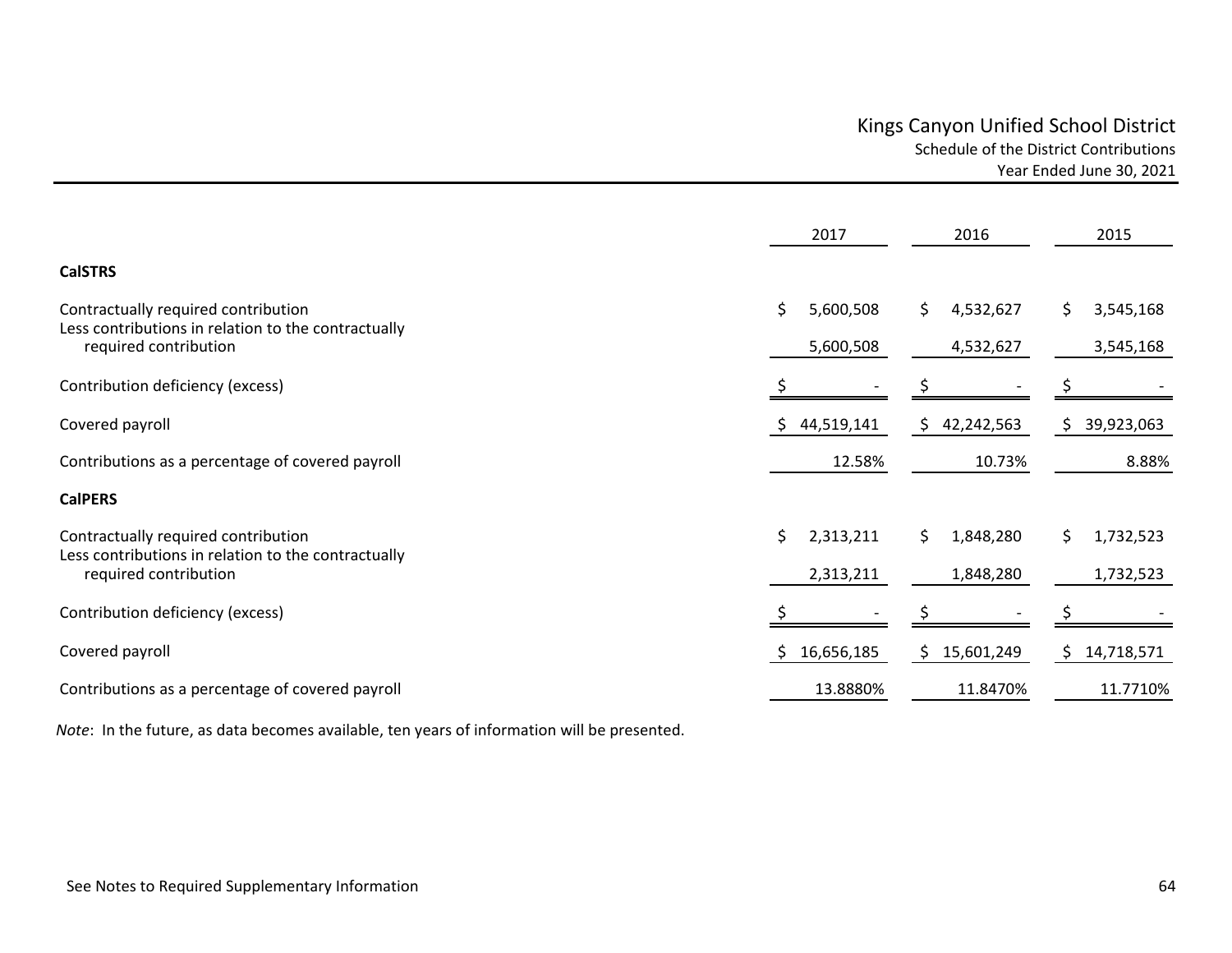# Kings Canyon Unified School District

## Schedule of the District Contributions

### Year Ended June 30, 2021

| | 2017 | 2016 | 2015 |
|---|---|---|---|
| **CalSTRS** | | | |
| Contractually required contribution | $ 5,600,508 | $ 4,532,627 | $ 3,545,168 |
| Less contributions in relation to the contractually required contribution | 5,600,508 | 4,532,627 | 3,545,168 |
| Contribution deficiency (excess) | $ - | $ - | $ - |
| Covered payroll | $ 44,519,141 | $ 42,242,563 | $ 39,923,063 |
| Contributions as a percentage of covered payroll | 12.58% | 10.73% | 8.88% |
| **CalPERS** | | | |
| Contractually required contribution | $ 2,313,211 | $ 1,848,280 | $ 1,732,523 |
| Less contributions in relation to the contractually required contribution | 2,313,211 | 1,848,280 | 1,732,523 |
| Contribution deficiency (excess) | $ - | $ - | $ - |
| Covered payroll | $ 16,656,185 | $ 15,601,249 | $ 14,718,571 |
| Contributions as a percentage of covered payroll | 13.8880% | 11.8470% | 11.7710% |

*Note*: In the future, as data becomes available, ten years of information will be presented.

See Notes to Required Supplementary Information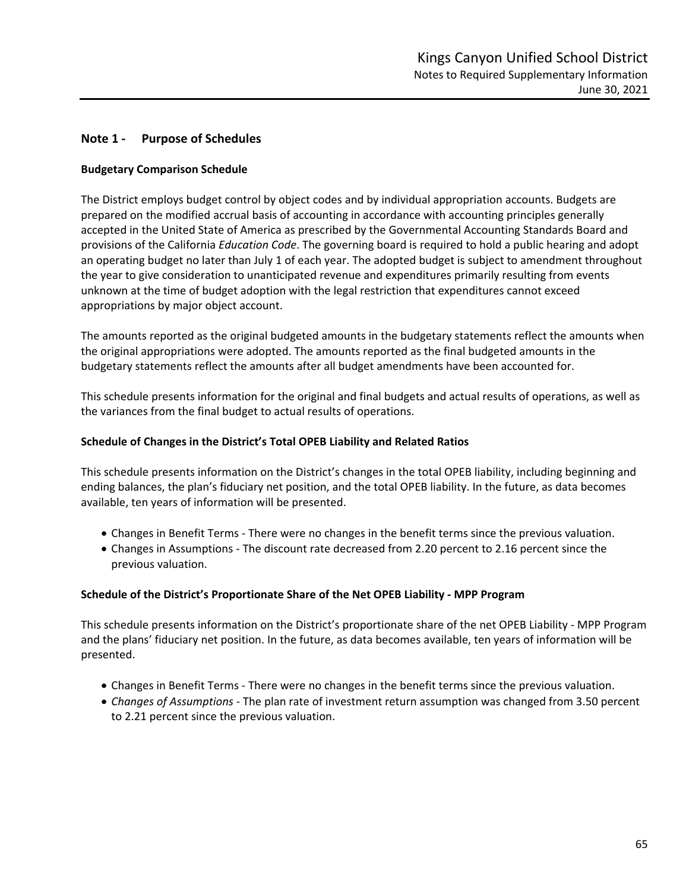## Note 1 - Purpose of Schedules

### Budgetary Comparison Schedule

The District employs budget control by object codes and by individual appropriation accounts. Budgets are prepared on the modified accrual basis of accounting in accordance with accounting principles generally accepted in the United State of America as prescribed by the Governmental Accounting Standards Board and provisions of the California *Education Code*. The governing board is required to hold a public hearing and adopt an operating budget no later than July 1 of each year. The adopted budget is subject to amendment throughout the year to give consideration to unanticipated revenue and expenditures primarily resulting from events unknown at the time of budget adoption with the legal restriction that expenditures cannot exceed appropriations by major object account.

The amounts reported as the original budgeted amounts in the budgetary statements reflect the amounts when the original appropriations were adopted. The amounts reported as the final budgeted amounts in the budgetary statements reflect the amounts after all budget amendments have been accounted for.

This schedule presents information for the original and final budgets and actual results of operations, as well as the variances from the final budget to actual results of operations.

### Schedule of Changes in the District's Total OPEB Liability and Related Ratios

This schedule presents information on the District's changes in the total OPEB liability, including beginning and ending balances, the plan's fiduciary net position, and the total OPEB liability. In the future, as data becomes available, ten years of information will be presented.

- Changes in Benefit Terms - There were no changes in the benefit terms since the previous valuation.
- Changes in Assumptions - The discount rate decreased from 2.20 percent to 2.16 percent since the previous valuation.

### Schedule of the District's Proportionate Share of the Net OPEB Liability - MPP Program

This schedule presents information on the District's proportionate share of the net OPEB Liability - MPP Program and the plans' fiduciary net position. In the future, as data becomes available, ten years of information will be presented.

- Changes in Benefit Terms - There were no changes in the benefit terms since the previous valuation.
- *Changes of Assumptions* - The plan rate of investment return assumption was changed from 3.50 percent to 2.21 percent since the previous valuation.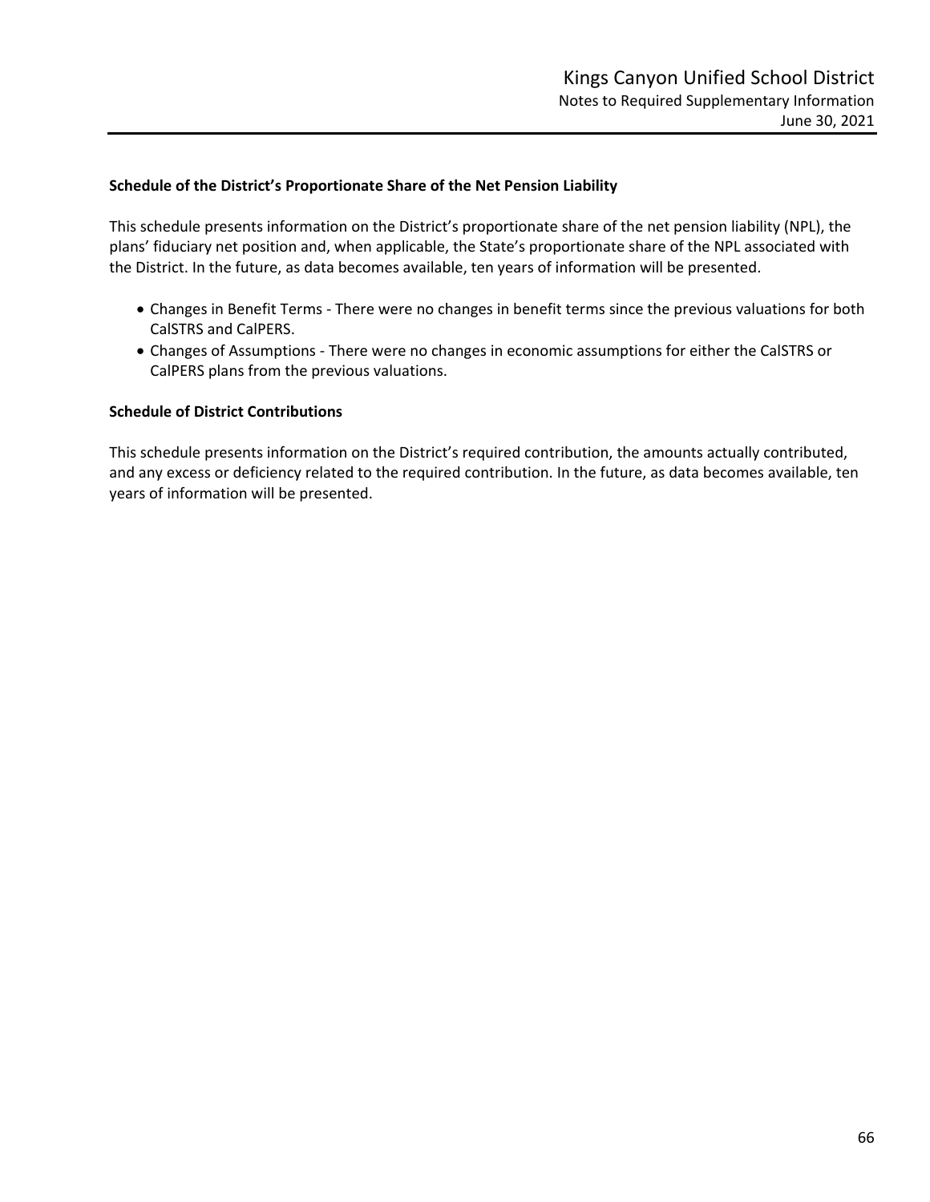### Schedule of the District's Proportionate Share of the Net Pension Liability

This schedule presents information on the District's proportionate share of the net pension liability (NPL), the plans' fiduciary net position and, when applicable, the State's proportionate share of the NPL associated with the District. In the future, as data becomes available, ten years of information will be presented.

- Changes in Benefit Terms - There were no changes in benefit terms since the previous valuations for both CalSTRS and CalPERS.
- Changes of Assumptions - There were no changes in economic assumptions for either the CalSTRS or CalPERS plans from the previous valuations.

### Schedule of District Contributions

This schedule presents information on the District's required contribution, the amounts actually contributed, and any excess or deficiency related to the required contribution. In the future, as data becomes available, ten years of information will be presented.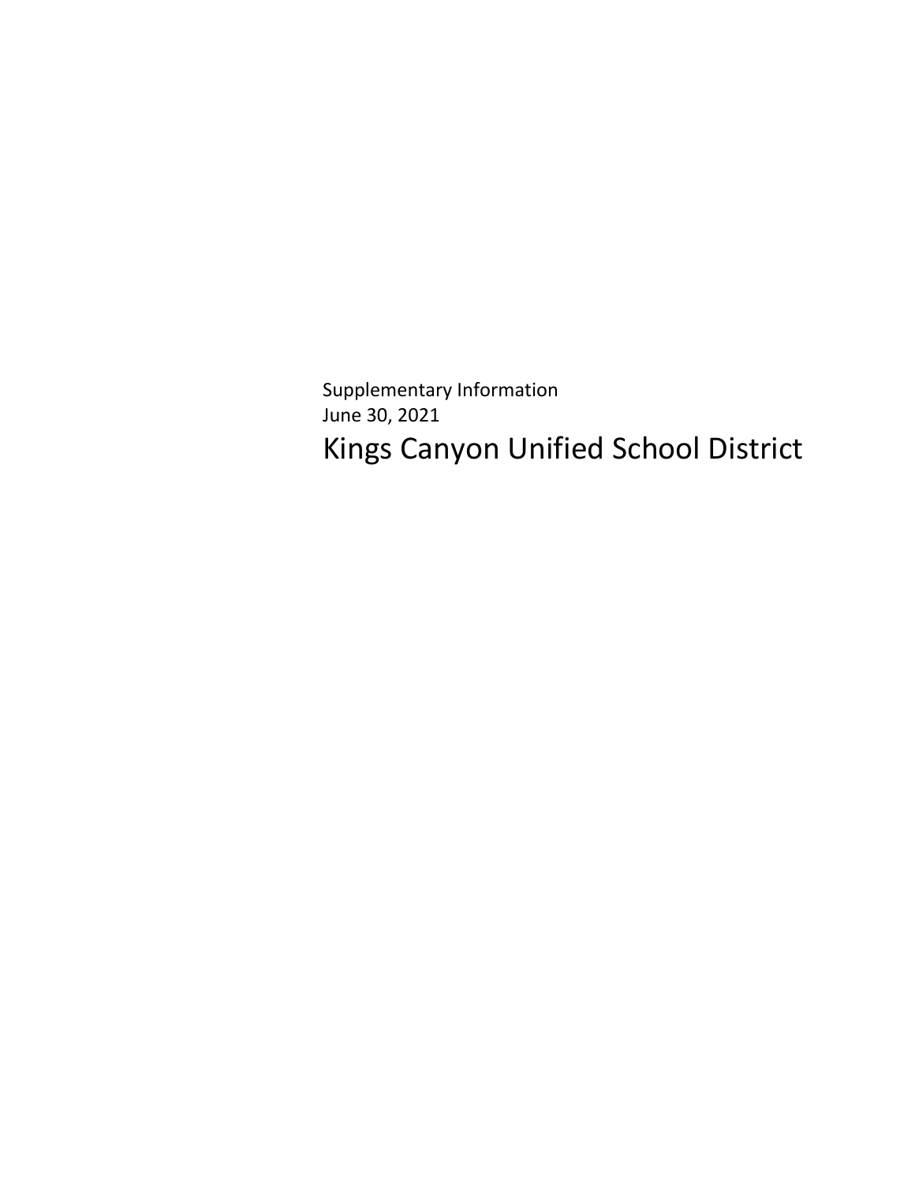Supplementary Information
June 30, 2021

# Kings Canyon Unified School District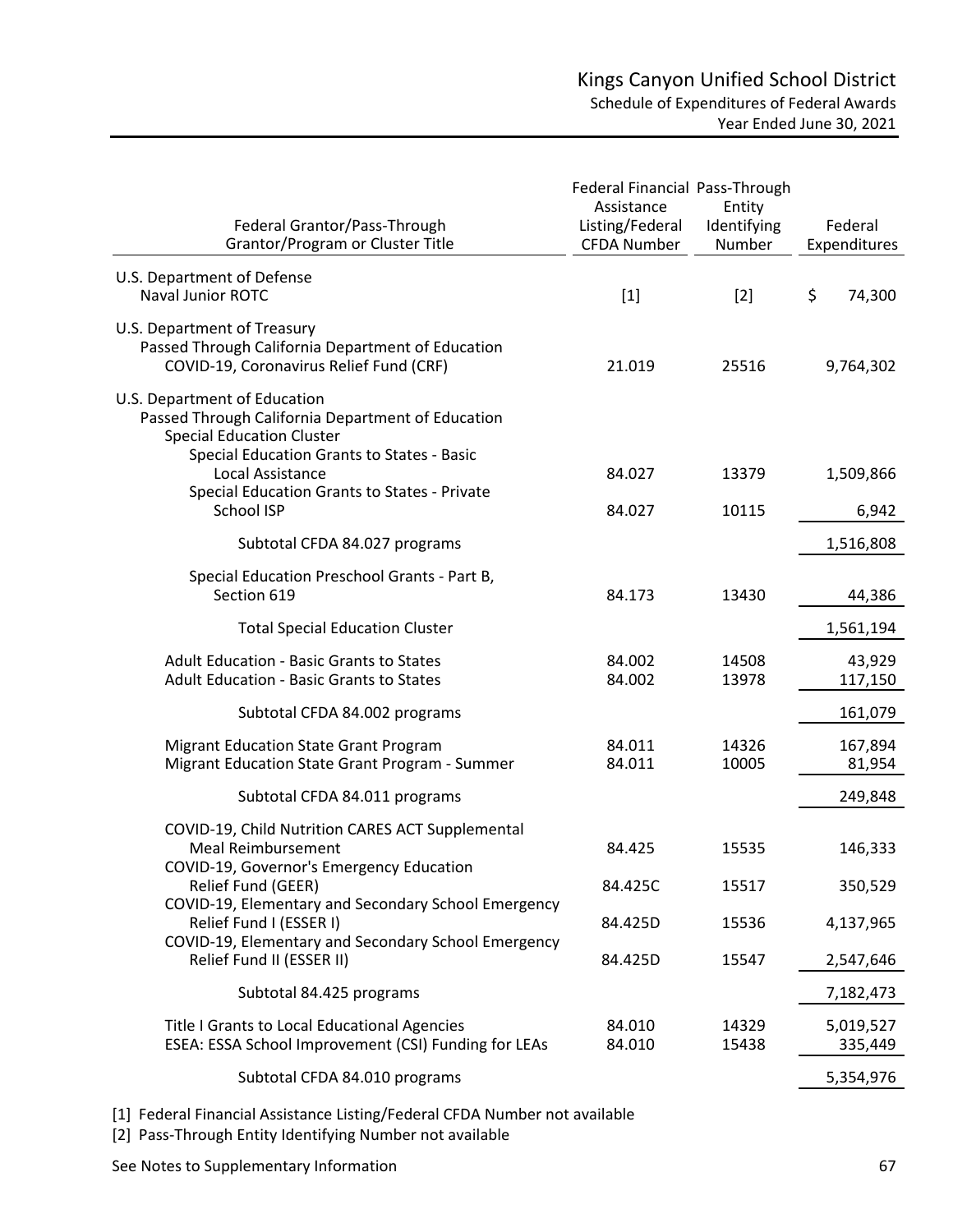# Kings Canyon Unified School District

## Schedule of Expenditures of Federal Awards

### Year Ended June 30, 2021

| Federal Grantor/Pass-Through Grantor/Program or Cluster Title | Federal Financial Assistance Listing/Federal CFDA Number | Pass-Through Entity Identifying Number | Federal Expenditures |
|---|---|---|---|
| U.S. Department of Defense | | | |
| Naval Junior ROTC | [1] | [2] | $ 74,300 |
| U.S. Department of Treasury | | | |
| Passed Through California Department of Education | | | |
| COVID-19, Coronavirus Relief Fund (CRF) | 21.019 | 25516 | 9,764,302 |
| U.S. Department of Education | | | |
| Passed Through California Department of Education | | | |
| Special Education Cluster | | | |
| Special Education Grants to States - Basic Local Assistance | 84.027 | 13379 | 1,509,866 |
| Special Education Grants to States - Private School ISP | 84.027 | 10115 | 6,942 |
| Subtotal CFDA 84.027 programs | | | 1,516,808 |
| Special Education Preschool Grants - Part B, Section 619 | 84.173 | 13430 | 44,386 |
| Total Special Education Cluster | | | 1,561,194 |
| Adult Education - Basic Grants to States | 84.002 | 14508 | 43,929 |
| Adult Education - Basic Grants to States | 84.002 | 13978 | 117,150 |
| Subtotal CFDA 84.002 programs | | | 161,079 |
| Migrant Education State Grant Program | 84.011 | 14326 | 167,894 |
| Migrant Education State Grant Program - Summer | 84.011 | 10005 | 81,954 |
| Subtotal CFDA 84.011 programs | | | 249,848 |
| COVID-19, Child Nutrition CARES ACT Supplemental Meal Reimbursement | 84.425 | 15535 | 146,333 |
| COVID-19, Governor's Emergency Education Relief Fund (GEER) | 84.425C | 15517 | 350,529 |
| COVID-19, Elementary and Secondary School Emergency Relief Fund I (ESSER I) | 84.425D | 15536 | 4,137,965 |
| COVID-19, Elementary and Secondary School Emergency Relief Fund II (ESSER II) | 84.425D | 15547 | 2,547,646 |
| Subtotal 84.425 programs | | | 7,182,473 |
| Title I Grants to Local Educational Agencies | 84.010 | 14329 | 5,019,527 |
| ESEA: ESSA School Improvement (CSI) Funding for LEAs | 84.010 | 15438 | 335,449 |
| Subtotal CFDA 84.010 programs | | | 5,354,976 |

[1] Federal Financial Assistance Listing/Federal CFDA Number not available

[2] Pass-Through Entity Identifying Number not available

See Notes to Supplementary Information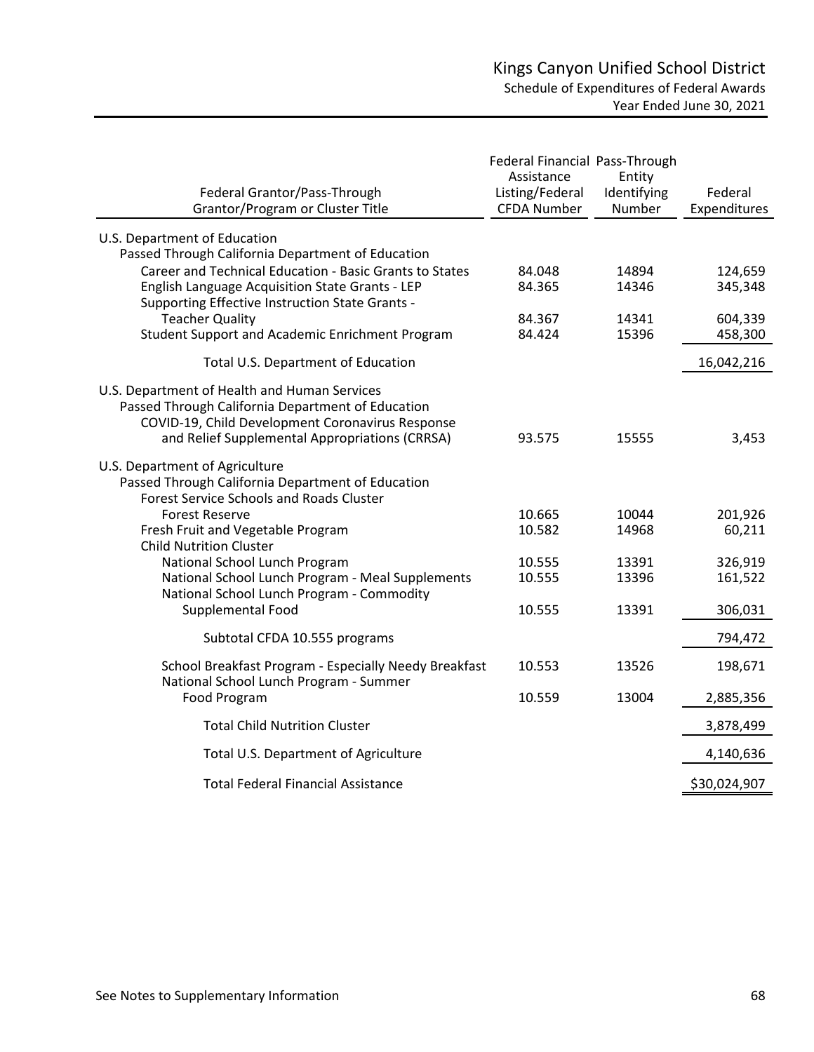# Kings Canyon Unified School District

## Schedule of Expenditures of Federal Awards

### Year Ended June 30, 2021

| Federal Grantor/Pass-Through Grantor/Program or Cluster Title | Federal Financial Assistance Listing/Federal CFDA Number | Pass-Through Entity Identifying Number | Federal Expenditures |
|---|---|---|---|
| U.S. Department of Education | | | |
| Passed Through California Department of Education | | | |
| Career and Technical Education - Basic Grants to States | 84.048 | 14894 | 124,659 |
| English Language Acquisition State Grants - LEP | 84.365 | 14346 | 345,348 |
| Supporting Effective Instruction State Grants - Teacher Quality | 84.367 | 14341 | 604,339 |
| Student Support and Academic Enrichment Program | 84.424 | 15396 | 458,300 |
| Total U.S. Department of Education | | | 16,042,216 |
| U.S. Department of Health and Human Services | | | |
| Passed Through California Department of Education | | | |
| COVID-19, Child Development Coronavirus Response and Relief Supplemental Appropriations (CRRSA) | 93.575 | 15555 | 3,453 |
| U.S. Department of Agriculture | | | |
| Passed Through California Department of Education | | | |
| Forest Service Schools and Roads Cluster | | | |
| Forest Reserve | 10.665 | 10044 | 201,926 |
| Fresh Fruit and Vegetable Program | 10.582 | 14968 | 60,211 |
| Child Nutrition Cluster | | | |
| National School Lunch Program | 10.555 | 13391 | 326,919 |
| National School Lunch Program - Meal Supplements | 10.555 | 13396 | 161,522 |
| National School Lunch Program - Commodity Supplemental Food | 10.555 | 13391 | 306,031 |
| Subtotal CFDA 10.555 programs | | | 794,472 |
| School Breakfast Program - Especially Needy Breakfast | 10.553 | 13526 | 198,671 |
| National School Lunch Program - Summer Food Program | 10.559 | 13004 | 2,885,356 |
| Total Child Nutrition Cluster | | | 3,878,499 |
| Total U.S. Department of Agriculture | | | 4,140,636 |
| Total Federal Financial Assistance | | | $30,024,907 |

See Notes to Supplementary Information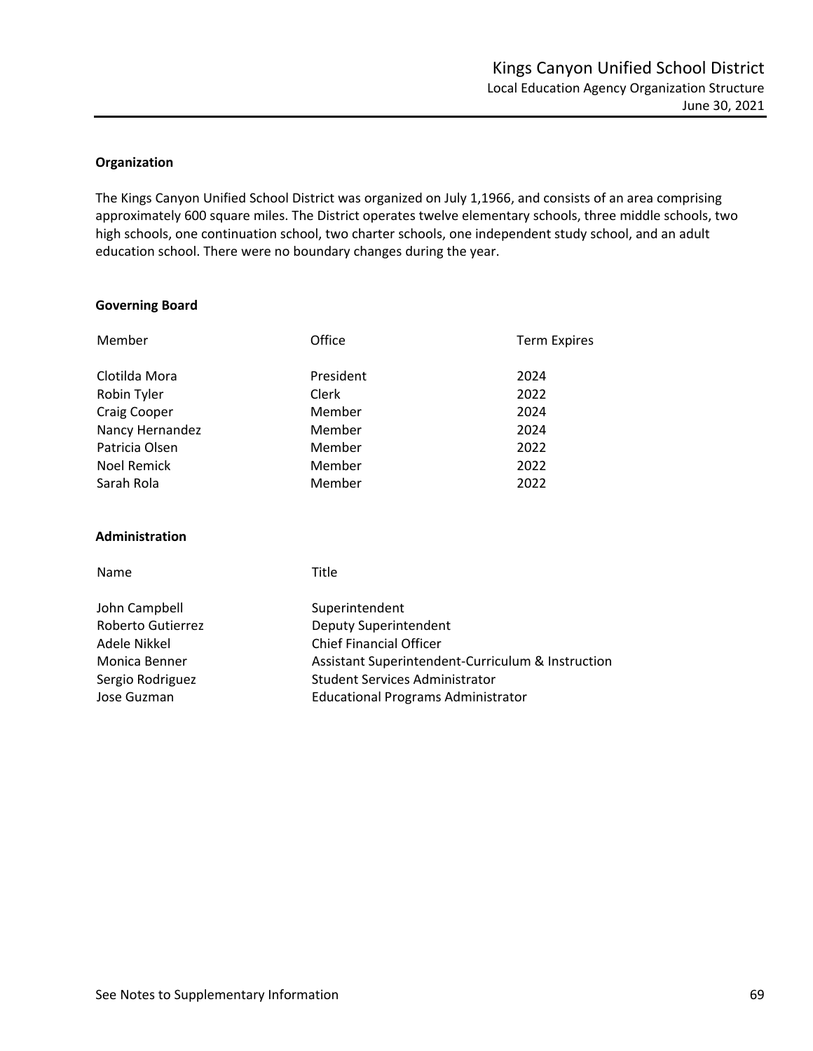# Kings Canyon Unified School District

## Local Education Agency Organization Structure

June 30, 2021

### Organization

The Kings Canyon Unified School District was organized on July 1,1966, and consists of an area comprising approximately 600 square miles. The District operates twelve elementary schools, three middle schools, two high schools, one continuation school, two charter schools, one independent study school, and an adult education school. There were no boundary changes during the year.

### Governing Board

| Member | Office | Term Expires |
| --- | --- | --- |
| Clotilda Mora | President | 2024 |
| Robin Tyler | Clerk | 2022 |
| Craig Cooper | Member | 2024 |
| Nancy Hernandez | Member | 2024 |
| Patricia Olsen | Member | 2022 |
| Noel Remick | Member | 2022 |
| Sarah Rola | Member | 2022 |

### Administration

| Name | Title |
| --- | --- |
| John Campbell | Superintendent |
| Roberto Gutierrez | Deputy Superintendent |
| Adele Nikkel | Chief Financial Officer |
| Monica Benner | Assistant Superintendent-Curriculum & Instruction |
| Sergio Rodriguez | Student Services Administrator |
| Jose Guzman | Educational Programs Administrator |

See Notes to Supplementary Information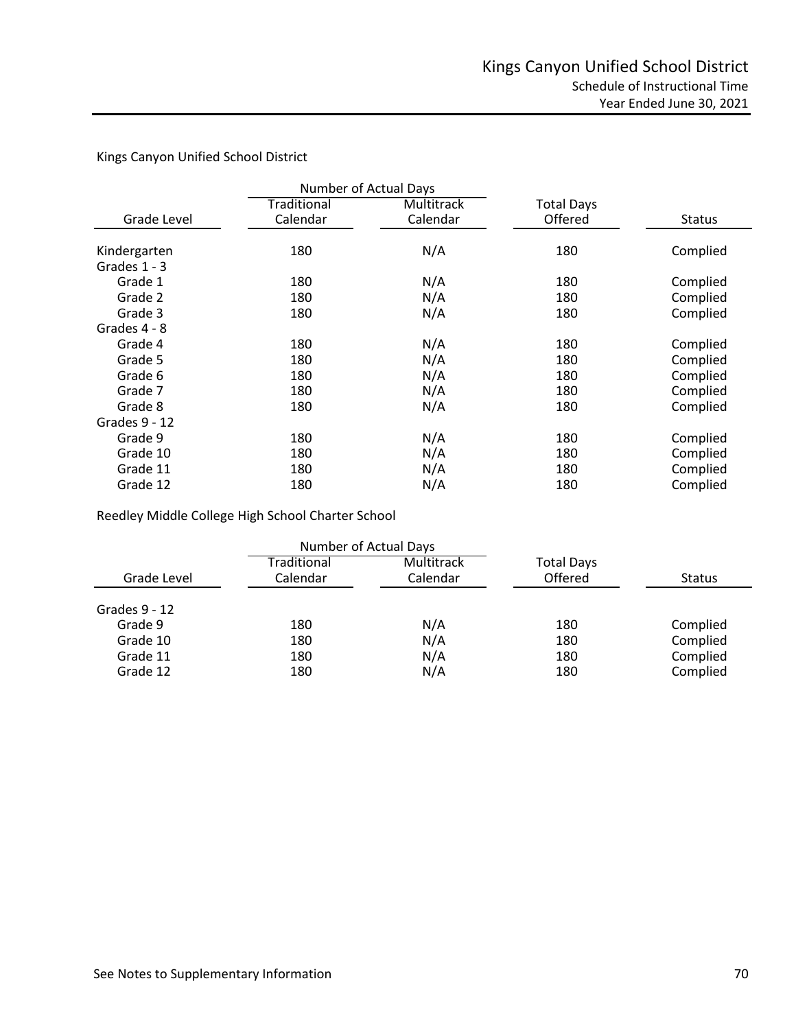# Kings Canyon Unified School District

## Schedule of Instructional Time

### Year Ended June 30, 2021

Kings Canyon Unified School District

| Grade Level | Number of Actual Days Traditional Calendar | Number of Actual Days Multitrack Calendar | Total Days Offered | Status |
|---|---|---|---|---|
| Kindergarten | 180 | N/A | 180 | Complied |
| Grades 1 - 3 | | | | |
| Grade 1 | 180 | N/A | 180 | Complied |
| Grade 2 | 180 | N/A | 180 | Complied |
| Grade 3 | 180 | N/A | 180 | Complied |
| Grades 4 - 8 | | | | |
| Grade 4 | 180 | N/A | 180 | Complied |
| Grade 5 | 180 | N/A | 180 | Complied |
| Grade 6 | 180 | N/A | 180 | Complied |
| Grade 7 | 180 | N/A | 180 | Complied |
| Grade 8 | 180 | N/A | 180 | Complied |
| Grades 9 - 12 | | | | |
| Grade 9 | 180 | N/A | 180 | Complied |
| Grade 10 | 180 | N/A | 180 | Complied |
| Grade 11 | 180 | N/A | 180 | Complied |
| Grade 12 | 180 | N/A | 180 | Complied |

Reedley Middle College High School Charter School

| Grade Level | Number of Actual Days Traditional Calendar | Number of Actual Days Multitrack Calendar | Total Days Offered | Status |
|---|---|---|---|---|
| Grades 9 - 12 | | | | |
| Grade 9 | 180 | N/A | 180 | Complied |
| Grade 10 | 180 | N/A | 180 | Complied |
| Grade 11 | 180 | N/A | 180 | Complied |
| Grade 12 | 180 | N/A | 180 | Complied |

See Notes to Supplementary Information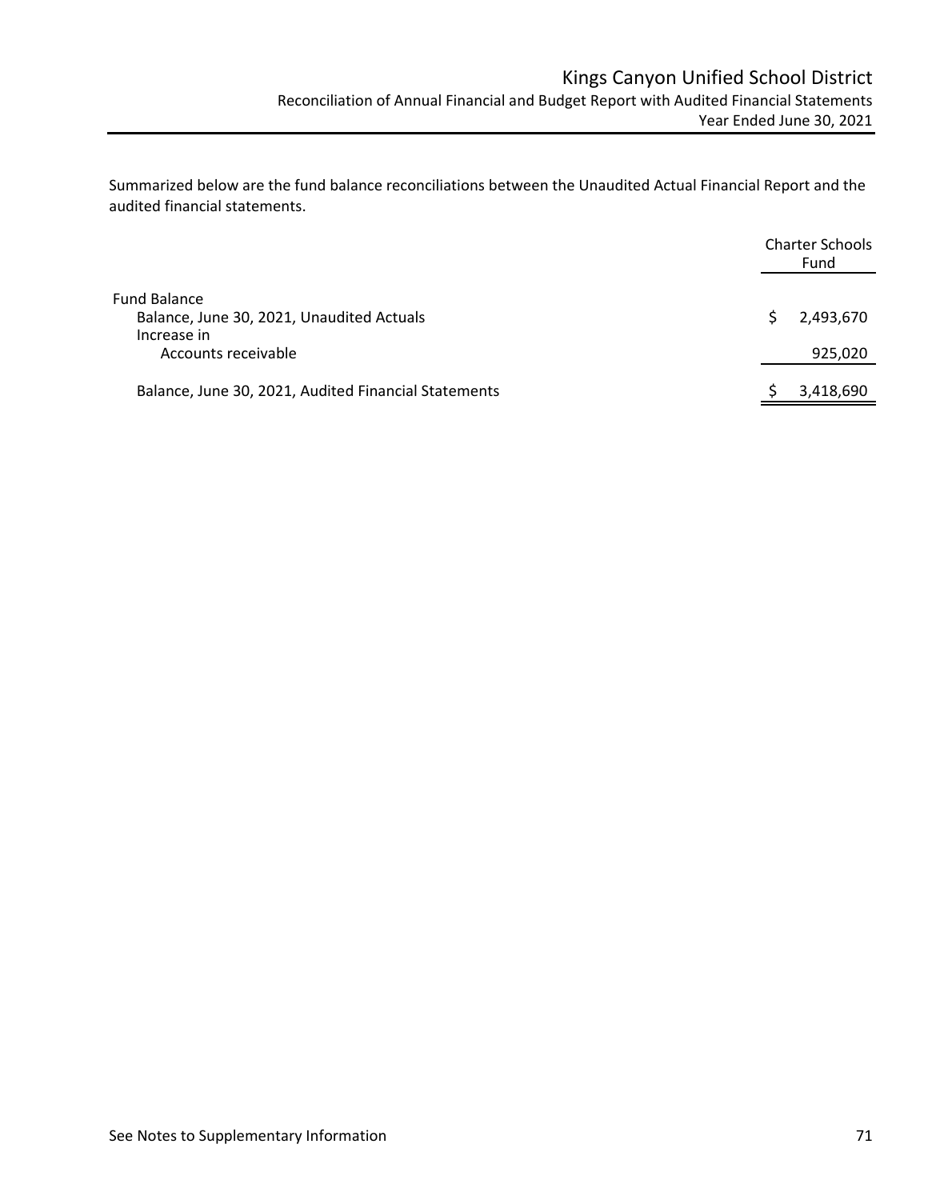Summarized below are the fund balance reconciliations between the Unaudited Actual Financial Report and the audited financial statements.

| | Charter Schools Fund |
|---|---|
| Fund Balance | |
| Balance, June 30, 2021, Unaudited Actuals | $ 2,493,670 |
| Increase in | |
| Accounts receivable | 925,020 |
| Balance, June 30, 2021, Audited Financial Statements | $ 3,418,690 |

See Notes to Supplementary Information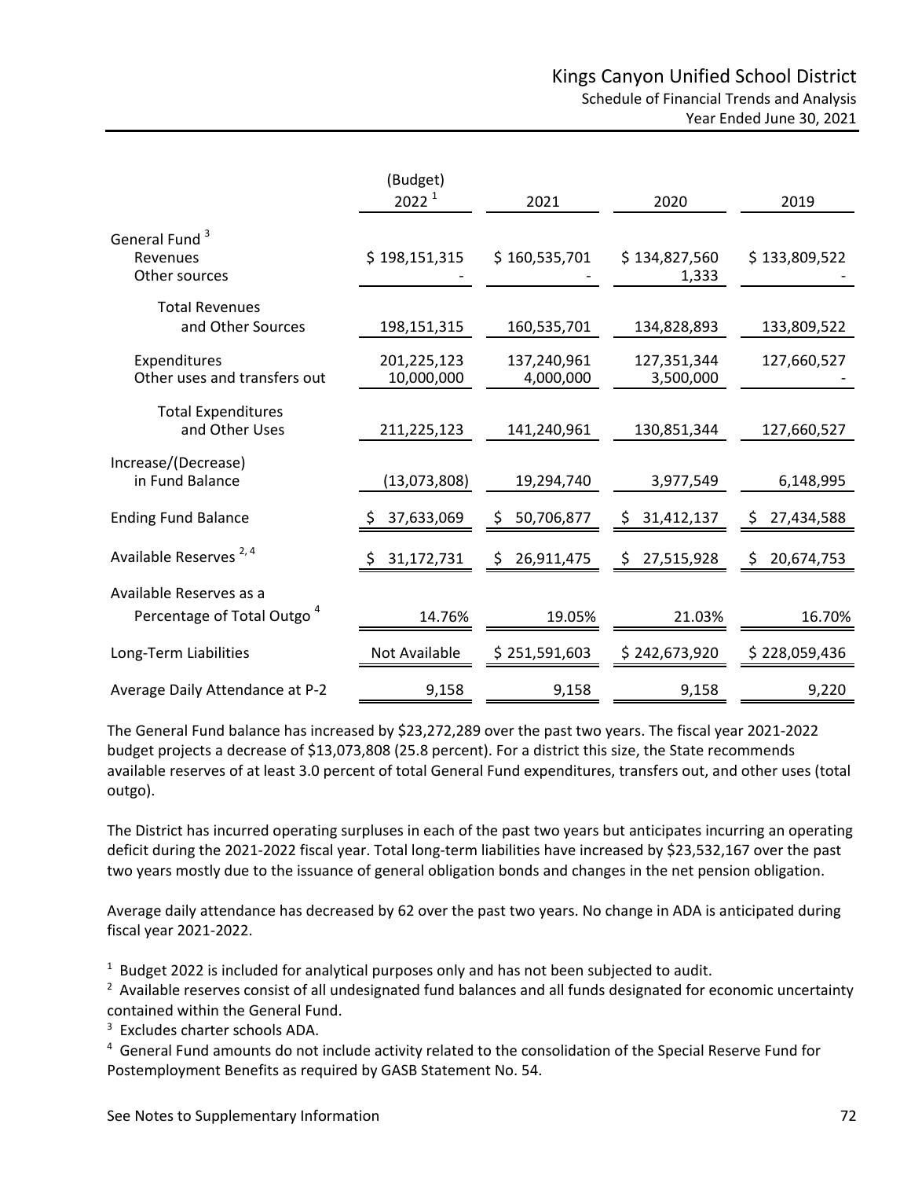# Kings Canyon Unified School District

## Schedule of Financial Trends and Analysis

### Year Ended June 30, 2021

| | (Budget) 2022 [1] | 2021 | 2020 | 2019 |
|---|---|---|---|---|
| General Fund [3] | | | | |
| Revenues | $ 198,151,315 | $ 160,535,701 | $ 134,827,560 | $ 133,809,522 |
| Other sources | - | - | 1,333 | - |
| Total Revenues and Other Sources | 198,151,315 | 160,535,701 | 134,828,893 | 133,809,522 |
| Expenditures | 201,225,123 | 137,240,961 | 127,351,344 | 127,660,527 |
| Other uses and transfers out | 10,000,000 | 4,000,000 | 3,500,000 | - |
| Total Expenditures and Other Uses | 211,225,123 | 141,240,961 | 130,851,344 | 127,660,527 |
| Increase/(Decrease) in Fund Balance | (13,073,808) | 19,294,740 | 3,977,549 | 6,148,995 |
| Ending Fund Balance | $ 37,633,069 | $ 50,706,877 | $ 31,412,137 | $ 27,434,588 |
| Available Reserves [2, 4] | $ 31,172,731 | $ 26,911,475 | $ 27,515,928 | $ 20,674,753 |
| Available Reserves as a Percentage of Total Outgo [4] | 14.76% | 19.05% | 21.03% | 16.70% |
| Long-Term Liabilities | Not Available | $ 251,591,603 | $ 242,673,920 | $ 228,059,436 |
| Average Daily Attendance at P-2 | 9,158 | 9,158 | 9,158 | 9,220 |

The General Fund balance has increased by $23,272,289 over the past two years. The fiscal year 2021-2022 budget projects a decrease of $13,073,808 (25.8 percent). For a district this size, the State recommends available reserves of at least 3.0 percent of total General Fund expenditures, transfers out, and other uses (total outgo).

The District has incurred operating surpluses in each of the past two years but anticipates incurring an operating deficit during the 2021-2022 fiscal year. Total long-term liabilities have increased by $23,532,167 over the past two years mostly due to the issuance of general obligation bonds and changes in the net pension obligation.

Average daily attendance has decreased by 62 over the past two years. No change in ADA is anticipated during fiscal year 2021-2022.

[1] Budget 2022 is included for analytical purposes only and has not been subjected to audit.

[2] Available reserves consist of all undesignated fund balances and all funds designated for economic uncertainty contained within the General Fund.

[3] Excludes charter schools ADA.

[4] General Fund amounts do not include activity related to the consolidation of the Special Reserve Fund for Postemployment Benefits as required by GASB Statement No. 54.

See Notes to Supplementary Information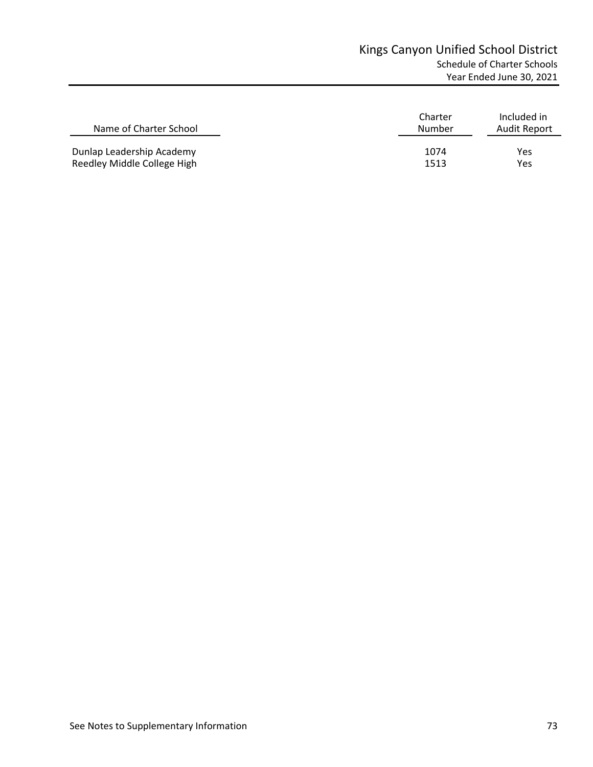# Kings Canyon Unified School District

## Schedule of Charter Schools

### Year Ended June 30, 2021

| Name of Charter School | Charter Number | Included in Audit Report |
|---|---|---|
| Dunlap Leadership Academy | 1074 | Yes |
| Reedley Middle College High | 1513 | Yes |

See Notes to Supplementary Information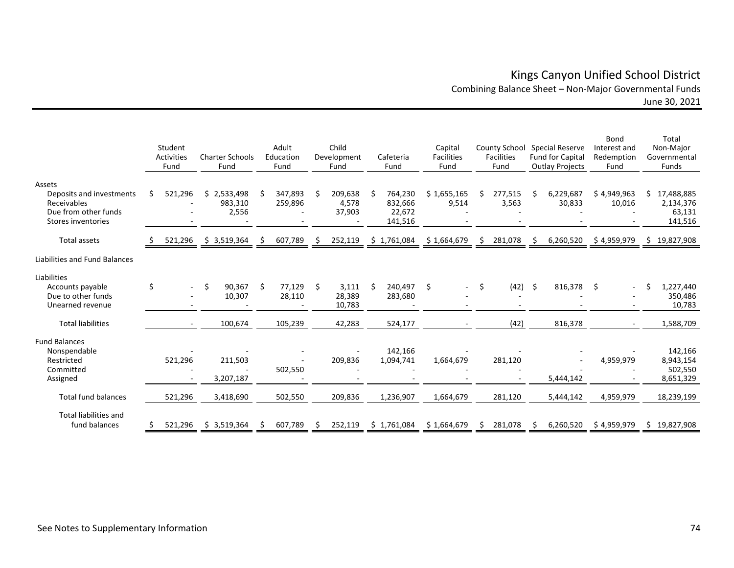# Kings Canyon Unified School District

## Combining Balance Sheet – Non-Major Governmental Funds

June 30, 2021

| | Student Activities Fund | Charter Schools Fund | Adult Education Fund | Child Development Fund | Cafeteria Fund | Capital Facilities Fund | County School Facilities Fund | Special Reserve Fund for Capital Outlay Projects | Bond Interest and Redemption Fund | Total Non-Major Governmental Funds |
|---|---|---|---|---|---|---|---|---|---|---|
| **Assets** | | | | | | | | | | |
| Deposits and investments | $ 521,296 | $ 2,533,498 | $ 347,893 | $ 209,638 | $ 764,230 | $ 1,655,165 | $ 277,515 | $ 6,229,687 | $ 4,949,963 | $ 17,488,885 |
| Receivables | - | 983,310 | 259,896 | 4,578 | 832,666 | 9,514 | 3,563 | 30,833 | 10,016 | 2,134,376 |
| Due from other funds | - | 2,556 | - | 37,903 | 22,672 | - | - | - | - | 63,131 |
| Stores inventories | - | - | - | - | 141,516 | - | - | - | - | 141,516 |
| Total assets | $ 521,296 | $ 3,519,364 | $ 607,789 | $ 252,119 | $ 1,761,084 | $ 1,664,679 | $ 281,078 | $ 6,260,520 | $ 4,959,979 | $ 19,827,908 |
| **Liabilities and Fund Balances** | | | | | | | | | | |
| **Liabilities** | | | | | | | | | | |
| Accounts payable | $ - | $ 90,367 | $ 77,129 | $ 3,111 | $ 240,497 | $ - | $ (42) | $ 816,378 | $ - | $ 1,227,440 |
| Due to other funds | - | 10,307 | 28,110 | 28,389 | 283,680 | - | - | - | - | 350,486 |
| Unearned revenue | - | - | - | 10,783 | - | - | - | - | - | 10,783 |
| Total liabilities | - | 100,674 | 105,239 | 42,283 | 524,177 | - | (42) | 816,378 | - | 1,588,709 |
| **Fund Balances** | | | | | | | | | | |
| Nonspendable | - | - | - | - | 142,166 | - | - | - | - | 142,166 |
| Restricted | 521,296 | 211,503 | - | 209,836 | 1,094,741 | 1,664,679 | 281,120 | - | 4,959,979 | 8,943,154 |
| Committed | - | - | 502,550 | - | - | - | - | - | - | 502,550 |
| Assigned | - | 3,207,187 | - | - | - | - | - | 5,444,142 | - | 8,651,329 |
| Total fund balances | 521,296 | 3,418,690 | 502,550 | 209,836 | 1,236,907 | 1,664,679 | 281,120 | 5,444,142 | 4,959,979 | 18,239,199 |
| Total liabilities and fund balances | $ 521,296 | $ 3,519,364 | $ 607,789 | $ 252,119 | $ 1,761,084 | $ 1,664,679 | $ 281,078 | $ 6,260,520 | $ 4,959,979 | $ 19,827,908 |

See Notes to Supplementary Information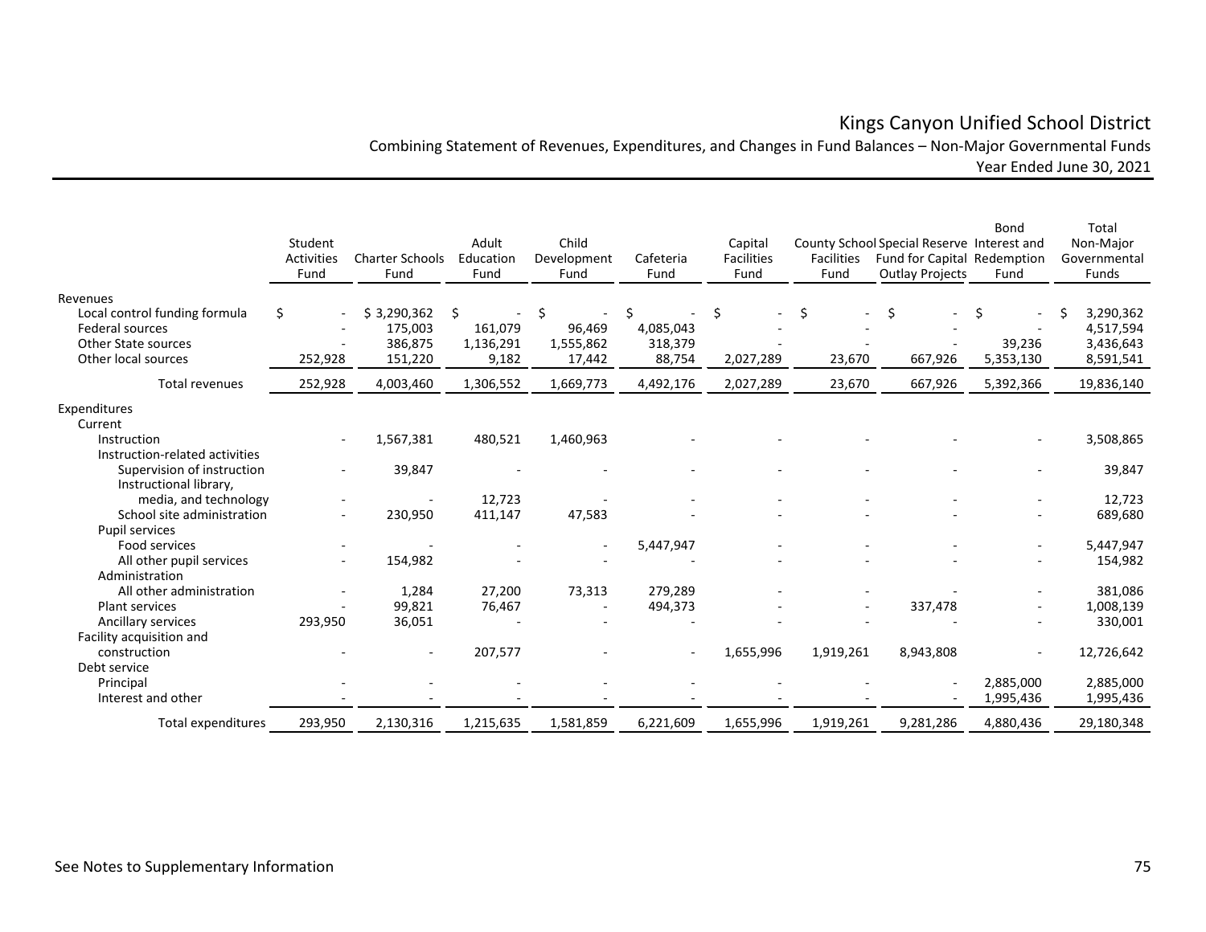# Kings Canyon Unified School District

## Combining Statement of Revenues, Expenditures, and Changes in Fund Balances – Non-Major Governmental Funds

### Year Ended June 30, 2021

| | Student Activities Fund | Charter Schools Fund | Adult Education Fund | Child Development Fund | Cafeteria Fund | Capital Facilities Fund | County School Facilities Fund | Special Reserve Fund for Capital Outlay Projects | Bond Interest and Redemption Fund | Total Non-Major Governmental Funds |
|---|---|---|---|---|---|---|---|---|---|---|
| **Revenues** | | | | | | | | | | |
| Local control funding formula | $ - | $ 3,290,362 | $ - | $ - | $ - | $ - | $ - | $ - | $ - | $ 3,290,362 |
| Federal sources | - | 175,003 | 161,079 | 96,469 | 4,085,043 | - | - | - | - | 4,517,594 |
| Other State sources | - | 386,875 | 1,136,291 | 1,555,862 | 318,379 | - | - | - | 39,236 | 3,436,643 |
| Other local sources | 252,928 | 151,220 | 9,182 | 17,442 | 88,754 | 2,027,289 | 23,670 | 667,926 | 5,353,130 | 8,591,541 |
| Total revenues | 252,928 | 4,003,460 | 1,306,552 | 1,669,773 | 4,492,176 | 2,027,289 | 23,670 | 667,926 | 5,392,366 | 19,836,140 |
| **Expenditures** | | | | | | | | | | |
| Current | | | | | | | | | | |
| Instruction | - | 1,567,381 | 480,521 | 1,460,963 | - | - | - | - | - | 3,508,865 |
| Instruction-related activities | | | | | | | | | | |
| Supervision of instruction | - | 39,847 | - | - | - | - | - | - | - | 39,847 |
| Instructional library, media, and technology | - | - | 12,723 | - | - | - | - | - | - | 12,723 |
| School site administration | - | 230,950 | 411,147 | 47,583 | - | - | - | - | - | 689,680 |
| Pupil services | | | | | | | | | | |
| Food services | - | - | - | - | 5,447,947 | - | - | - | - | 5,447,947 |
| All other pupil services | - | 154,982 | - | - | - | - | - | - | - | 154,982 |
| Administration | | | | | | | | | | |
| All other administration | - | 1,284 | 27,200 | 73,313 | 279,289 | - | - | - | - | 381,086 |
| Plant services | - | 99,821 | 76,467 | - | 494,373 | - | - | 337,478 | - | 1,008,139 |
| Ancillary services | 293,950 | 36,051 | - | - | - | - | - | - | - | 330,001 |
| Facility acquisition and construction | - | - | 207,577 | - | - | 1,655,996 | 1,919,261 | 8,943,808 | - | 12,726,642 |
| Debt service | | | | | | | | | | |
| Principal | - | - | - | - | - | - | - | - | 2,885,000 | 2,885,000 |
| Interest and other | - | - | - | - | - | - | - | - | 1,995,436 | 1,995,436 |
| Total expenditures | 293,950 | 2,130,316 | 1,215,635 | 1,581,859 | 6,221,609 | 1,655,996 | 1,919,261 | 9,281,286 | 4,880,436 | 29,180,348 |

See Notes to Supplementary Information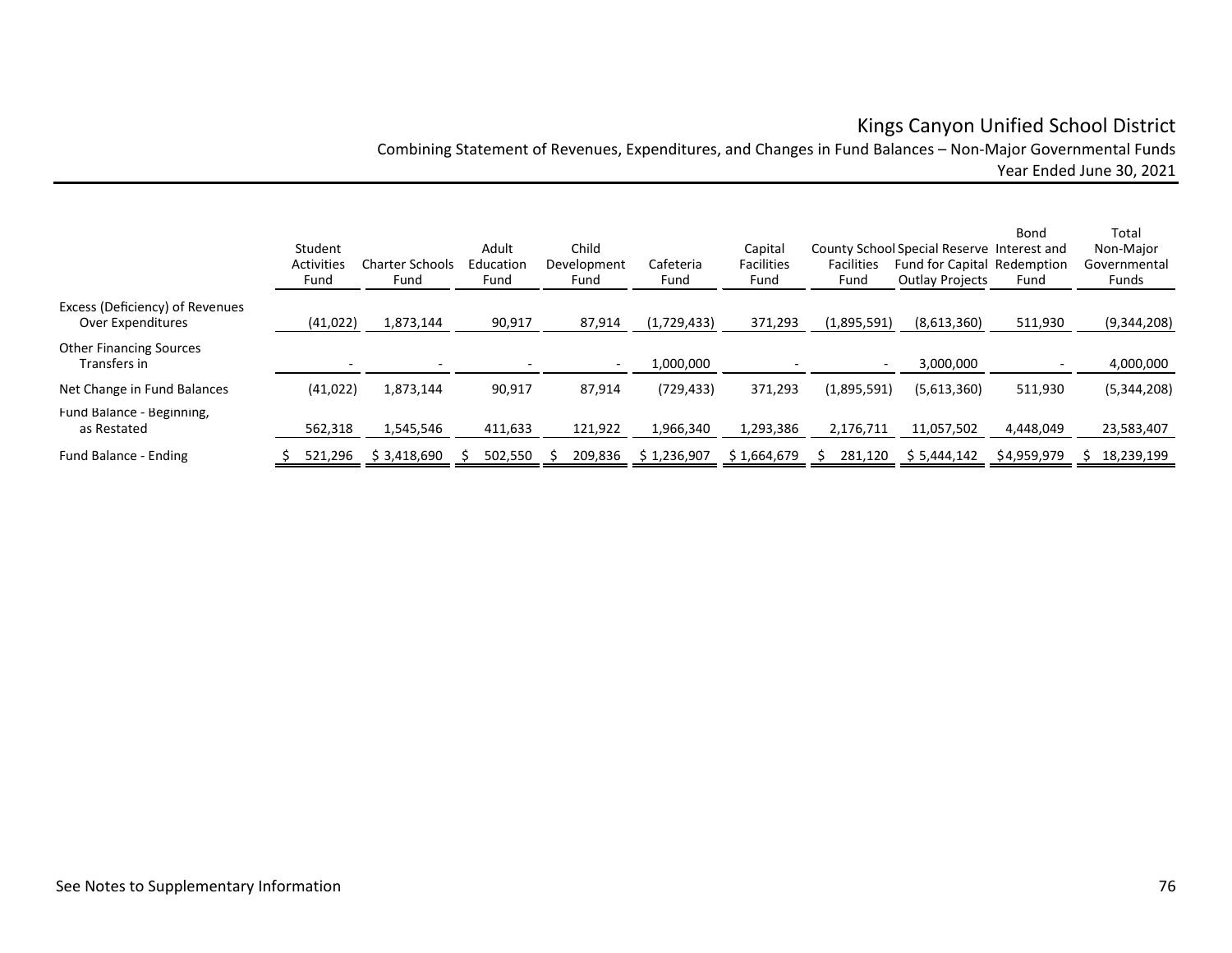# Kings Canyon Unified School District

## Combining Statement of Revenues, Expenditures, and Changes in Fund Balances – Non-Major Governmental Funds

### Year Ended June 30, 2021

| | Student Activities Fund | Charter Schools Fund | Adult Education Fund | Child Development Fund | Cafeteria Fund | Capital Facilities Fund | County School Facilities Fund | Special Reserve Fund for Capital Outlay Projects | Bond Interest and Redemption Fund | Total Non-Major Governmental Funds |
|---|---|---|---|---|---|---|---|---|---|---|
| Excess (Deficiency) of Revenues Over Expenditures | (41,022) | 1,873,144 | 90,917 | 87,914 | (1,729,433) | 371,293 | (1,895,591) | (8,613,360) | 511,930 | (9,344,208) |
| Other Financing Sources<br>Transfers in | - | - | - | - | 1,000,000 | - | - | 3,000,000 | - | 4,000,000 |
| Net Change in Fund Balances | (41,022) | 1,873,144 | 90,917 | 87,914 | (729,433) | 371,293 | (1,895,591) | (5,613,360) | 511,930 | (5,344,208) |
| Fund Balance - Beginning, as Restated | 562,318 | 1,545,546 | 411,633 | 121,922 | 1,966,340 | 1,293,386 | 2,176,711 | 11,057,502 | 4,448,049 | 23,583,407 |
| Fund Balance - Ending | $ 521,296 | $ 3,418,690 | $ 502,550 | $ 209,836 | $ 1,236,907 | $ 1,664,679 | $ 281,120 | $ 5,444,142 | $ 4,959,979 | $ 18,239,199 |

See Notes to Supplementary Information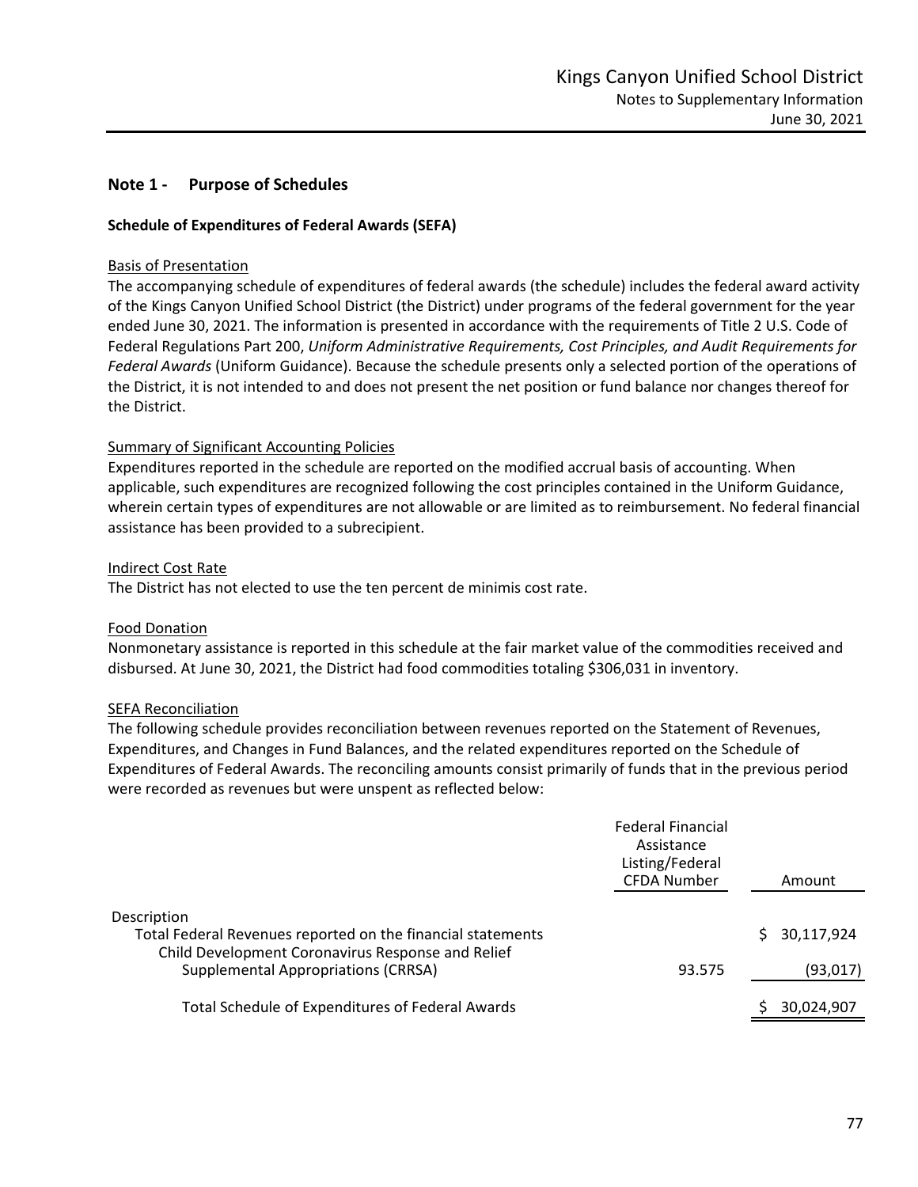## Note 1 - Purpose of Schedules

### Schedule of Expenditures of Federal Awards (SEFA)

Basis of Presentation

The accompanying schedule of expenditures of federal awards (the schedule) includes the federal award activity of the Kings Canyon Unified School District (the District) under programs of the federal government for the year ended June 30, 2021. The information is presented in accordance with the requirements of Title 2 U.S. Code of Federal Regulations Part 200, *Uniform Administrative Requirements, Cost Principles, and Audit Requirements for Federal Awards* (Uniform Guidance). Because the schedule presents only a selected portion of the operations of the District, it is not intended to and does not present the net position or fund balance nor changes thereof for the District.

Summary of Significant Accounting Policies

Expenditures reported in the schedule are reported on the modified accrual basis of accounting. When applicable, such expenditures are recognized following the cost principles contained in the Uniform Guidance, wherein certain types of expenditures are not allowable or are limited as to reimbursement. No federal financial assistance has been provided to a subrecipient.

Indirect Cost Rate

The District has not elected to use the ten percent de minimis cost rate.

Food Donation

Nonmonetary assistance is reported in this schedule at the fair market value of the commodities received and disbursed. At June 30, 2021, the District had food commodities totaling $306,031 in inventory.

SEFA Reconciliation

The following schedule provides reconciliation between revenues reported on the Statement of Revenues, Expenditures, and Changes in Fund Balances, and the related expenditures reported on the Schedule of Expenditures of Federal Awards. The reconciling amounts consist primarily of funds that in the previous period were recorded as revenues but were unspent as reflected below:

| Description | Federal Financial Assistance Listing/Federal CFDA Number | Amount |
|---|---|---|
| Total Federal Revenues reported on the financial statements | | $ 30,117,924 |
| Child Development Coronavirus Response and Relief Supplemental Appropriations (CRRSA) | 93.575 | (93,017) |
| Total Schedule of Expenditures of Federal Awards | | $ 30,024,907 |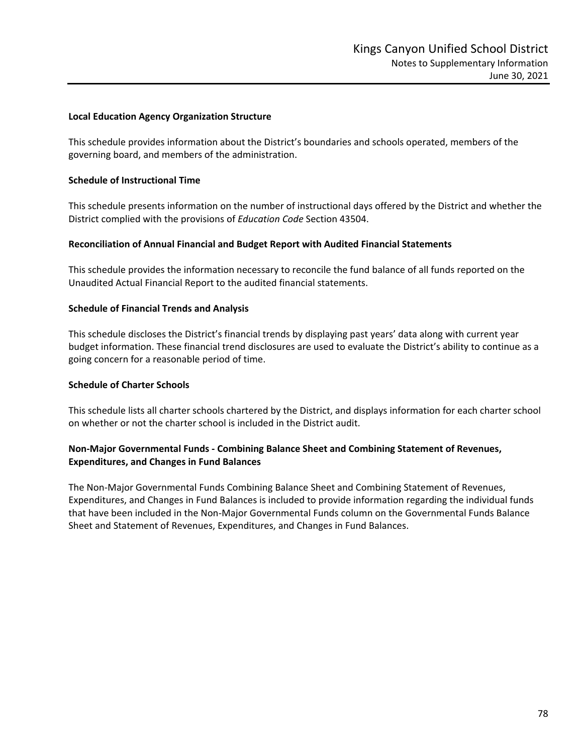### Local Education Agency Organization Structure

This schedule provides information about the District's boundaries and schools operated, members of the governing board, and members of the administration.

### Schedule of Instructional Time

This schedule presents information on the number of instructional days offered by the District and whether the District complied with the provisions of *Education Code* Section 43504.

### Reconciliation of Annual Financial and Budget Report with Audited Financial Statements

This schedule provides the information necessary to reconcile the fund balance of all funds reported on the Unaudited Actual Financial Report to the audited financial statements.

### Schedule of Financial Trends and Analysis

This schedule discloses the District's financial trends by displaying past years' data along with current year budget information. These financial trend disclosures are used to evaluate the District's ability to continue as a going concern for a reasonable period of time.

### Schedule of Charter Schools

This schedule lists all charter schools chartered by the District, and displays information for each charter school on whether or not the charter school is included in the District audit.

### Non-Major Governmental Funds - Combining Balance Sheet and Combining Statement of Revenues, Expenditures, and Changes in Fund Balances

The Non-Major Governmental Funds Combining Balance Sheet and Combining Statement of Revenues, Expenditures, and Changes in Fund Balances is included to provide information regarding the individual funds that have been included in the Non-Major Governmental Funds column on the Governmental Funds Balance Sheet and Statement of Revenues, Expenditures, and Changes in Fund Balances.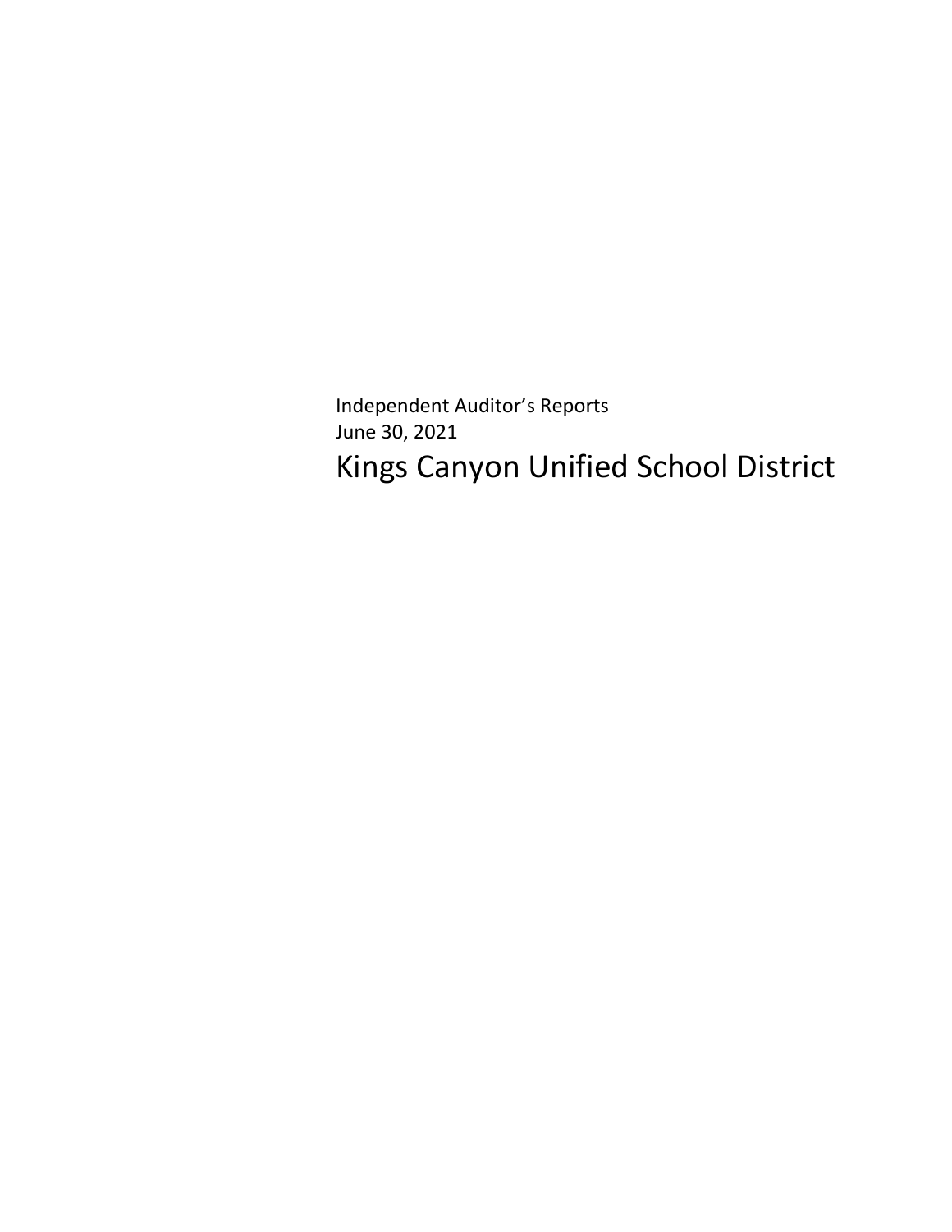Independent Auditor's Reports
June 30, 2021

# Kings Canyon Unified School District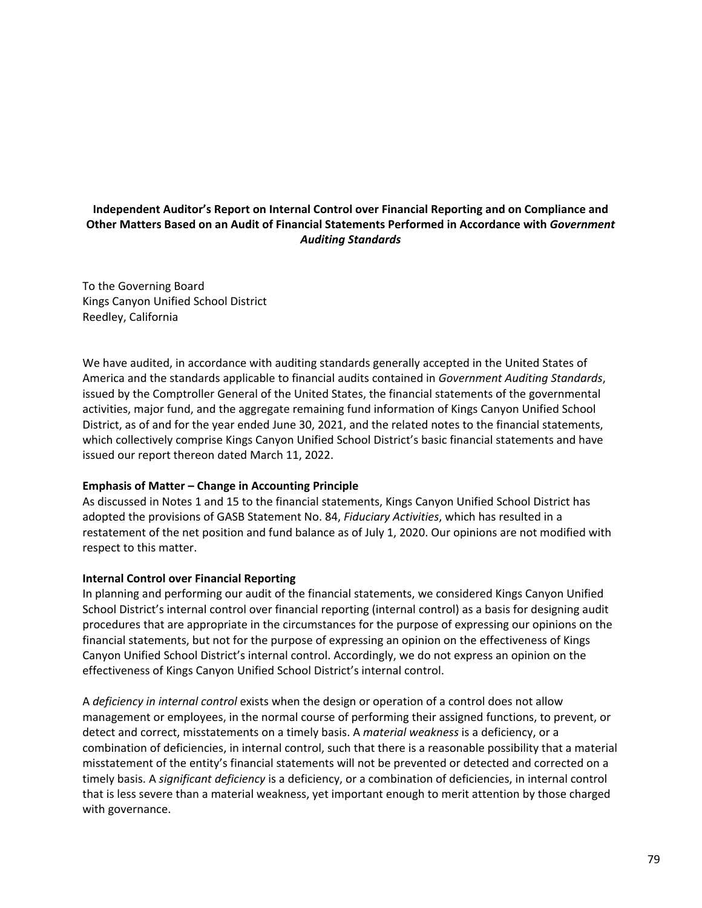# Independent Auditor's Report on Internal Control over Financial Reporting and on Compliance and Other Matters Based on an Audit of Financial Statements Performed in Accordance with *Government Auditing Standards*

To the Governing Board
Kings Canyon Unified School District
Reedley, California

We have audited, in accordance with auditing standards generally accepted in the United States of America and the standards applicable to financial audits contained in *Government Auditing Standards*, issued by the Comptroller General of the United States, the financial statements of the governmental activities, major fund, and the aggregate remaining fund information of Kings Canyon Unified School District, as of and for the year ended June 30, 2021, and the related notes to the financial statements, which collectively comprise Kings Canyon Unified School District's basic financial statements and have issued our report thereon dated March 11, 2022.

**Emphasis of Matter – Change in Accounting Principle**

As discussed in Notes 1 and 15 to the financial statements, Kings Canyon Unified School District has adopted the provisions of GASB Statement No. 84, *Fiduciary Activities*, which has resulted in a restatement of the net position and fund balance as of July 1, 2020. Our opinions are not modified with respect to this matter.

**Internal Control over Financial Reporting**

In planning and performing our audit of the financial statements, we considered Kings Canyon Unified School District's internal control over financial reporting (internal control) as a basis for designing audit procedures that are appropriate in the circumstances for the purpose of expressing our opinions on the financial statements, but not for the purpose of expressing an opinion on the effectiveness of Kings Canyon Unified School District's internal control. Accordingly, we do not express an opinion on the effectiveness of Kings Canyon Unified School District's internal control.

A *deficiency in internal control* exists when the design or operation of a control does not allow management or employees, in the normal course of performing their assigned functions, to prevent, or detect and correct, misstatements on a timely basis. A *material weakness* is a deficiency, or a combination of deficiencies, in internal control, such that there is a reasonable possibility that a material misstatement of the entity's financial statements will not be prevented or detected and corrected on a timely basis. A *significant deficiency* is a deficiency, or a combination of deficiencies, in internal control that is less severe than a material weakness, yet important enough to merit attention by those charged with governance.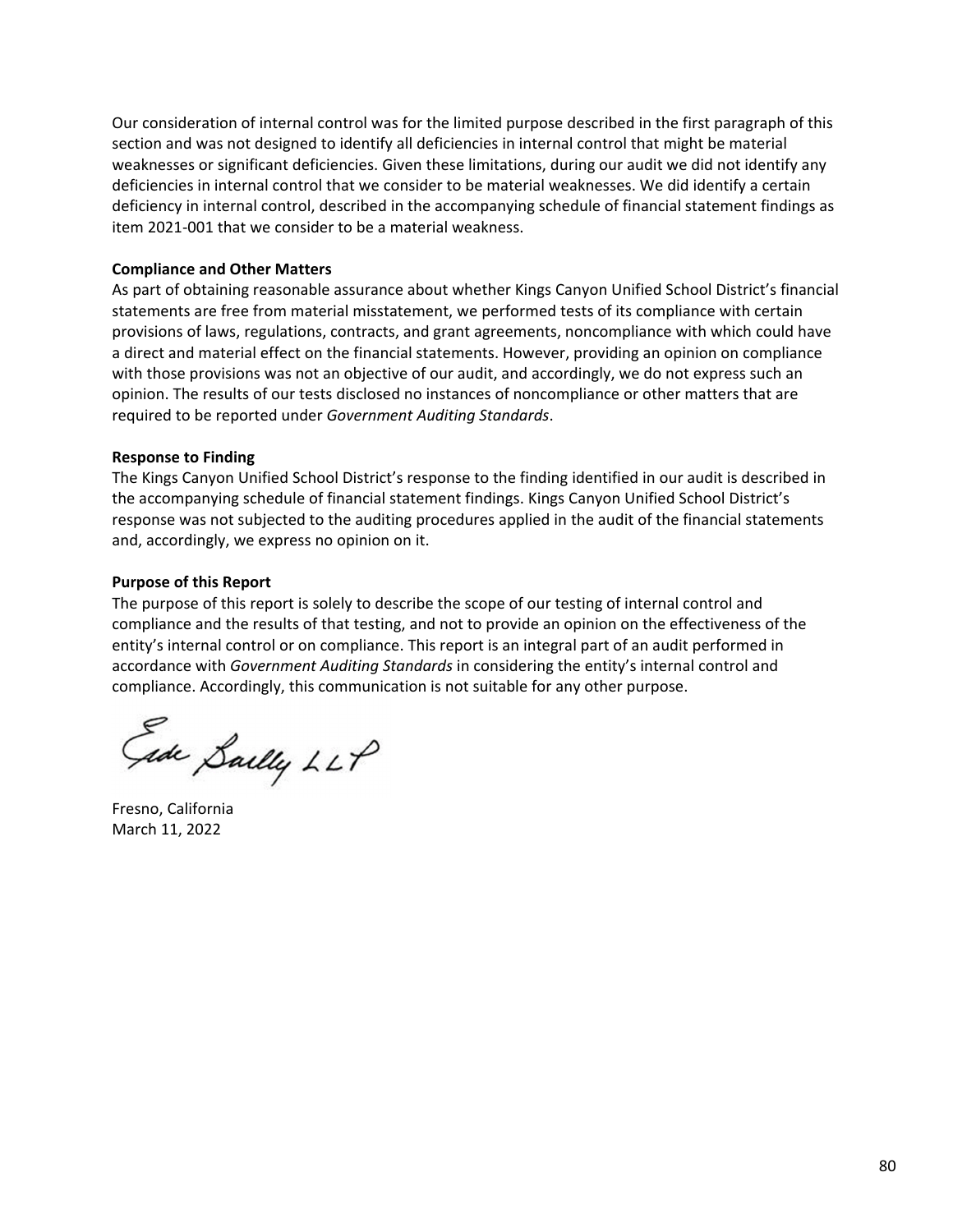Our consideration of internal control was for the limited purpose described in the first paragraph of this section and was not designed to identify all deficiencies in internal control that might be material weaknesses or significant deficiencies. Given these limitations, during our audit we did not identify any deficiencies in internal control that we consider to be material weaknesses. We did identify a certain deficiency in internal control, described in the accompanying schedule of financial statement findings as item 2021-001 that we consider to be a material weakness.

**Compliance and Other Matters**

As part of obtaining reasonable assurance about whether Kings Canyon Unified School District's financial statements are free from material misstatement, we performed tests of its compliance with certain provisions of laws, regulations, contracts, and grant agreements, noncompliance with which could have a direct and material effect on the financial statements. However, providing an opinion on compliance with those provisions was not an objective of our audit, and accordingly, we do not express such an opinion. The results of our tests disclosed no instances of noncompliance or other matters that are required to be reported under *Government Auditing Standards*.

**Response to Finding**

The Kings Canyon Unified School District's response to the finding identified in our audit is described in the accompanying schedule of financial statement findings. Kings Canyon Unified School District's response was not subjected to the auditing procedures applied in the audit of the financial statements and, accordingly, we express no opinion on it.

**Purpose of this Report**

The purpose of this report is solely to describe the scope of our testing of internal control and compliance and the results of that testing, and not to provide an opinion on the effectiveness of the entity's internal control or on compliance. This report is an integral part of an audit performed in accordance with *Government Auditing Standards* in considering the entity's internal control and compliance. Accordingly, this communication is not suitable for any other purpose.

Eide Bailly LLP

Fresno, California
March 11, 2022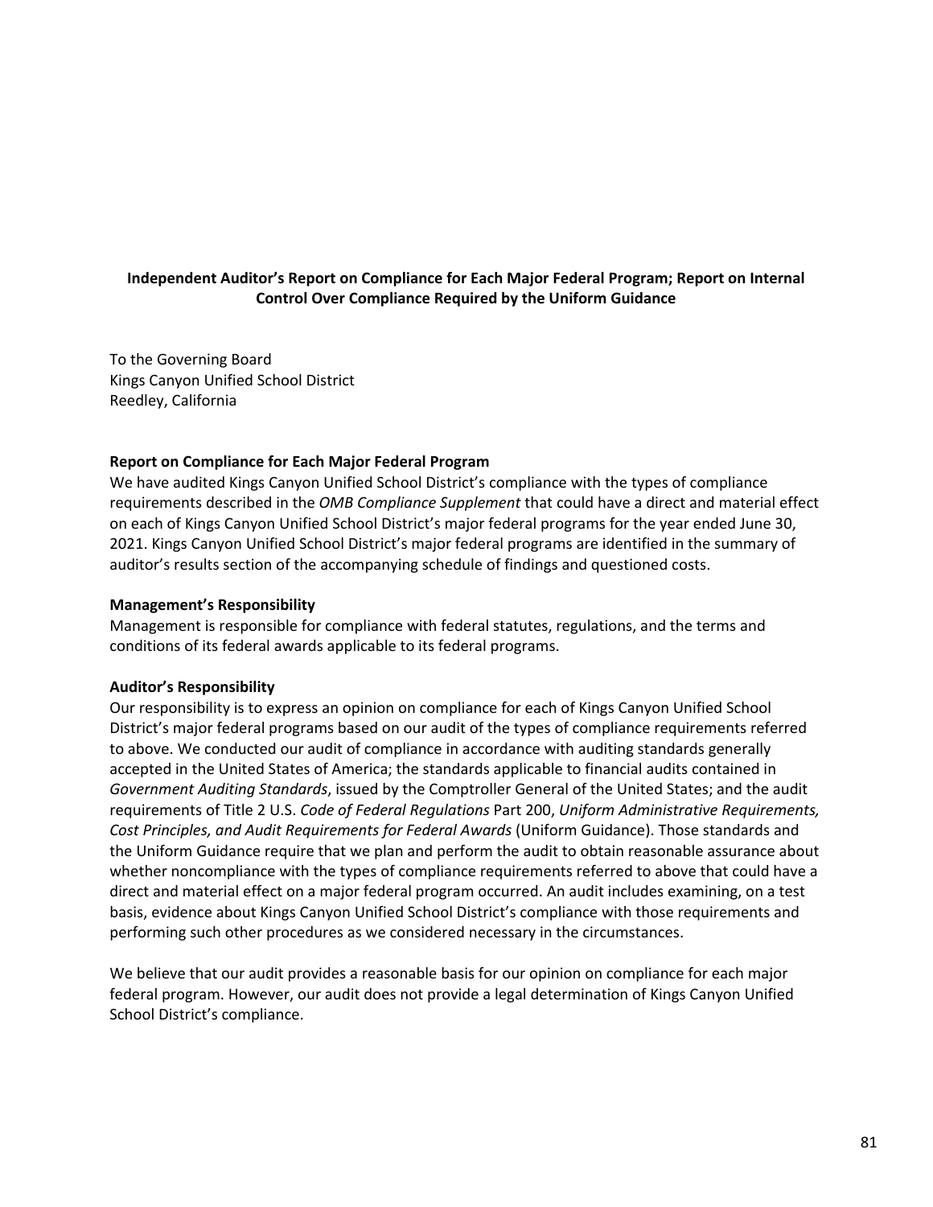**Independent Auditor's Report on Compliance for Each Major Federal Program; Report on Internal Control Over Compliance Required by the Uniform Guidance**

To the Governing Board
Kings Canyon Unified School District
Reedley, California

**Report on Compliance for Each Major Federal Program**

We have audited Kings Canyon Unified School District's compliance with the types of compliance requirements described in the *OMB Compliance Supplement* that could have a direct and material effect on each of Kings Canyon Unified School District's major federal programs for the year ended June 30, 2021. Kings Canyon Unified School District's major federal programs are identified in the summary of auditor's results section of the accompanying schedule of findings and questioned costs.

**Management's Responsibility**

Management is responsible for compliance with federal statutes, regulations, and the terms and conditions of its federal awards applicable to its federal programs.

**Auditor's Responsibility**

Our responsibility is to express an opinion on compliance for each of Kings Canyon Unified School District's major federal programs based on our audit of the types of compliance requirements referred to above. We conducted our audit of compliance in accordance with auditing standards generally accepted in the United States of America; the standards applicable to financial audits contained in *Government Auditing Standards*, issued by the Comptroller General of the United States; and the audit requirements of Title 2 U.S. *Code of Federal Regulations* Part 200, *Uniform Administrative Requirements, Cost Principles, and Audit Requirements for Federal Awards* (Uniform Guidance). Those standards and the Uniform Guidance require that we plan and perform the audit to obtain reasonable assurance about whether noncompliance with the types of compliance requirements referred to above that could have a direct and material effect on a major federal program occurred. An audit includes examining, on a test basis, evidence about Kings Canyon Unified School District's compliance with those requirements and performing such other procedures as we considered necessary in the circumstances.

We believe that our audit provides a reasonable basis for our opinion on compliance for each major federal program. However, our audit does not provide a legal determination of Kings Canyon Unified School District's compliance.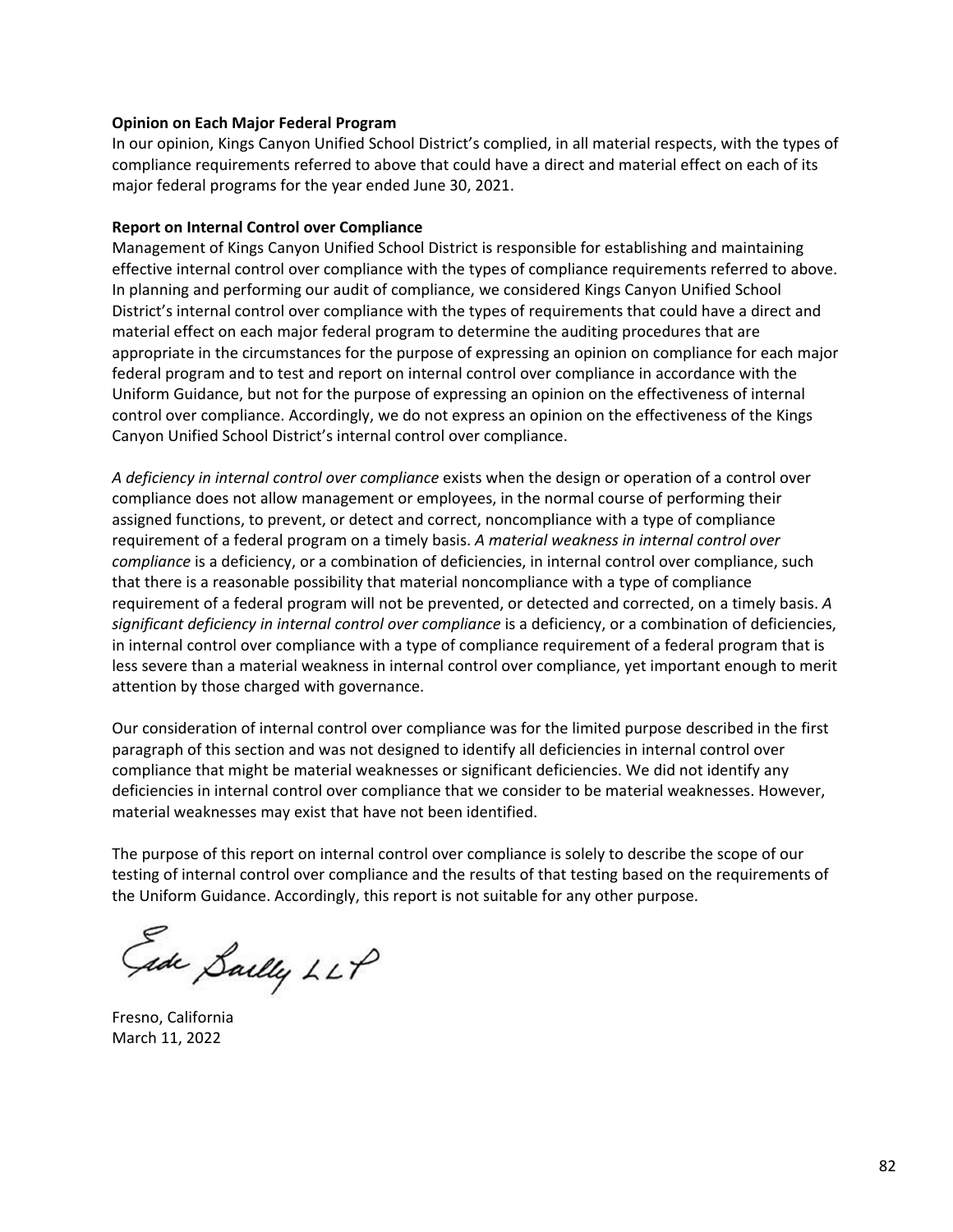**Opinion on Each Major Federal Program**

In our opinion, Kings Canyon Unified School District's complied, in all material respects, with the types of compliance requirements referred to above that could have a direct and material effect on each of its major federal programs for the year ended June 30, 2021.

**Report on Internal Control over Compliance**

Management of Kings Canyon Unified School District is responsible for establishing and maintaining effective internal control over compliance with the types of compliance requirements referred to above. In planning and performing our audit of compliance, we considered Kings Canyon Unified School District's internal control over compliance with the types of requirements that could have a direct and material effect on each major federal program to determine the auditing procedures that are appropriate in the circumstances for the purpose of expressing an opinion on compliance for each major federal program and to test and report on internal control over compliance in accordance with the Uniform Guidance, but not for the purpose of expressing an opinion on the effectiveness of internal control over compliance. Accordingly, we do not express an opinion on the effectiveness of the Kings Canyon Unified School District's internal control over compliance.

*A deficiency in internal control over compliance* exists when the design or operation of a control over compliance does not allow management or employees, in the normal course of performing their assigned functions, to prevent, or detect and correct, noncompliance with a type of compliance requirement of a federal program on a timely basis. *A material weakness in internal control over compliance* is a deficiency, or a combination of deficiencies, in internal control over compliance, such that there is a reasonable possibility that material noncompliance with a type of compliance requirement of a federal program will not be prevented, or detected and corrected, on a timely basis. *A significant deficiency in internal control over compliance* is a deficiency, or a combination of deficiencies, in internal control over compliance with a type of compliance requirement of a federal program that is less severe than a material weakness in internal control over compliance, yet important enough to merit attention by those charged with governance.

Our consideration of internal control over compliance was for the limited purpose described in the first paragraph of this section and was not designed to identify all deficiencies in internal control over compliance that might be material weaknesses or significant deficiencies. We did not identify any deficiencies in internal control over compliance that we consider to be material weaknesses. However, material weaknesses may exist that have not been identified.

The purpose of this report on internal control over compliance is solely to describe the scope of our testing of internal control over compliance and the results of that testing based on the requirements of the Uniform Guidance. Accordingly, this report is not suitable for any other purpose.

Eide Bailly LLP

Fresno, California
March 11, 2022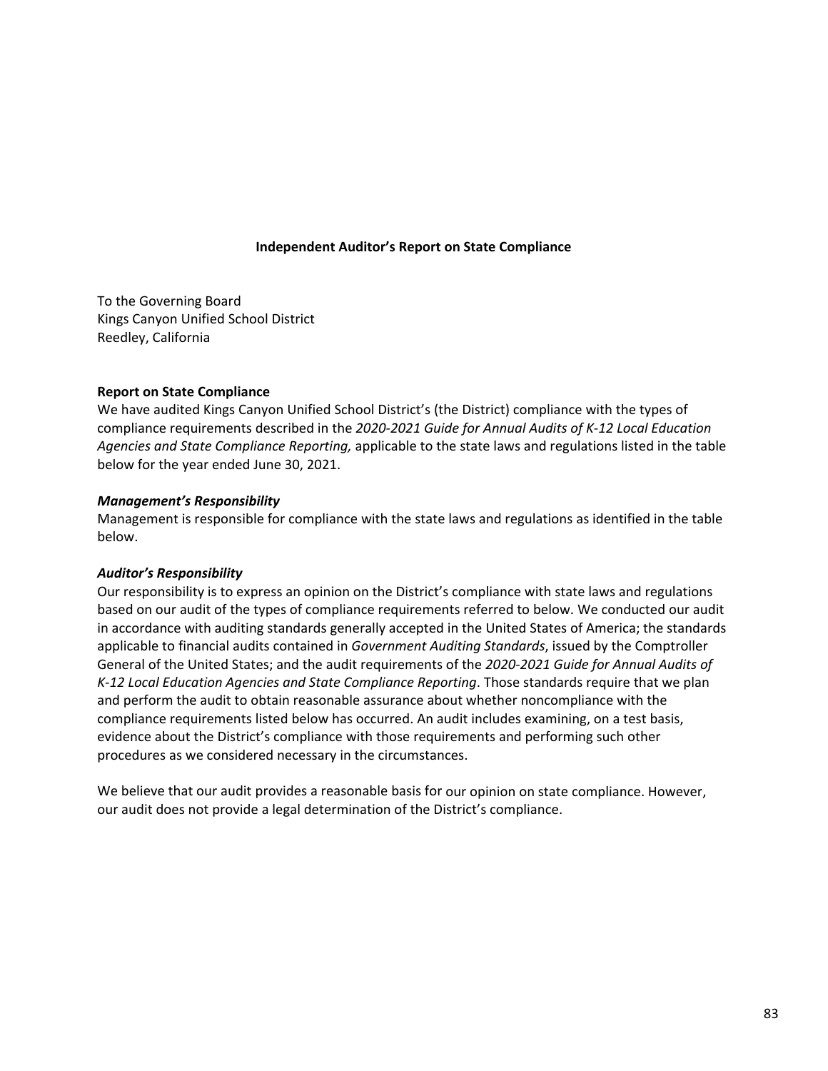## Independent Auditor's Report on State Compliance

To the Governing Board
Kings Canyon Unified School District
Reedley, California

**Report on State Compliance**
We have audited Kings Canyon Unified School District's (the District) compliance with the types of compliance requirements described in the *2020-2021 Guide for Annual Audits of K-12 Local Education Agencies and State Compliance Reporting,* applicable to the state laws and regulations listed in the table below for the year ended June 30, 2021.

***Management's Responsibility***
Management is responsible for compliance with the state laws and regulations as identified in the table below.

***Auditor's Responsibility***
Our responsibility is to express an opinion on the District's compliance with state laws and regulations based on our audit of the types of compliance requirements referred to below. We conducted our audit in accordance with auditing standards generally accepted in the United States of America; the standards applicable to financial audits contained in *Government Auditing Standards*, issued by the Comptroller General of the United States; and the audit requirements of the *2020-2021 Guide for Annual Audits of K-12 Local Education Agencies and State Compliance Reporting*. Those standards require that we plan and perform the audit to obtain reasonable assurance about whether noncompliance with the compliance requirements listed below has occurred. An audit includes examining, on a test basis, evidence about the District's compliance with those requirements and performing such other procedures as we considered necessary in the circumstances.

We believe that our audit provides a reasonable basis for our opinion on state compliance. However, our audit does not provide a legal determination of the District's compliance.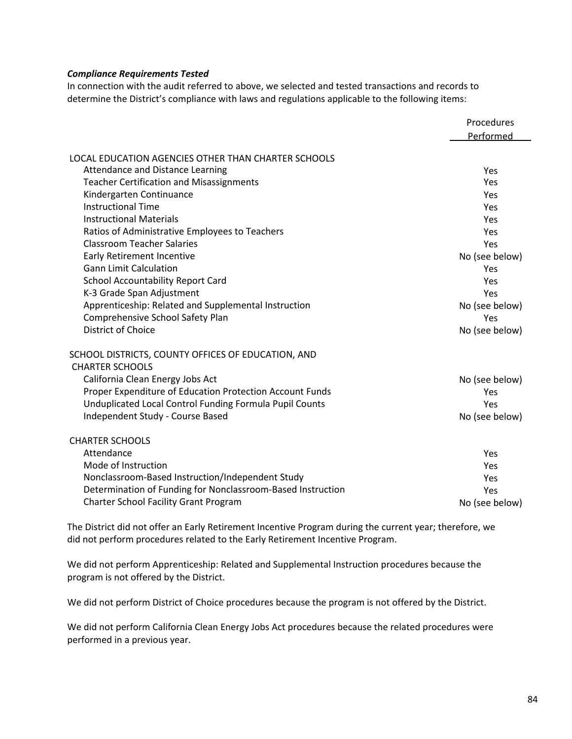***Compliance Requirements Tested***

In connection with the audit referred to above, we selected and tested transactions and records to determine the District's compliance with laws and regulations applicable to the following items:

| | Procedures Performed |
|---|---|
| LOCAL EDUCATION AGENCIES OTHER THAN CHARTER SCHOOLS | |
| Attendance and Distance Learning | Yes |
| Teacher Certification and Misassignments | Yes |
| Kindergarten Continuance | Yes |
| Instructional Time | Yes |
| Instructional Materials | Yes |
| Ratios of Administrative Employees to Teachers | Yes |
| Classroom Teacher Salaries | Yes |
| Early Retirement Incentive | No (see below) |
| Gann Limit Calculation | Yes |
| School Accountability Report Card | Yes |
| K-3 Grade Span Adjustment | Yes |
| Apprenticeship: Related and Supplemental Instruction | No (see below) |
| Comprehensive School Safety Plan | Yes |
| District of Choice | No (see below) |
| SCHOOL DISTRICTS, COUNTY OFFICES OF EDUCATION, AND CHARTER SCHOOLS | |
| California Clean Energy Jobs Act | No (see below) |
| Proper Expenditure of Education Protection Account Funds | Yes |
| Unduplicated Local Control Funding Formula Pupil Counts | Yes |
| Independent Study - Course Based | No (see below) |
| CHARTER SCHOOLS | |
| Attendance | Yes |
| Mode of Instruction | Yes |
| Nonclassroom-Based Instruction/Independent Study | Yes |
| Determination of Funding for Nonclassroom-Based Instruction | Yes |
| Charter School Facility Grant Program | No (see below) |

The District did not offer an Early Retirement Incentive Program during the current year; therefore, we did not perform procedures related to the Early Retirement Incentive Program.

We did not perform Apprenticeship: Related and Supplemental Instruction procedures because the program is not offered by the District.

We did not perform District of Choice procedures because the program is not offered by the District.

We did not perform California Clean Energy Jobs Act procedures because the related procedures were performed in a previous year.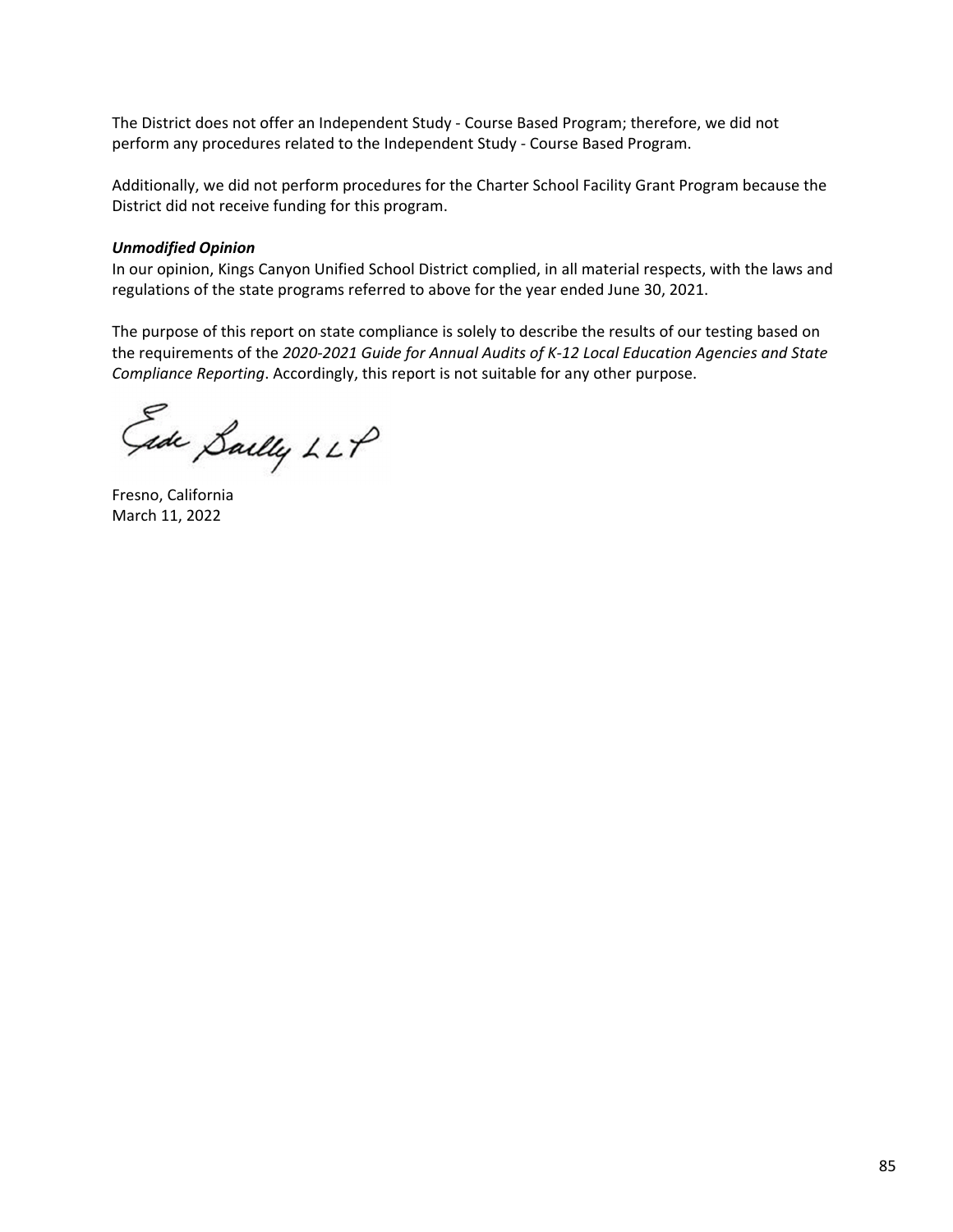The District does not offer an Independent Study - Course Based Program; therefore, we did not perform any procedures related to the Independent Study - Course Based Program.

Additionally, we did not perform procedures for the Charter School Facility Grant Program because the District did not receive funding for this program.

***Unmodified Opinion***

In our opinion, Kings Canyon Unified School District complied, in all material respects, with the laws and regulations of the state programs referred to above for the year ended June 30, 2021.

The purpose of this report on state compliance is solely to describe the results of our testing based on the requirements of the *2020-2021 Guide for Annual Audits of K-12 Local Education Agencies and State Compliance Reporting*. Accordingly, this report is not suitable for any other purpose.

Eide Bailly LLP

Fresno, California
March 11, 2022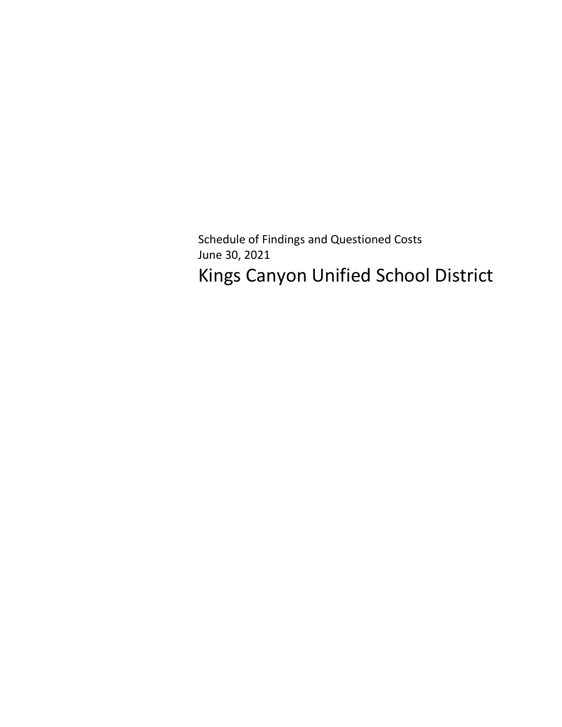Schedule of Findings and Questioned Costs
June 30, 2021

# Kings Canyon Unified School District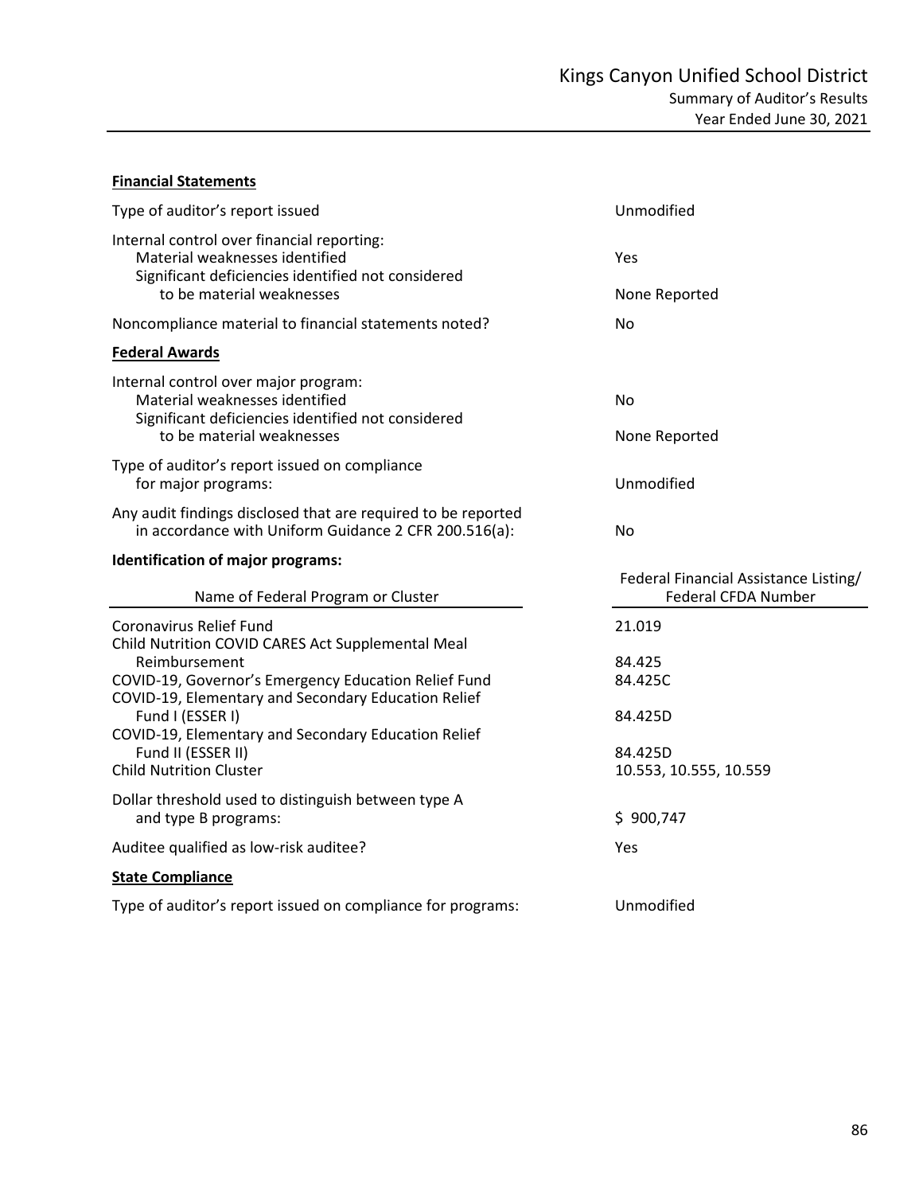# Kings Canyon Unified School District

## Summary of Auditor's Results

## Year Ended June 30, 2021

**Financial Statements**

| | |
|---|---|
| Type of auditor's report issued | Unmodified |
| Internal control over financial reporting: | |
| Material weaknesses identified | Yes |
| Significant deficiencies identified not considered to be material weaknesses | None Reported |
| Noncompliance material to financial statements noted? | No |

**Federal Awards**

| | |
|---|---|
| Internal control over major program: | |
| Material weaknesses identified | No |
| Significant deficiencies identified not considered to be material weaknesses | None Reported |
| Type of auditor's report issued on compliance for major programs: | Unmodified |
| Any audit findings disclosed that are required to be reported in accordance with Uniform Guidance 2 CFR 200.516(a): | No |

**Identification of major programs:**

| Name of Federal Program or Cluster | Federal Financial Assistance Listing/ Federal CFDA Number |
|---|---|
| Coronavirus Relief Fund | 21.019 |
| Child Nutrition COVID CARES Act Supplemental Meal Reimbursement | 84.425 |
| COVID-19, Governor's Emergency Education Relief Fund | 84.425C |
| COVID-19, Elementary and Secondary Education Relief Fund I (ESSER I) | 84.425D |
| COVID-19, Elementary and Secondary Education Relief Fund II (ESSER II) | 84.425D |
| Child Nutrition Cluster | 10.553, 10.555, 10.559 |

| | |
|---|---|
| Dollar threshold used to distinguish between type A and type B programs: | $ 900,747 |
| Auditee qualified as low-risk auditee? | Yes |

**State Compliance**

| | |
|---|---|
| Type of auditor's report issued on compliance for programs: | Unmodified |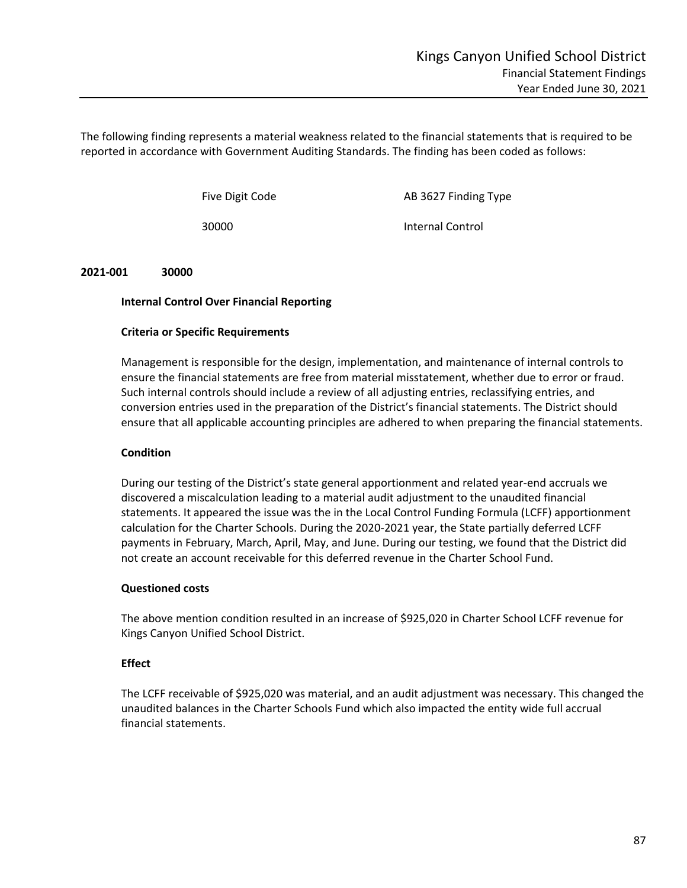The following finding represents a material weakness related to the financial statements that is required to be reported in accordance with Government Auditing Standards. The finding has been coded as follows:

| Five Digit Code | AB 3627 Finding Type |
|---|---|
| 30000 | Internal Control |

**2021-001 30000**

**Internal Control Over Financial Reporting**

**Criteria or Specific Requirements**

Management is responsible for the design, implementation, and maintenance of internal controls to ensure the financial statements are free from material misstatement, whether due to error or fraud. Such internal controls should include a review of all adjusting entries, reclassifying entries, and conversion entries used in the preparation of the District's financial statements. The District should ensure that all applicable accounting principles are adhered to when preparing the financial statements.

**Condition**

During our testing of the District's state general apportionment and related year-end accruals we discovered a miscalculation leading to a material audit adjustment to the unaudited financial statements. It appeared the issue was the in the Local Control Funding Formula (LCFF) apportionment calculation for the Charter Schools. During the 2020-2021 year, the State partially deferred LCFF payments in February, March, April, May, and June. During our testing, we found that the District did not create an account receivable for this deferred revenue in the Charter School Fund.

**Questioned costs**

The above mention condition resulted in an increase of $925,020 in Charter School LCFF revenue for Kings Canyon Unified School District.

**Effect**

The LCFF receivable of $925,020 was material, and an audit adjustment was necessary. This changed the unaudited balances in the Charter Schools Fund which also impacted the entity wide full accrual financial statements.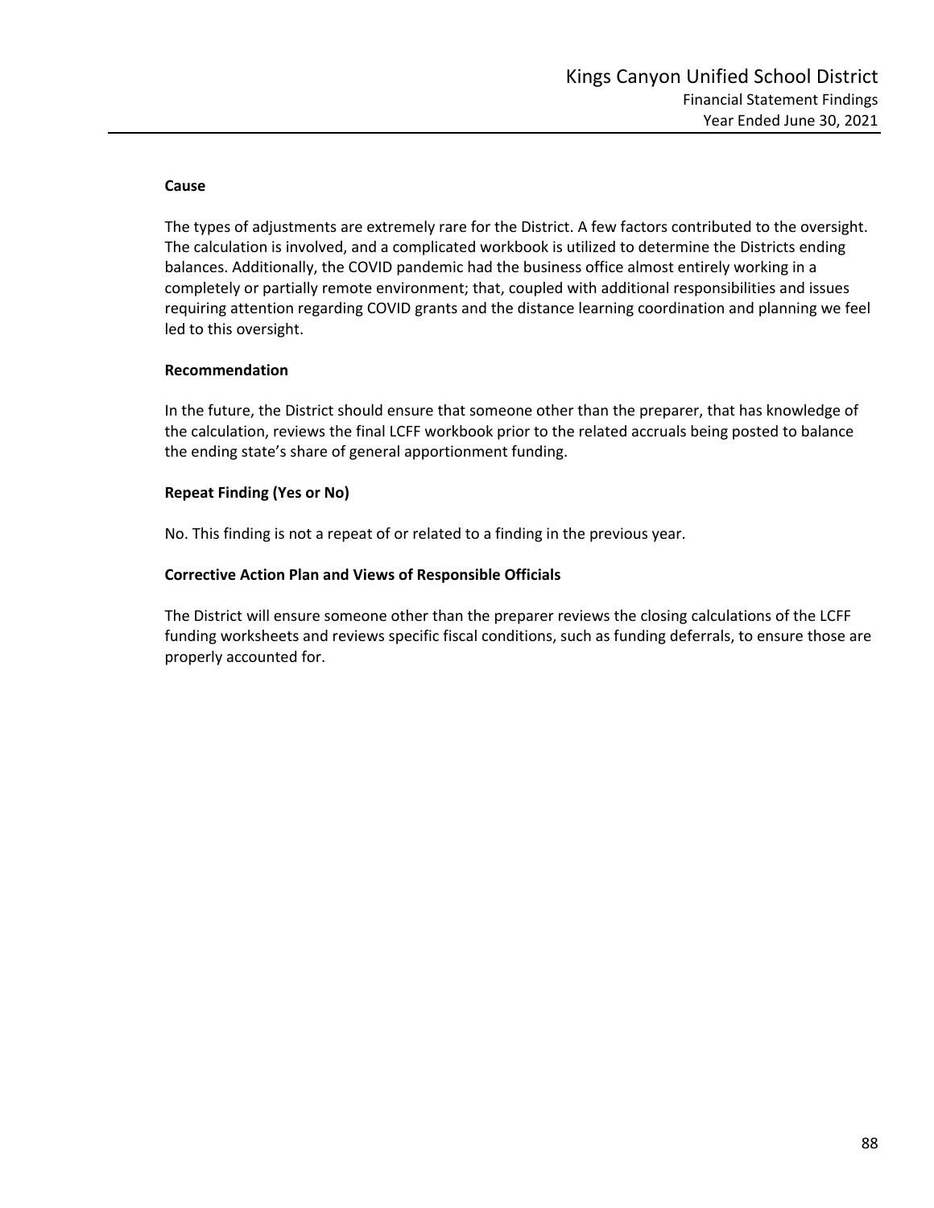**Cause**

The types of adjustments are extremely rare for the District. A few factors contributed to the oversight. The calculation is involved, and a complicated workbook is utilized to determine the Districts ending balances. Additionally, the COVID pandemic had the business office almost entirely working in a completely or partially remote environment; that, coupled with additional responsibilities and issues requiring attention regarding COVID grants and the distance learning coordination and planning we feel led to this oversight.

**Recommendation**

In the future, the District should ensure that someone other than the preparer, that has knowledge of the calculation, reviews the final LCFF workbook prior to the related accruals being posted to balance the ending state's share of general apportionment funding.

**Repeat Finding (Yes or No)**

No. This finding is not a repeat of or related to a finding in the previous year.

**Corrective Action Plan and Views of Responsible Officials**

The District will ensure someone other than the preparer reviews the closing calculations of the LCFF funding worksheets and reviews specific fiscal conditions, such as funding deferrals, to ensure those are properly accounted for.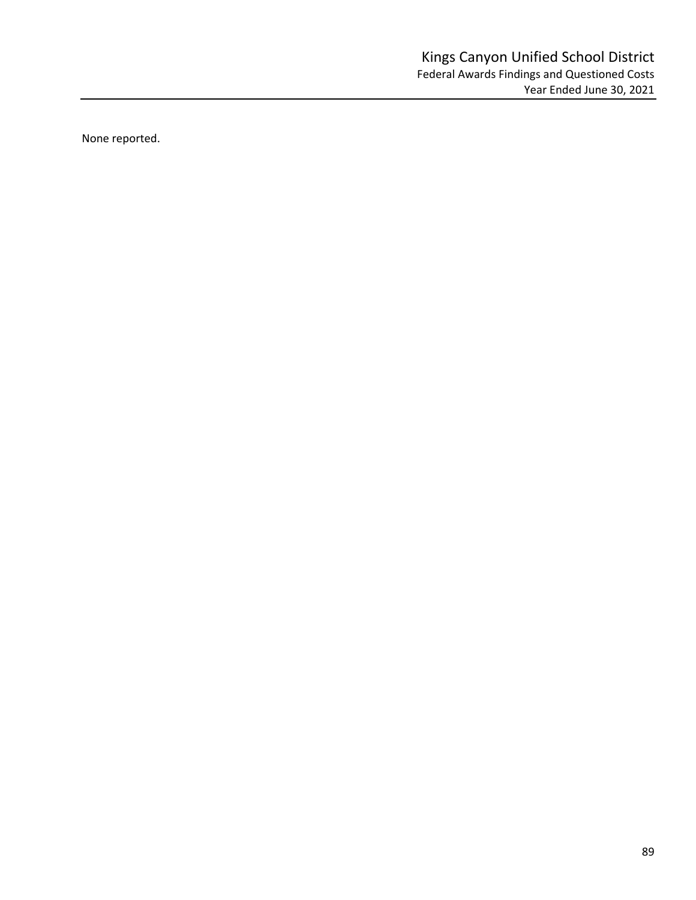None reported.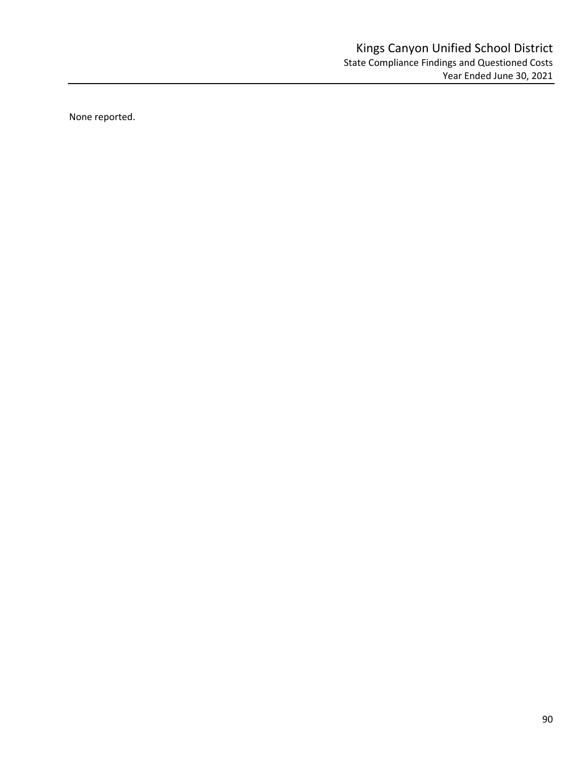# Kings Canyon Unified School District

## State Compliance Findings and Questioned Costs

### Year Ended June 30, 2021

None reported.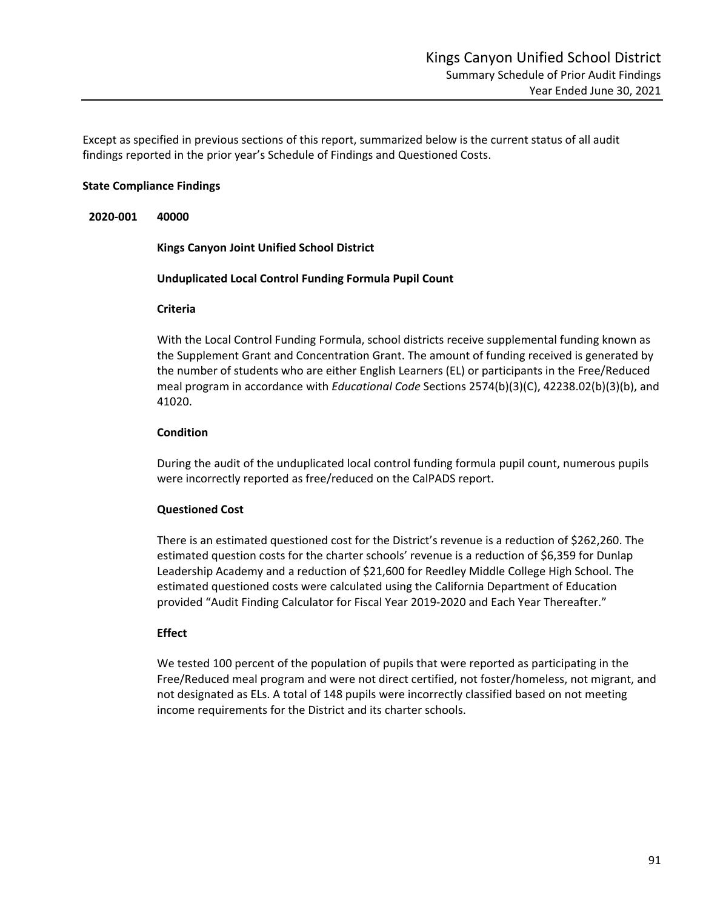Except as specified in previous sections of this report, summarized below is the current status of all audit findings reported in the prior year's Schedule of Findings and Questioned Costs.

**State Compliance Findings**

**2020-001 40000**

**Kings Canyon Joint Unified School District**

**Unduplicated Local Control Funding Formula Pupil Count**

**Criteria**

With the Local Control Funding Formula, school districts receive supplemental funding known as the Supplement Grant and Concentration Grant. The amount of funding received is generated by the number of students who are either English Learners (EL) or participants in the Free/Reduced meal program in accordance with *Educational Code* Sections 2574(b)(3)(C), 42238.02(b)(3)(b), and 41020.

**Condition**

During the audit of the unduplicated local control funding formula pupil count, numerous pupils were incorrectly reported as free/reduced on the CalPADS report.

**Questioned Cost**

There is an estimated questioned cost for the District's revenue is a reduction of $262,260. The estimated question costs for the charter schools' revenue is a reduction of $6,359 for Dunlap Leadership Academy and a reduction of $21,600 for Reedley Middle College High School. The estimated questioned costs were calculated using the California Department of Education provided "Audit Finding Calculator for Fiscal Year 2019-2020 and Each Year Thereafter."

**Effect**

We tested 100 percent of the population of pupils that were reported as participating in the Free/Reduced meal program and were not direct certified, not foster/homeless, not migrant, and not designated as ELs. A total of 148 pupils were incorrectly classified based on not meeting income requirements for the District and its charter schools.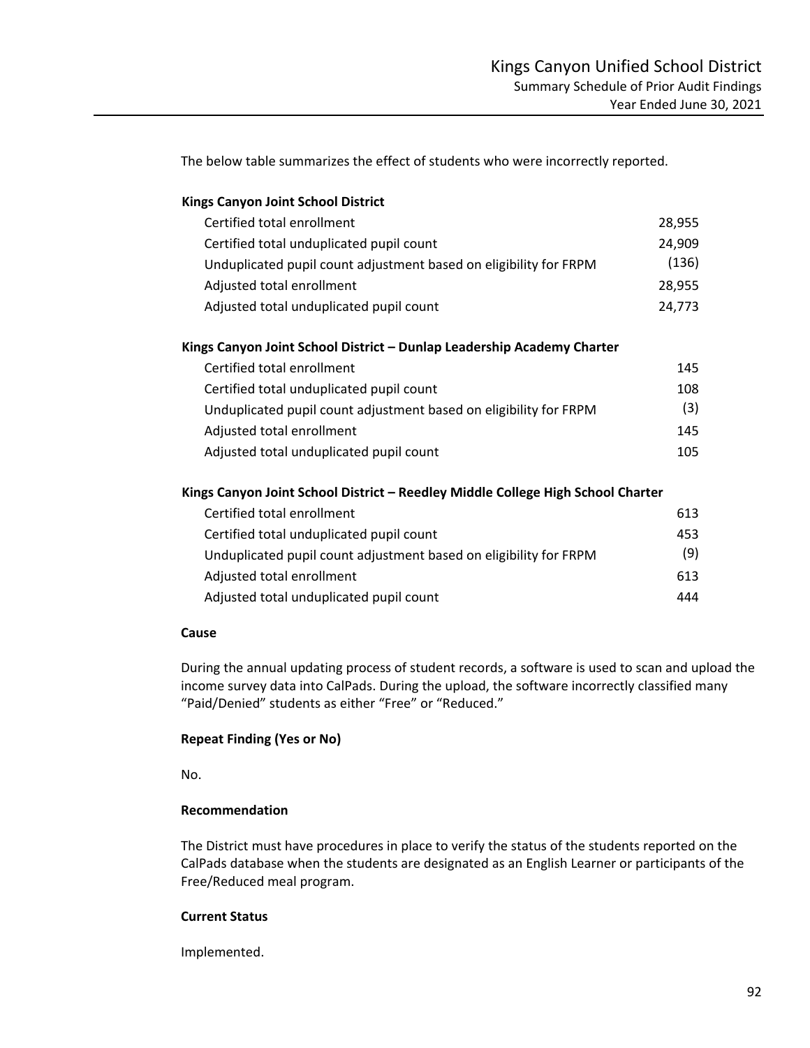The below table summarizes the effect of students who were incorrectly reported.

| | |
|---|---|
| **Kings Canyon Joint School District** | |
| Certified total enrollment | 28,955 |
| Certified total unduplicated pupil count | 24,909 |
| Unduplicated pupil count adjustment based on eligibility for FRPM | (136) |
| Adjusted total enrollment | 28,955 |
| Adjusted total unduplicated pupil count | 24,773 |
| **Kings Canyon Joint School District – Dunlap Leadership Academy Charter** | |
| Certified total enrollment | 145 |
| Certified total unduplicated pupil count | 108 |
| Unduplicated pupil count adjustment based on eligibility for FRPM | (3) |
| Adjusted total enrollment | 145 |
| Adjusted total unduplicated pupil count | 105 |
| **Kings Canyon Joint School District – Reedley Middle College High School Charter** | |
| Certified total enrollment | 613 |
| Certified total unduplicated pupil count | 453 |
| Unduplicated pupil count adjustment based on eligibility for FRPM | (9) |
| Adjusted total enrollment | 613 |
| Adjusted total unduplicated pupil count | 444 |

**Cause**

During the annual updating process of student records, a software is used to scan and upload the income survey data into CalPads. During the upload, the software incorrectly classified many "Paid/Denied" students as either "Free" or "Reduced."

**Repeat Finding (Yes or No)**

No.

**Recommendation**

The District must have procedures in place to verify the status of the students reported on the CalPads database when the students are designated as an English Learner or participants of the Free/Reduced meal program.

**Current Status**

Implemented.